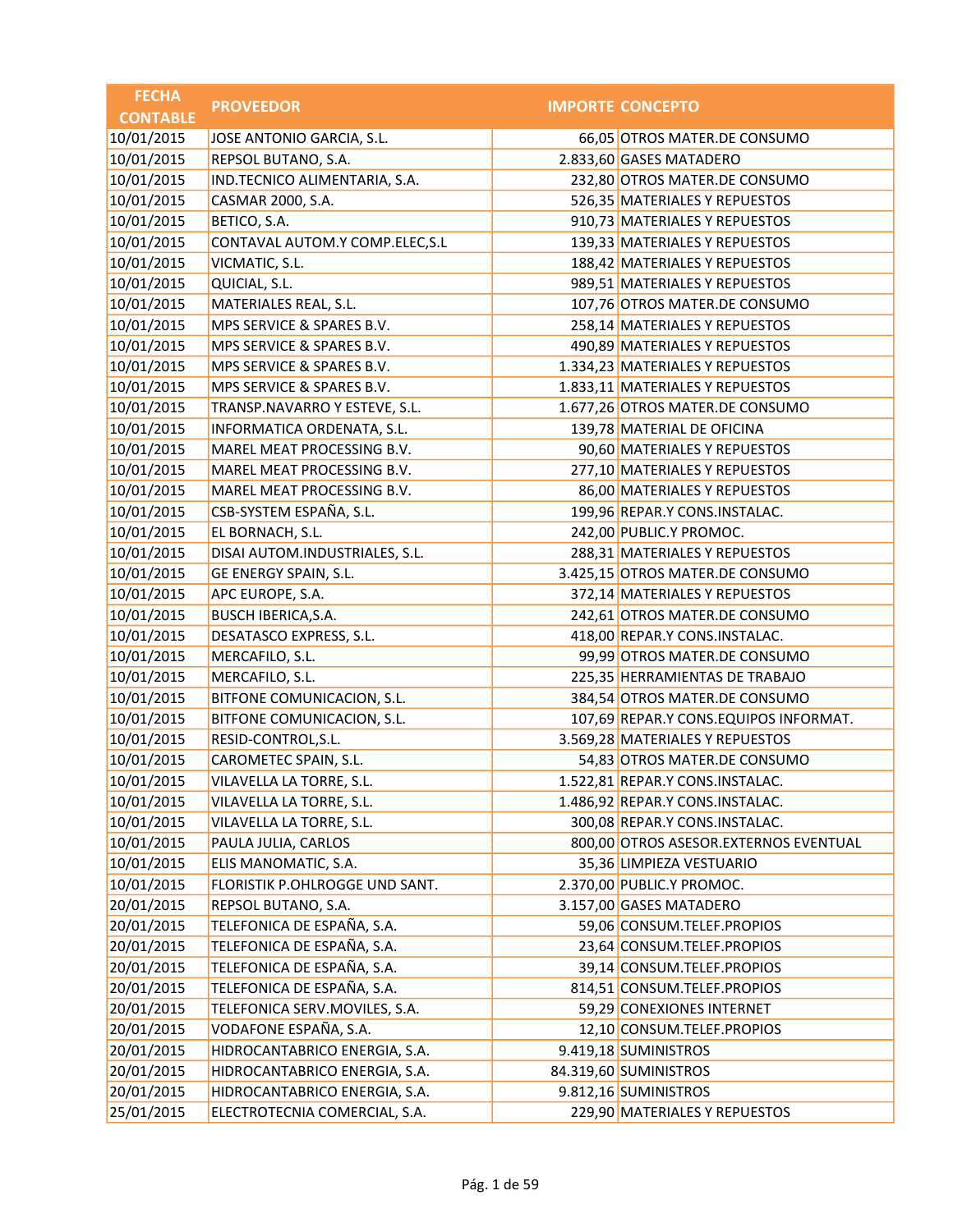| FECHA CONTABLE | PROVEEDOR | IMPORTE | CONCEPTO |
|---|---|---|---|
| 10/01/2015 | JOSE ANTONIO GARCIA, S.L. | 66,05 | OTROS MATER.DE CONSUMO |
| 10/01/2015 | REPSOL BUTANO, S.A. | 2.833,60 | GASES MATADERO |
| 10/01/2015 | IND.TECNICO ALIMENTARIA, S.A. | 232,80 | OTROS MATER.DE CONSUMO |
| 10/01/2015 | CASMAR 2000, S.A. | 526,35 | MATERIALES Y REPUESTOS |
| 10/01/2015 | BETICO, S.A. | 910,73 | MATERIALES Y REPUESTOS |
| 10/01/2015 | CONTAVAL AUTOM.Y COMP.ELEC,S.L | 139,33 | MATERIALES Y REPUESTOS |
| 10/01/2015 | VICMATIC, S.L. | 188,42 | MATERIALES Y REPUESTOS |
| 10/01/2015 | QUICIAL, S.L. | 989,51 | MATERIALES Y REPUESTOS |
| 10/01/2015 | MATERIALES REAL, S.L. | 107,76 | OTROS MATER.DE CONSUMO |
| 10/01/2015 | MPS SERVICE & SPARES B.V. | 258,14 | MATERIALES Y REPUESTOS |
| 10/01/2015 | MPS SERVICE & SPARES B.V. | 490,89 | MATERIALES Y REPUESTOS |
| 10/01/2015 | MPS SERVICE & SPARES B.V. | 1.334,23 | MATERIALES Y REPUESTOS |
| 10/01/2015 | MPS SERVICE & SPARES B.V. | 1.833,11 | MATERIALES Y REPUESTOS |
| 10/01/2015 | TRANSP.NAVARRO Y ESTEVE, S.L. | 1.677,26 | OTROS MATER.DE CONSUMO |
| 10/01/2015 | INFORMATICA ORDENATA, S.L. | 139,78 | MATERIAL DE OFICINA |
| 10/01/2015 | MAREL MEAT PROCESSING B.V. | 90,60 | MATERIALES Y REPUESTOS |
| 10/01/2015 | MAREL MEAT PROCESSING B.V. | 277,10 | MATERIALES Y REPUESTOS |
| 10/01/2015 | MAREL MEAT PROCESSING B.V. | 86,00 | MATERIALES Y REPUESTOS |
| 10/01/2015 | CSB-SYSTEM ESPAÑA, S.L. | 199,96 | REPAR.Y CONS.INSTALAC. |
| 10/01/2015 | EL BORNACH, S.L. | 242,00 | PUBLIC.Y PROMOC. |
| 10/01/2015 | DISAI AUTOM.INDUSTRIALES, S.L. | 288,31 | MATERIALES Y REPUESTOS |
| 10/01/2015 | GE ENERGY SPAIN, S.L. | 3.425,15 | OTROS MATER.DE CONSUMO |
| 10/01/2015 | APC EUROPE, S.A. | 372,14 | MATERIALES Y REPUESTOS |
| 10/01/2015 | BUSCH IBERICA,S.A. | 242,61 | OTROS MATER.DE CONSUMO |
| 10/01/2015 | DESATASCO EXPRESS, S.L. | 418,00 | REPAR.Y CONS.INSTALAC. |
| 10/01/2015 | MERCAFILO, S.L. | 99,99 | OTROS MATER.DE CONSUMO |
| 10/01/2015 | MERCAFILO, S.L. | 225,35 | HERRAMIENTAS DE TRABAJO |
| 10/01/2015 | BITFONE COMUNICACION, S.L. | 384,54 | OTROS MATER.DE CONSUMO |
| 10/01/2015 | BITFONE COMUNICACION, S.L. | 107,69 | REPAR.Y CONS.EQUIPOS INFORMAT. |
| 10/01/2015 | RESID-CONTROL,S.L. | 3.569,28 | MATERIALES Y REPUESTOS |
| 10/01/2015 | CAROMETEC SPAIN, S.L. | 54,83 | OTROS MATER.DE CONSUMO |
| 10/01/2015 | VILAVELLA LA TORRE, S.L. | 1.522,81 | REPAR.Y CONS.INSTALAC. |
| 10/01/2015 | VILAVELLA LA TORRE, S.L. | 1.486,92 | REPAR.Y CONS.INSTALAC. |
| 10/01/2015 | VILAVELLA LA TORRE, S.L. | 300,08 | REPAR.Y CONS.INSTALAC. |
| 10/01/2015 | PAULA JULIA, CARLOS | 800,00 | OTROS ASESOR.EXTERNOS EVENTUAL |
| 10/01/2015 | ELIS MANOMATIC, S.A. | 35,36 | LIMPIEZA VESTUARIO |
| 10/01/2015 | FLORISTIK P.OHLROGGE UND SANT. | 2.370,00 | PUBLIC.Y PROMOC. |
| 20/01/2015 | REPSOL BUTANO, S.A. | 3.157,00 | GASES MATADERO |
| 20/01/2015 | TELEFONICA DE ESPAÑA, S.A. | 59,06 | CONSUM.TELEF.PROPIOS |
| 20/01/2015 | TELEFONICA DE ESPAÑA, S.A. | 23,64 | CONSUM.TELEF.PROPIOS |
| 20/01/2015 | TELEFONICA DE ESPAÑA, S.A. | 39,14 | CONSUM.TELEF.PROPIOS |
| 20/01/2015 | TELEFONICA DE ESPAÑA, S.A. | 814,51 | CONSUM.TELEF.PROPIOS |
| 20/01/2015 | TELEFONICA SERV.MOVILES, S.A. | 59,29 | CONEXIONES INTERNET |
| 20/01/2015 | VODAFONE ESPAÑA, S.A. | 12,10 | CONSUM.TELEF.PROPIOS |
| 20/01/2015 | HIDROCANTABRICO ENERGIA, S.A. | 9.419,18 | SUMINISTROS |
| 20/01/2015 | HIDROCANTABRICO ENERGIA, S.A. | 84.319,60 | SUMINISTROS |
| 20/01/2015 | HIDROCANTABRICO ENERGIA, S.A. | 9.812,16 | SUMINISTROS |
| 25/01/2015 | ELECTROTECNIA COMERCIAL, S.A. | 229,90 | MATERIALES Y REPUESTOS |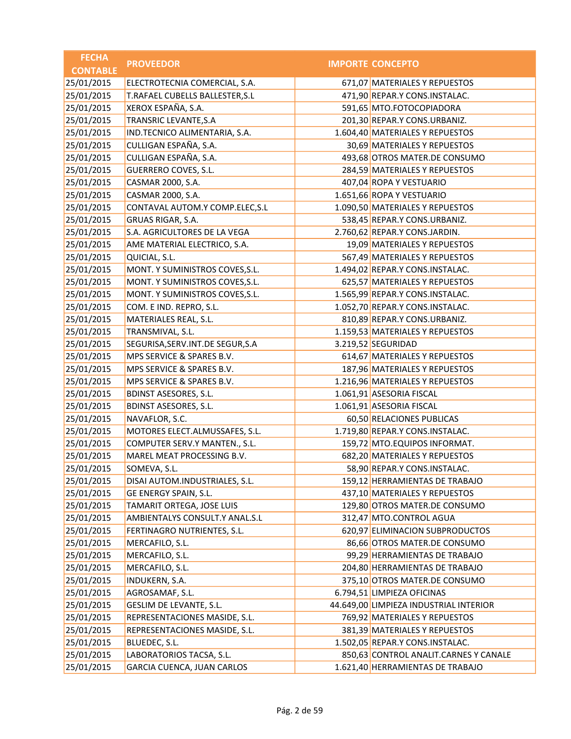| FECHA CONTABLE | PROVEEDOR | IMPORTE | CONCEPTO |
|---|---|---|---|
| 25/01/2015 | ELECTROTECNIA COMERCIAL, S.A. | 671,07 | MATERIALES Y REPUESTOS |
| 25/01/2015 | T.RAFAEL CUBELLS BALLESTER,S.L | 471,90 | REPAR.Y CONS.INSTALAC. |
| 25/01/2015 | XEROX ESPAÑA, S.A. | 591,65 | MTO.FOTOCOPIADORA |
| 25/01/2015 | TRANSRIC LEVANTE,S.A | 201,30 | REPAR.Y CONS.URBANIZ. |
| 25/01/2015 | IND.TECNICO ALIMENTARIA, S.A. | 1.604,40 | MATERIALES Y REPUESTOS |
| 25/01/2015 | CULLIGAN ESPAÑA, S.A. | 30,69 | MATERIALES Y REPUESTOS |
| 25/01/2015 | CULLIGAN ESPAÑA, S.A. | 493,68 | OTROS MATER.DE CONSUMO |
| 25/01/2015 | GUERRERO COVES, S.L. | 284,59 | MATERIALES Y REPUESTOS |
| 25/01/2015 | CASMAR 2000, S.A. | 407,04 | ROPA Y VESTUARIO |
| 25/01/2015 | CASMAR 2000, S.A. | 1.651,66 | ROPA Y VESTUARIO |
| 25/01/2015 | CONTAVAL AUTOM.Y COMP.ELEC,S.L | 1.090,50 | MATERIALES Y REPUESTOS |
| 25/01/2015 | GRUAS RIGAR, S.A. | 538,45 | REPAR.Y CONS.URBANIZ. |
| 25/01/2015 | S.A. AGRICULTORES DE LA VEGA | 2.760,62 | REPAR.Y CONS.JARDIN. |
| 25/01/2015 | AME MATERIAL ELECTRICO, S.A. | 19,09 | MATERIALES Y REPUESTOS |
| 25/01/2015 | QUICIAL, S.L. | 567,49 | MATERIALES Y REPUESTOS |
| 25/01/2015 | MONT. Y SUMINISTROS COVES,S.L. | 1.494,02 | REPAR.Y CONS.INSTALAC. |
| 25/01/2015 | MONT. Y SUMINISTROS COVES,S.L. | 625,57 | MATERIALES Y REPUESTOS |
| 25/01/2015 | MONT. Y SUMINISTROS COVES,S.L. | 1.565,99 | REPAR.Y CONS.INSTALAC. |
| 25/01/2015 | COM. E IND. REPRO, S.L. | 1.052,70 | REPAR.Y CONS.INSTALAC. |
| 25/01/2015 | MATERIALES REAL, S.L. | 810,89 | REPAR.Y CONS.URBANIZ. |
| 25/01/2015 | TRANSMIVAL, S.L. | 1.159,53 | MATERIALES Y REPUESTOS |
| 25/01/2015 | SEGURISA,SERV.INT.DE SEGUR,S.A | 3.219,52 | SEGURIDAD |
| 25/01/2015 | MPS SERVICE & SPARES B.V. | 614,67 | MATERIALES Y REPUESTOS |
| 25/01/2015 | MPS SERVICE & SPARES B.V. | 187,96 | MATERIALES Y REPUESTOS |
| 25/01/2015 | MPS SERVICE & SPARES B.V. | 1.216,96 | MATERIALES Y REPUESTOS |
| 25/01/2015 | BDINST ASESORES, S.L. | 1.061,91 | ASESORIA FISCAL |
| 25/01/2015 | BDINST ASESORES, S.L. | 1.061,91 | ASESORIA FISCAL |
| 25/01/2015 | NAVAFLOR, S.C. | 60,50 | RELACIONES PUBLICAS |
| 25/01/2015 | MOTORES ELECT.ALMUSSAFES, S.L. | 1.719,80 | REPAR.Y CONS.INSTALAC. |
| 25/01/2015 | COMPUTER SERV.Y MANTEN., S.L. | 159,72 | MTO.EQUIPOS INFORMAT. |
| 25/01/2015 | MAREL MEAT PROCESSING B.V. | 682,20 | MATERIALES Y REPUESTOS |
| 25/01/2015 | SOMEVA, S.L. | 58,90 | REPAR.Y CONS.INSTALAC. |
| 25/01/2015 | DISAI AUTOM.INDUSTRIALES, S.L. | 159,12 | HERRAMIENTAS DE TRABAJO |
| 25/01/2015 | GE ENERGY SPAIN, S.L. | 437,10 | MATERIALES Y REPUESTOS |
| 25/01/2015 | TAMARIT ORTEGA, JOSE LUIS | 129,80 | OTROS MATER.DE CONSUMO |
| 25/01/2015 | AMBIENTALYS CONSULT.Y ANAL.S.L | 312,47 | MTO.CONTROL AGUA |
| 25/01/2015 | FERTINAGRO NUTRIENTES, S.L. | 620,97 | ELIMINACION SUBPRODUCTOS |
| 25/01/2015 | MERCAFILO, S.L. | 86,66 | OTROS MATER.DE CONSUMO |
| 25/01/2015 | MERCAFILO, S.L. | 99,29 | HERRAMIENTAS DE TRABAJO |
| 25/01/2015 | MERCAFILO, S.L. | 204,80 | HERRAMIENTAS DE TRABAJO |
| 25/01/2015 | INDUKERN, S.A. | 375,10 | OTROS MATER.DE CONSUMO |
| 25/01/2015 | AGROSAMAF, S.L. | 6.794,51 | LIMPIEZA OFICINAS |
| 25/01/2015 | GESLIM DE LEVANTE, S.L. | 44.649,00 | LIMPIEZA INDUSTRIAL INTERIOR |
| 25/01/2015 | REPRESENTACIONES MASIDE, S.L. | 769,92 | MATERIALES Y REPUESTOS |
| 25/01/2015 | REPRESENTACIONES MASIDE, S.L. | 381,39 | MATERIALES Y REPUESTOS |
| 25/01/2015 | BLUEDEC, S.L. | 1.502,05 | REPAR.Y CONS.INSTALAC. |
| 25/01/2015 | LABORATORIOS TACSA, S.L. | 850,63 | CONTROL ANALIT.CARNES Y CANALE |
| 25/01/2015 | GARCIA CUENCA, JUAN CARLOS | 1.621,40 | HERRAMIENTAS DE TRABAJO |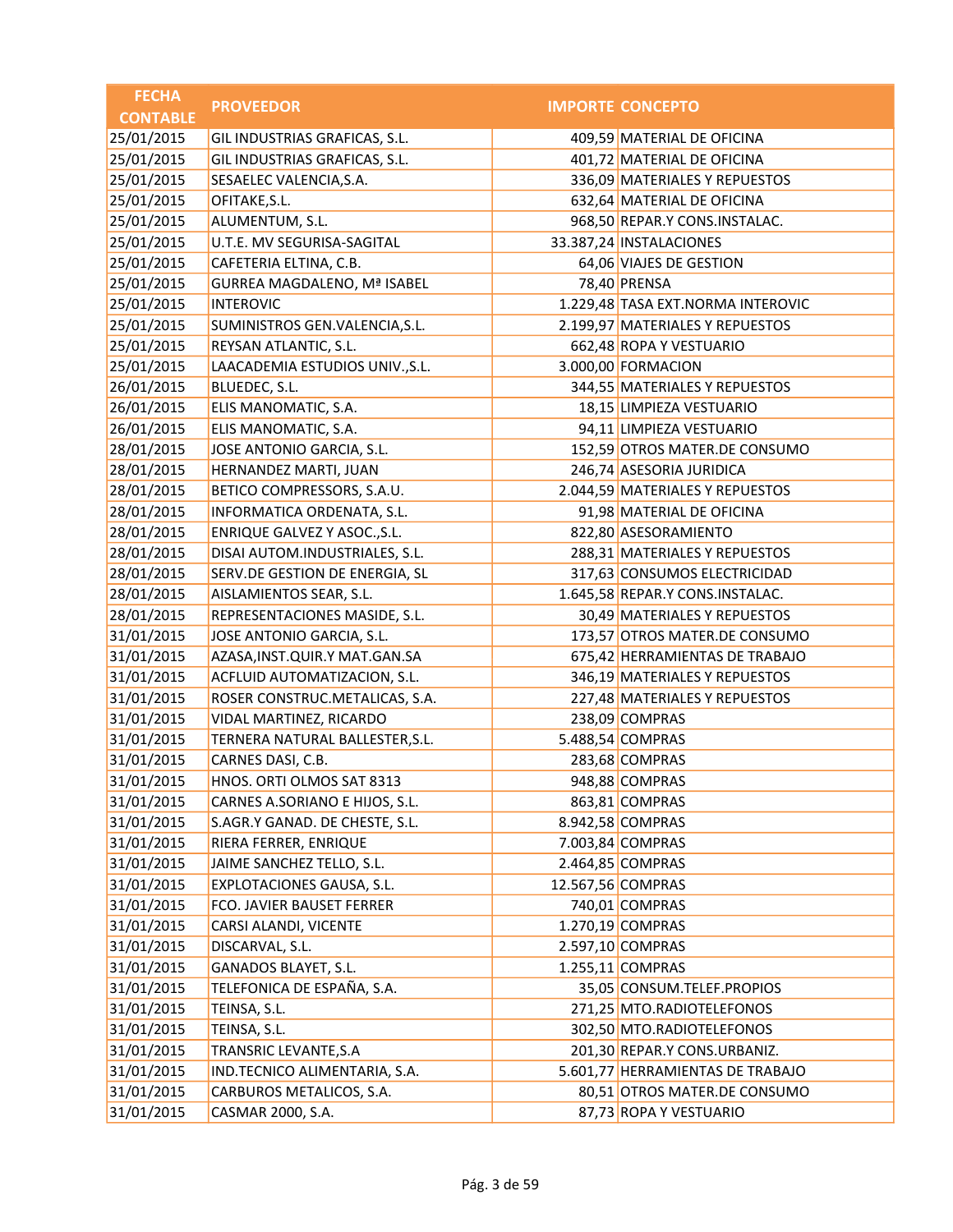| FECHA CONTABLE | PROVEEDOR | IMPORTE | CONCEPTO |
|---|---|---|---|
| 25/01/2015 | GIL INDUSTRIAS GRAFICAS, S.L. | 409,59 | MATERIAL DE OFICINA |
| 25/01/2015 | GIL INDUSTRIAS GRAFICAS, S.L. | 401,72 | MATERIAL DE OFICINA |
| 25/01/2015 | SESAELEC VALENCIA,S.A. | 336,09 | MATERIALES Y REPUESTOS |
| 25/01/2015 | OFITAKE,S.L. | 632,64 | MATERIAL DE OFICINA |
| 25/01/2015 | ALUMENTUM, S.L. | 968,50 | REPAR.Y CONS.INSTALAC. |
| 25/01/2015 | U.T.E. MV SEGURISA-SAGITAL | 33.387,24 | INSTALACIONES |
| 25/01/2015 | CAFETERIA ELTINA, C.B. | 64,06 | VIAJES DE GESTION |
| 25/01/2015 | GURREA MAGDALENO, Mª ISABEL | 78,40 | PRENSA |
| 25/01/2015 | INTEROVIC | 1.229,48 | TASA EXT.NORMA INTEROVIC |
| 25/01/2015 | SUMINISTROS GEN.VALENCIA,S.L. | 2.199,97 | MATERIALES Y REPUESTOS |
| 25/01/2015 | REYSAN ATLANTIC, S.L. | 662,48 | ROPA Y VESTUARIO |
| 25/01/2015 | LAACADEMIA ESTUDIOS UNIV.,S.L. | 3.000,00 | FORMACION |
| 26/01/2015 | BLUEDEC, S.L. | 344,55 | MATERIALES Y REPUESTOS |
| 26/01/2015 | ELIS MANOMATIC, S.A. | 18,15 | LIMPIEZA VESTUARIO |
| 26/01/2015 | ELIS MANOMATIC, S.A. | 94,11 | LIMPIEZA VESTUARIO |
| 28/01/2015 | JOSE ANTONIO GARCIA, S.L. | 152,59 | OTROS MATER.DE CONSUMO |
| 28/01/2015 | HERNANDEZ MARTI, JUAN | 246,74 | ASESORIA JURIDICA |
| 28/01/2015 | BETICO COMPRESSORS, S.A.U. | 2.044,59 | MATERIALES Y REPUESTOS |
| 28/01/2015 | INFORMATICA ORDENATA, S.L. | 91,98 | MATERIAL DE OFICINA |
| 28/01/2015 | ENRIQUE GALVEZ Y ASOC.,S.L. | 822,80 | ASESORAMIENTO |
| 28/01/2015 | DISAI AUTOM.INDUSTRIALES, S.L. | 288,31 | MATERIALES Y REPUESTOS |
| 28/01/2015 | SERV.DE GESTION DE ENERGIA, SL | 317,63 | CONSUMOS ELECTRICIDAD |
| 28/01/2015 | AISLAMIENTOS SEAR, S.L. | 1.645,58 | REPAR.Y CONS.INSTALAC. |
| 28/01/2015 | REPRESENTACIONES MASIDE, S.L. | 30,49 | MATERIALES Y REPUESTOS |
| 31/01/2015 | JOSE ANTONIO GARCIA, S.L. | 173,57 | OTROS MATER.DE CONSUMO |
| 31/01/2015 | AZASA,INST.QUIR.Y MAT.GAN.SA | 675,42 | HERRAMIENTAS DE TRABAJO |
| 31/01/2015 | ACFLUID AUTOMATIZACION, S.L. | 346,19 | MATERIALES Y REPUESTOS |
| 31/01/2015 | ROSER CONSTRUC.METALICAS, S.A. | 227,48 | MATERIALES Y REPUESTOS |
| 31/01/2015 | VIDAL MARTINEZ, RICARDO | 238,09 | COMPRAS |
| 31/01/2015 | TERNERA NATURAL BALLESTER,S.L. | 5.488,54 | COMPRAS |
| 31/01/2015 | CARNES DASI, C.B. | 283,68 | COMPRAS |
| 31/01/2015 | HNOS. ORTI OLMOS SAT 8313 | 948,88 | COMPRAS |
| 31/01/2015 | CARNES A.SORIANO E HIJOS, S.L. | 863,81 | COMPRAS |
| 31/01/2015 | S.AGR.Y GANAD. DE CHESTE, S.L. | 8.942,58 | COMPRAS |
| 31/01/2015 | RIERA FERRER, ENRIQUE | 7.003,84 | COMPRAS |
| 31/01/2015 | JAIME SANCHEZ TELLO, S.L. | 2.464,85 | COMPRAS |
| 31/01/2015 | EXPLOTACIONES GAUSA, S.L. | 12.567,56 | COMPRAS |
| 31/01/2015 | FCO. JAVIER BAUSET FERRER | 740,01 | COMPRAS |
| 31/01/2015 | CARSI ALANDI, VICENTE | 1.270,19 | COMPRAS |
| 31/01/2015 | DISCARVAL, S.L. | 2.597,10 | COMPRAS |
| 31/01/2015 | GANADOS BLAYET, S.L. | 1.255,11 | COMPRAS |
| 31/01/2015 | TELEFONICA DE ESPAÑA, S.A. | 35,05 | CONSUM.TELEF.PROPIOS |
| 31/01/2015 | TEINSA, S.L. | 271,25 | MTO.RADIOTELEFONOS |
| 31/01/2015 | TEINSA, S.L. | 302,50 | MTO.RADIOTELEFONOS |
| 31/01/2015 | TRANSRIC LEVANTE,S.A | 201,30 | REPAR.Y CONS.URBANIZ. |
| 31/01/2015 | IND.TECNICO ALIMENTARIA, S.A. | 5.601,77 | HERRAMIENTAS DE TRABAJO |
| 31/01/2015 | CARBUROS METALICOS, S.A. | 80,51 | OTROS MATER.DE CONSUMO |
| 31/01/2015 | CASMAR 2000, S.A. | 87,73 | ROPA Y VESTUARIO |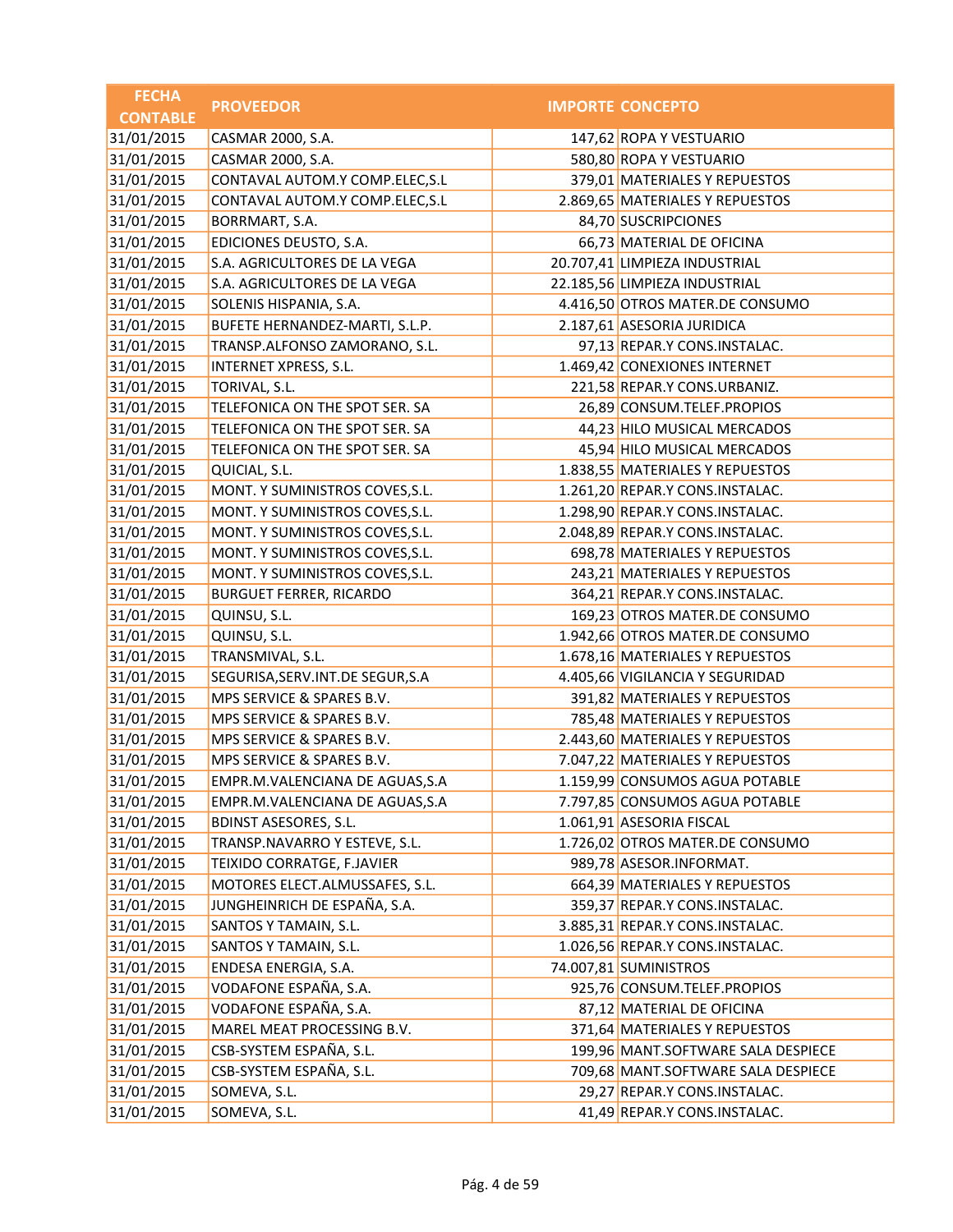| FECHA CONTABLE | PROVEEDOR | IMPORTE | CONCEPTO |
|---|---|---|---|
| 31/01/2015 | CASMAR 2000, S.A. | 147,62 | ROPA Y VESTUARIO |
| 31/01/2015 | CASMAR 2000, S.A. | 580,80 | ROPA Y VESTUARIO |
| 31/01/2015 | CONTAVAL AUTOM.Y COMP.ELEC,S.L | 379,01 | MATERIALES Y REPUESTOS |
| 31/01/2015 | CONTAVAL AUTOM.Y COMP.ELEC,S.L | 2.869,65 | MATERIALES Y REPUESTOS |
| 31/01/2015 | BORRMART, S.A. | 84,70 | SUSCRIPCIONES |
| 31/01/2015 | EDICIONES DEUSTO, S.A. | 66,73 | MATERIAL DE OFICINA |
| 31/01/2015 | S.A. AGRICULTORES DE LA VEGA | 20.707,41 | LIMPIEZA INDUSTRIAL |
| 31/01/2015 | S.A. AGRICULTORES DE LA VEGA | 22.185,56 | LIMPIEZA INDUSTRIAL |
| 31/01/2015 | SOLENIS HISPANIA, S.A. | 4.416,50 | OTROS MATER.DE CONSUMO |
| 31/01/2015 | BUFETE HERNANDEZ-MARTI, S.L.P. | 2.187,61 | ASESORIA JURIDICA |
| 31/01/2015 | TRANSP.ALFONSO ZAMORANO, S.L. | 97,13 | REPAR.Y CONS.INSTALAC. |
| 31/01/2015 | INTERNET XPRESS, S.L. | 1.469,42 | CONEXIONES INTERNET |
| 31/01/2015 | TORIVAL, S.L. | 221,58 | REPAR.Y CONS.URBANIZ. |
| 31/01/2015 | TELEFONICA ON THE SPOT SER. SA | 26,89 | CONSUM.TELEF.PROPIOS |
| 31/01/2015 | TELEFONICA ON THE SPOT SER. SA | 44,23 | HILO MUSICAL MERCADOS |
| 31/01/2015 | TELEFONICA ON THE SPOT SER. SA | 45,94 | HILO MUSICAL MERCADOS |
| 31/01/2015 | QUICIAL, S.L. | 1.838,55 | MATERIALES Y REPUESTOS |
| 31/01/2015 | MONT. Y SUMINISTROS COVES,S.L. | 1.261,20 | REPAR.Y CONS.INSTALAC. |
| 31/01/2015 | MONT. Y SUMINISTROS COVES,S.L. | 1.298,90 | REPAR.Y CONS.INSTALAC. |
| 31/01/2015 | MONT. Y SUMINISTROS COVES,S.L. | 2.048,89 | REPAR.Y CONS.INSTALAC. |
| 31/01/2015 | MONT. Y SUMINISTROS COVES,S.L. | 698,78 | MATERIALES Y REPUESTOS |
| 31/01/2015 | MONT. Y SUMINISTROS COVES,S.L. | 243,21 | MATERIALES Y REPUESTOS |
| 31/01/2015 | BURGUET FERRER, RICARDO | 364,21 | REPAR.Y CONS.INSTALAC. |
| 31/01/2015 | QUINSU, S.L. | 169,23 | OTROS MATER.DE CONSUMO |
| 31/01/2015 | QUINSU, S.L. | 1.942,66 | OTROS MATER.DE CONSUMO |
| 31/01/2015 | TRANSMIVAL, S.L. | 1.678,16 | MATERIALES Y REPUESTOS |
| 31/01/2015 | SEGURISA,SERV.INT.DE SEGUR,S.A | 4.405,66 | VIGILANCIA Y SEGURIDAD |
| 31/01/2015 | MPS SERVICE & SPARES B.V. | 391,82 | MATERIALES Y REPUESTOS |
| 31/01/2015 | MPS SERVICE & SPARES B.V. | 785,48 | MATERIALES Y REPUESTOS |
| 31/01/2015 | MPS SERVICE & SPARES B.V. | 2.443,60 | MATERIALES Y REPUESTOS |
| 31/01/2015 | MPS SERVICE & SPARES B.V. | 7.047,22 | MATERIALES Y REPUESTOS |
| 31/01/2015 | EMPR.M.VALENCIANA DE AGUAS,S.A | 1.159,99 | CONSUMOS AGUA POTABLE |
| 31/01/2015 | EMPR.M.VALENCIANA DE AGUAS,S.A | 7.797,85 | CONSUMOS AGUA POTABLE |
| 31/01/2015 | BDINST ASESORES, S.L. | 1.061,91 | ASESORIA FISCAL |
| 31/01/2015 | TRANSP.NAVARRO Y ESTEVE, S.L. | 1.726,02 | OTROS MATER.DE CONSUMO |
| 31/01/2015 | TEIXIDO CORRATGE, F.JAVIER | 989,78 | ASESOR.INFORMAT. |
| 31/01/2015 | MOTORES ELECT.ALMUSSAFES, S.L. | 664,39 | MATERIALES Y REPUESTOS |
| 31/01/2015 | JUNGHEINRICH DE ESPAÑA, S.A. | 359,37 | REPAR.Y CONS.INSTALAC. |
| 31/01/2015 | SANTOS Y TAMAIN, S.L. | 3.885,31 | REPAR.Y CONS.INSTALAC. |
| 31/01/2015 | SANTOS Y TAMAIN, S.L. | 1.026,56 | REPAR.Y CONS.INSTALAC. |
| 31/01/2015 | ENDESA ENERGIA, S.A. | 74.007,81 | SUMINISTROS |
| 31/01/2015 | VODAFONE ESPAÑA, S.A. | 925,76 | CONSUM.TELEF.PROPIOS |
| 31/01/2015 | VODAFONE ESPAÑA, S.A. | 87,12 | MATERIAL DE OFICINA |
| 31/01/2015 | MAREL MEAT PROCESSING B.V. | 371,64 | MATERIALES Y REPUESTOS |
| 31/01/2015 | CSB-SYSTEM ESPAÑA, S.L. | 199,96 | MANT.SOFTWARE SALA DESPIECE |
| 31/01/2015 | CSB-SYSTEM ESPAÑA, S.L. | 709,68 | MANT.SOFTWARE SALA DESPIECE |
| 31/01/2015 | SOMEVA, S.L. | 29,27 | REPAR.Y CONS.INSTALAC. |
| 31/01/2015 | SOMEVA, S.L. | 41,49 | REPAR.Y CONS.INSTALAC. |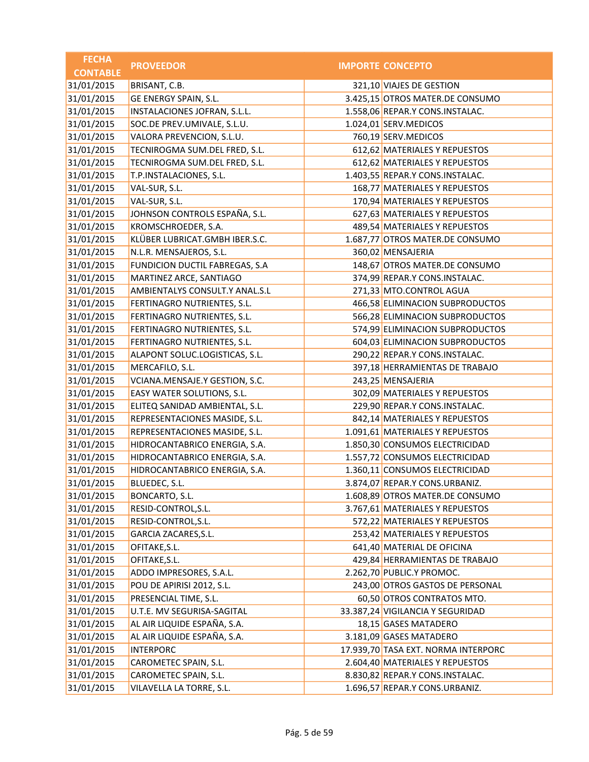| FECHA CONTABLE | PROVEEDOR | IMPORTE | CONCEPTO |
|---|---|---|---|
| 31/01/2015 | BRISANT, C.B. | 321,10 | VIAJES DE GESTION |
| 31/01/2015 | GE ENERGY SPAIN, S.L. | 3.425,15 | OTROS MATER.DE CONSUMO |
| 31/01/2015 | INSTALACIONES JOFRAN, S.L.L. | 1.558,06 | REPAR.Y CONS.INSTALAC. |
| 31/01/2015 | SOC.DE PREV.UMIVALE, S.L.U. | 1.024,01 | SERV.MEDICOS |
| 31/01/2015 | VALORA PREVENCION, S.L.U. | 760,19 | SERV.MEDICOS |
| 31/01/2015 | TECNIROGMA SUM.DEL FRED, S.L. | 612,62 | MATERIALES Y REPUESTOS |
| 31/01/2015 | TECNIROGMA SUM.DEL FRED, S.L. | 612,62 | MATERIALES Y REPUESTOS |
| 31/01/2015 | T.P.INSTALACIONES, S.L. | 1.403,55 | REPAR.Y CONS.INSTALAC. |
| 31/01/2015 | VAL-SUR, S.L. | 168,77 | MATERIALES Y REPUESTOS |
| 31/01/2015 | VAL-SUR, S.L. | 170,94 | MATERIALES Y REPUESTOS |
| 31/01/2015 | JOHNSON CONTROLS ESPAÑA, S.L. | 627,63 | MATERIALES Y REPUESTOS |
| 31/01/2015 | KROMSCHROEDER, S.A. | 489,54 | MATERIALES Y REPUESTOS |
| 31/01/2015 | KLÜBER LUBRICAT.GMBH IBER.S.C. | 1.687,77 | OTROS MATER.DE CONSUMO |
| 31/01/2015 | N.L.R. MENSAJEROS, S.L. | 360,02 | MENSAJERIA |
| 31/01/2015 | FUNDICION DUCTIL FABREGAS, S.A | 148,67 | OTROS MATER.DE CONSUMO |
| 31/01/2015 | MARTINEZ ARCE, SANTIAGO | 374,99 | REPAR.Y CONS.INSTALAC. |
| 31/01/2015 | AMBIENTALYS CONSULT.Y ANAL.S.L | 271,33 | MTO.CONTROL AGUA |
| 31/01/2015 | FERTINAGRO NUTRIENTES, S.L. | 466,58 | ELIMINACION SUBPRODUCTOS |
| 31/01/2015 | FERTINAGRO NUTRIENTES, S.L. | 566,28 | ELIMINACION SUBPRODUCTOS |
| 31/01/2015 | FERTINAGRO NUTRIENTES, S.L. | 574,99 | ELIMINACION SUBPRODUCTOS |
| 31/01/2015 | FERTINAGRO NUTRIENTES, S.L. | 604,03 | ELIMINACION SUBPRODUCTOS |
| 31/01/2015 | ALAPONT SOLUC.LOGISTICAS, S.L. | 290,22 | REPAR.Y CONS.INSTALAC. |
| 31/01/2015 | MERCAFILO, S.L. | 397,18 | HERRAMIENTAS DE TRABAJO |
| 31/01/2015 | VCIANA.MENSAJE.Y GESTION, S.C. | 243,25 | MENSAJERIA |
| 31/01/2015 | EASY WATER SOLUTIONS, S.L. | 302,09 | MATERIALES Y REPUESTOS |
| 31/01/2015 | ELITEQ SANIDAD AMBIENTAL, S.L. | 229,90 | REPAR.Y CONS.INSTALAC. |
| 31/01/2015 | REPRESENTACIONES MASIDE, S.L. | 842,14 | MATERIALES Y REPUESTOS |
| 31/01/2015 | REPRESENTACIONES MASIDE, S.L. | 1.091,61 | MATERIALES Y REPUESTOS |
| 31/01/2015 | HIDROCANTABRICO ENERGIA, S.A. | 1.850,30 | CONSUMOS ELECTRICIDAD |
| 31/01/2015 | HIDROCANTABRICO ENERGIA, S.A. | 1.557,72 | CONSUMOS ELECTRICIDAD |
| 31/01/2015 | HIDROCANTABRICO ENERGIA, S.A. | 1.360,11 | CONSUMOS ELECTRICIDAD |
| 31/01/2015 | BLUEDEC, S.L. | 3.874,07 | REPAR.Y CONS.URBANIZ. |
| 31/01/2015 | BONCARTO, S.L. | 1.608,89 | OTROS MATER.DE CONSUMO |
| 31/01/2015 | RESID-CONTROL,S.L. | 3.767,61 | MATERIALES Y REPUESTOS |
| 31/01/2015 | RESID-CONTROL,S.L. | 572,22 | MATERIALES Y REPUESTOS |
| 31/01/2015 | GARCIA ZACARES,S.L. | 253,42 | MATERIALES Y REPUESTOS |
| 31/01/2015 | OFITAKE,S.L. | 641,40 | MATERIAL DE OFICINA |
| 31/01/2015 | OFITAKE,S.L. | 429,84 | HERRAMIENTAS DE TRABAJO |
| 31/01/2015 | ADDO IMPRESORES, S.A.L. | 2.262,70 | PUBLIC.Y PROMOC. |
| 31/01/2015 | POU DE APIRISI 2012, S.L. | 243,00 | OTROS GASTOS DE PERSONAL |
| 31/01/2015 | PRESENCIAL TIME, S.L. | 60,50 | OTROS CONTRATOS MTO. |
| 31/01/2015 | U.T.E. MV SEGURISA-SAGITAL | 33.387,24 | VIGILANCIA Y SEGURIDAD |
| 31/01/2015 | AL AIR LIQUIDE ESPAÑA, S.A. | 18,15 | GASES MATADERO |
| 31/01/2015 | AL AIR LIQUIDE ESPAÑA, S.A. | 3.181,09 | GASES MATADERO |
| 31/01/2015 | INTERPORC | 17.939,70 | TASA EXT. NORMA INTERPORC |
| 31/01/2015 | CAROMETEC SPAIN, S.L. | 2.604,40 | MATERIALES Y REPUESTOS |
| 31/01/2015 | CAROMETEC SPAIN, S.L. | 8.830,82 | REPAR.Y CONS.INSTALAC. |
| 31/01/2015 | VILAVELLA LA TORRE, S.L. | 1.696,57 | REPAR.Y CONS.URBANIZ. |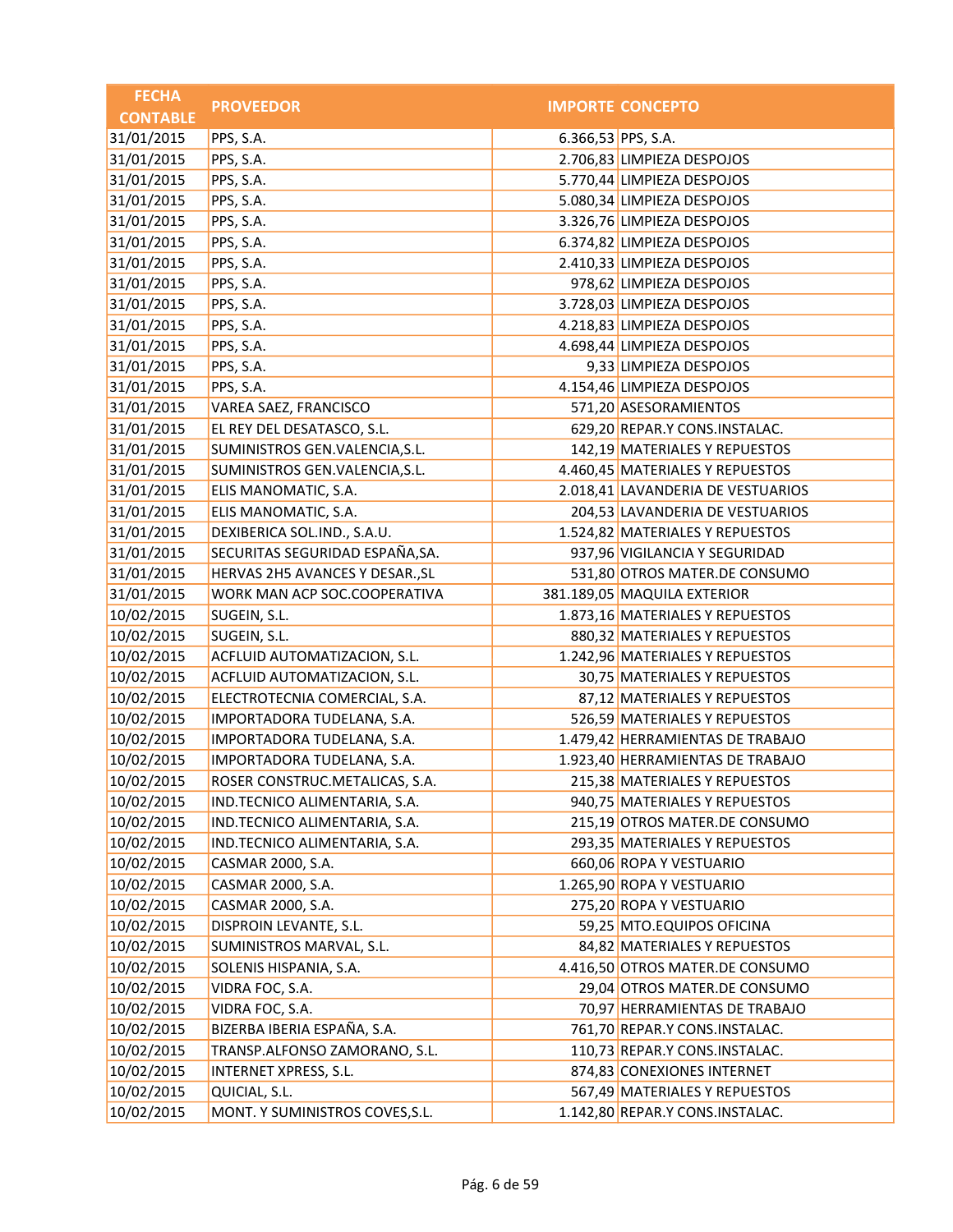| FECHA CONTABLE | PROVEEDOR | IMPORTE | CONCEPTO |
|---|---|---|---|
| 31/01/2015 | PPS, S.A. | 6.366,53 | PPS, S.A. |
| 31/01/2015 | PPS, S.A. | 2.706,83 | LIMPIEZA DESPOJOS |
| 31/01/2015 | PPS, S.A. | 5.770,44 | LIMPIEZA DESPOJOS |
| 31/01/2015 | PPS, S.A. | 5.080,34 | LIMPIEZA DESPOJOS |
| 31/01/2015 | PPS, S.A. | 3.326,76 | LIMPIEZA DESPOJOS |
| 31/01/2015 | PPS, S.A. | 6.374,82 | LIMPIEZA DESPOJOS |
| 31/01/2015 | PPS, S.A. | 2.410,33 | LIMPIEZA DESPOJOS |
| 31/01/2015 | PPS, S.A. | 978,62 | LIMPIEZA DESPOJOS |
| 31/01/2015 | PPS, S.A. | 3.728,03 | LIMPIEZA DESPOJOS |
| 31/01/2015 | PPS, S.A. | 4.218,83 | LIMPIEZA DESPOJOS |
| 31/01/2015 | PPS, S.A. | 4.698,44 | LIMPIEZA DESPOJOS |
| 31/01/2015 | PPS, S.A. | 9,33 | LIMPIEZA DESPOJOS |
| 31/01/2015 | PPS, S.A. | 4.154,46 | LIMPIEZA DESPOJOS |
| 31/01/2015 | VAREA SAEZ, FRANCISCO | 571,20 | ASESORAMIENTOS |
| 31/01/2015 | EL REY DEL DESATASCO, S.L. | 629,20 | REPAR.Y CONS.INSTALAC. |
| 31/01/2015 | SUMINISTROS GEN.VALENCIA,S.L. | 142,19 | MATERIALES Y REPUESTOS |
| 31/01/2015 | SUMINISTROS GEN.VALENCIA,S.L. | 4.460,45 | MATERIALES Y REPUESTOS |
| 31/01/2015 | ELIS MANOMATIC, S.A. | 2.018,41 | LAVANDERIA DE VESTUARIOS |
| 31/01/2015 | ELIS MANOMATIC, S.A. | 204,53 | LAVANDERIA DE VESTUARIOS |
| 31/01/2015 | DEXIBERICA SOL.IND., S.A.U. | 1.524,82 | MATERIALES Y REPUESTOS |
| 31/01/2015 | SECURITAS SEGURIDAD ESPAÑA,SA. | 937,96 | VIGILANCIA Y SEGURIDAD |
| 31/01/2015 | HERVAS 2H5 AVANCES Y DESAR.,SL | 531,80 | OTROS MATER.DE CONSUMO |
| 31/01/2015 | WORK MAN ACP SOC.COOPERATIVA | 381.189,05 | MAQUILA EXTERIOR |
| 10/02/2015 | SUGEIN, S.L. | 1.873,16 | MATERIALES Y REPUESTOS |
| 10/02/2015 | SUGEIN, S.L. | 880,32 | MATERIALES Y REPUESTOS |
| 10/02/2015 | ACFLUID AUTOMATIZACION, S.L. | 1.242,96 | MATERIALES Y REPUESTOS |
| 10/02/2015 | ACFLUID AUTOMATIZACION, S.L. | 30,75 | MATERIALES Y REPUESTOS |
| 10/02/2015 | ELECTROTECNIA COMERCIAL, S.A. | 87,12 | MATERIALES Y REPUESTOS |
| 10/02/2015 | IMPORTADORA TUDELANA, S.A. | 526,59 | MATERIALES Y REPUESTOS |
| 10/02/2015 | IMPORTADORA TUDELANA, S.A. | 1.479,42 | HERRAMIENTAS DE TRABAJO |
| 10/02/2015 | IMPORTADORA TUDELANA, S.A. | 1.923,40 | HERRAMIENTAS DE TRABAJO |
| 10/02/2015 | ROSER CONSTRUC.METALICAS, S.A. | 215,38 | MATERIALES Y REPUESTOS |
| 10/02/2015 | IND.TECNICO ALIMENTARIA, S.A. | 940,75 | MATERIALES Y REPUESTOS |
| 10/02/2015 | IND.TECNICO ALIMENTARIA, S.A. | 215,19 | OTROS MATER.DE CONSUMO |
| 10/02/2015 | IND.TECNICO ALIMENTARIA, S.A. | 293,35 | MATERIALES Y REPUESTOS |
| 10/02/2015 | CASMAR 2000, S.A. | 660,06 | ROPA Y VESTUARIO |
| 10/02/2015 | CASMAR 2000, S.A. | 1.265,90 | ROPA Y VESTUARIO |
| 10/02/2015 | CASMAR 2000, S.A. | 275,20 | ROPA Y VESTUARIO |
| 10/02/2015 | DISPROIN LEVANTE, S.L. | 59,25 | MTO.EQUIPOS OFICINA |
| 10/02/2015 | SUMINISTROS MARVAL, S.L. | 84,82 | MATERIALES Y REPUESTOS |
| 10/02/2015 | SOLENIS HISPANIA, S.A. | 4.416,50 | OTROS MATER.DE CONSUMO |
| 10/02/2015 | VIDRA FOC, S.A. | 29,04 | OTROS MATER.DE CONSUMO |
| 10/02/2015 | VIDRA FOC, S.A. | 70,97 | HERRAMIENTAS DE TRABAJO |
| 10/02/2015 | BIZERBA IBERIA ESPAÑA, S.A. | 761,70 | REPAR.Y CONS.INSTALAC. |
| 10/02/2015 | TRANSP.ALFONSO ZAMORANO, S.L. | 110,73 | REPAR.Y CONS.INSTALAC. |
| 10/02/2015 | INTERNET XPRESS, S.L. | 874,83 | CONEXIONES INTERNET |
| 10/02/2015 | QUICIAL, S.L. | 567,49 | MATERIALES Y REPUESTOS |
| 10/02/2015 | MONT. Y SUMINISTROS COVES,S.L. | 1.142,80 | REPAR.Y CONS.INSTALAC. |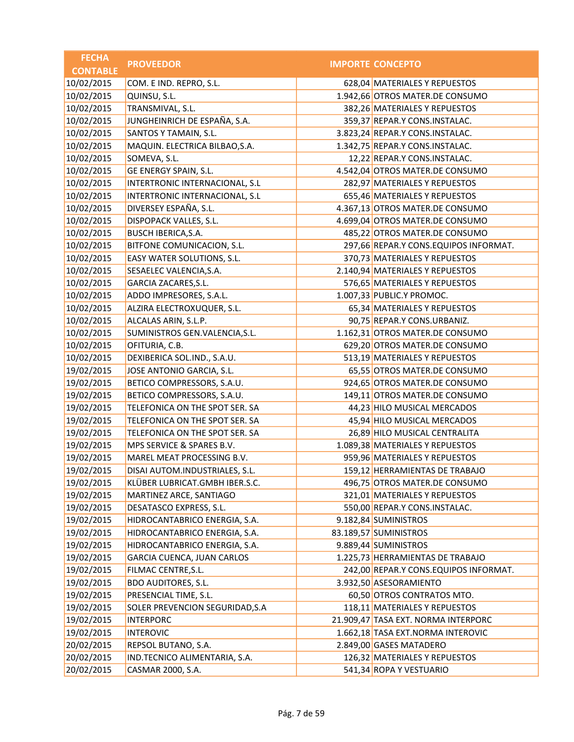| FECHA CONTABLE | PROVEEDOR | IMPORTE | CONCEPTO |
|---|---|---|---|
| 10/02/2015 | COM. E IND. REPRO, S.L. | 628,04 | MATERIALES Y REPUESTOS |
| 10/02/2015 | QUINSU, S.L. | 1.942,66 | OTROS MATER.DE CONSUMO |
| 10/02/2015 | TRANSMIVAL, S.L. | 382,26 | MATERIALES Y REPUESTOS |
| 10/02/2015 | JUNGHEINRICH DE ESPAÑA, S.A. | 359,37 | REPAR.Y CONS.INSTALAC. |
| 10/02/2015 | SANTOS Y TAMAIN, S.L. | 3.823,24 | REPAR.Y CONS.INSTALAC. |
| 10/02/2015 | MAQUIN. ELECTRICA BILBAO,S.A. | 1.342,75 | REPAR.Y CONS.INSTALAC. |
| 10/02/2015 | SOMEVA, S.L. | 12,22 | REPAR.Y CONS.INSTALAC. |
| 10/02/2015 | GE ENERGY SPAIN, S.L. | 4.542,04 | OTROS MATER.DE CONSUMO |
| 10/02/2015 | INTERTRONIC INTERNACIONAL, S.L | 282,97 | MATERIALES Y REPUESTOS |
| 10/02/2015 | INTERTRONIC INTERNACIONAL, S.L | 655,46 | MATERIALES Y REPUESTOS |
| 10/02/2015 | DIVERSEY ESPAÑA, S.L. | 4.367,13 | OTROS MATER.DE CONSUMO |
| 10/02/2015 | DISPOPACK VALLES, S.L. | 4.699,04 | OTROS MATER.DE CONSUMO |
| 10/02/2015 | BUSCH IBERICA,S.A. | 485,22 | OTROS MATER.DE CONSUMO |
| 10/02/2015 | BITFONE COMUNICACION, S.L. | 297,66 | REPAR.Y CONS.EQUIPOS INFORMAT. |
| 10/02/2015 | EASY WATER SOLUTIONS, S.L. | 370,73 | MATERIALES Y REPUESTOS |
| 10/02/2015 | SESAELEC VALENCIA,S.A. | 2.140,94 | MATERIALES Y REPUESTOS |
| 10/02/2015 | GARCIA ZACARES,S.L. | 576,65 | MATERIALES Y REPUESTOS |
| 10/02/2015 | ADDO IMPRESORES, S.A.L. | 1.007,33 | PUBLIC.Y PROMOC. |
| 10/02/2015 | ALZIRA ELECTROXUQUER, S.L. | 65,34 | MATERIALES Y REPUESTOS |
| 10/02/2015 | ALCALAS ARIN, S.L.P. | 90,75 | REPAR.Y CONS.URBANIZ. |
| 10/02/2015 | SUMINISTROS GEN.VALENCIA,S.L. | 1.162,31 | OTROS MATER.DE CONSUMO |
| 10/02/2015 | OFITURIA, C.B. | 629,20 | OTROS MATER.DE CONSUMO |
| 10/02/2015 | DEXIBERICA SOL.IND., S.A.U. | 513,19 | MATERIALES Y REPUESTOS |
| 19/02/2015 | JOSE ANTONIO GARCIA, S.L. | 65,55 | OTROS MATER.DE CONSUMO |
| 19/02/2015 | BETICO COMPRESSORS, S.A.U. | 924,65 | OTROS MATER.DE CONSUMO |
| 19/02/2015 | BETICO COMPRESSORS, S.A.U. | 149,11 | OTROS MATER.DE CONSUMO |
| 19/02/2015 | TELEFONICA ON THE SPOT SER. SA | 44,23 | HILO MUSICAL MERCADOS |
| 19/02/2015 | TELEFONICA ON THE SPOT SER. SA | 45,94 | HILO MUSICAL MERCADOS |
| 19/02/2015 | TELEFONICA ON THE SPOT SER. SA | 26,89 | HILO MUSICAL CENTRALITA |
| 19/02/2015 | MPS SERVICE & SPARES B.V. | 1.089,38 | MATERIALES Y REPUESTOS |
| 19/02/2015 | MAREL MEAT PROCESSING B.V. | 959,96 | MATERIALES Y REPUESTOS |
| 19/02/2015 | DISAI AUTOM.INDUSTRIALES, S.L. | 159,12 | HERRAMIENTAS DE TRABAJO |
| 19/02/2015 | KLÜBER LUBRICAT.GMBH IBER.S.C. | 496,75 | OTROS MATER.DE CONSUMO |
| 19/02/2015 | MARTINEZ ARCE, SANTIAGO | 321,01 | MATERIALES Y REPUESTOS |
| 19/02/2015 | DESATASCO EXPRESS, S.L. | 550,00 | REPAR.Y CONS.INSTALAC. |
| 19/02/2015 | HIDROCANTABRICO ENERGIA, S.A. | 9.182,84 | SUMINISTROS |
| 19/02/2015 | HIDROCANTABRICO ENERGIA, S.A. | 83.189,57 | SUMINISTROS |
| 19/02/2015 | HIDROCANTABRICO ENERGIA, S.A. | 9.889,44 | SUMINISTROS |
| 19/02/2015 | GARCIA CUENCA, JUAN CARLOS | 1.225,73 | HERRAMIENTAS DE TRABAJO |
| 19/02/2015 | FILMAC CENTRE,S.L. | 242,00 | REPAR.Y CONS.EQUIPOS INFORMAT. |
| 19/02/2015 | BDO AUDITORES, S.L. | 3.932,50 | ASESORAMIENTO |
| 19/02/2015 | PRESENCIAL TIME, S.L. | 60,50 | OTROS CONTRATOS MTO. |
| 19/02/2015 | SOLER PREVENCION SEGURIDAD,S.A | 118,11 | MATERIALES Y REPUESTOS |
| 19/02/2015 | INTERPORC | 21.909,47 | TASA EXT. NORMA INTERPORC |
| 19/02/2015 | INTEROVIC | 1.662,18 | TASA EXT.NORMA INTEROVIC |
| 20/02/2015 | REPSOL BUTANO, S.A. | 2.849,00 | GASES MATADERO |
| 20/02/2015 | IND.TECNICO ALIMENTARIA, S.A. | 126,32 | MATERIALES Y REPUESTOS |
| 20/02/2015 | CASMAR 2000, S.A. | 541,34 | ROPA Y VESTUARIO |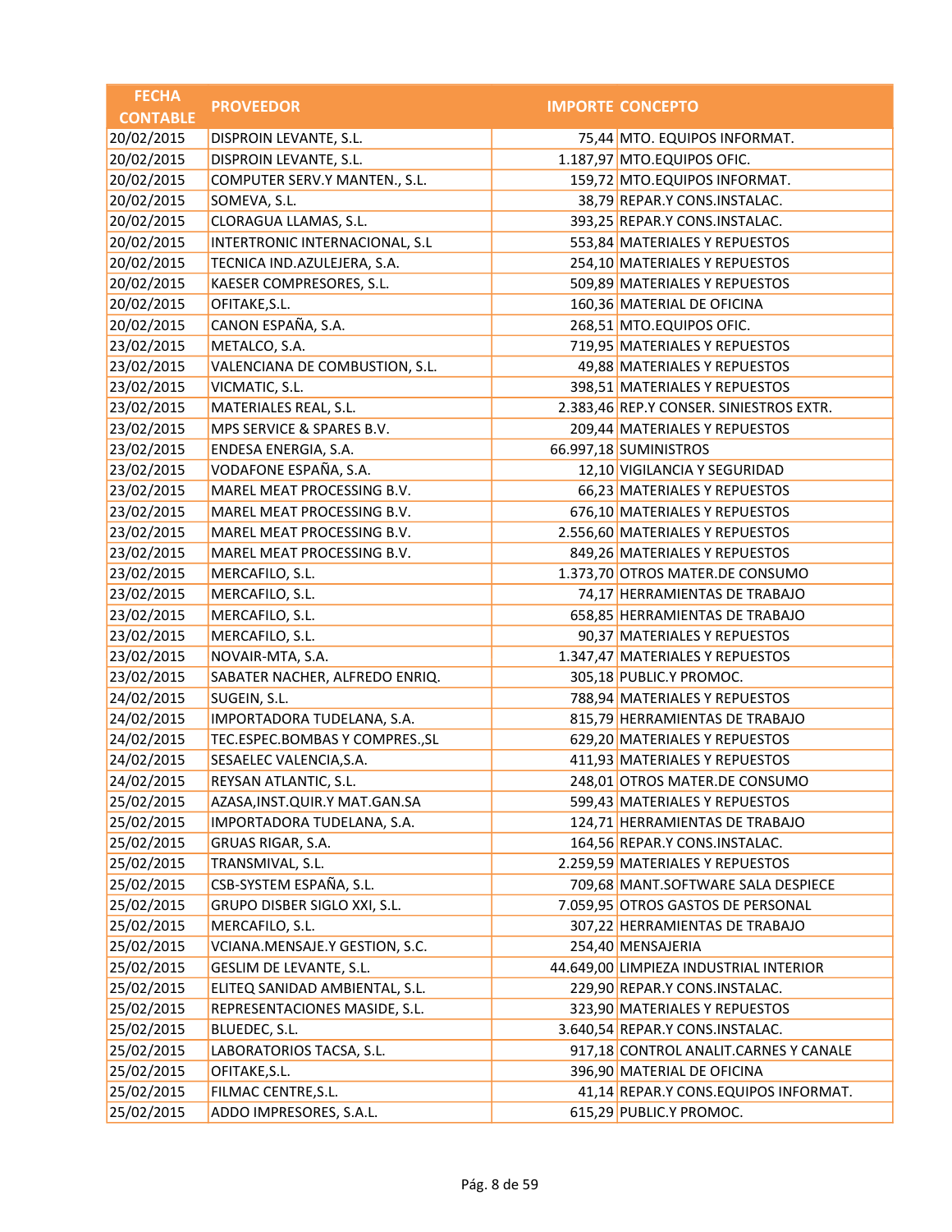| FECHA CONTABLE | PROVEEDOR | IMPORTE | CONCEPTO |
|---|---|---|---|
| 20/02/2015 | DISPROIN LEVANTE, S.L. | 75,44 | MTO. EQUIPOS INFORMAT. |
| 20/02/2015 | DISPROIN LEVANTE, S.L. | 1.187,97 | MTO.EQUIPOS OFIC. |
| 20/02/2015 | COMPUTER SERV.Y MANTEN., S.L. | 159,72 | MTO.EQUIPOS INFORMAT. |
| 20/02/2015 | SOMEVA, S.L. | 38,79 | REPAR.Y CONS.INSTALAC. |
| 20/02/2015 | CLORAGUA LLAMAS, S.L. | 393,25 | REPAR.Y CONS.INSTALAC. |
| 20/02/2015 | INTERTRONIC INTERNACIONAL, S.L | 553,84 | MATERIALES Y REPUESTOS |
| 20/02/2015 | TECNICA IND.AZULEJERA, S.A. | 254,10 | MATERIALES Y REPUESTOS |
| 20/02/2015 | KAESER COMPRESORES, S.L. | 509,89 | MATERIALES Y REPUESTOS |
| 20/02/2015 | OFITAKE,S.L. | 160,36 | MATERIAL DE OFICINA |
| 20/02/2015 | CANON ESPAÑA, S.A. | 268,51 | MTO.EQUIPOS OFIC. |
| 23/02/2015 | METALCO, S.A. | 719,95 | MATERIALES Y REPUESTOS |
| 23/02/2015 | VALENCIANA DE COMBUSTION, S.L. | 49,88 | MATERIALES Y REPUESTOS |
| 23/02/2015 | VICMATIC, S.L. | 398,51 | MATERIALES Y REPUESTOS |
| 23/02/2015 | MATERIALES REAL, S.L. | 2.383,46 | REP.Y CONSER. SINIESTROS EXTR. |
| 23/02/2015 | MPS SERVICE & SPARES B.V. | 209,44 | MATERIALES Y REPUESTOS |
| 23/02/2015 | ENDESA ENERGIA, S.A. | 66.997,18 | SUMINISTROS |
| 23/02/2015 | VODAFONE ESPAÑA, S.A. | 12,10 | VIGILANCIA Y SEGURIDAD |
| 23/02/2015 | MAREL MEAT PROCESSING B.V. | 66,23 | MATERIALES Y REPUESTOS |
| 23/02/2015 | MAREL MEAT PROCESSING B.V. | 676,10 | MATERIALES Y REPUESTOS |
| 23/02/2015 | MAREL MEAT PROCESSING B.V. | 2.556,60 | MATERIALES Y REPUESTOS |
| 23/02/2015 | MAREL MEAT PROCESSING B.V. | 849,26 | MATERIALES Y REPUESTOS |
| 23/02/2015 | MERCAFILO, S.L. | 1.373,70 | OTROS MATER.DE CONSUMO |
| 23/02/2015 | MERCAFILO, S.L. | 74,17 | HERRAMIENTAS DE TRABAJO |
| 23/02/2015 | MERCAFILO, S.L. | 658,85 | HERRAMIENTAS DE TRABAJO |
| 23/02/2015 | MERCAFILO, S.L. | 90,37 | MATERIALES Y REPUESTOS |
| 23/02/2015 | NOVAIR-MTA, S.A. | 1.347,47 | MATERIALES Y REPUESTOS |
| 23/02/2015 | SABATER NACHER, ALFREDO ENRIQ. | 305,18 | PUBLIC.Y PROMOC. |
| 24/02/2015 | SUGEIN, S.L. | 788,94 | MATERIALES Y REPUESTOS |
| 24/02/2015 | IMPORTADORA TUDELANA, S.A. | 815,79 | HERRAMIENTAS DE TRABAJO |
| 24/02/2015 | TEC.ESPEC.BOMBAS Y COMPRES.,SL | 629,20 | MATERIALES Y REPUESTOS |
| 24/02/2015 | SESAELEC VALENCIA,S.A. | 411,93 | MATERIALES Y REPUESTOS |
| 24/02/2015 | REYSAN ATLANTIC, S.L. | 248,01 | OTROS MATER.DE CONSUMO |
| 25/02/2015 | AZASA,INST.QUIR.Y MAT.GAN.SA | 599,43 | MATERIALES Y REPUESTOS |
| 25/02/2015 | IMPORTADORA TUDELANA, S.A. | 124,71 | HERRAMIENTAS DE TRABAJO |
| 25/02/2015 | GRUAS RIGAR, S.A. | 164,56 | REPAR.Y CONS.INSTALAC. |
| 25/02/2015 | TRANSMIVAL, S.L. | 2.259,59 | MATERIALES Y REPUESTOS |
| 25/02/2015 | CSB-SYSTEM ESPAÑA, S.L. | 709,68 | MANT.SOFTWARE SALA DESPIECE |
| 25/02/2015 | GRUPO DISBER SIGLO XXI, S.L. | 7.059,95 | OTROS GASTOS DE PERSONAL |
| 25/02/2015 | MERCAFILO, S.L. | 307,22 | HERRAMIENTAS DE TRABAJO |
| 25/02/2015 | VCIANA.MENSAJE.Y GESTION, S.C. | 254,40 | MENSAJERIA |
| 25/02/2015 | GESLIM DE LEVANTE, S.L. | 44.649,00 | LIMPIEZA INDUSTRIAL INTERIOR |
| 25/02/2015 | ELITEQ SANIDAD AMBIENTAL, S.L. | 229,90 | REPAR.Y CONS.INSTALAC. |
| 25/02/2015 | REPRESENTACIONES MASIDE, S.L. | 323,90 | MATERIALES Y REPUESTOS |
| 25/02/2015 | BLUEDEC, S.L. | 3.640,54 | REPAR.Y CONS.INSTALAC. |
| 25/02/2015 | LABORATORIOS TACSA, S.L. | 917,18 | CONTROL ANALIT.CARNES Y CANALE |
| 25/02/2015 | OFITAKE,S.L. | 396,90 | MATERIAL DE OFICINA |
| 25/02/2015 | FILMAC CENTRE,S.L. | 41,14 | REPAR.Y CONS.EQUIPOS INFORMAT. |
| 25/02/2015 | ADDO IMPRESORES, S.A.L. | 615,29 | PUBLIC.Y PROMOC. |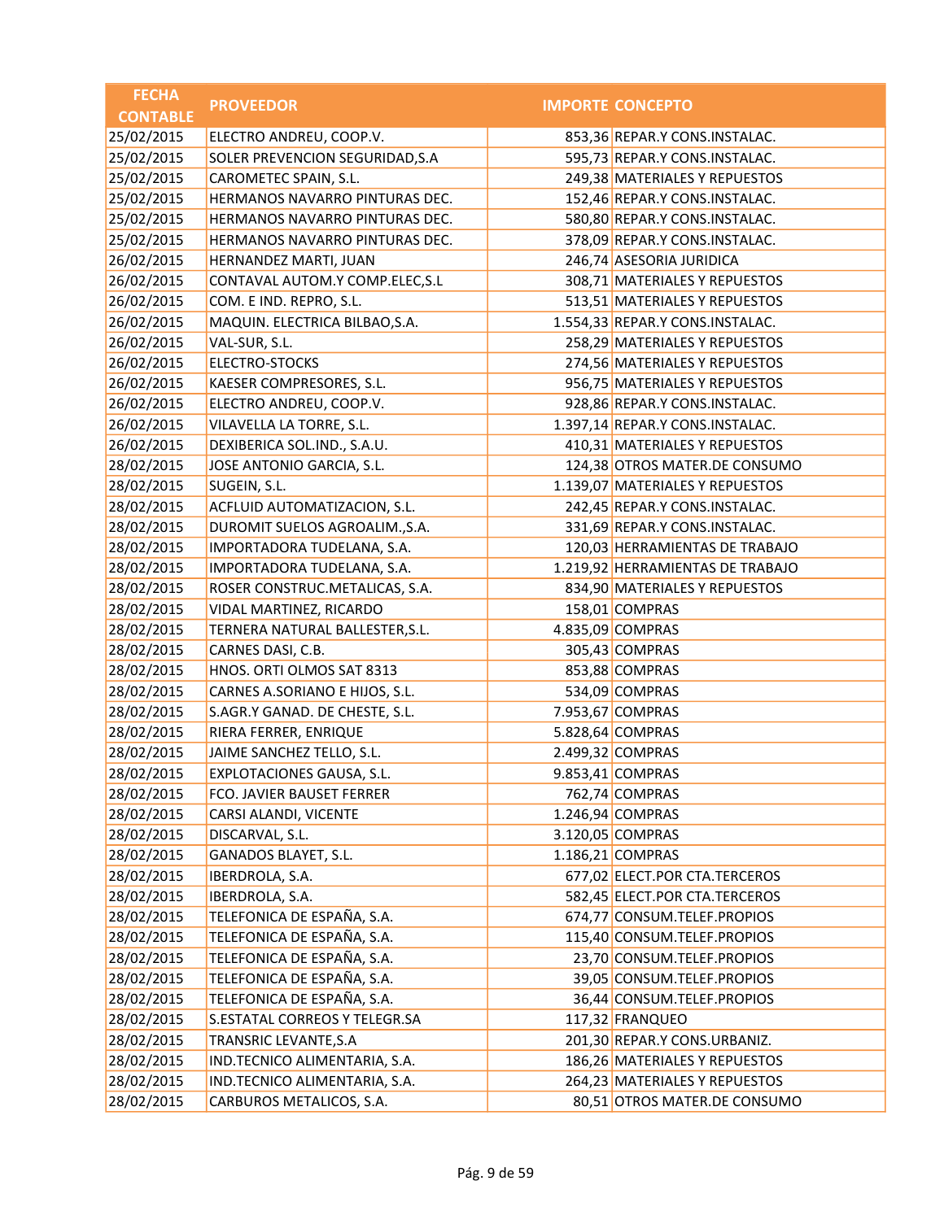| FECHA CONTABLE | PROVEEDOR | IMPORTE | CONCEPTO |
|---|---|---|---|
| 25/02/2015 | ELECTRO ANDREU, COOP.V. | 853,36 | REPAR.Y CONS.INSTALAC. |
| 25/02/2015 | SOLER PREVENCION SEGURIDAD,S.A | 595,73 | REPAR.Y CONS.INSTALAC. |
| 25/02/2015 | CAROMETEC SPAIN, S.L. | 249,38 | MATERIALES Y REPUESTOS |
| 25/02/2015 | HERMANOS NAVARRO PINTURAS DEC. | 152,46 | REPAR.Y CONS.INSTALAC. |
| 25/02/2015 | HERMANOS NAVARRO PINTURAS DEC. | 580,80 | REPAR.Y CONS.INSTALAC. |
| 25/02/2015 | HERMANOS NAVARRO PINTURAS DEC. | 378,09 | REPAR.Y CONS.INSTALAC. |
| 26/02/2015 | HERNANDEZ MARTI, JUAN | 246,74 | ASESORIA JURIDICA |
| 26/02/2015 | CONTAVAL AUTOM.Y COMP.ELEC,S.L | 308,71 | MATERIALES Y REPUESTOS |
| 26/02/2015 | COM. E IND. REPRO, S.L. | 513,51 | MATERIALES Y REPUESTOS |
| 26/02/2015 | MAQUIN. ELECTRICA BILBAO,S.A. | 1.554,33 | REPAR.Y CONS.INSTALAC. |
| 26/02/2015 | VAL-SUR, S.L. | 258,29 | MATERIALES Y REPUESTOS |
| 26/02/2015 | ELECTRO-STOCKS | 274,56 | MATERIALES Y REPUESTOS |
| 26/02/2015 | KAESER COMPRESORES, S.L. | 956,75 | MATERIALES Y REPUESTOS |
| 26/02/2015 | ELECTRO ANDREU, COOP.V. | 928,86 | REPAR.Y CONS.INSTALAC. |
| 26/02/2015 | VILAVELLA LA TORRE, S.L. | 1.397,14 | REPAR.Y CONS.INSTALAC. |
| 26/02/2015 | DEXIBERICA SOL.IND., S.A.U. | 410,31 | MATERIALES Y REPUESTOS |
| 28/02/2015 | JOSE ANTONIO GARCIA, S.L. | 124,38 | OTROS MATER.DE CONSUMO |
| 28/02/2015 | SUGEIN, S.L. | 1.139,07 | MATERIALES Y REPUESTOS |
| 28/02/2015 | ACFLUID AUTOMATIZACION, S.L. | 242,45 | REPAR.Y CONS.INSTALAC. |
| 28/02/2015 | DUROMIT SUELOS AGROALIM.,S.A. | 331,69 | REPAR.Y CONS.INSTALAC. |
| 28/02/2015 | IMPORTADORA TUDELANA, S.A. | 120,03 | HERRAMIENTAS DE TRABAJO |
| 28/02/2015 | IMPORTADORA TUDELANA, S.A. | 1.219,92 | HERRAMIENTAS DE TRABAJO |
| 28/02/2015 | ROSER CONSTRUC.METALICAS, S.A. | 834,90 | MATERIALES Y REPUESTOS |
| 28/02/2015 | VIDAL MARTINEZ, RICARDO | 158,01 | COMPRAS |
| 28/02/2015 | TERNERA NATURAL BALLESTER,S.L. | 4.835,09 | COMPRAS |
| 28/02/2015 | CARNES DASI, C.B. | 305,43 | COMPRAS |
| 28/02/2015 | HNOS. ORTI OLMOS SAT 8313 | 853,88 | COMPRAS |
| 28/02/2015 | CARNES A.SORIANO E HIJOS, S.L. | 534,09 | COMPRAS |
| 28/02/2015 | S.AGR.Y GANAD. DE CHESTE, S.L. | 7.953,67 | COMPRAS |
| 28/02/2015 | RIERA FERRER, ENRIQUE | 5.828,64 | COMPRAS |
| 28/02/2015 | JAIME SANCHEZ TELLO, S.L. | 2.499,32 | COMPRAS |
| 28/02/2015 | EXPLOTACIONES GAUSA, S.L. | 9.853,41 | COMPRAS |
| 28/02/2015 | FCO. JAVIER BAUSET FERRER | 762,74 | COMPRAS |
| 28/02/2015 | CARSI ALANDI, VICENTE | 1.246,94 | COMPRAS |
| 28/02/2015 | DISCARVAL, S.L. | 3.120,05 | COMPRAS |
| 28/02/2015 | GANADOS BLAYET, S.L. | 1.186,21 | COMPRAS |
| 28/02/2015 | IBERDROLA, S.A. | 677,02 | ELECT.POR CTA.TERCEROS |
| 28/02/2015 | IBERDROLA, S.A. | 582,45 | ELECT.POR CTA.TERCEROS |
| 28/02/2015 | TELEFONICA DE ESPAÑA, S.A. | 674,77 | CONSUM.TELEF.PROPIOS |
| 28/02/2015 | TELEFONICA DE ESPAÑA, S.A. | 115,40 | CONSUM.TELEF.PROPIOS |
| 28/02/2015 | TELEFONICA DE ESPAÑA, S.A. | 23,70 | CONSUM.TELEF.PROPIOS |
| 28/02/2015 | TELEFONICA DE ESPAÑA, S.A. | 39,05 | CONSUM.TELEF.PROPIOS |
| 28/02/2015 | TELEFONICA DE ESPAÑA, S.A. | 36,44 | CONSUM.TELEF.PROPIOS |
| 28/02/2015 | S.ESTATAL CORREOS Y TELEGR.SA | 117,32 | FRANQUEO |
| 28/02/2015 | TRANSRIC LEVANTE,S.A | 201,30 | REPAR.Y CONS.URBANIZ. |
| 28/02/2015 | IND.TECNICO ALIMENTARIA, S.A. | 186,26 | MATERIALES Y REPUESTOS |
| 28/02/2015 | IND.TECNICO ALIMENTARIA, S.A. | 264,23 | MATERIALES Y REPUESTOS |
| 28/02/2015 | CARBUROS METALICOS, S.A. | 80,51 | OTROS MATER.DE CONSUMO |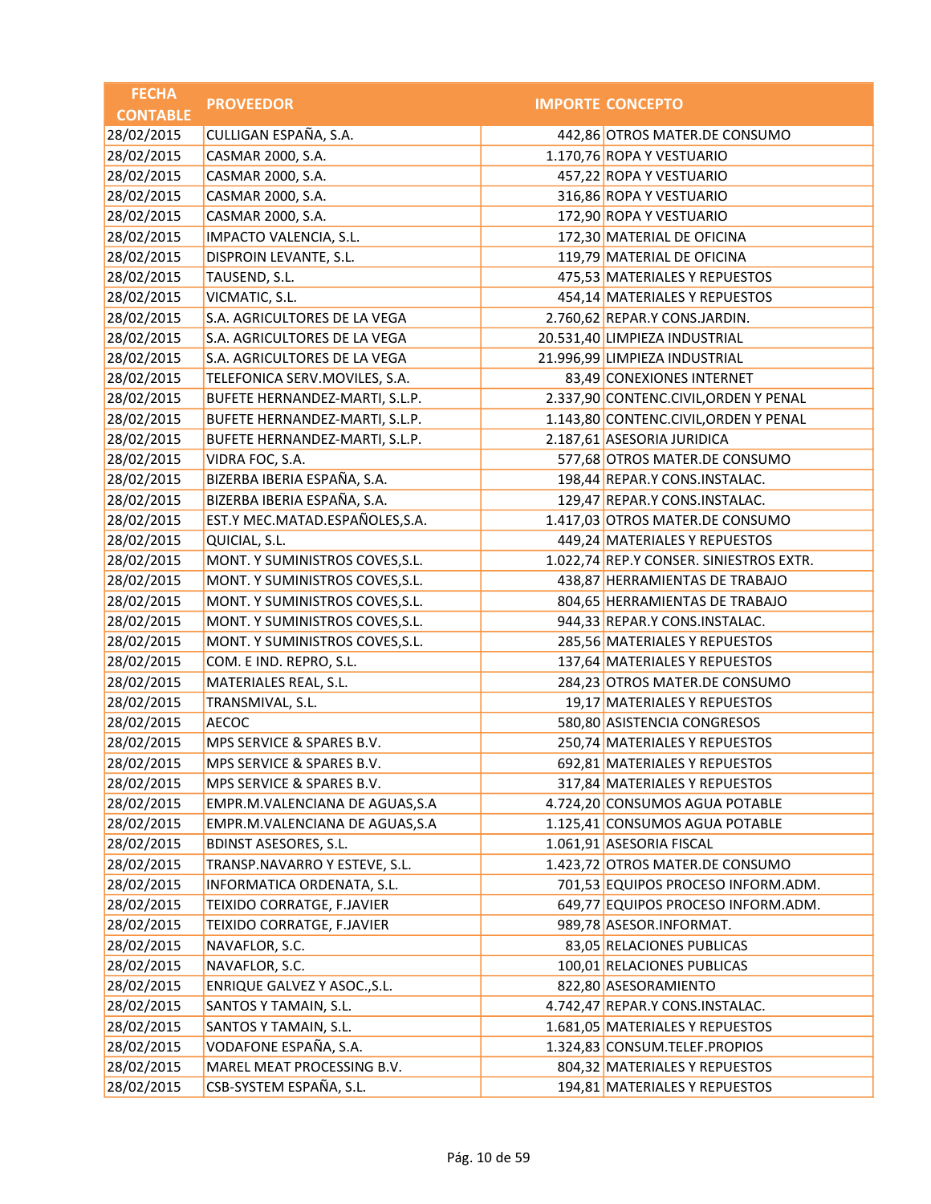| FECHA CONTABLE | PROVEEDOR | IMPORTE | CONCEPTO |
|---|---|---|---|
| 28/02/2015 | CULLIGAN ESPAÑA, S.A. | 442,86 | OTROS MATER.DE CONSUMO |
| 28/02/2015 | CASMAR 2000, S.A. | 1.170,76 | ROPA Y VESTUARIO |
| 28/02/2015 | CASMAR 2000, S.A. | 457,22 | ROPA Y VESTUARIO |
| 28/02/2015 | CASMAR 2000, S.A. | 316,86 | ROPA Y VESTUARIO |
| 28/02/2015 | CASMAR 2000, S.A. | 172,90 | ROPA Y VESTUARIO |
| 28/02/2015 | IMPACTO VALENCIA, S.L. | 172,30 | MATERIAL DE OFICINA |
| 28/02/2015 | DISPROIN LEVANTE, S.L. | 119,79 | MATERIAL DE OFICINA |
| 28/02/2015 | TAUSEND, S.L. | 475,53 | MATERIALES Y REPUESTOS |
| 28/02/2015 | VICMATIC, S.L. | 454,14 | MATERIALES Y REPUESTOS |
| 28/02/2015 | S.A. AGRICULTORES DE LA VEGA | 2.760,62 | REPAR.Y CONS.JARDIN. |
| 28/02/2015 | S.A. AGRICULTORES DE LA VEGA | 20.531,40 | LIMPIEZA INDUSTRIAL |
| 28/02/2015 | S.A. AGRICULTORES DE LA VEGA | 21.996,99 | LIMPIEZA INDUSTRIAL |
| 28/02/2015 | TELEFONICA SERV.MOVILES, S.A. | 83,49 | CONEXIONES INTERNET |
| 28/02/2015 | BUFETE HERNANDEZ-MARTI, S.L.P. | 2.337,90 | CONTENC.CIVIL,ORDEN Y PENAL |
| 28/02/2015 | BUFETE HERNANDEZ-MARTI, S.L.P. | 1.143,80 | CONTENC.CIVIL,ORDEN Y PENAL |
| 28/02/2015 | BUFETE HERNANDEZ-MARTI, S.L.P. | 2.187,61 | ASESORIA JURIDICA |
| 28/02/2015 | VIDRA FOC, S.A. | 577,68 | OTROS MATER.DE CONSUMO |
| 28/02/2015 | BIZERBA IBERIA ESPAÑA, S.A. | 198,44 | REPAR.Y CONS.INSTALAC. |
| 28/02/2015 | BIZERBA IBERIA ESPAÑA, S.A. | 129,47 | REPAR.Y CONS.INSTALAC. |
| 28/02/2015 | EST.Y MEC.MATAD.ESPAÑOLES,S.A. | 1.417,03 | OTROS MATER.DE CONSUMO |
| 28/02/2015 | QUICIAL, S.L. | 449,24 | MATERIALES Y REPUESTOS |
| 28/02/2015 | MONT. Y SUMINISTROS COVES,S.L. | 1.022,74 | REP.Y CONSER. SINIESTROS EXTR. |
| 28/02/2015 | MONT. Y SUMINISTROS COVES,S.L. | 438,87 | HERRAMIENTAS DE TRABAJO |
| 28/02/2015 | MONT. Y SUMINISTROS COVES,S.L. | 804,65 | HERRAMIENTAS DE TRABAJO |
| 28/02/2015 | MONT. Y SUMINISTROS COVES,S.L. | 944,33 | REPAR.Y CONS.INSTALAC. |
| 28/02/2015 | MONT. Y SUMINISTROS COVES,S.L. | 285,56 | MATERIALES Y REPUESTOS |
| 28/02/2015 | COM. E IND. REPRO, S.L. | 137,64 | MATERIALES Y REPUESTOS |
| 28/02/2015 | MATERIALES REAL, S.L. | 284,23 | OTROS MATER.DE CONSUMO |
| 28/02/2015 | TRANSMIVAL, S.L. | 19,17 | MATERIALES Y REPUESTOS |
| 28/02/2015 | AECOC | 580,80 | ASISTENCIA CONGRESOS |
| 28/02/2015 | MPS SERVICE & SPARES B.V. | 250,74 | MATERIALES Y REPUESTOS |
| 28/02/2015 | MPS SERVICE & SPARES B.V. | 692,81 | MATERIALES Y REPUESTOS |
| 28/02/2015 | MPS SERVICE & SPARES B.V. | 317,84 | MATERIALES Y REPUESTOS |
| 28/02/2015 | EMPR.M.VALENCIANA DE AGUAS,S.A | 4.724,20 | CONSUMOS AGUA POTABLE |
| 28/02/2015 | EMPR.M.VALENCIANA DE AGUAS,S.A | 1.125,41 | CONSUMOS AGUA POTABLE |
| 28/02/2015 | BDINST ASESORES, S.L. | 1.061,91 | ASESORIA FISCAL |
| 28/02/2015 | TRANSP.NAVARRO Y ESTEVE, S.L. | 1.423,72 | OTROS MATER.DE CONSUMO |
| 28/02/2015 | INFORMATICA ORDENATA, S.L. | 701,53 | EQUIPOS PROCESO INFORM.ADM. |
| 28/02/2015 | TEIXIDO CORRATGE, F.JAVIER | 649,77 | EQUIPOS PROCESO INFORM.ADM. |
| 28/02/2015 | TEIXIDO CORRATGE, F.JAVIER | 989,78 | ASESOR.INFORMAT. |
| 28/02/2015 | NAVAFLOR, S.C. | 83,05 | RELACIONES PUBLICAS |
| 28/02/2015 | NAVAFLOR, S.C. | 100,01 | RELACIONES PUBLICAS |
| 28/02/2015 | ENRIQUE GALVEZ Y ASOC.,S.L. | 822,80 | ASESORAMIENTO |
| 28/02/2015 | SANTOS Y TAMAIN, S.L. | 4.742,47 | REPAR.Y CONS.INSTALAC. |
| 28/02/2015 | SANTOS Y TAMAIN, S.L. | 1.681,05 | MATERIALES Y REPUESTOS |
| 28/02/2015 | VODAFONE ESPAÑA, S.A. | 1.324,83 | CONSUM.TELEF.PROPIOS |
| 28/02/2015 | MAREL MEAT PROCESSING B.V. | 804,32 | MATERIALES Y REPUESTOS |
| 28/02/2015 | CSB-SYSTEM ESPAÑA, S.L. | 194,81 | MATERIALES Y REPUESTOS |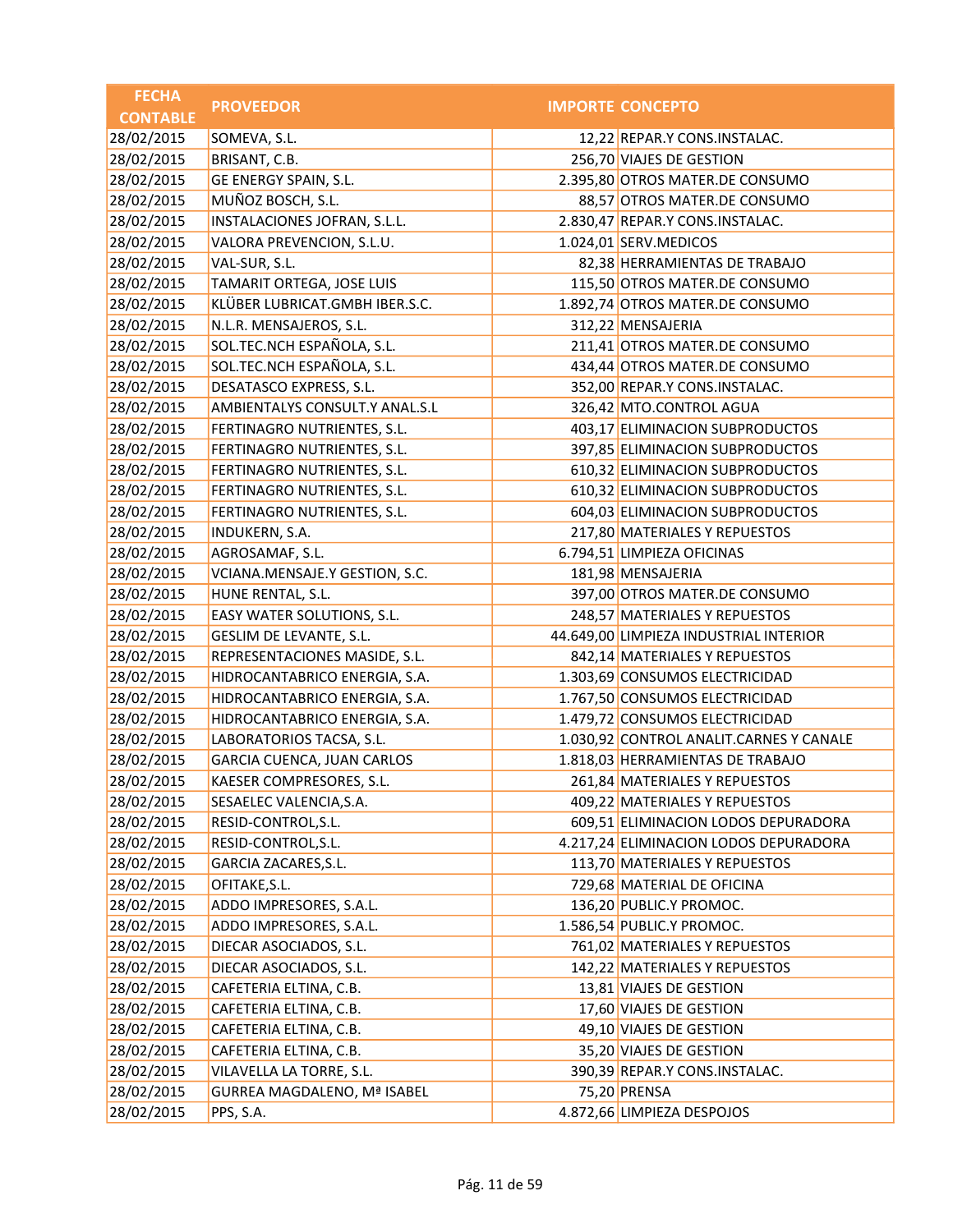| FECHA CONTABLE | PROVEEDOR | IMPORTE | CONCEPTO |
|---|---|---|---|
| 28/02/2015 | SOMEVA, S.L. | 12,22 | REPAR.Y CONS.INSTALAC. |
| 28/02/2015 | BRISANT, C.B. | 256,70 | VIAJES DE GESTION |
| 28/02/2015 | GE ENERGY SPAIN, S.L. | 2.395,80 | OTROS MATER.DE CONSUMO |
| 28/02/2015 | MUÑOZ BOSCH, S.L. | 88,57 | OTROS MATER.DE CONSUMO |
| 28/02/2015 | INSTALACIONES JOFRAN, S.L.L. | 2.830,47 | REPAR.Y CONS.INSTALAC. |
| 28/02/2015 | VALORA PREVENCION, S.L.U. | 1.024,01 | SERV.MEDICOS |
| 28/02/2015 | VAL-SUR, S.L. | 82,38 | HERRAMIENTAS DE TRABAJO |
| 28/02/2015 | TAMARIT ORTEGA, JOSE LUIS | 115,50 | OTROS MATER.DE CONSUMO |
| 28/02/2015 | KLÜBER LUBRICAT.GMBH IBER.S.C. | 1.892,74 | OTROS MATER.DE CONSUMO |
| 28/02/2015 | N.L.R. MENSAJEROS, S.L. | 312,22 | MENSAJERIA |
| 28/02/2015 | SOL.TEC.NCH ESPAÑOLA, S.L. | 211,41 | OTROS MATER.DE CONSUMO |
| 28/02/2015 | SOL.TEC.NCH ESPAÑOLA, S.L. | 434,44 | OTROS MATER.DE CONSUMO |
| 28/02/2015 | DESATASCO EXPRESS, S.L. | 352,00 | REPAR.Y CONS.INSTALAC. |
| 28/02/2015 | AMBIENTALYS CONSULT.Y ANAL.S.L | 326,42 | MTO.CONTROL AGUA |
| 28/02/2015 | FERTINAGRO NUTRIENTES, S.L. | 403,17 | ELIMINACION SUBPRODUCTOS |
| 28/02/2015 | FERTINAGRO NUTRIENTES, S.L. | 397,85 | ELIMINACION SUBPRODUCTOS |
| 28/02/2015 | FERTINAGRO NUTRIENTES, S.L. | 610,32 | ELIMINACION SUBPRODUCTOS |
| 28/02/2015 | FERTINAGRO NUTRIENTES, S.L. | 610,32 | ELIMINACION SUBPRODUCTOS |
| 28/02/2015 | FERTINAGRO NUTRIENTES, S.L. | 604,03 | ELIMINACION SUBPRODUCTOS |
| 28/02/2015 | INDUKERN, S.A. | 217,80 | MATERIALES Y REPUESTOS |
| 28/02/2015 | AGROSAMAF, S.L. | 6.794,51 | LIMPIEZA OFICINAS |
| 28/02/2015 | VCIANA.MENSAJE.Y GESTION, S.C. | 181,98 | MENSAJERIA |
| 28/02/2015 | HUNE RENTAL, S.L. | 397,00 | OTROS MATER.DE CONSUMO |
| 28/02/2015 | EASY WATER SOLUTIONS, S.L. | 248,57 | MATERIALES Y REPUESTOS |
| 28/02/2015 | GESLIM DE LEVANTE, S.L. | 44.649,00 | LIMPIEZA INDUSTRIAL INTERIOR |
| 28/02/2015 | REPRESENTACIONES MASIDE, S.L. | 842,14 | MATERIALES Y REPUESTOS |
| 28/02/2015 | HIDROCANTABRICO ENERGIA, S.A. | 1.303,69 | CONSUMOS ELECTRICIDAD |
| 28/02/2015 | HIDROCANTABRICO ENERGIA, S.A. | 1.767,50 | CONSUMOS ELECTRICIDAD |
| 28/02/2015 | HIDROCANTABRICO ENERGIA, S.A. | 1.479,72 | CONSUMOS ELECTRICIDAD |
| 28/02/2015 | LABORATORIOS TACSA, S.L. | 1.030,92 | CONTROL ANALIT.CARNES Y CANALE |
| 28/02/2015 | GARCIA CUENCA, JUAN CARLOS | 1.818,03 | HERRAMIENTAS DE TRABAJO |
| 28/02/2015 | KAESER COMPRESORES, S.L. | 261,84 | MATERIALES Y REPUESTOS |
| 28/02/2015 | SESAELEC VALENCIA,S.A. | 409,22 | MATERIALES Y REPUESTOS |
| 28/02/2015 | RESID-CONTROL,S.L. | 609,51 | ELIMINACION LODOS DEPURADORA |
| 28/02/2015 | RESID-CONTROL,S.L. | 4.217,24 | ELIMINACION LODOS DEPURADORA |
| 28/02/2015 | GARCIA ZACARES,S.L. | 113,70 | MATERIALES Y REPUESTOS |
| 28/02/2015 | OFITAKE,S.L. | 729,68 | MATERIAL DE OFICINA |
| 28/02/2015 | ADDO IMPRESORES, S.A.L. | 136,20 | PUBLIC.Y PROMOC. |
| 28/02/2015 | ADDO IMPRESORES, S.A.L. | 1.586,54 | PUBLIC.Y PROMOC. |
| 28/02/2015 | DIECAR ASOCIADOS, S.L. | 761,02 | MATERIALES Y REPUESTOS |
| 28/02/2015 | DIECAR ASOCIADOS, S.L. | 142,22 | MATERIALES Y REPUESTOS |
| 28/02/2015 | CAFETERIA ELTINA, C.B. | 13,81 | VIAJES DE GESTION |
| 28/02/2015 | CAFETERIA ELTINA, C.B. | 17,60 | VIAJES DE GESTION |
| 28/02/2015 | CAFETERIA ELTINA, C.B. | 49,10 | VIAJES DE GESTION |
| 28/02/2015 | CAFETERIA ELTINA, C.B. | 35,20 | VIAJES DE GESTION |
| 28/02/2015 | VILAVELLA LA TORRE, S.L. | 390,39 | REPAR.Y CONS.INSTALAC. |
| 28/02/2015 | GURREA MAGDALENO, Mª ISABEL | 75,20 | PRENSA |
| 28/02/2015 | PPS, S.A. | 4.872,66 | LIMPIEZA DESPOJOS |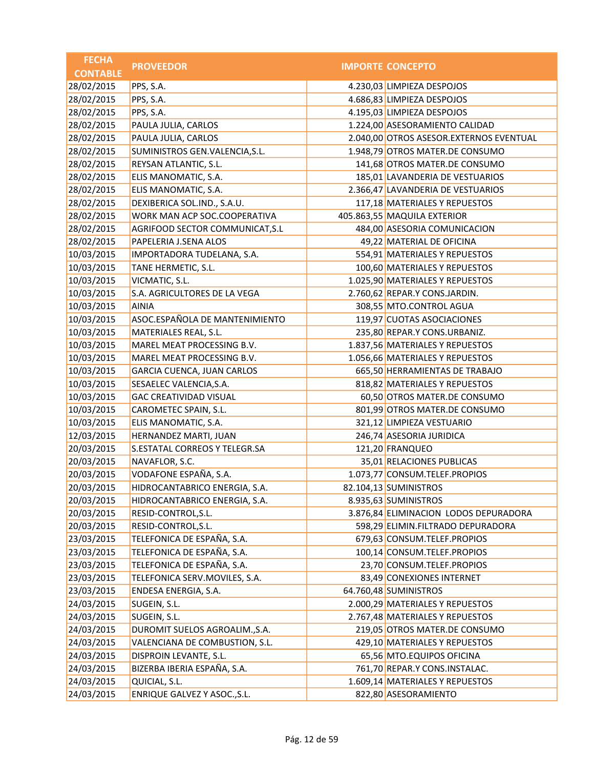| FECHA CONTABLE | PROVEEDOR | IMPORTE | CONCEPTO |
|---|---|---|---|
| 28/02/2015 | PPS, S.A. | 4.230,03 | LIMPIEZA DESPOJOS |
| 28/02/2015 | PPS, S.A. | 4.686,83 | LIMPIEZA DESPOJOS |
| 28/02/2015 | PPS, S.A. | 4.195,03 | LIMPIEZA DESPOJOS |
| 28/02/2015 | PAULA JULIA, CARLOS | 1.224,00 | ASESORAMIENTO CALIDAD |
| 28/02/2015 | PAULA JULIA, CARLOS | 2.040,00 | OTROS ASESOR.EXTERNOS EVENTUAL |
| 28/02/2015 | SUMINISTROS GEN.VALENCIA,S.L. | 1.948,79 | OTROS MATER.DE CONSUMO |
| 28/02/2015 | REYSAN ATLANTIC, S.L. | 141,68 | OTROS MATER.DE CONSUMO |
| 28/02/2015 | ELIS MANOMATIC, S.A. | 185,01 | LAVANDERIA DE VESTUARIOS |
| 28/02/2015 | ELIS MANOMATIC, S.A. | 2.366,47 | LAVANDERIA DE VESTUARIOS |
| 28/02/2015 | DEXIBERICA SOL.IND., S.A.U. | 117,18 | MATERIALES Y REPUESTOS |
| 28/02/2015 | WORK MAN ACP SOC.COOPERATIVA | 405.863,55 | MAQUILA EXTERIOR |
| 28/02/2015 | AGRIFOOD SECTOR COMMUNICAT,S.L | 484,00 | ASESORIA COMUNICACION |
| 28/02/2015 | PAPELERIA J.SENA ALOS | 49,22 | MATERIAL DE OFICINA |
| 10/03/2015 | IMPORTADORA TUDELANA, S.A. | 554,91 | MATERIALES Y REPUESTOS |
| 10/03/2015 | TANE HERMETIC, S.L. | 100,60 | MATERIALES Y REPUESTOS |
| 10/03/2015 | VICMATIC, S.L. | 1.025,90 | MATERIALES Y REPUESTOS |
| 10/03/2015 | S.A. AGRICULTORES DE LA VEGA | 2.760,62 | REPAR.Y CONS.JARDIN. |
| 10/03/2015 | AINIA | 308,55 | MTO.CONTROL AGUA |
| 10/03/2015 | ASOC.ESPAÑOLA DE MANTENIMIENTO | 119,97 | CUOTAS ASOCIACIONES |
| 10/03/2015 | MATERIALES REAL, S.L. | 235,80 | REPAR.Y CONS.URBANIZ. |
| 10/03/2015 | MAREL MEAT PROCESSING B.V. | 1.837,56 | MATERIALES Y REPUESTOS |
| 10/03/2015 | MAREL MEAT PROCESSING B.V. | 1.056,66 | MATERIALES Y REPUESTOS |
| 10/03/2015 | GARCIA CUENCA, JUAN CARLOS | 665,50 | HERRAMIENTAS DE TRABAJO |
| 10/03/2015 | SESAELEC VALENCIA,S.A. | 818,82 | MATERIALES Y REPUESTOS |
| 10/03/2015 | GAC CREATIVIDAD VISUAL | 60,50 | OTROS MATER.DE CONSUMO |
| 10/03/2015 | CAROMETEC SPAIN, S.L. | 801,99 | OTROS MATER.DE CONSUMO |
| 10/03/2015 | ELIS MANOMATIC, S.A. | 321,12 | LIMPIEZA VESTUARIO |
| 12/03/2015 | HERNANDEZ MARTI, JUAN | 246,74 | ASESORIA JURIDICA |
| 20/03/2015 | S.ESTATAL CORREOS Y TELEGR.SA | 121,20 | FRANQUEO |
| 20/03/2015 | NAVAFLOR, S.C. | 35,01 | RELACIONES PUBLICAS |
| 20/03/2015 | VODAFONE ESPAÑA, S.A. | 1.073,77 | CONSUM.TELEF.PROPIOS |
| 20/03/2015 | HIDROCANTABRICO ENERGIA, S.A. | 82.104,13 | SUMINISTROS |
| 20/03/2015 | HIDROCANTABRICO ENERGIA, S.A. | 8.935,63 | SUMINISTROS |
| 20/03/2015 | RESID-CONTROL,S.L. | 3.876,84 | ELIMINACION LODOS DEPURADORA |
| 20/03/2015 | RESID-CONTROL,S.L. | 598,29 | ELIMIN.FILTRADO DEPURADORA |
| 23/03/2015 | TELEFONICA DE ESPAÑA, S.A. | 679,63 | CONSUM.TELEF.PROPIOS |
| 23/03/2015 | TELEFONICA DE ESPAÑA, S.A. | 100,14 | CONSUM.TELEF.PROPIOS |
| 23/03/2015 | TELEFONICA DE ESPAÑA, S.A. | 23,70 | CONSUM.TELEF.PROPIOS |
| 23/03/2015 | TELEFONICA SERV.MOVILES, S.A. | 83,49 | CONEXIONES INTERNET |
| 23/03/2015 | ENDESA ENERGIA, S.A. | 64.760,48 | SUMINISTROS |
| 24/03/2015 | SUGEIN, S.L. | 2.000,29 | MATERIALES Y REPUESTOS |
| 24/03/2015 | SUGEIN, S.L. | 2.767,48 | MATERIALES Y REPUESTOS |
| 24/03/2015 | DUROMIT SUELOS AGROALIM.,S.A. | 219,05 | OTROS MATER.DE CONSUMO |
| 24/03/2015 | VALENCIANA DE COMBUSTION, S.L. | 429,10 | MATERIALES Y REPUESTOS |
| 24/03/2015 | DISPROIN LEVANTE, S.L. | 65,56 | MTO.EQUIPOS OFICINA |
| 24/03/2015 | BIZERBA IBERIA ESPAÑA, S.A. | 761,70 | REPAR.Y CONS.INSTALAC. |
| 24/03/2015 | QUICIAL, S.L. | 1.609,14 | MATERIALES Y REPUESTOS |
| 24/03/2015 | ENRIQUE GALVEZ Y ASOC.,S.L. | 822,80 | ASESORAMIENTO |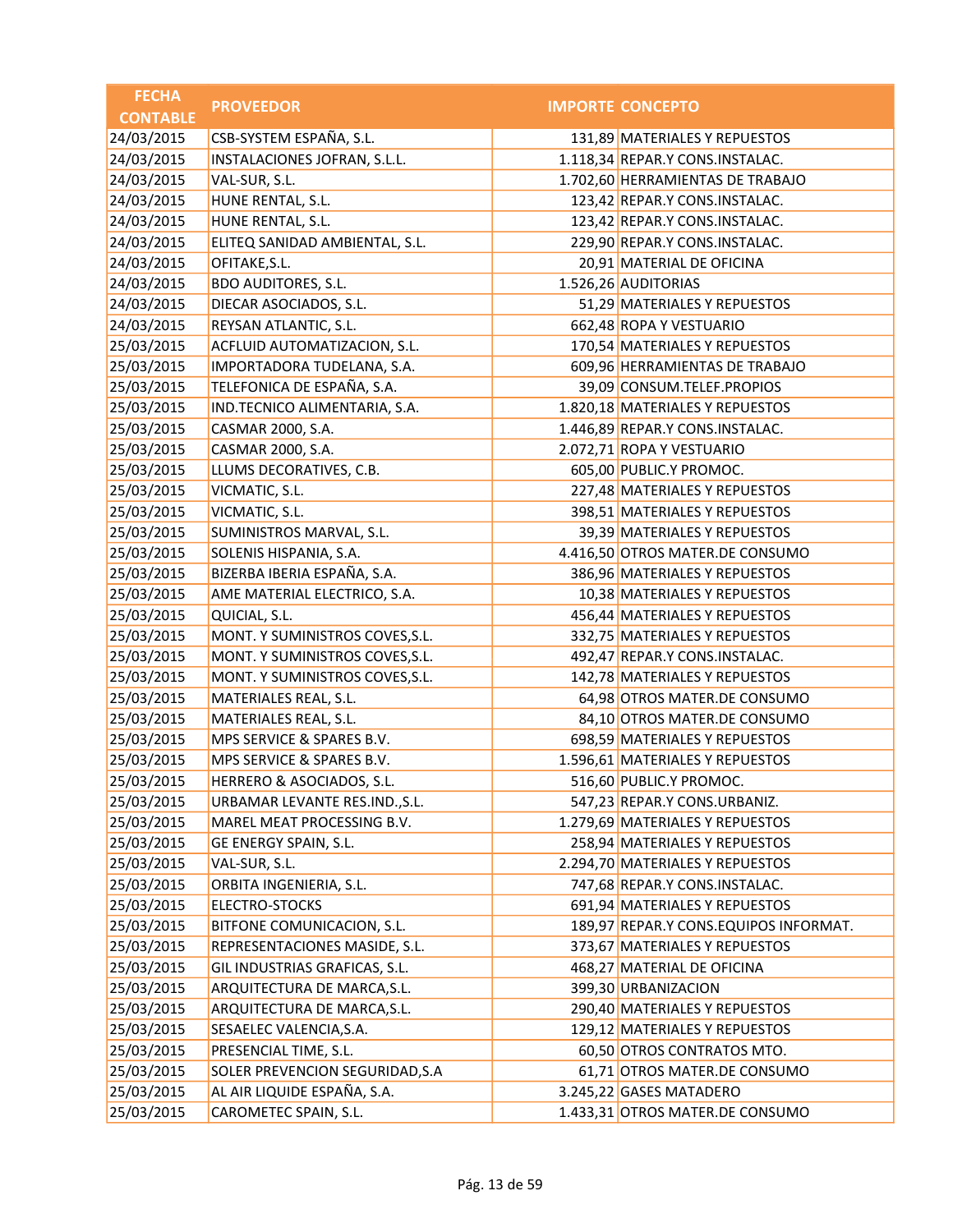| FECHA CONTABLE | PROVEEDOR | IMPORTE | CONCEPTO |
|---|---|---|---|
| 24/03/2015 | CSB-SYSTEM ESPAÑA, S.L. | 131,89 | MATERIALES Y REPUESTOS |
| 24/03/2015 | INSTALACIONES JOFRAN, S.L.L. | 1.118,34 | REPAR.Y CONS.INSTALAC. |
| 24/03/2015 | VAL-SUR, S.L. | 1.702,60 | HERRAMIENTAS DE TRABAJO |
| 24/03/2015 | HUNE RENTAL, S.L. | 123,42 | REPAR.Y CONS.INSTALAC. |
| 24/03/2015 | HUNE RENTAL, S.L. | 123,42 | REPAR.Y CONS.INSTALAC. |
| 24/03/2015 | ELITEQ SANIDAD AMBIENTAL, S.L. | 229,90 | REPAR.Y CONS.INSTALAC. |
| 24/03/2015 | OFITAKE,S.L. | 20,91 | MATERIAL DE OFICINA |
| 24/03/2015 | BDO AUDITORES, S.L. | 1.526,26 | AUDITORIAS |
| 24/03/2015 | DIECAR ASOCIADOS, S.L. | 51,29 | MATERIALES Y REPUESTOS |
| 24/03/2015 | REYSAN ATLANTIC, S.L. | 662,48 | ROPA Y VESTUARIO |
| 25/03/2015 | ACFLUID AUTOMATIZACION, S.L. | 170,54 | MATERIALES Y REPUESTOS |
| 25/03/2015 | IMPORTADORA TUDELANA, S.A. | 609,96 | HERRAMIENTAS DE TRABAJO |
| 25/03/2015 | TELEFONICA DE ESPAÑA, S.A. | 39,09 | CONSUM.TELEF.PROPIOS |
| 25/03/2015 | IND.TECNICO ALIMENTARIA, S.A. | 1.820,18 | MATERIALES Y REPUESTOS |
| 25/03/2015 | CASMAR 2000, S.A. | 1.446,89 | REPAR.Y CONS.INSTALAC. |
| 25/03/2015 | CASMAR 2000, S.A. | 2.072,71 | ROPA Y VESTUARIO |
| 25/03/2015 | LLUMS DECORATIVES, C.B. | 605,00 | PUBLIC.Y PROMOC. |
| 25/03/2015 | VICMATIC, S.L. | 227,48 | MATERIALES Y REPUESTOS |
| 25/03/2015 | VICMATIC, S.L. | 398,51 | MATERIALES Y REPUESTOS |
| 25/03/2015 | SUMINISTROS MARVAL, S.L. | 39,39 | MATERIALES Y REPUESTOS |
| 25/03/2015 | SOLENIS HISPANIA, S.A. | 4.416,50 | OTROS MATER.DE CONSUMO |
| 25/03/2015 | BIZERBA IBERIA ESPAÑA, S.A. | 386,96 | MATERIALES Y REPUESTOS |
| 25/03/2015 | AME MATERIAL ELECTRICO, S.A. | 10,38 | MATERIALES Y REPUESTOS |
| 25/03/2015 | QUICIAL, S.L. | 456,44 | MATERIALES Y REPUESTOS |
| 25/03/2015 | MONT. Y SUMINISTROS COVES,S.L. | 332,75 | MATERIALES Y REPUESTOS |
| 25/03/2015 | MONT. Y SUMINISTROS COVES,S.L. | 492,47 | REPAR.Y CONS.INSTALAC. |
| 25/03/2015 | MONT. Y SUMINISTROS COVES,S.L. | 142,78 | MATERIALES Y REPUESTOS |
| 25/03/2015 | MATERIALES REAL, S.L. | 64,98 | OTROS MATER.DE CONSUMO |
| 25/03/2015 | MATERIALES REAL, S.L. | 84,10 | OTROS MATER.DE CONSUMO |
| 25/03/2015 | MPS SERVICE & SPARES B.V. | 698,59 | MATERIALES Y REPUESTOS |
| 25/03/2015 | MPS SERVICE & SPARES B.V. | 1.596,61 | MATERIALES Y REPUESTOS |
| 25/03/2015 | HERRERO & ASOCIADOS, S.L. | 516,60 | PUBLIC.Y PROMOC. |
| 25/03/2015 | URBAMAR LEVANTE RES.IND.,S.L. | 547,23 | REPAR.Y CONS.URBANIZ. |
| 25/03/2015 | MAREL MEAT PROCESSING B.V. | 1.279,69 | MATERIALES Y REPUESTOS |
| 25/03/2015 | GE ENERGY SPAIN, S.L. | 258,94 | MATERIALES Y REPUESTOS |
| 25/03/2015 | VAL-SUR, S.L. | 2.294,70 | MATERIALES Y REPUESTOS |
| 25/03/2015 | ORBITA INGENIERIA, S.L. | 747,68 | REPAR.Y CONS.INSTALAC. |
| 25/03/2015 | ELECTRO-STOCKS | 691,94 | MATERIALES Y REPUESTOS |
| 25/03/2015 | BITFONE COMUNICACION, S.L. | 189,97 | REPAR.Y CONS.EQUIPOS INFORMAT. |
| 25/03/2015 | REPRESENTACIONES MASIDE, S.L. | 373,67 | MATERIALES Y REPUESTOS |
| 25/03/2015 | GIL INDUSTRIAS GRAFICAS, S.L. | 468,27 | MATERIAL DE OFICINA |
| 25/03/2015 | ARQUITECTURA DE MARCA,S.L. | 399,30 | URBANIZACION |
| 25/03/2015 | ARQUITECTURA DE MARCA,S.L. | 290,40 | MATERIALES Y REPUESTOS |
| 25/03/2015 | SESAELEC VALENCIA,S.A. | 129,12 | MATERIALES Y REPUESTOS |
| 25/03/2015 | PRESENCIAL TIME, S.L. | 60,50 | OTROS CONTRATOS MTO. |
| 25/03/2015 | SOLER PREVENCION SEGURIDAD,S.A | 61,71 | OTROS MATER.DE CONSUMO |
| 25/03/2015 | AL AIR LIQUIDE ESPAÑA, S.A. | 3.245,22 | GASES MATADERO |
| 25/03/2015 | CAROMETEC SPAIN, S.L. | 1.433,31 | OTROS MATER.DE CONSUMO |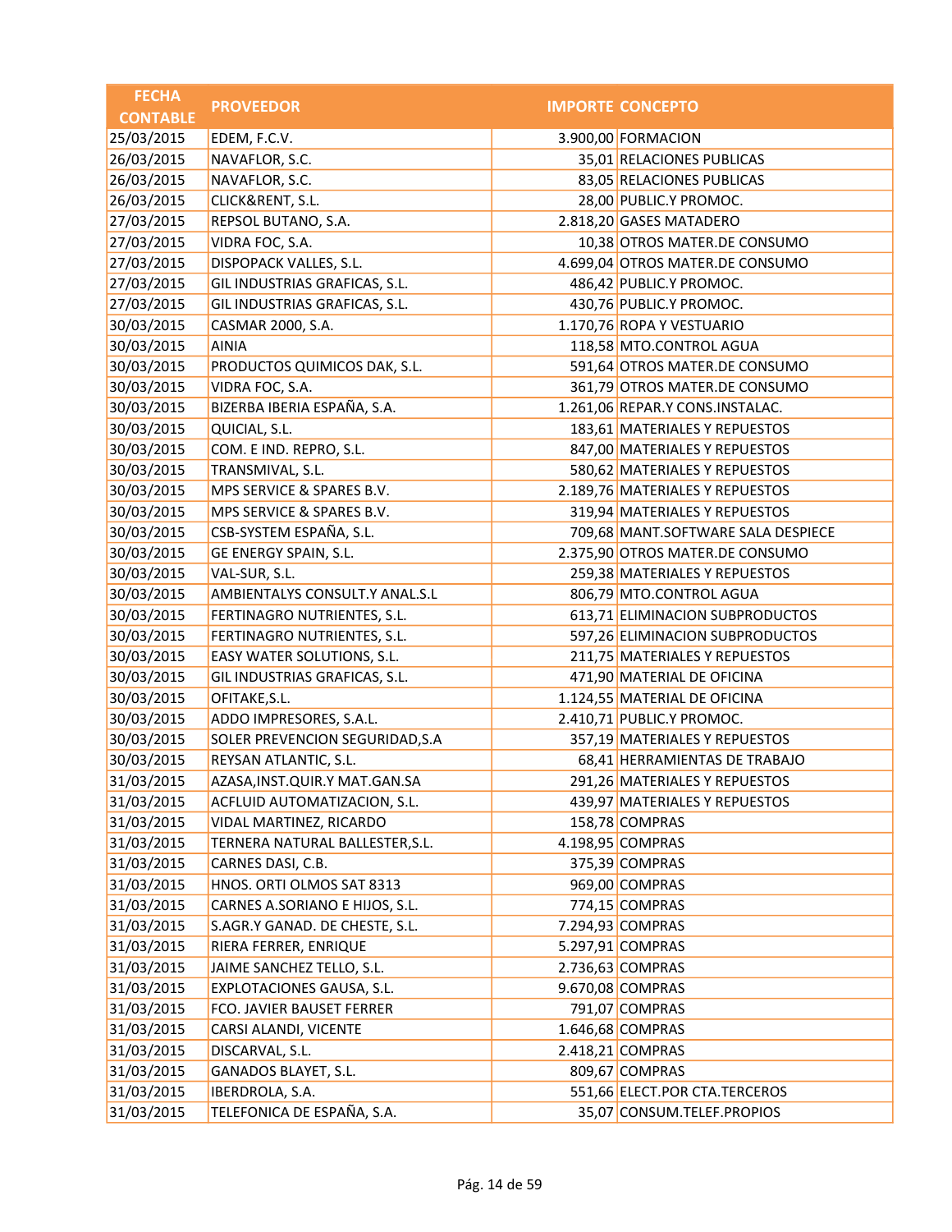| FECHA CONTABLE | PROVEEDOR | IMPORTE | CONCEPTO |
|---|---|---|---|
| 25/03/2015 | EDEM, F.C.V. | 3.900,00 | FORMACION |
| 26/03/2015 | NAVAFLOR, S.C. | 35,01 | RELACIONES PUBLICAS |
| 26/03/2015 | NAVAFLOR, S.C. | 83,05 | RELACIONES PUBLICAS |
| 26/03/2015 | CLICK&RENT, S.L. | 28,00 | PUBLIC.Y PROMOC. |
| 27/03/2015 | REPSOL BUTANO, S.A. | 2.818,20 | GASES MATADERO |
| 27/03/2015 | VIDRA FOC, S.A. | 10,38 | OTROS MATER.DE CONSUMO |
| 27/03/2015 | DISPOPACK VALLES, S.L. | 4.699,04 | OTROS MATER.DE CONSUMO |
| 27/03/2015 | GIL INDUSTRIAS GRAFICAS, S.L. | 486,42 | PUBLIC.Y PROMOC. |
| 27/03/2015 | GIL INDUSTRIAS GRAFICAS, S.L. | 430,76 | PUBLIC.Y PROMOC. |
| 30/03/2015 | CASMAR 2000, S.A. | 1.170,76 | ROPA Y VESTUARIO |
| 30/03/2015 | AINIA | 118,58 | MTO.CONTROL AGUA |
| 30/03/2015 | PRODUCTOS QUIMICOS DAK, S.L. | 591,64 | OTROS MATER.DE CONSUMO |
| 30/03/2015 | VIDRA FOC, S.A. | 361,79 | OTROS MATER.DE CONSUMO |
| 30/03/2015 | BIZERBA IBERIA ESPAÑA, S.A. | 1.261,06 | REPAR.Y CONS.INSTALAC. |
| 30/03/2015 | QUICIAL, S.L. | 183,61 | MATERIALES Y REPUESTOS |
| 30/03/2015 | COM. E IND. REPRO, S.L. | 847,00 | MATERIALES Y REPUESTOS |
| 30/03/2015 | TRANSMIVAL, S.L. | 580,62 | MATERIALES Y REPUESTOS |
| 30/03/2015 | MPS SERVICE & SPARES B.V. | 2.189,76 | MATERIALES Y REPUESTOS |
| 30/03/2015 | MPS SERVICE & SPARES B.V. | 319,94 | MATERIALES Y REPUESTOS |
| 30/03/2015 | CSB-SYSTEM ESPAÑA, S.L. | 709,68 | MANT.SOFTWARE SALA DESPIECE |
| 30/03/2015 | GE ENERGY SPAIN, S.L. | 2.375,90 | OTROS MATER.DE CONSUMO |
| 30/03/2015 | VAL-SUR, S.L. | 259,38 | MATERIALES Y REPUESTOS |
| 30/03/2015 | AMBIENTALYS CONSULT.Y ANAL.S.L | 806,79 | MTO.CONTROL AGUA |
| 30/03/2015 | FERTINAGRO NUTRIENTES, S.L. | 613,71 | ELIMINACION SUBPRODUCTOS |
| 30/03/2015 | FERTINAGRO NUTRIENTES, S.L. | 597,26 | ELIMINACION SUBPRODUCTOS |
| 30/03/2015 | EASY WATER SOLUTIONS, S.L. | 211,75 | MATERIALES Y REPUESTOS |
| 30/03/2015 | GIL INDUSTRIAS GRAFICAS, S.L. | 471,90 | MATERIAL DE OFICINA |
| 30/03/2015 | OFITAKE,S.L. | 1.124,55 | MATERIAL DE OFICINA |
| 30/03/2015 | ADDO IMPRESORES, S.A.L. | 2.410,71 | PUBLIC.Y PROMOC. |
| 30/03/2015 | SOLER PREVENCION SEGURIDAD,S.A | 357,19 | MATERIALES Y REPUESTOS |
| 30/03/2015 | REYSAN ATLANTIC, S.L. | 68,41 | HERRAMIENTAS DE TRABAJO |
| 31/03/2015 | AZASA,INST.QUIR.Y MAT.GAN.SA | 291,26 | MATERIALES Y REPUESTOS |
| 31/03/2015 | ACFLUID AUTOMATIZACION, S.L. | 439,97 | MATERIALES Y REPUESTOS |
| 31/03/2015 | VIDAL MARTINEZ, RICARDO | 158,78 | COMPRAS |
| 31/03/2015 | TERNERA NATURAL BALLESTER,S.L. | 4.198,95 | COMPRAS |
| 31/03/2015 | CARNES DASI, C.B. | 375,39 | COMPRAS |
| 31/03/2015 | HNOS. ORTI OLMOS SAT 8313 | 969,00 | COMPRAS |
| 31/03/2015 | CARNES A.SORIANO E HIJOS, S.L. | 774,15 | COMPRAS |
| 31/03/2015 | S.AGR.Y GANAD. DE CHESTE, S.L. | 7.294,93 | COMPRAS |
| 31/03/2015 | RIERA FERRER, ENRIQUE | 5.297,91 | COMPRAS |
| 31/03/2015 | JAIME SANCHEZ TELLO, S.L. | 2.736,63 | COMPRAS |
| 31/03/2015 | EXPLOTACIONES GAUSA, S.L. | 9.670,08 | COMPRAS |
| 31/03/2015 | FCO. JAVIER BAUSET FERRER | 791,07 | COMPRAS |
| 31/03/2015 | CARSI ALANDI, VICENTE | 1.646,68 | COMPRAS |
| 31/03/2015 | DISCARVAL, S.L. | 2.418,21 | COMPRAS |
| 31/03/2015 | GANADOS BLAYET, S.L. | 809,67 | COMPRAS |
| 31/03/2015 | IBERDROLA, S.A. | 551,66 | ELECT.POR CTA.TERCEROS |
| 31/03/2015 | TELEFONICA DE ESPAÑA, S.A. | 35,07 | CONSUM.TELEF.PROPIOS |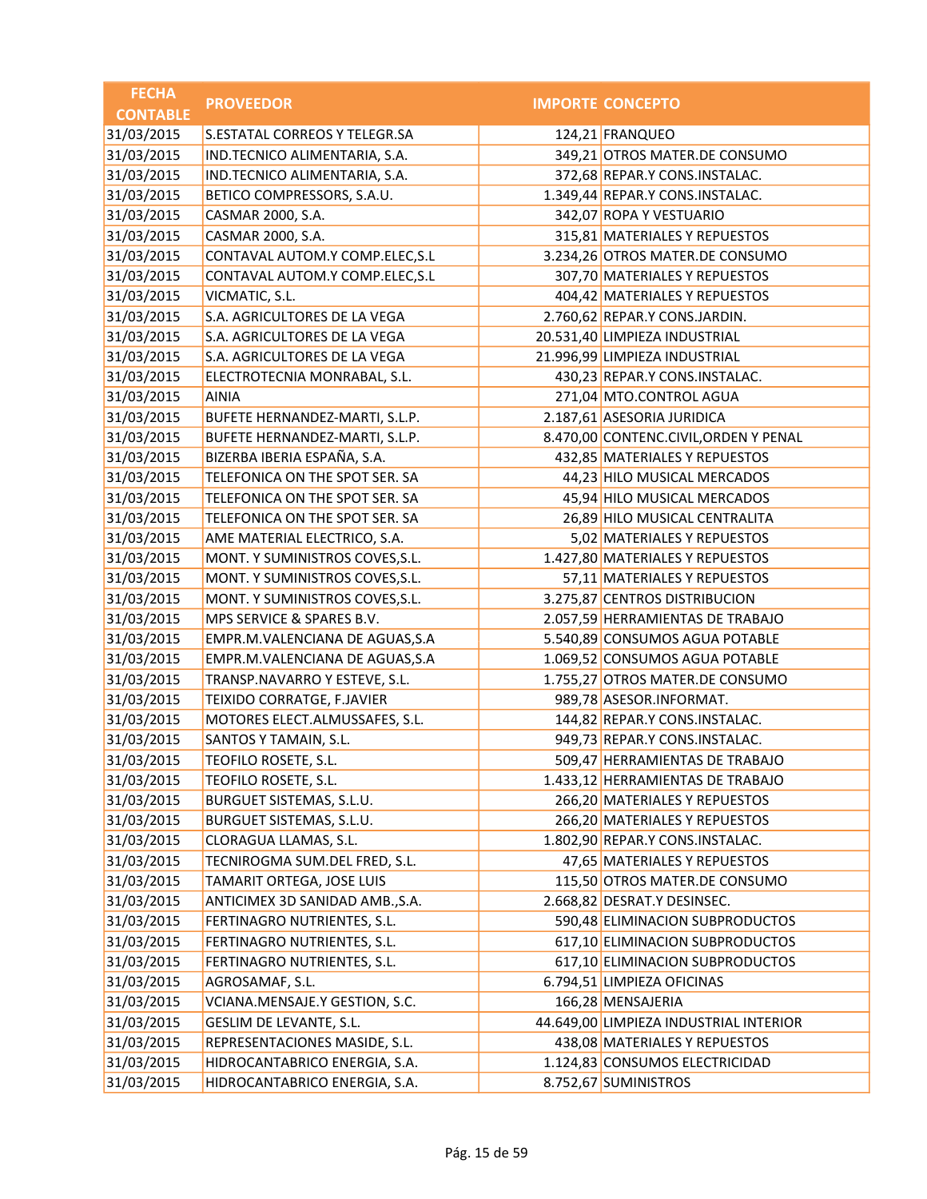| FECHA CONTABLE | PROVEEDOR | IMPORTE | CONCEPTO |
|---|---|---|---|
| 31/03/2015 | S.ESTATAL CORREOS Y TELEGR.SA | 124,21 | FRANQUEO |
| 31/03/2015 | IND.TECNICO ALIMENTARIA, S.A. | 349,21 | OTROS MATER.DE CONSUMO |
| 31/03/2015 | IND.TECNICO ALIMENTARIA, S.A. | 372,68 | REPAR.Y CONS.INSTALAC. |
| 31/03/2015 | BETICO COMPRESSORS, S.A.U. | 1.349,44 | REPAR.Y CONS.INSTALAC. |
| 31/03/2015 | CASMAR 2000, S.A. | 342,07 | ROPA Y VESTUARIO |
| 31/03/2015 | CASMAR 2000, S.A. | 315,81 | MATERIALES Y REPUESTOS |
| 31/03/2015 | CONTAVAL AUTOM.Y COMP.ELEC,S.L | 3.234,26 | OTROS MATER.DE CONSUMO |
| 31/03/2015 | CONTAVAL AUTOM.Y COMP.ELEC,S.L | 307,70 | MATERIALES Y REPUESTOS |
| 31/03/2015 | VICMATIC, S.L. | 404,42 | MATERIALES Y REPUESTOS |
| 31/03/2015 | S.A. AGRICULTORES DE LA VEGA | 2.760,62 | REPAR.Y CONS.JARDIN. |
| 31/03/2015 | S.A. AGRICULTORES DE LA VEGA | 20.531,40 | LIMPIEZA INDUSTRIAL |
| 31/03/2015 | S.A. AGRICULTORES DE LA VEGA | 21.996,99 | LIMPIEZA INDUSTRIAL |
| 31/03/2015 | ELECTROTECNIA MONRABAL, S.L. | 430,23 | REPAR.Y CONS.INSTALAC. |
| 31/03/2015 | AINIA | 271,04 | MTO.CONTROL AGUA |
| 31/03/2015 | BUFETE HERNANDEZ-MARTI, S.L.P. | 2.187,61 | ASESORIA JURIDICA |
| 31/03/2015 | BUFETE HERNANDEZ-MARTI, S.L.P. | 8.470,00 | CONTENC.CIVIL,ORDEN Y PENAL |
| 31/03/2015 | BIZERBA IBERIA ESPAÑA, S.A. | 432,85 | MATERIALES Y REPUESTOS |
| 31/03/2015 | TELEFONICA ON THE SPOT SER. SA | 44,23 | HILO MUSICAL MERCADOS |
| 31/03/2015 | TELEFONICA ON THE SPOT SER. SA | 45,94 | HILO MUSICAL MERCADOS |
| 31/03/2015 | TELEFONICA ON THE SPOT SER. SA | 26,89 | HILO MUSICAL CENTRALITA |
| 31/03/2015 | AME MATERIAL ELECTRICO, S.A. | 5,02 | MATERIALES Y REPUESTOS |
| 31/03/2015 | MONT. Y SUMINISTROS COVES,S.L. | 1.427,80 | MATERIALES Y REPUESTOS |
| 31/03/2015 | MONT. Y SUMINISTROS COVES,S.L. | 57,11 | MATERIALES Y REPUESTOS |
| 31/03/2015 | MONT. Y SUMINISTROS COVES,S.L. | 3.275,87 | CENTROS DISTRIBUCION |
| 31/03/2015 | MPS SERVICE & SPARES B.V. | 2.057,59 | HERRAMIENTAS DE TRABAJO |
| 31/03/2015 | EMPR.M.VALENCIANA DE AGUAS,S.A | 5.540,89 | CONSUMOS AGUA POTABLE |
| 31/03/2015 | EMPR.M.VALENCIANA DE AGUAS,S.A | 1.069,52 | CONSUMOS AGUA POTABLE |
| 31/03/2015 | TRANSP.NAVARRO Y ESTEVE, S.L. | 1.755,27 | OTROS MATER.DE CONSUMO |
| 31/03/2015 | TEIXIDO CORRATGE, F.JAVIER | 989,78 | ASESOR.INFORMAT. |
| 31/03/2015 | MOTORES ELECT.ALMUSSAFES, S.L. | 144,82 | REPAR.Y CONS.INSTALAC. |
| 31/03/2015 | SANTOS Y TAMAIN, S.L. | 949,73 | REPAR.Y CONS.INSTALAC. |
| 31/03/2015 | TEOFILO ROSETE, S.L. | 509,47 | HERRAMIENTAS DE TRABAJO |
| 31/03/2015 | TEOFILO ROSETE, S.L. | 1.433,12 | HERRAMIENTAS DE TRABAJO |
| 31/03/2015 | BURGUET SISTEMAS, S.L.U. | 266,20 | MATERIALES Y REPUESTOS |
| 31/03/2015 | BURGUET SISTEMAS, S.L.U. | 266,20 | MATERIALES Y REPUESTOS |
| 31/03/2015 | CLORAGUA LLAMAS, S.L. | 1.802,90 | REPAR.Y CONS.INSTALAC. |
| 31/03/2015 | TECNIROGMA SUM.DEL FRED, S.L. | 47,65 | MATERIALES Y REPUESTOS |
| 31/03/2015 | TAMARIT ORTEGA, JOSE LUIS | 115,50 | OTROS MATER.DE CONSUMO |
| 31/03/2015 | ANTICIMEX 3D SANIDAD AMB.,S.A. | 2.668,82 | DESRAT.Y DESINSEC. |
| 31/03/2015 | FERTINAGRO NUTRIENTES, S.L. | 590,48 | ELIMINACION SUBPRODUCTOS |
| 31/03/2015 | FERTINAGRO NUTRIENTES, S.L. | 617,10 | ELIMINACION SUBPRODUCTOS |
| 31/03/2015 | FERTINAGRO NUTRIENTES, S.L. | 617,10 | ELIMINACION SUBPRODUCTOS |
| 31/03/2015 | AGROSAMAF, S.L. | 6.794,51 | LIMPIEZA OFICINAS |
| 31/03/2015 | VCIANA.MENSAJE.Y GESTION, S.C. | 166,28 | MENSAJERIA |
| 31/03/2015 | GESLIM DE LEVANTE, S.L. | 44.649,00 | LIMPIEZA INDUSTRIAL INTERIOR |
| 31/03/2015 | REPRESENTACIONES MASIDE, S.L. | 438,08 | MATERIALES Y REPUESTOS |
| 31/03/2015 | HIDROCANTABRICO ENERGIA, S.A. | 1.124,83 | CONSUMOS ELECTRICIDAD |
| 31/03/2015 | HIDROCANTABRICO ENERGIA, S.A. | 8.752,67 | SUMINISTROS |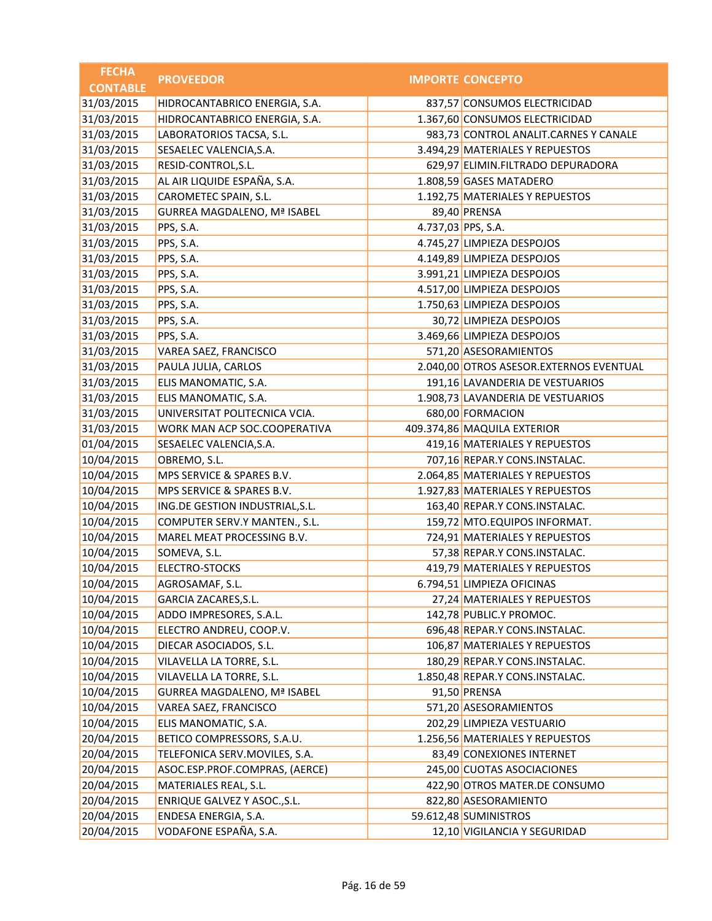| FECHA CONTABLE | PROVEEDOR | IMPORTE | CONCEPTO |
|---|---|---|---|
| 31/03/2015 | HIDROCANTABRICO ENERGIA, S.A. | 837,57 | CONSUMOS ELECTRICIDAD |
| 31/03/2015 | HIDROCANTABRICO ENERGIA, S.A. | 1.367,60 | CONSUMOS ELECTRICIDAD |
| 31/03/2015 | LABORATORIOS TACSA, S.L. | 983,73 | CONTROL ANALIT.CARNES Y CANALE |
| 31/03/2015 | SESAELEC VALENCIA,S.A. | 3.494,29 | MATERIALES Y REPUESTOS |
| 31/03/2015 | RESID-CONTROL,S.L. | 629,97 | ELIMIN.FILTRADO DEPURADORA |
| 31/03/2015 | AL AIR LIQUIDE ESPAÑA, S.A. | 1.808,59 | GASES MATADERO |
| 31/03/2015 | CAROMETEC SPAIN, S.L. | 1.192,75 | MATERIALES Y REPUESTOS |
| 31/03/2015 | GURREA MAGDALENO, Mª ISABEL | 89,40 | PRENSA |
| 31/03/2015 | PPS, S.A. | 4.737,03 | PPS, S.A. |
| 31/03/2015 | PPS, S.A. | 4.745,27 | LIMPIEZA DESPOJOS |
| 31/03/2015 | PPS, S.A. | 4.149,89 | LIMPIEZA DESPOJOS |
| 31/03/2015 | PPS, S.A. | 3.991,21 | LIMPIEZA DESPOJOS |
| 31/03/2015 | PPS, S.A. | 4.517,00 | LIMPIEZA DESPOJOS |
| 31/03/2015 | PPS, S.A. | 1.750,63 | LIMPIEZA DESPOJOS |
| 31/03/2015 | PPS, S.A. | 30,72 | LIMPIEZA DESPOJOS |
| 31/03/2015 | PPS, S.A. | 3.469,66 | LIMPIEZA DESPOJOS |
| 31/03/2015 | VAREA SAEZ, FRANCISCO | 571,20 | ASESORAMIENTOS |
| 31/03/2015 | PAULA JULIA, CARLOS | 2.040,00 | OTROS ASESOR.EXTERNOS EVENTUAL |
| 31/03/2015 | ELIS MANOMATIC, S.A. | 191,16 | LAVANDERIA DE VESTUARIOS |
| 31/03/2015 | ELIS MANOMATIC, S.A. | 1.908,73 | LAVANDERIA DE VESTUARIOS |
| 31/03/2015 | UNIVERSITAT POLITECNICA VCIA. | 680,00 | FORMACION |
| 31/03/2015 | WORK MAN ACP SOC.COOPERATIVA | 409.374,86 | MAQUILA EXTERIOR |
| 01/04/2015 | SESAELEC VALENCIA,S.A. | 419,16 | MATERIALES Y REPUESTOS |
| 10/04/2015 | OBREMO, S.L. | 707,16 | REPAR.Y CONS.INSTALAC. |
| 10/04/2015 | MPS SERVICE & SPARES B.V. | 2.064,85 | MATERIALES Y REPUESTOS |
| 10/04/2015 | MPS SERVICE & SPARES B.V. | 1.927,83 | MATERIALES Y REPUESTOS |
| 10/04/2015 | ING.DE GESTION INDUSTRIAL,S.L. | 163,40 | REPAR.Y CONS.INSTALAC. |
| 10/04/2015 | COMPUTER SERV.Y MANTEN., S.L. | 159,72 | MTO.EQUIPOS INFORMAT. |
| 10/04/2015 | MAREL MEAT PROCESSING B.V. | 724,91 | MATERIALES Y REPUESTOS |
| 10/04/2015 | SOMEVA, S.L. | 57,38 | REPAR.Y CONS.INSTALAC. |
| 10/04/2015 | ELECTRO-STOCKS | 419,79 | MATERIALES Y REPUESTOS |
| 10/04/2015 | AGROSAMAF, S.L. | 6.794,51 | LIMPIEZA OFICINAS |
| 10/04/2015 | GARCIA ZACARES,S.L. | 27,24 | MATERIALES Y REPUESTOS |
| 10/04/2015 | ADDO IMPRESORES, S.A.L. | 142,78 | PUBLIC.Y PROMOC. |
| 10/04/2015 | ELECTRO ANDREU, COOP.V. | 696,48 | REPAR.Y CONS.INSTALAC. |
| 10/04/2015 | DIECAR ASOCIADOS, S.L. | 106,87 | MATERIALES Y REPUESTOS |
| 10/04/2015 | VILAVELLA LA TORRE, S.L. | 180,29 | REPAR.Y CONS.INSTALAC. |
| 10/04/2015 | VILAVELLA LA TORRE, S.L. | 1.850,48 | REPAR.Y CONS.INSTALAC. |
| 10/04/2015 | GURREA MAGDALENO, Mª ISABEL | 91,50 | PRENSA |
| 10/04/2015 | VAREA SAEZ, FRANCISCO | 571,20 | ASESORAMIENTOS |
| 10/04/2015 | ELIS MANOMATIC, S.A. | 202,29 | LIMPIEZA VESTUARIO |
| 20/04/2015 | BETICO COMPRESSORS, S.A.U. | 1.256,56 | MATERIALES Y REPUESTOS |
| 20/04/2015 | TELEFONICA SERV.MOVILES, S.A. | 83,49 | CONEXIONES INTERNET |
| 20/04/2015 | ASOC.ESP.PROF.COMPRAS, (AERCE) | 245,00 | CUOTAS ASOCIACIONES |
| 20/04/2015 | MATERIALES REAL, S.L. | 422,90 | OTROS MATER.DE CONSUMO |
| 20/04/2015 | ENRIQUE GALVEZ Y ASOC.,S.L. | 822,80 | ASESORAMIENTO |
| 20/04/2015 | ENDESA ENERGIA, S.A. | 59.612,48 | SUMINISTROS |
| 20/04/2015 | VODAFONE ESPAÑA, S.A. | 12,10 | VIGILANCIA Y SEGURIDAD |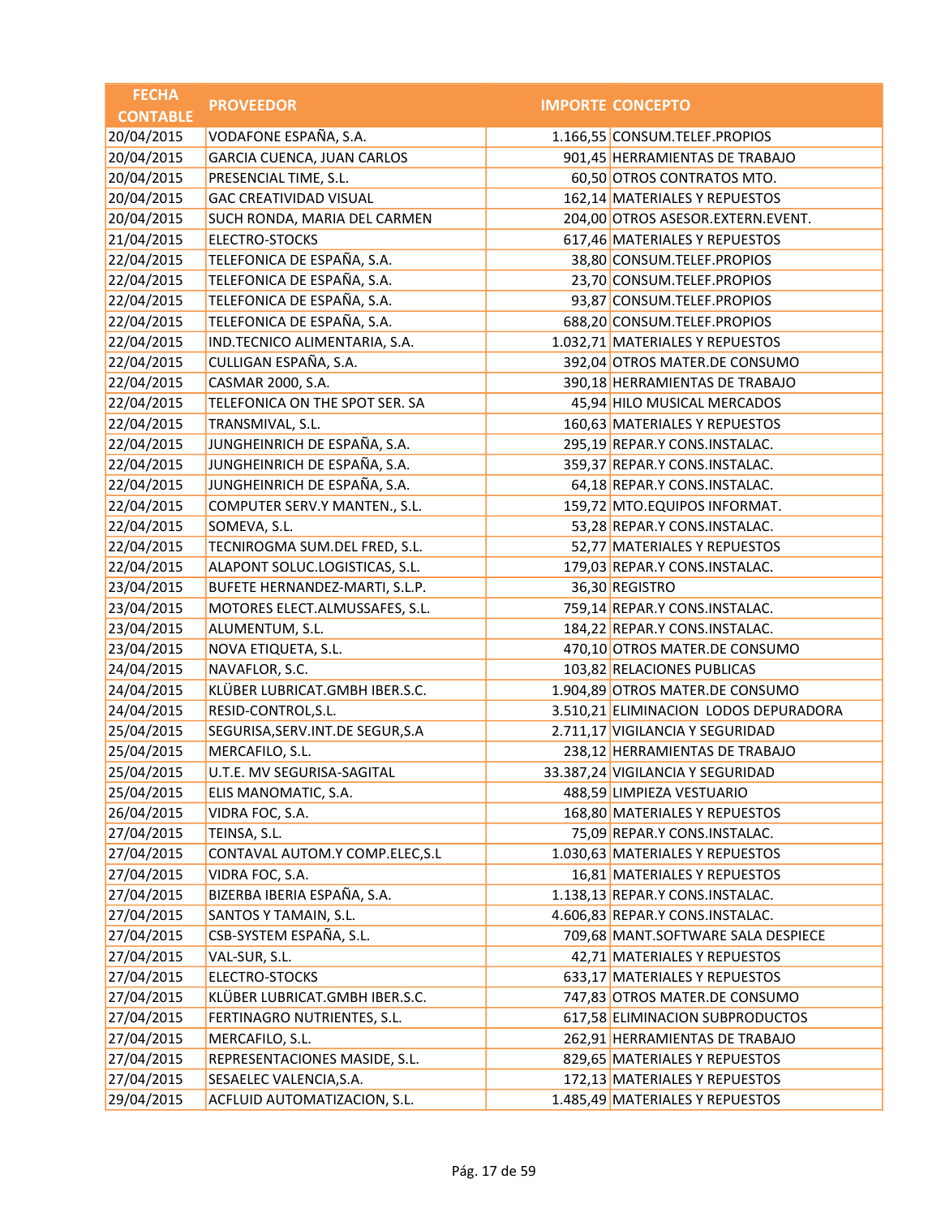| FECHA CONTABLE | PROVEEDOR | IMPORTE | CONCEPTO |
|---|---|---|---|
| 20/04/2015 | VODAFONE ESPAÑA, S.A. | 1.166,55 | CONSUM.TELEF.PROPIOS |
| 20/04/2015 | GARCIA CUENCA, JUAN CARLOS | 901,45 | HERRAMIENTAS DE TRABAJO |
| 20/04/2015 | PRESENCIAL TIME, S.L. | 60,50 | OTROS CONTRATOS MTO. |
| 20/04/2015 | GAC CREATIVIDAD VISUAL | 162,14 | MATERIALES Y REPUESTOS |
| 20/04/2015 | SUCH RONDA, MARIA DEL CARMEN | 204,00 | OTROS ASESOR.EXTERN.EVENT. |
| 21/04/2015 | ELECTRO-STOCKS | 617,46 | MATERIALES Y REPUESTOS |
| 22/04/2015 | TELEFONICA DE ESPAÑA, S.A. | 38,80 | CONSUM.TELEF.PROPIOS |
| 22/04/2015 | TELEFONICA DE ESPAÑA, S.A. | 23,70 | CONSUM.TELEF.PROPIOS |
| 22/04/2015 | TELEFONICA DE ESPAÑA, S.A. | 93,87 | CONSUM.TELEF.PROPIOS |
| 22/04/2015 | TELEFONICA DE ESPAÑA, S.A. | 688,20 | CONSUM.TELEF.PROPIOS |
| 22/04/2015 | IND.TECNICO ALIMENTARIA, S.A. | 1.032,71 | MATERIALES Y REPUESTOS |
| 22/04/2015 | CULLIGAN ESPAÑA, S.A. | 392,04 | OTROS MATER.DE CONSUMO |
| 22/04/2015 | CASMAR 2000, S.A. | 390,18 | HERRAMIENTAS DE TRABAJO |
| 22/04/2015 | TELEFONICA ON THE SPOT SER. SA | 45,94 | HILO MUSICAL MERCADOS |
| 22/04/2015 | TRANSMIVAL, S.L. | 160,63 | MATERIALES Y REPUESTOS |
| 22/04/2015 | JUNGHEINRICH DE ESPAÑA, S.A. | 295,19 | REPAR.Y CONS.INSTALAC. |
| 22/04/2015 | JUNGHEINRICH DE ESPAÑA, S.A. | 359,37 | REPAR.Y CONS.INSTALAC. |
| 22/04/2015 | JUNGHEINRICH DE ESPAÑA, S.A. | 64,18 | REPAR.Y CONS.INSTALAC. |
| 22/04/2015 | COMPUTER SERV.Y MANTEN., S.L. | 159,72 | MTO.EQUIPOS INFORMAT. |
| 22/04/2015 | SOMEVA, S.L. | 53,28 | REPAR.Y CONS.INSTALAC. |
| 22/04/2015 | TECNIROGMA SUM.DEL FRED, S.L. | 52,77 | MATERIALES Y REPUESTOS |
| 22/04/2015 | ALAPONT SOLUC.LOGISTICAS, S.L. | 179,03 | REPAR.Y CONS.INSTALAC. |
| 23/04/2015 | BUFETE HERNANDEZ-MARTI, S.L.P. | 36,30 | REGISTRO |
| 23/04/2015 | MOTORES ELECT.ALMUSSAFES, S.L. | 759,14 | REPAR.Y CONS.INSTALAC. |
| 23/04/2015 | ALUMENTUM, S.L. | 184,22 | REPAR.Y CONS.INSTALAC. |
| 23/04/2015 | NOVA ETIQUETA, S.L. | 470,10 | OTROS MATER.DE CONSUMO |
| 24/04/2015 | NAVAFLOR, S.C. | 103,82 | RELACIONES PUBLICAS |
| 24/04/2015 | KLÜBER LUBRICAT.GMBH IBER.S.C. | 1.904,89 | OTROS MATER.DE CONSUMO |
| 24/04/2015 | RESID-CONTROL,S.L. | 3.510,21 | ELIMINACION LODOS DEPURADORA |
| 25/04/2015 | SEGURISA,SERV.INT.DE SEGUR,S.A | 2.711,17 | VIGILANCIA Y SEGURIDAD |
| 25/04/2015 | MERCAFILO, S.L. | 238,12 | HERRAMIENTAS DE TRABAJO |
| 25/04/2015 | U.T.E. MV SEGURISA-SAGITAL | 33.387,24 | VIGILANCIA Y SEGURIDAD |
| 25/04/2015 | ELIS MANOMATIC, S.A. | 488,59 | LIMPIEZA VESTUARIO |
| 26/04/2015 | VIDRA FOC, S.A. | 168,80 | MATERIALES Y REPUESTOS |
| 27/04/2015 | TEINSA, S.L. | 75,09 | REPAR.Y CONS.INSTALAC. |
| 27/04/2015 | CONTAVAL AUTOM.Y COMP.ELEC,S.L | 1.030,63 | MATERIALES Y REPUESTOS |
| 27/04/2015 | VIDRA FOC, S.A. | 16,81 | MATERIALES Y REPUESTOS |
| 27/04/2015 | BIZERBA IBERIA ESPAÑA, S.A. | 1.138,13 | REPAR.Y CONS.INSTALAC. |
| 27/04/2015 | SANTOS Y TAMAIN, S.L. | 4.606,83 | REPAR.Y CONS.INSTALAC. |
| 27/04/2015 | CSB-SYSTEM ESPAÑA, S.L. | 709,68 | MANT.SOFTWARE SALA DESPIECE |
| 27/04/2015 | VAL-SUR, S.L. | 42,71 | MATERIALES Y REPUESTOS |
| 27/04/2015 | ELECTRO-STOCKS | 633,17 | MATERIALES Y REPUESTOS |
| 27/04/2015 | KLÜBER LUBRICAT.GMBH IBER.S.C. | 747,83 | OTROS MATER.DE CONSUMO |
| 27/04/2015 | FERTINAGRO NUTRIENTES, S.L. | 617,58 | ELIMINACION SUBPRODUCTOS |
| 27/04/2015 | MERCAFILO, S.L. | 262,91 | HERRAMIENTAS DE TRABAJO |
| 27/04/2015 | REPRESENTACIONES MASIDE, S.L. | 829,65 | MATERIALES Y REPUESTOS |
| 27/04/2015 | SESAELEC VALENCIA,S.A. | 172,13 | MATERIALES Y REPUESTOS |
| 29/04/2015 | ACFLUID AUTOMATIZACION, S.L. | 1.485,49 | MATERIALES Y REPUESTOS |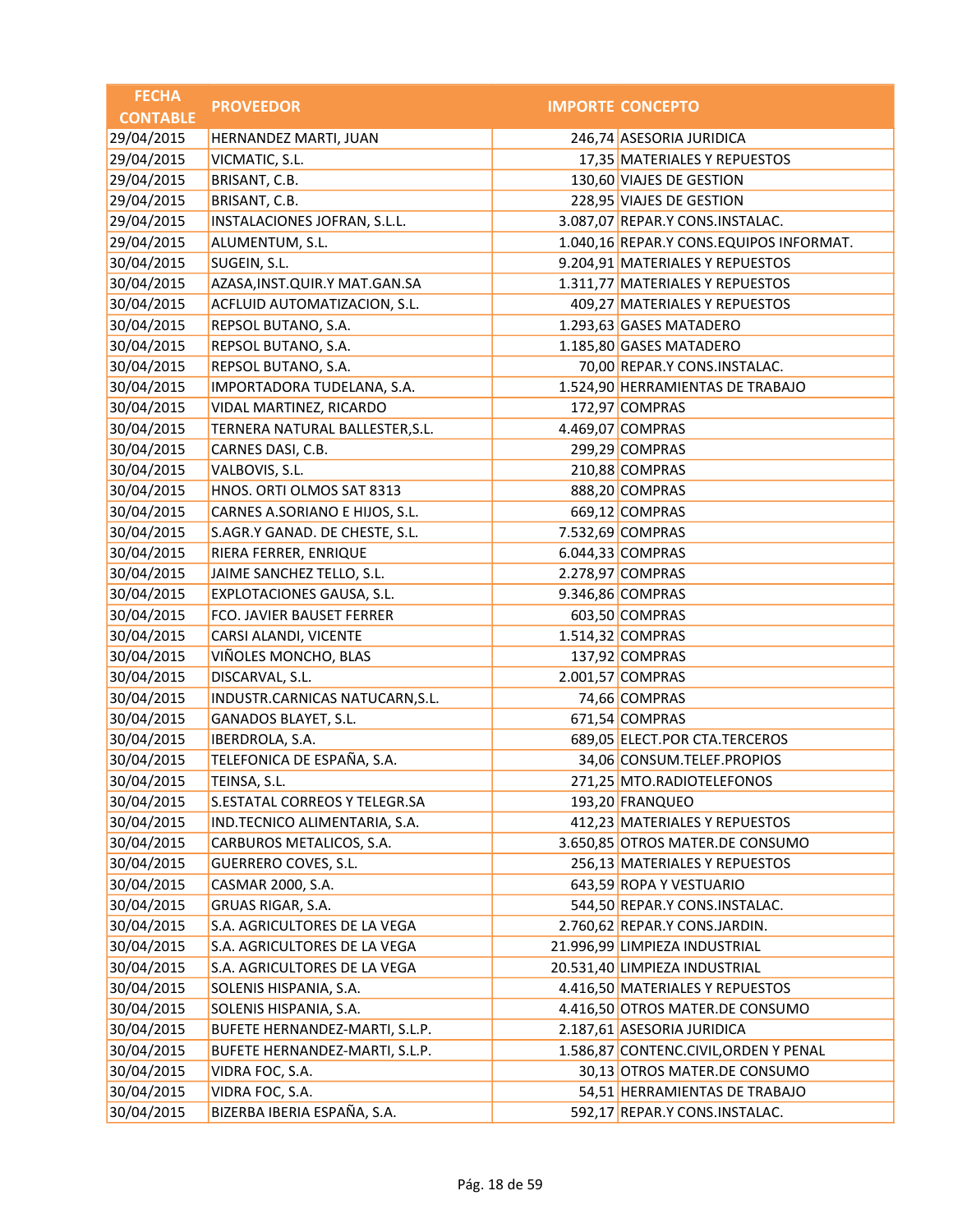| FECHA CONTABLE | PROVEEDOR | IMPORTE | CONCEPTO |
|---|---|---|---|
| 29/04/2015 | HERNANDEZ MARTI, JUAN | 246,74 | ASESORIA JURIDICA |
| 29/04/2015 | VICMATIC, S.L. | 17,35 | MATERIALES Y REPUESTOS |
| 29/04/2015 | BRISANT, C.B. | 130,60 | VIAJES DE GESTION |
| 29/04/2015 | BRISANT, C.B. | 228,95 | VIAJES DE GESTION |
| 29/04/2015 | INSTALACIONES JOFRAN, S.L.L. | 3.087,07 | REPAR.Y CONS.INSTALAC. |
| 29/04/2015 | ALUMENTUM, S.L. | 1.040,16 | REPAR.Y CONS.EQUIPOS INFORMAT. |
| 30/04/2015 | SUGEIN, S.L. | 9.204,91 | MATERIALES Y REPUESTOS |
| 30/04/2015 | AZASA,INST.QUIR.Y MAT.GAN.SA | 1.311,77 | MATERIALES Y REPUESTOS |
| 30/04/2015 | ACFLUID AUTOMATIZACION, S.L. | 409,27 | MATERIALES Y REPUESTOS |
| 30/04/2015 | REPSOL BUTANO, S.A. | 1.293,63 | GASES MATADERO |
| 30/04/2015 | REPSOL BUTANO, S.A. | 1.185,80 | GASES MATADERO |
| 30/04/2015 | REPSOL BUTANO, S.A. | 70,00 | REPAR.Y CONS.INSTALAC. |
| 30/04/2015 | IMPORTADORA TUDELANA, S.A. | 1.524,90 | HERRAMIENTAS DE TRABAJO |
| 30/04/2015 | VIDAL MARTINEZ, RICARDO | 172,97 | COMPRAS |
| 30/04/2015 | TERNERA NATURAL BALLESTER,S.L. | 4.469,07 | COMPRAS |
| 30/04/2015 | CARNES DASI, C.B. | 299,29 | COMPRAS |
| 30/04/2015 | VALBOVIS, S.L. | 210,88 | COMPRAS |
| 30/04/2015 | HNOS. ORTI OLMOS SAT 8313 | 888,20 | COMPRAS |
| 30/04/2015 | CARNES A.SORIANO E HIJOS, S.L. | 669,12 | COMPRAS |
| 30/04/2015 | S.AGR.Y GANAD. DE CHESTE, S.L. | 7.532,69 | COMPRAS |
| 30/04/2015 | RIERA FERRER, ENRIQUE | 6.044,33 | COMPRAS |
| 30/04/2015 | JAIME SANCHEZ TELLO, S.L. | 2.278,97 | COMPRAS |
| 30/04/2015 | EXPLOTACIONES GAUSA, S.L. | 9.346,86 | COMPRAS |
| 30/04/2015 | FCO. JAVIER BAUSET FERRER | 603,50 | COMPRAS |
| 30/04/2015 | CARSI ALANDI, VICENTE | 1.514,32 | COMPRAS |
| 30/04/2015 | VIÑOLES MONCHO, BLAS | 137,92 | COMPRAS |
| 30/04/2015 | DISCARVAL, S.L. | 2.001,57 | COMPRAS |
| 30/04/2015 | INDUSTR.CARNICAS NATUCARN,S.L. | 74,66 | COMPRAS |
| 30/04/2015 | GANADOS BLAYET, S.L. | 671,54 | COMPRAS |
| 30/04/2015 | IBERDROLA, S.A. | 689,05 | ELECT.POR CTA.TERCEROS |
| 30/04/2015 | TELEFONICA DE ESPAÑA, S.A. | 34,06 | CONSUM.TELEF.PROPIOS |
| 30/04/2015 | TEINSA, S.L. | 271,25 | MTO.RADIOTELEFONOS |
| 30/04/2015 | S.ESTATAL CORREOS Y TELEGR.SA | 193,20 | FRANQUEO |
| 30/04/2015 | IND.TECNICO ALIMENTARIA, S.A. | 412,23 | MATERIALES Y REPUESTOS |
| 30/04/2015 | CARBUROS METALICOS, S.A. | 3.650,85 | OTROS MATER.DE CONSUMO |
| 30/04/2015 | GUERRERO COVES, S.L. | 256,13 | MATERIALES Y REPUESTOS |
| 30/04/2015 | CASMAR 2000, S.A. | 643,59 | ROPA Y VESTUARIO |
| 30/04/2015 | GRUAS RIGAR, S.A. | 544,50 | REPAR.Y CONS.INSTALAC. |
| 30/04/2015 | S.A. AGRICULTORES DE LA VEGA | 2.760,62 | REPAR.Y CONS.JARDIN. |
| 30/04/2015 | S.A. AGRICULTORES DE LA VEGA | 21.996,99 | LIMPIEZA INDUSTRIAL |
| 30/04/2015 | S.A. AGRICULTORES DE LA VEGA | 20.531,40 | LIMPIEZA INDUSTRIAL |
| 30/04/2015 | SOLENIS HISPANIA, S.A. | 4.416,50 | MATERIALES Y REPUESTOS |
| 30/04/2015 | SOLENIS HISPANIA, S.A. | 4.416,50 | OTROS MATER.DE CONSUMO |
| 30/04/2015 | BUFETE HERNANDEZ-MARTI, S.L.P. | 2.187,61 | ASESORIA JURIDICA |
| 30/04/2015 | BUFETE HERNANDEZ-MARTI, S.L.P. | 1.586,87 | CONTENC.CIVIL,ORDEN Y PENAL |
| 30/04/2015 | VIDRA FOC, S.A. | 30,13 | OTROS MATER.DE CONSUMO |
| 30/04/2015 | VIDRA FOC, S.A. | 54,51 | HERRAMIENTAS DE TRABAJO |
| 30/04/2015 | BIZERBA IBERIA ESPAÑA, S.A. | 592,17 | REPAR.Y CONS.INSTALAC. |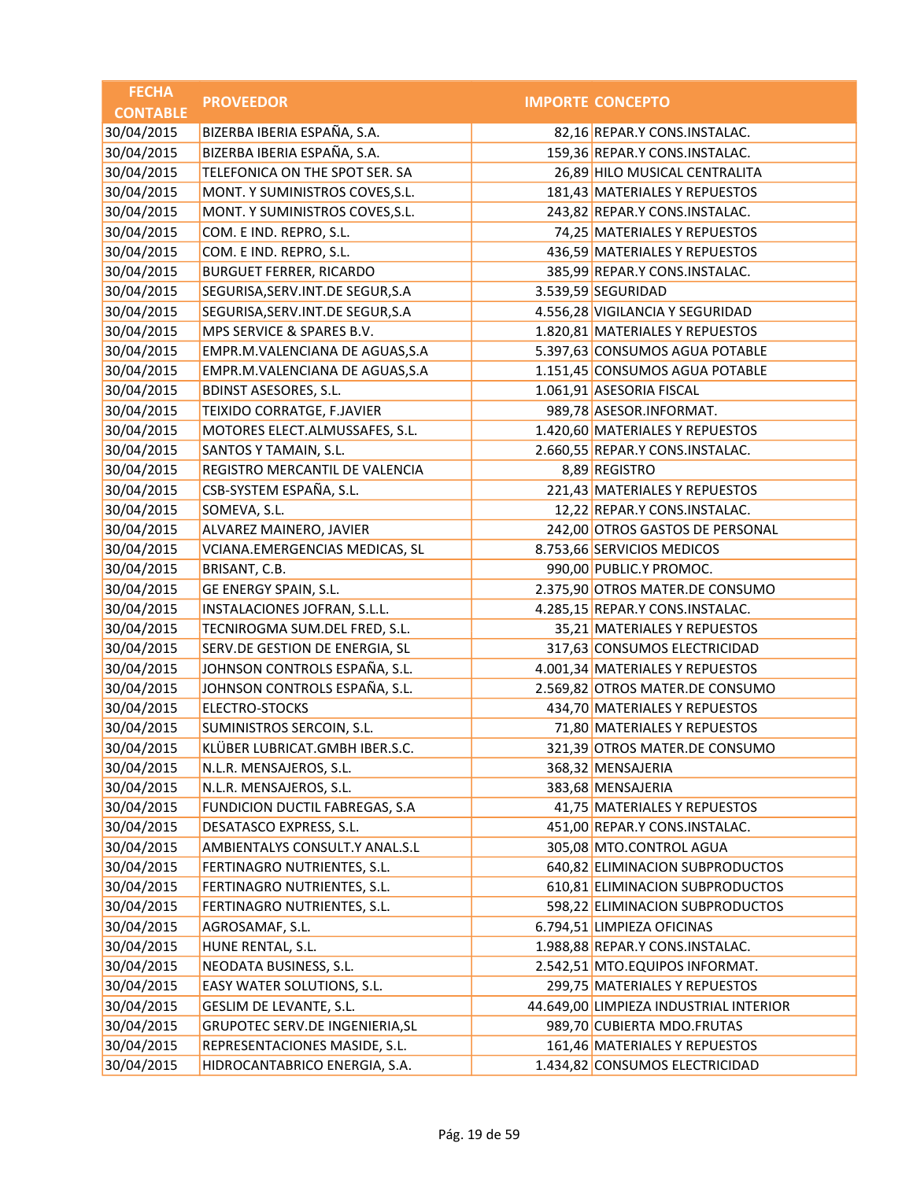| FECHA CONTABLE | PROVEEDOR | IMPORTE | CONCEPTO |
|---|---|---|---|
| 30/04/2015 | BIZERBA IBERIA ESPAÑA, S.A. | 82,16 | REPAR.Y CONS.INSTALAC. |
| 30/04/2015 | BIZERBA IBERIA ESPAÑA, S.A. | 159,36 | REPAR.Y CONS.INSTALAC. |
| 30/04/2015 | TELEFONICA ON THE SPOT SER. SA | 26,89 | HILO MUSICAL CENTRALITA |
| 30/04/2015 | MONT. Y SUMINISTROS COVES,S.L. | 181,43 | MATERIALES Y REPUESTOS |
| 30/04/2015 | MONT. Y SUMINISTROS COVES,S.L. | 243,82 | REPAR.Y CONS.INSTALAC. |
| 30/04/2015 | COM. E IND. REPRO, S.L. | 74,25 | MATERIALES Y REPUESTOS |
| 30/04/2015 | COM. E IND. REPRO, S.L. | 436,59 | MATERIALES Y REPUESTOS |
| 30/04/2015 | BURGUET FERRER, RICARDO | 385,99 | REPAR.Y CONS.INSTALAC. |
| 30/04/2015 | SEGURISA,SERV.INT.DE SEGUR,S.A | 3.539,59 | SEGURIDAD |
| 30/04/2015 | SEGURISA,SERV.INT.DE SEGUR,S.A | 4.556,28 | VIGILANCIA Y SEGURIDAD |
| 30/04/2015 | MPS SERVICE & SPARES B.V. | 1.820,81 | MATERIALES Y REPUESTOS |
| 30/04/2015 | EMPR.M.VALENCIANA DE AGUAS,S.A | 5.397,63 | CONSUMOS AGUA POTABLE |
| 30/04/2015 | EMPR.M.VALENCIANA DE AGUAS,S.A | 1.151,45 | CONSUMOS AGUA POTABLE |
| 30/04/2015 | BDINST ASESORES, S.L. | 1.061,91 | ASESORIA FISCAL |
| 30/04/2015 | TEIXIDO CORRATGE, F.JAVIER | 989,78 | ASESOR.INFORMAT. |
| 30/04/2015 | MOTORES ELECT.ALMUSSAFES, S.L. | 1.420,60 | MATERIALES Y REPUESTOS |
| 30/04/2015 | SANTOS Y TAMAIN, S.L. | 2.660,55 | REPAR.Y CONS.INSTALAC. |
| 30/04/2015 | REGISTRO MERCANTIL DE VALENCIA | 8,89 | REGISTRO |
| 30/04/2015 | CSB-SYSTEM ESPAÑA, S.L. | 221,43 | MATERIALES Y REPUESTOS |
| 30/04/2015 | SOMEVA, S.L. | 12,22 | REPAR.Y CONS.INSTALAC. |
| 30/04/2015 | ALVAREZ MAINERO, JAVIER | 242,00 | OTROS GASTOS DE PERSONAL |
| 30/04/2015 | VCIANA.EMERGENCIAS MEDICAS, SL | 8.753,66 | SERVICIOS MEDICOS |
| 30/04/2015 | BRISANT, C.B. | 990,00 | PUBLIC.Y PROMOC. |
| 30/04/2015 | GE ENERGY SPAIN, S.L. | 2.375,90 | OTROS MATER.DE CONSUMO |
| 30/04/2015 | INSTALACIONES JOFRAN, S.L.L. | 4.285,15 | REPAR.Y CONS.INSTALAC. |
| 30/04/2015 | TECNIROGMA SUM.DEL FRED, S.L. | 35,21 | MATERIALES Y REPUESTOS |
| 30/04/2015 | SERV.DE GESTION DE ENERGIA, SL | 317,63 | CONSUMOS ELECTRICIDAD |
| 30/04/2015 | JOHNSON CONTROLS ESPAÑA, S.L. | 4.001,34 | MATERIALES Y REPUESTOS |
| 30/04/2015 | JOHNSON CONTROLS ESPAÑA, S.L. | 2.569,82 | OTROS MATER.DE CONSUMO |
| 30/04/2015 | ELECTRO-STOCKS | 434,70 | MATERIALES Y REPUESTOS |
| 30/04/2015 | SUMINISTROS SERCOIN, S.L. | 71,80 | MATERIALES Y REPUESTOS |
| 30/04/2015 | KLÜBER LUBRICAT.GMBH IBER.S.C. | 321,39 | OTROS MATER.DE CONSUMO |
| 30/04/2015 | N.L.R. MENSAJEROS, S.L. | 368,32 | MENSAJERIA |
| 30/04/2015 | N.L.R. MENSAJEROS, S.L. | 383,68 | MENSAJERIA |
| 30/04/2015 | FUNDICION DUCTIL FABREGAS, S.A | 41,75 | MATERIALES Y REPUESTOS |
| 30/04/2015 | DESATASCO EXPRESS, S.L. | 451,00 | REPAR.Y CONS.INSTALAC. |
| 30/04/2015 | AMBIENTALYS CONSULT.Y ANAL.S.L | 305,08 | MTO.CONTROL AGUA |
| 30/04/2015 | FERTINAGRO NUTRIENTES, S.L. | 640,82 | ELIMINACION SUBPRODUCTOS |
| 30/04/2015 | FERTINAGRO NUTRIENTES, S.L. | 610,81 | ELIMINACION SUBPRODUCTOS |
| 30/04/2015 | FERTINAGRO NUTRIENTES, S.L. | 598,22 | ELIMINACION SUBPRODUCTOS |
| 30/04/2015 | AGROSAMAF, S.L. | 6.794,51 | LIMPIEZA OFICINAS |
| 30/04/2015 | HUNE RENTAL, S.L. | 1.988,88 | REPAR.Y CONS.INSTALAC. |
| 30/04/2015 | NEODATA BUSINESS, S.L. | 2.542,51 | MTO.EQUIPOS INFORMAT. |
| 30/04/2015 | EASY WATER SOLUTIONS, S.L. | 299,75 | MATERIALES Y REPUESTOS |
| 30/04/2015 | GESLIM DE LEVANTE, S.L. | 44.649,00 | LIMPIEZA INDUSTRIAL INTERIOR |
| 30/04/2015 | GRUPOTEC SERV.DE INGENIERIA,SL | 989,70 | CUBIERTA MDO.FRUTAS |
| 30/04/2015 | REPRESENTACIONES MASIDE, S.L. | 161,46 | MATERIALES Y REPUESTOS |
| 30/04/2015 | HIDROCANTABRICO ENERGIA, S.A. | 1.434,82 | CONSUMOS ELECTRICIDAD |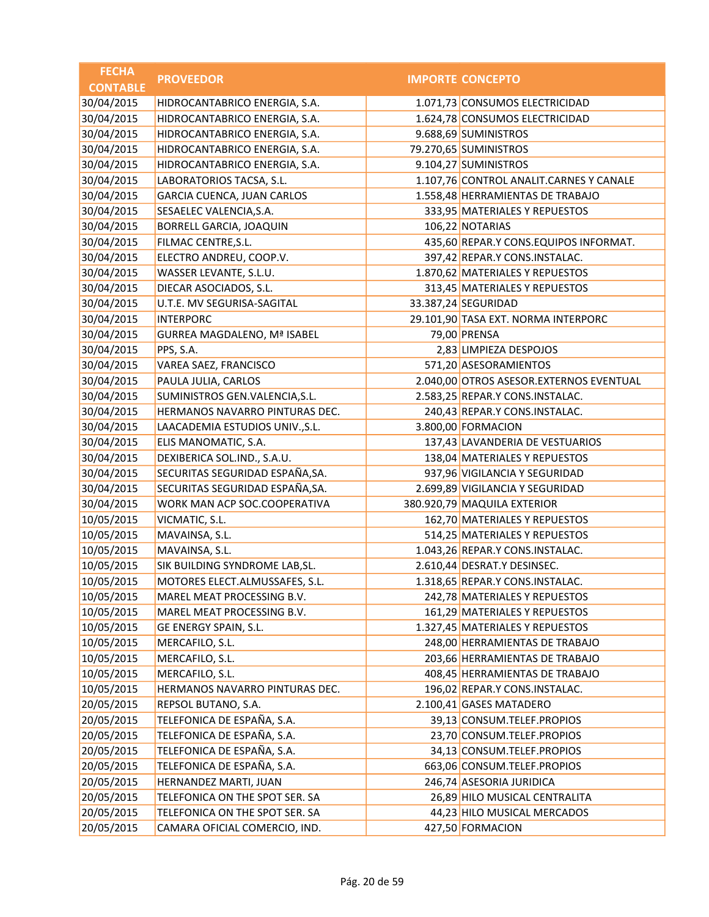| FECHA CONTABLE | PROVEEDOR | IMPORTE | CONCEPTO |
|---|---|---|---|
| 30/04/2015 | HIDROCANTABRICO ENERGIA, S.A. | 1.071,73 | CONSUMOS ELECTRICIDAD |
| 30/04/2015 | HIDROCANTABRICO ENERGIA, S.A. | 1.624,78 | CONSUMOS ELECTRICIDAD |
| 30/04/2015 | HIDROCANTABRICO ENERGIA, S.A. | 9.688,69 | SUMINISTROS |
| 30/04/2015 | HIDROCANTABRICO ENERGIA, S.A. | 79.270,65 | SUMINISTROS |
| 30/04/2015 | HIDROCANTABRICO ENERGIA, S.A. | 9.104,27 | SUMINISTROS |
| 30/04/2015 | LABORATORIOS TACSA, S.L. | 1.107,76 | CONTROL ANALIT.CARNES Y CANALE |
| 30/04/2015 | GARCIA CUENCA, JUAN CARLOS | 1.558,48 | HERRAMIENTAS DE TRABAJO |
| 30/04/2015 | SESAELEC VALENCIA,S.A. | 333,95 | MATERIALES Y REPUESTOS |
| 30/04/2015 | BORRELL GARCIA, JOAQUIN | 106,22 | NOTARIAS |
| 30/04/2015 | FILMAC CENTRE,S.L. | 435,60 | REPAR.Y CONS.EQUIPOS INFORMAT. |
| 30/04/2015 | ELECTRO ANDREU, COOP.V. | 397,42 | REPAR.Y CONS.INSTALAC. |
| 30/04/2015 | WASSER LEVANTE, S.L.U. | 1.870,62 | MATERIALES Y REPUESTOS |
| 30/04/2015 | DIECAR ASOCIADOS, S.L. | 313,45 | MATERIALES Y REPUESTOS |
| 30/04/2015 | U.T.E. MV SEGURISA-SAGITAL | 33.387,24 | SEGURIDAD |
| 30/04/2015 | INTERPORC | 29.101,90 | TASA EXT. NORMA INTERPORC |
| 30/04/2015 | GURREA MAGDALENO, Mª ISABEL | 79,00 | PRENSA |
| 30/04/2015 | PPS, S.A. | 2,83 | LIMPIEZA DESPOJOS |
| 30/04/2015 | VAREA SAEZ, FRANCISCO | 571,20 | ASESORAMIENTOS |
| 30/04/2015 | PAULA JULIA, CARLOS | 2.040,00 | OTROS ASESOR.EXTERNOS EVENTUAL |
| 30/04/2015 | SUMINISTROS GEN.VALENCIA,S.L. | 2.583,25 | REPAR.Y CONS.INSTALAC. |
| 30/04/2015 | HERMANOS NAVARRO PINTURAS DEC. | 240,43 | REPAR.Y CONS.INSTALAC. |
| 30/04/2015 | LAACADEMIA ESTUDIOS UNIV.,S.L. | 3.800,00 | FORMACION |
| 30/04/2015 | ELIS MANOMATIC, S.A. | 137,43 | LAVANDERIA DE VESTUARIOS |
| 30/04/2015 | DEXIBERICA SOL.IND., S.A.U. | 138,04 | MATERIALES Y REPUESTOS |
| 30/04/2015 | SECURITAS SEGURIDAD ESPAÑA,SA. | 937,96 | VIGILANCIA Y SEGURIDAD |
| 30/04/2015 | SECURITAS SEGURIDAD ESPAÑA,SA. | 2.699,89 | VIGILANCIA Y SEGURIDAD |
| 30/04/2015 | WORK MAN ACP SOC.COOPERATIVA | 380.920,79 | MAQUILA EXTERIOR |
| 10/05/2015 | VICMATIC, S.L. | 162,70 | MATERIALES Y REPUESTOS |
| 10/05/2015 | MAVAINSA, S.L. | 514,25 | MATERIALES Y REPUESTOS |
| 10/05/2015 | MAVAINSA, S.L. | 1.043,26 | REPAR.Y CONS.INSTALAC. |
| 10/05/2015 | SIK BUILDING SYNDROME LAB,SL. | 2.610,44 | DESRAT.Y DESINSEC. |
| 10/05/2015 | MOTORES ELECT.ALMUSSAFES, S.L. | 1.318,65 | REPAR.Y CONS.INSTALAC. |
| 10/05/2015 | MAREL MEAT PROCESSING B.V. | 242,78 | MATERIALES Y REPUESTOS |
| 10/05/2015 | MAREL MEAT PROCESSING B.V. | 161,29 | MATERIALES Y REPUESTOS |
| 10/05/2015 | GE ENERGY SPAIN, S.L. | 1.327,45 | MATERIALES Y REPUESTOS |
| 10/05/2015 | MERCAFILO, S.L. | 248,00 | HERRAMIENTAS DE TRABAJO |
| 10/05/2015 | MERCAFILO, S.L. | 203,66 | HERRAMIENTAS DE TRABAJO |
| 10/05/2015 | MERCAFILO, S.L. | 408,45 | HERRAMIENTAS DE TRABAJO |
| 10/05/2015 | HERMANOS NAVARRO PINTURAS DEC. | 196,02 | REPAR.Y CONS.INSTALAC. |
| 20/05/2015 | REPSOL BUTANO, S.A. | 2.100,41 | GASES MATADERO |
| 20/05/2015 | TELEFONICA DE ESPAÑA, S.A. | 39,13 | CONSUM.TELEF.PROPIOS |
| 20/05/2015 | TELEFONICA DE ESPAÑA, S.A. | 23,70 | CONSUM.TELEF.PROPIOS |
| 20/05/2015 | TELEFONICA DE ESPAÑA, S.A. | 34,13 | CONSUM.TELEF.PROPIOS |
| 20/05/2015 | TELEFONICA DE ESPAÑA, S.A. | 663,06 | CONSUM.TELEF.PROPIOS |
| 20/05/2015 | HERNANDEZ MARTI, JUAN | 246,74 | ASESORIA JURIDICA |
| 20/05/2015 | TELEFONICA ON THE SPOT SER. SA | 26,89 | HILO MUSICAL CENTRALITA |
| 20/05/2015 | TELEFONICA ON THE SPOT SER. SA | 44,23 | HILO MUSICAL MERCADOS |
| 20/05/2015 | CAMARA OFICIAL COMERCIO, IND. | 427,50 | FORMACION |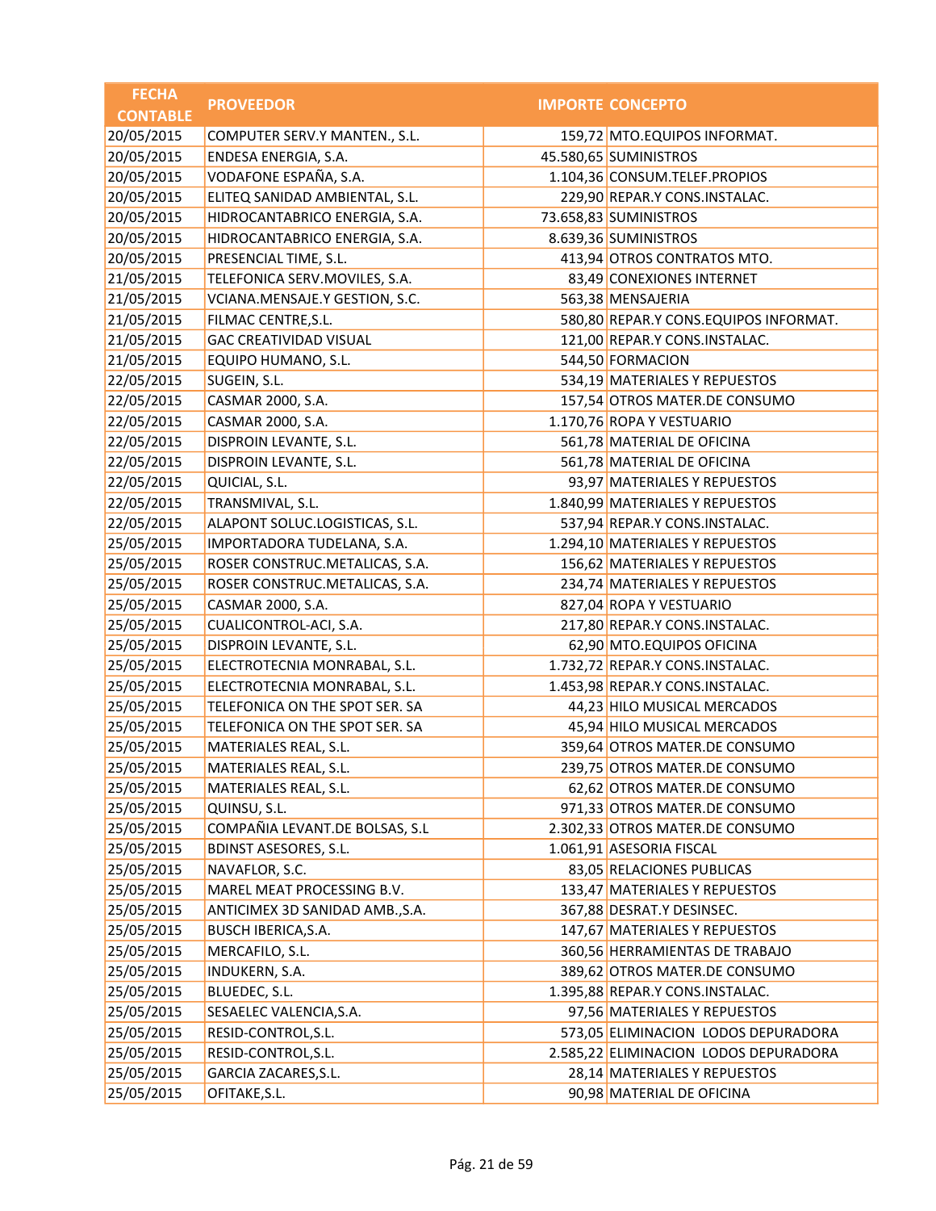| FECHA CONTABLE | PROVEEDOR | IMPORTE | CONCEPTO |
|---|---|---|---|
| 20/05/2015 | COMPUTER SERV.Y MANTEN., S.L. | 159,72 | MTO.EQUIPOS INFORMAT. |
| 20/05/2015 | ENDESA ENERGIA, S.A. | 45.580,65 | SUMINISTROS |
| 20/05/2015 | VODAFONE ESPAÑA, S.A. | 1.104,36 | CONSUM.TELEF.PROPIOS |
| 20/05/2015 | ELITEQ SANIDAD AMBIENTAL, S.L. | 229,90 | REPAR.Y CONS.INSTALAC. |
| 20/05/2015 | HIDROCANTABRICO ENERGIA, S.A. | 73.658,83 | SUMINISTROS |
| 20/05/2015 | HIDROCANTABRICO ENERGIA, S.A. | 8.639,36 | SUMINISTROS |
| 20/05/2015 | PRESENCIAL TIME, S.L. | 413,94 | OTROS CONTRATOS MTO. |
| 21/05/2015 | TELEFONICA SERV.MOVILES, S.A. | 83,49 | CONEXIONES INTERNET |
| 21/05/2015 | VCIANA.MENSAJE.Y GESTION, S.C. | 563,38 | MENSAJERIA |
| 21/05/2015 | FILMAC CENTRE,S.L. | 580,80 | REPAR.Y CONS.EQUIPOS INFORMAT. |
| 21/05/2015 | GAC CREATIVIDAD VISUAL | 121,00 | REPAR.Y CONS.INSTALAC. |
| 21/05/2015 | EQUIPO HUMANO, S.L. | 544,50 | FORMACION |
| 22/05/2015 | SUGEIN, S.L. | 534,19 | MATERIALES Y REPUESTOS |
| 22/05/2015 | CASMAR 2000, S.A. | 157,54 | OTROS MATER.DE CONSUMO |
| 22/05/2015 | CASMAR 2000, S.A. | 1.170,76 | ROPA Y VESTUARIO |
| 22/05/2015 | DISPROIN LEVANTE, S.L. | 561,78 | MATERIAL DE OFICINA |
| 22/05/2015 | DISPROIN LEVANTE, S.L. | 561,78 | MATERIAL DE OFICINA |
| 22/05/2015 | QUICIAL, S.L. | 93,97 | MATERIALES Y REPUESTOS |
| 22/05/2015 | TRANSMIVAL, S.L. | 1.840,99 | MATERIALES Y REPUESTOS |
| 22/05/2015 | ALAPONT SOLUC.LOGISTICAS, S.L. | 537,94 | REPAR.Y CONS.INSTALAC. |
| 25/05/2015 | IMPORTADORA TUDELANA, S.A. | 1.294,10 | MATERIALES Y REPUESTOS |
| 25/05/2015 | ROSER CONSTRUC.METALICAS, S.A. | 156,62 | MATERIALES Y REPUESTOS |
| 25/05/2015 | ROSER CONSTRUC.METALICAS, S.A. | 234,74 | MATERIALES Y REPUESTOS |
| 25/05/2015 | CASMAR 2000, S.A. | 827,04 | ROPA Y VESTUARIO |
| 25/05/2015 | CUALICONTROL-ACI, S.A. | 217,80 | REPAR.Y CONS.INSTALAC. |
| 25/05/2015 | DISPROIN LEVANTE, S.L. | 62,90 | MTO.EQUIPOS OFICINA |
| 25/05/2015 | ELECTROTECNIA MONRABAL, S.L. | 1.732,72 | REPAR.Y CONS.INSTALAC. |
| 25/05/2015 | ELECTROTECNIA MONRABAL, S.L. | 1.453,98 | REPAR.Y CONS.INSTALAC. |
| 25/05/2015 | TELEFONICA ON THE SPOT SER. SA | 44,23 | HILO MUSICAL MERCADOS |
| 25/05/2015 | TELEFONICA ON THE SPOT SER. SA | 45,94 | HILO MUSICAL MERCADOS |
| 25/05/2015 | MATERIALES REAL, S.L. | 359,64 | OTROS MATER.DE CONSUMO |
| 25/05/2015 | MATERIALES REAL, S.L. | 239,75 | OTROS MATER.DE CONSUMO |
| 25/05/2015 | MATERIALES REAL, S.L. | 62,62 | OTROS MATER.DE CONSUMO |
| 25/05/2015 | QUINSU, S.L. | 971,33 | OTROS MATER.DE CONSUMO |
| 25/05/2015 | COMPAÑIA LEVANT.DE BOLSAS, S.L | 2.302,33 | OTROS MATER.DE CONSUMO |
| 25/05/2015 | BDINST ASESORES, S.L. | 1.061,91 | ASESORIA FISCAL |
| 25/05/2015 | NAVAFLOR, S.C. | 83,05 | RELACIONES PUBLICAS |
| 25/05/2015 | MAREL MEAT PROCESSING B.V. | 133,47 | MATERIALES Y REPUESTOS |
| 25/05/2015 | ANTICIMEX 3D SANIDAD AMB.,S.A. | 367,88 | DESRAT.Y DESINSEC. |
| 25/05/2015 | BUSCH IBERICA,S.A. | 147,67 | MATERIALES Y REPUESTOS |
| 25/05/2015 | MERCAFILO, S.L. | 360,56 | HERRAMIENTAS DE TRABAJO |
| 25/05/2015 | INDUKERN, S.A. | 389,62 | OTROS MATER.DE CONSUMO |
| 25/05/2015 | BLUEDEC, S.L. | 1.395,88 | REPAR.Y CONS.INSTALAC. |
| 25/05/2015 | SESAELEC VALENCIA,S.A. | 97,56 | MATERIALES Y REPUESTOS |
| 25/05/2015 | RESID-CONTROL,S.L. | 573,05 | ELIMINACION LODOS DEPURADORA |
| 25/05/2015 | RESID-CONTROL,S.L. | 2.585,22 | ELIMINACION LODOS DEPURADORA |
| 25/05/2015 | GARCIA ZACARES,S.L. | 28,14 | MATERIALES Y REPUESTOS |
| 25/05/2015 | OFITAKE,S.L. | 90,98 | MATERIAL DE OFICINA |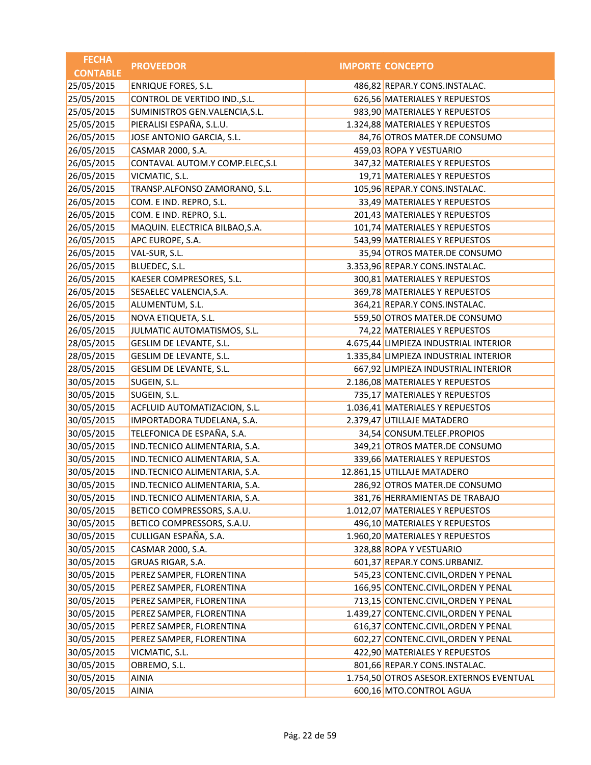| FECHA CONTABLE | PROVEEDOR | IMPORTE | CONCEPTO |
|---|---|---|---|
| 25/05/2015 | ENRIQUE FORES, S.L. | 486,82 | REPAR.Y CONS.INSTALAC. |
| 25/05/2015 | CONTROL DE VERTIDO IND.,S.L. | 626,56 | MATERIALES Y REPUESTOS |
| 25/05/2015 | SUMINISTROS GEN.VALENCIA,S.L. | 983,90 | MATERIALES Y REPUESTOS |
| 25/05/2015 | PIERALISI ESPAÑA, S.L.U. | 1.324,88 | MATERIALES Y REPUESTOS |
| 26/05/2015 | JOSE ANTONIO GARCIA, S.L. | 84,76 | OTROS MATER.DE CONSUMO |
| 26/05/2015 | CASMAR 2000, S.A. | 459,03 | ROPA Y VESTUARIO |
| 26/05/2015 | CONTAVAL AUTOM.Y COMP.ELEC,S.L | 347,32 | MATERIALES Y REPUESTOS |
| 26/05/2015 | VICMATIC, S.L. | 19,71 | MATERIALES Y REPUESTOS |
| 26/05/2015 | TRANSP.ALFONSO ZAMORANO, S.L. | 105,96 | REPAR.Y CONS.INSTALAC. |
| 26/05/2015 | COM. E IND. REPRO, S.L. | 33,49 | MATERIALES Y REPUESTOS |
| 26/05/2015 | COM. E IND. REPRO, S.L. | 201,43 | MATERIALES Y REPUESTOS |
| 26/05/2015 | MAQUIN. ELECTRICA BILBAO,S.A. | 101,74 | MATERIALES Y REPUESTOS |
| 26/05/2015 | APC EUROPE, S.A. | 543,99 | MATERIALES Y REPUESTOS |
| 26/05/2015 | VAL-SUR, S.L. | 35,94 | OTROS MATER.DE CONSUMO |
| 26/05/2015 | BLUEDEC, S.L. | 3.353,96 | REPAR.Y CONS.INSTALAC. |
| 26/05/2015 | KAESER COMPRESORES, S.L. | 300,81 | MATERIALES Y REPUESTOS |
| 26/05/2015 | SESAELEC VALENCIA,S.A. | 369,78 | MATERIALES Y REPUESTOS |
| 26/05/2015 | ALUMENTUM, S.L. | 364,21 | REPAR.Y CONS.INSTALAC. |
| 26/05/2015 | NOVA ETIQUETA, S.L. | 559,50 | OTROS MATER.DE CONSUMO |
| 26/05/2015 | JULMATIC AUTOMATISMOS, S.L. | 74,22 | MATERIALES Y REPUESTOS |
| 28/05/2015 | GESLIM DE LEVANTE, S.L. | 4.675,44 | LIMPIEZA INDUSTRIAL INTERIOR |
| 28/05/2015 | GESLIM DE LEVANTE, S.L. | 1.335,84 | LIMPIEZA INDUSTRIAL INTERIOR |
| 28/05/2015 | GESLIM DE LEVANTE, S.L. | 667,92 | LIMPIEZA INDUSTRIAL INTERIOR |
| 30/05/2015 | SUGEIN, S.L. | 2.186,08 | MATERIALES Y REPUESTOS |
| 30/05/2015 | SUGEIN, S.L. | 735,17 | MATERIALES Y REPUESTOS |
| 30/05/2015 | ACFLUID AUTOMATIZACION, S.L. | 1.036,41 | MATERIALES Y REPUESTOS |
| 30/05/2015 | IMPORTADORA TUDELANA, S.A. | 2.379,47 | UTILLAJE MATADERO |
| 30/05/2015 | TELEFONICA DE ESPAÑA, S.A. | 34,54 | CONSUM.TELEF.PROPIOS |
| 30/05/2015 | IND.TECNICO ALIMENTARIA, S.A. | 349,21 | OTROS MATER.DE CONSUMO |
| 30/05/2015 | IND.TECNICO ALIMENTARIA, S.A. | 339,66 | MATERIALES Y REPUESTOS |
| 30/05/2015 | IND.TECNICO ALIMENTARIA, S.A. | 12.861,15 | UTILLAJE MATADERO |
| 30/05/2015 | IND.TECNICO ALIMENTARIA, S.A. | 286,92 | OTROS MATER.DE CONSUMO |
| 30/05/2015 | IND.TECNICO ALIMENTARIA, S.A. | 381,76 | HERRAMIENTAS DE TRABAJO |
| 30/05/2015 | BETICO COMPRESSORS, S.A.U. | 1.012,07 | MATERIALES Y REPUESTOS |
| 30/05/2015 | BETICO COMPRESSORS, S.A.U. | 496,10 | MATERIALES Y REPUESTOS |
| 30/05/2015 | CULLIGAN ESPAÑA, S.A. | 1.960,20 | MATERIALES Y REPUESTOS |
| 30/05/2015 | CASMAR 2000, S.A. | 328,88 | ROPA Y VESTUARIO |
| 30/05/2015 | GRUAS RIGAR, S.A. | 601,37 | REPAR.Y CONS.URBANIZ. |
| 30/05/2015 | PEREZ SAMPER, FLORENTINA | 545,23 | CONTENC.CIVIL,ORDEN Y PENAL |
| 30/05/2015 | PEREZ SAMPER, FLORENTINA | 166,95 | CONTENC.CIVIL,ORDEN Y PENAL |
| 30/05/2015 | PEREZ SAMPER, FLORENTINA | 713,15 | CONTENC.CIVIL,ORDEN Y PENAL |
| 30/05/2015 | PEREZ SAMPER, FLORENTINA | 1.439,27 | CONTENC.CIVIL,ORDEN Y PENAL |
| 30/05/2015 | PEREZ SAMPER, FLORENTINA | 616,37 | CONTENC.CIVIL,ORDEN Y PENAL |
| 30/05/2015 | PEREZ SAMPER, FLORENTINA | 602,27 | CONTENC.CIVIL,ORDEN Y PENAL |
| 30/05/2015 | VICMATIC, S.L. | 422,90 | MATERIALES Y REPUESTOS |
| 30/05/2015 | OBREMO, S.L. | 801,66 | REPAR.Y CONS.INSTALAC. |
| 30/05/2015 | AINIA | 1.754,50 | OTROS ASESOR.EXTERNOS EVENTUAL |
| 30/05/2015 | AINIA | 600,16 | MTO.CONTROL AGUA |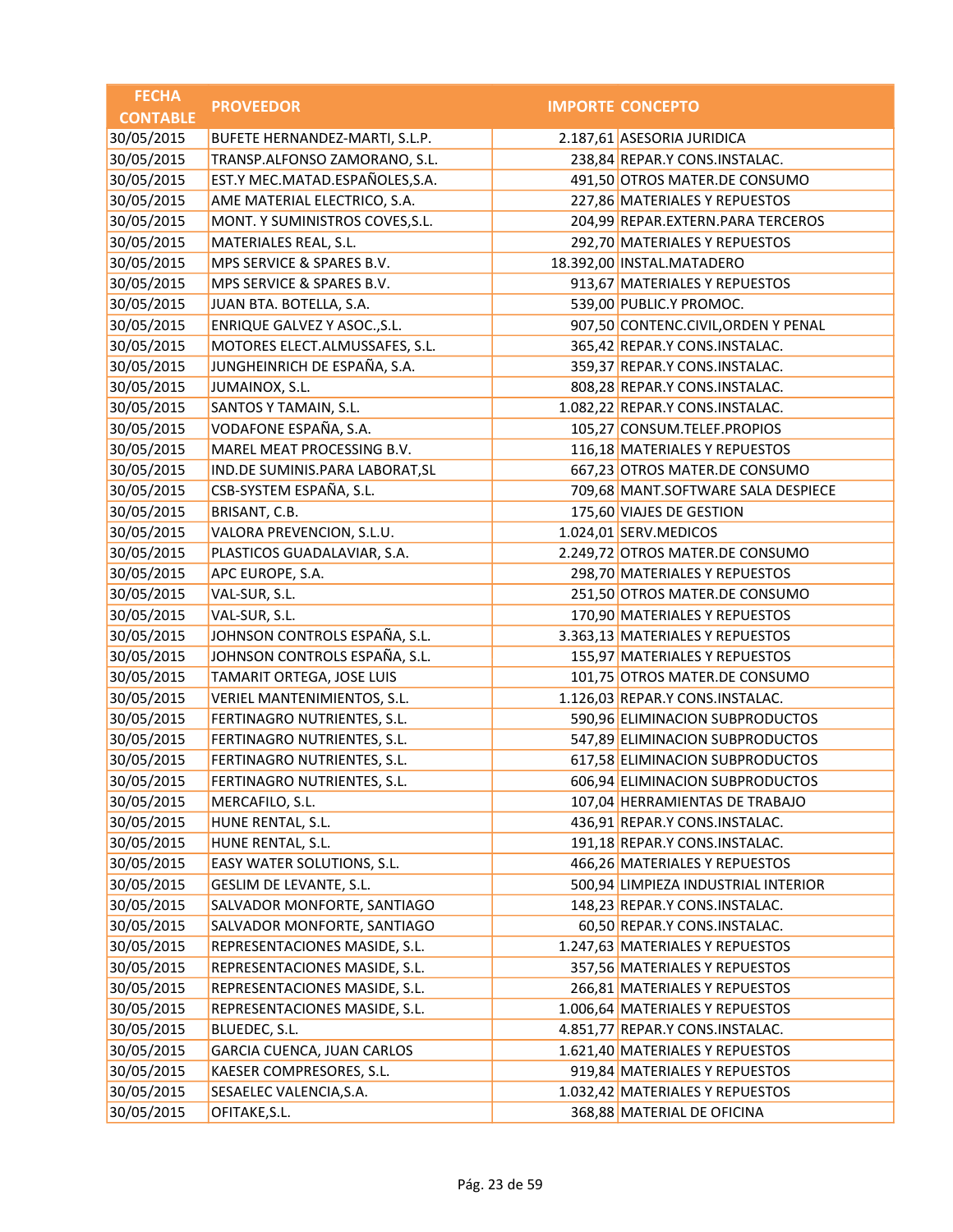| FECHA CONTABLE | PROVEEDOR | IMPORTE | CONCEPTO |
|---|---|---|---|
| 30/05/2015 | BUFETE HERNANDEZ-MARTI, S.L.P. | 2.187,61 | ASESORIA JURIDICA |
| 30/05/2015 | TRANSP.ALFONSO ZAMORANO, S.L. | 238,84 | REPAR.Y CONS.INSTALAC. |
| 30/05/2015 | EST.Y MEC.MATAD.ESPAÑOLES,S.A. | 491,50 | OTROS MATER.DE CONSUMO |
| 30/05/2015 | AME MATERIAL ELECTRICO, S.A. | 227,86 | MATERIALES Y REPUESTOS |
| 30/05/2015 | MONT. Y SUMINISTROS COVES,S.L. | 204,99 | REPAR.EXTERN.PARA TERCEROS |
| 30/05/2015 | MATERIALES REAL, S.L. | 292,70 | MATERIALES Y REPUESTOS |
| 30/05/2015 | MPS SERVICE & SPARES B.V. | 18.392,00 | INSTAL.MATADERO |
| 30/05/2015 | MPS SERVICE & SPARES B.V. | 913,67 | MATERIALES Y REPUESTOS |
| 30/05/2015 | JUAN BTA. BOTELLA, S.A. | 539,00 | PUBLIC.Y PROMOC. |
| 30/05/2015 | ENRIQUE GALVEZ Y ASOC.,S.L. | 907,50 | CONTENC.CIVIL,ORDEN Y PENAL |
| 30/05/2015 | MOTORES ELECT.ALMUSSAFES, S.L. | 365,42 | REPAR.Y CONS.INSTALAC. |
| 30/05/2015 | JUNGHEINRICH DE ESPAÑA, S.A. | 359,37 | REPAR.Y CONS.INSTALAC. |
| 30/05/2015 | JUMAINOX, S.L. | 808,28 | REPAR.Y CONS.INSTALAC. |
| 30/05/2015 | SANTOS Y TAMAIN, S.L. | 1.082,22 | REPAR.Y CONS.INSTALAC. |
| 30/05/2015 | VODAFONE ESPAÑA, S.A. | 105,27 | CONSUM.TELEF.PROPIOS |
| 30/05/2015 | MAREL MEAT PROCESSING B.V. | 116,18 | MATERIALES Y REPUESTOS |
| 30/05/2015 | IND.DE SUMINIS.PARA LABORAT,SL | 667,23 | OTROS MATER.DE CONSUMO |
| 30/05/2015 | CSB-SYSTEM ESPAÑA, S.L. | 709,68 | MANT.SOFTWARE SALA DESPIECE |
| 30/05/2015 | BRISANT, C.B. | 175,60 | VIAJES DE GESTION |
| 30/05/2015 | VALORA PREVENCION, S.L.U. | 1.024,01 | SERV.MEDICOS |
| 30/05/2015 | PLASTICOS GUADALAVIAR, S.A. | 2.249,72 | OTROS MATER.DE CONSUMO |
| 30/05/2015 | APC EUROPE, S.A. | 298,70 | MATERIALES Y REPUESTOS |
| 30/05/2015 | VAL-SUR, S.L. | 251,50 | OTROS MATER.DE CONSUMO |
| 30/05/2015 | VAL-SUR, S.L. | 170,90 | MATERIALES Y REPUESTOS |
| 30/05/2015 | JOHNSON CONTROLS ESPAÑA, S.L. | 3.363,13 | MATERIALES Y REPUESTOS |
| 30/05/2015 | JOHNSON CONTROLS ESPAÑA, S.L. | 155,97 | MATERIALES Y REPUESTOS |
| 30/05/2015 | TAMARIT ORTEGA, JOSE LUIS | 101,75 | OTROS MATER.DE CONSUMO |
| 30/05/2015 | VERIEL MANTENIMIENTOS, S.L. | 1.126,03 | REPAR.Y CONS.INSTALAC. |
| 30/05/2015 | FERTINAGRO NUTRIENTES, S.L. | 590,96 | ELIMINACION SUBPRODUCTOS |
| 30/05/2015 | FERTINAGRO NUTRIENTES, S.L. | 547,89 | ELIMINACION SUBPRODUCTOS |
| 30/05/2015 | FERTINAGRO NUTRIENTES, S.L. | 617,58 | ELIMINACION SUBPRODUCTOS |
| 30/05/2015 | FERTINAGRO NUTRIENTES, S.L. | 606,94 | ELIMINACION SUBPRODUCTOS |
| 30/05/2015 | MERCAFILO, S.L. | 107,04 | HERRAMIENTAS DE TRABAJO |
| 30/05/2015 | HUNE RENTAL, S.L. | 436,91 | REPAR.Y CONS.INSTALAC. |
| 30/05/2015 | HUNE RENTAL, S.L. | 191,18 | REPAR.Y CONS.INSTALAC. |
| 30/05/2015 | EASY WATER SOLUTIONS, S.L. | 466,26 | MATERIALES Y REPUESTOS |
| 30/05/2015 | GESLIM DE LEVANTE, S.L. | 500,94 | LIMPIEZA INDUSTRIAL INTERIOR |
| 30/05/2015 | SALVADOR MONFORTE, SANTIAGO | 148,23 | REPAR.Y CONS.INSTALAC. |
| 30/05/2015 | SALVADOR MONFORTE, SANTIAGO | 60,50 | REPAR.Y CONS.INSTALAC. |
| 30/05/2015 | REPRESENTACIONES MASIDE, S.L. | 1.247,63 | MATERIALES Y REPUESTOS |
| 30/05/2015 | REPRESENTACIONES MASIDE, S.L. | 357,56 | MATERIALES Y REPUESTOS |
| 30/05/2015 | REPRESENTACIONES MASIDE, S.L. | 266,81 | MATERIALES Y REPUESTOS |
| 30/05/2015 | REPRESENTACIONES MASIDE, S.L. | 1.006,64 | MATERIALES Y REPUESTOS |
| 30/05/2015 | BLUEDEC, S.L. | 4.851,77 | REPAR.Y CONS.INSTALAC. |
| 30/05/2015 | GARCIA CUENCA, JUAN CARLOS | 1.621,40 | MATERIALES Y REPUESTOS |
| 30/05/2015 | KAESER COMPRESORES, S.L. | 919,84 | MATERIALES Y REPUESTOS |
| 30/05/2015 | SESAELEC VALENCIA,S.A. | 1.032,42 | MATERIALES Y REPUESTOS |
| 30/05/2015 | OFITAKE,S.L. | 368,88 | MATERIAL DE OFICINA |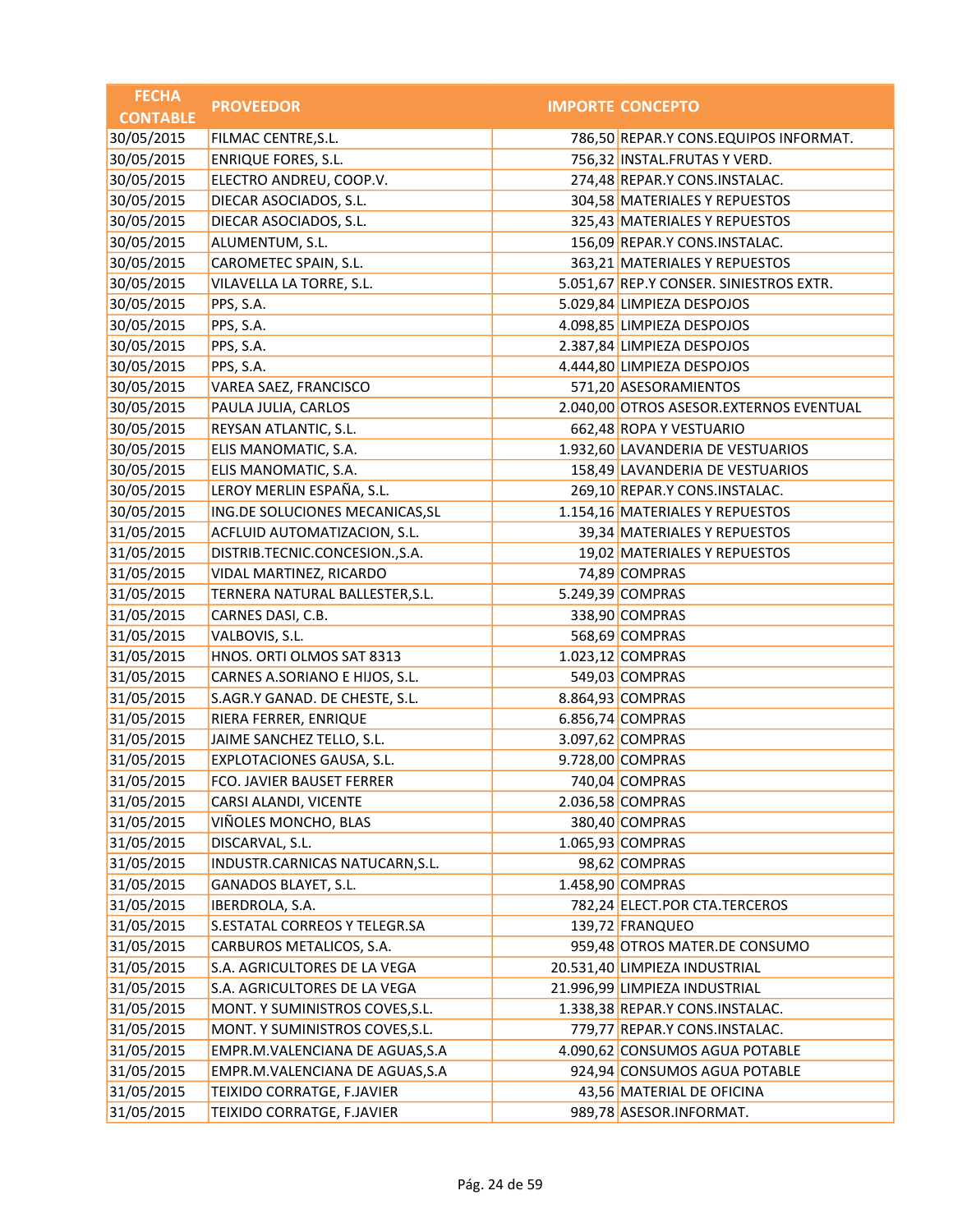| FECHA CONTABLE | PROVEEDOR | IMPORTE | CONCEPTO |
|---|---|---|---|
| 30/05/2015 | FILMAC CENTRE,S.L. | 786,50 | REPAR.Y CONS.EQUIPOS INFORMAT. |
| 30/05/2015 | ENRIQUE FORES, S.L. | 756,32 | INSTAL.FRUTAS Y VERD. |
| 30/05/2015 | ELECTRO ANDREU, COOP.V. | 274,48 | REPAR.Y CONS.INSTALAC. |
| 30/05/2015 | DIECAR ASOCIADOS, S.L. | 304,58 | MATERIALES Y REPUESTOS |
| 30/05/2015 | DIECAR ASOCIADOS, S.L. | 325,43 | MATERIALES Y REPUESTOS |
| 30/05/2015 | ALUMENTUM, S.L. | 156,09 | REPAR.Y CONS.INSTALAC. |
| 30/05/2015 | CAROMETEC SPAIN, S.L. | 363,21 | MATERIALES Y REPUESTOS |
| 30/05/2015 | VILAVELLA LA TORRE, S.L. | 5.051,67 | REP.Y CONSER. SINIESTROS EXTR. |
| 30/05/2015 | PPS, S.A. | 5.029,84 | LIMPIEZA DESPOJOS |
| 30/05/2015 | PPS, S.A. | 4.098,85 | LIMPIEZA DESPOJOS |
| 30/05/2015 | PPS, S.A. | 2.387,84 | LIMPIEZA DESPOJOS |
| 30/05/2015 | PPS, S.A. | 4.444,80 | LIMPIEZA DESPOJOS |
| 30/05/2015 | VAREA SAEZ, FRANCISCO | 571,20 | ASESORAMIENTOS |
| 30/05/2015 | PAULA JULIA, CARLOS | 2.040,00 | OTROS ASESOR.EXTERNOS EVENTUAL |
| 30/05/2015 | REYSAN ATLANTIC, S.L. | 662,48 | ROPA Y VESTUARIO |
| 30/05/2015 | ELIS MANOMATIC, S.A. | 1.932,60 | LAVANDERIA DE VESTUARIOS |
| 30/05/2015 | ELIS MANOMATIC, S.A. | 158,49 | LAVANDERIA DE VESTUARIOS |
| 30/05/2015 | LEROY MERLIN ESPAÑA, S.L. | 269,10 | REPAR.Y CONS.INSTALAC. |
| 30/05/2015 | ING.DE SOLUCIONES MECANICAS,SL | 1.154,16 | MATERIALES Y REPUESTOS |
| 31/05/2015 | ACFLUID AUTOMATIZACION, S.L. | 39,34 | MATERIALES Y REPUESTOS |
| 31/05/2015 | DISTRIB.TECNIC.CONCESION.,S.A. | 19,02 | MATERIALES Y REPUESTOS |
| 31/05/2015 | VIDAL MARTINEZ, RICARDO | 74,89 | COMPRAS |
| 31/05/2015 | TERNERA NATURAL BALLESTER,S.L. | 5.249,39 | COMPRAS |
| 31/05/2015 | CARNES DASI, C.B. | 338,90 | COMPRAS |
| 31/05/2015 | VALBOVIS, S.L. | 568,69 | COMPRAS |
| 31/05/2015 | HNOS. ORTI OLMOS SAT 8313 | 1.023,12 | COMPRAS |
| 31/05/2015 | CARNES A.SORIANO E HIJOS, S.L. | 549,03 | COMPRAS |
| 31/05/2015 | S.AGR.Y GANAD. DE CHESTE, S.L. | 8.864,93 | COMPRAS |
| 31/05/2015 | RIERA FERRER, ENRIQUE | 6.856,74 | COMPRAS |
| 31/05/2015 | JAIME SANCHEZ TELLO, S.L. | 3.097,62 | COMPRAS |
| 31/05/2015 | EXPLOTACIONES GAUSA, S.L. | 9.728,00 | COMPRAS |
| 31/05/2015 | FCO. JAVIER BAUSET FERRER | 740,04 | COMPRAS |
| 31/05/2015 | CARSI ALANDI, VICENTE | 2.036,58 | COMPRAS |
| 31/05/2015 | VIÑOLES MONCHO, BLAS | 380,40 | COMPRAS |
| 31/05/2015 | DISCARVAL, S.L. | 1.065,93 | COMPRAS |
| 31/05/2015 | INDUSTR.CARNICAS NATUCARN,S.L. | 98,62 | COMPRAS |
| 31/05/2015 | GANADOS BLAYET, S.L. | 1.458,90 | COMPRAS |
| 31/05/2015 | IBERDROLA, S.A. | 782,24 | ELECT.POR CTA.TERCEROS |
| 31/05/2015 | S.ESTATAL CORREOS Y TELEGR.SA | 139,72 | FRANQUEO |
| 31/05/2015 | CARBUROS METALICOS, S.A. | 959,48 | OTROS MATER.DE CONSUMO |
| 31/05/2015 | S.A. AGRICULTORES DE LA VEGA | 20.531,40 | LIMPIEZA INDUSTRIAL |
| 31/05/2015 | S.A. AGRICULTORES DE LA VEGA | 21.996,99 | LIMPIEZA INDUSTRIAL |
| 31/05/2015 | MONT. Y SUMINISTROS COVES,S.L. | 1.338,38 | REPAR.Y CONS.INSTALAC. |
| 31/05/2015 | MONT. Y SUMINISTROS COVES,S.L. | 779,77 | REPAR.Y CONS.INSTALAC. |
| 31/05/2015 | EMPR.M.VALENCIANA DE AGUAS,S.A | 4.090,62 | CONSUMOS AGUA POTABLE |
| 31/05/2015 | EMPR.M.VALENCIANA DE AGUAS,S.A | 924,94 | CONSUMOS AGUA POTABLE |
| 31/05/2015 | TEIXIDO CORRATGE, F.JAVIER | 43,56 | MATERIAL DE OFICINA |
| 31/05/2015 | TEIXIDO CORRATGE, F.JAVIER | 989,78 | ASESOR.INFORMAT. |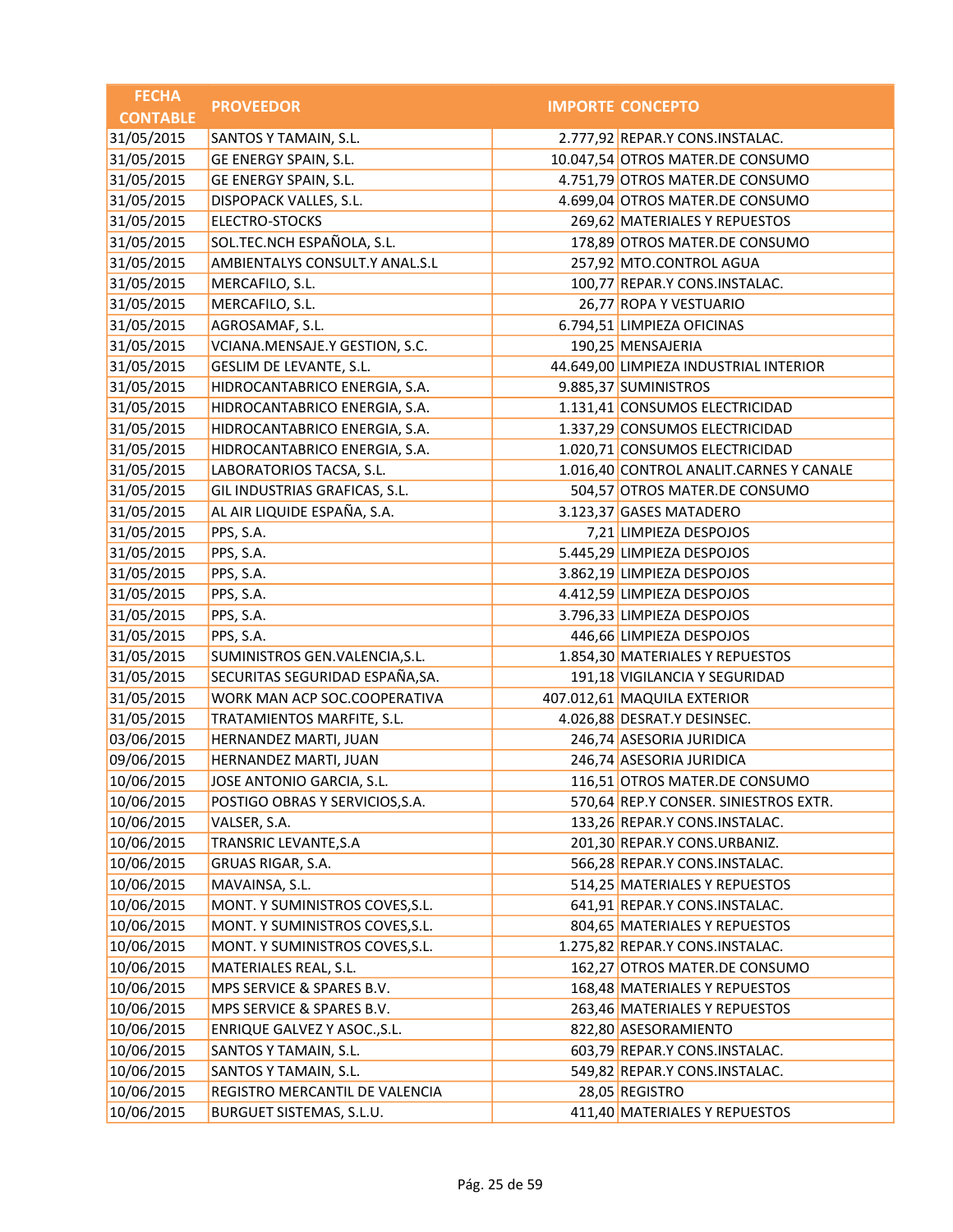| FECHA CONTABLE | PROVEEDOR | IMPORTE | CONCEPTO |
|---|---|---|---|
| 31/05/2015 | SANTOS Y TAMAIN, S.L. | 2.777,92 | REPAR.Y CONS.INSTALAC. |
| 31/05/2015 | GE ENERGY SPAIN, S.L. | 10.047,54 | OTROS MATER.DE CONSUMO |
| 31/05/2015 | GE ENERGY SPAIN, S.L. | 4.751,79 | OTROS MATER.DE CONSUMO |
| 31/05/2015 | DISPOPACK VALLES, S.L. | 4.699,04 | OTROS MATER.DE CONSUMO |
| 31/05/2015 | ELECTRO-STOCKS | 269,62 | MATERIALES Y REPUESTOS |
| 31/05/2015 | SOL.TEC.NCH ESPAÑOLA, S.L. | 178,89 | OTROS MATER.DE CONSUMO |
| 31/05/2015 | AMBIENTALYS CONSULT.Y ANAL.S.L | 257,92 | MTO.CONTROL AGUA |
| 31/05/2015 | MERCAFILO, S.L. | 100,77 | REPAR.Y CONS.INSTALAC. |
| 31/05/2015 | MERCAFILO, S.L. | 26,77 | ROPA Y VESTUARIO |
| 31/05/2015 | AGROSAMAF, S.L. | 6.794,51 | LIMPIEZA OFICINAS |
| 31/05/2015 | VCIANA.MENSAJE.Y GESTION, S.C. | 190,25 | MENSAJERIA |
| 31/05/2015 | GESLIM DE LEVANTE, S.L. | 44.649,00 | LIMPIEZA INDUSTRIAL INTERIOR |
| 31/05/2015 | HIDROCANTABRICO ENERGIA, S.A. | 9.885,37 | SUMINISTROS |
| 31/05/2015 | HIDROCANTABRICO ENERGIA, S.A. | 1.131,41 | CONSUMOS ELECTRICIDAD |
| 31/05/2015 | HIDROCANTABRICO ENERGIA, S.A. | 1.337,29 | CONSUMOS ELECTRICIDAD |
| 31/05/2015 | HIDROCANTABRICO ENERGIA, S.A. | 1.020,71 | CONSUMOS ELECTRICIDAD |
| 31/05/2015 | LABORATORIOS TACSA, S.L. | 1.016,40 | CONTROL ANALIT.CARNES Y CANALE |
| 31/05/2015 | GIL INDUSTRIAS GRAFICAS, S.L. | 504,57 | OTROS MATER.DE CONSUMO |
| 31/05/2015 | AL AIR LIQUIDE ESPAÑA, S.A. | 3.123,37 | GASES MATADERO |
| 31/05/2015 | PPS, S.A. | 7,21 | LIMPIEZA DESPOJOS |
| 31/05/2015 | PPS, S.A. | 5.445,29 | LIMPIEZA DESPOJOS |
| 31/05/2015 | PPS, S.A. | 3.862,19 | LIMPIEZA DESPOJOS |
| 31/05/2015 | PPS, S.A. | 4.412,59 | LIMPIEZA DESPOJOS |
| 31/05/2015 | PPS, S.A. | 3.796,33 | LIMPIEZA DESPOJOS |
| 31/05/2015 | PPS, S.A. | 446,66 | LIMPIEZA DESPOJOS |
| 31/05/2015 | SUMINISTROS GEN.VALENCIA,S.L. | 1.854,30 | MATERIALES Y REPUESTOS |
| 31/05/2015 | SECURITAS SEGURIDAD ESPAÑA,SA. | 191,18 | VIGILANCIA Y SEGURIDAD |
| 31/05/2015 | WORK MAN ACP SOC.COOPERATIVA | 407.012,61 | MAQUILA EXTERIOR |
| 31/05/2015 | TRATAMIENTOS MARFITE, S.L. | 4.026,88 | DESRAT.Y DESINSEC. |
| 03/06/2015 | HERNANDEZ MARTI, JUAN | 246,74 | ASESORIA JURIDICA |
| 09/06/2015 | HERNANDEZ MARTI, JUAN | 246,74 | ASESORIA JURIDICA |
| 10/06/2015 | JOSE ANTONIO GARCIA, S.L. | 116,51 | OTROS MATER.DE CONSUMO |
| 10/06/2015 | POSTIGO OBRAS Y SERVICIOS,S.A. | 570,64 | REP.Y CONSER. SINIESTROS EXTR. |
| 10/06/2015 | VALSER, S.A. | 133,26 | REPAR.Y CONS.INSTALAC. |
| 10/06/2015 | TRANSRIC LEVANTE,S.A | 201,30 | REPAR.Y CONS.URBANIZ. |
| 10/06/2015 | GRUAS RIGAR, S.A. | 566,28 | REPAR.Y CONS.INSTALAC. |
| 10/06/2015 | MAVAINSA, S.L. | 514,25 | MATERIALES Y REPUESTOS |
| 10/06/2015 | MONT. Y SUMINISTROS COVES,S.L. | 641,91 | REPAR.Y CONS.INSTALAC. |
| 10/06/2015 | MONT. Y SUMINISTROS COVES,S.L. | 804,65 | MATERIALES Y REPUESTOS |
| 10/06/2015 | MONT. Y SUMINISTROS COVES,S.L. | 1.275,82 | REPAR.Y CONS.INSTALAC. |
| 10/06/2015 | MATERIALES REAL, S.L. | 162,27 | OTROS MATER.DE CONSUMO |
| 10/06/2015 | MPS SERVICE & SPARES B.V. | 168,48 | MATERIALES Y REPUESTOS |
| 10/06/2015 | MPS SERVICE & SPARES B.V. | 263,46 | MATERIALES Y REPUESTOS |
| 10/06/2015 | ENRIQUE GALVEZ Y ASOC.,S.L. | 822,80 | ASESORAMIENTO |
| 10/06/2015 | SANTOS Y TAMAIN, S.L. | 603,79 | REPAR.Y CONS.INSTALAC. |
| 10/06/2015 | SANTOS Y TAMAIN, S.L. | 549,82 | REPAR.Y CONS.INSTALAC. |
| 10/06/2015 | REGISTRO MERCANTIL DE VALENCIA | 28,05 | REGISTRO |
| 10/06/2015 | BURGUET SISTEMAS, S.L.U. | 411,40 | MATERIALES Y REPUESTOS |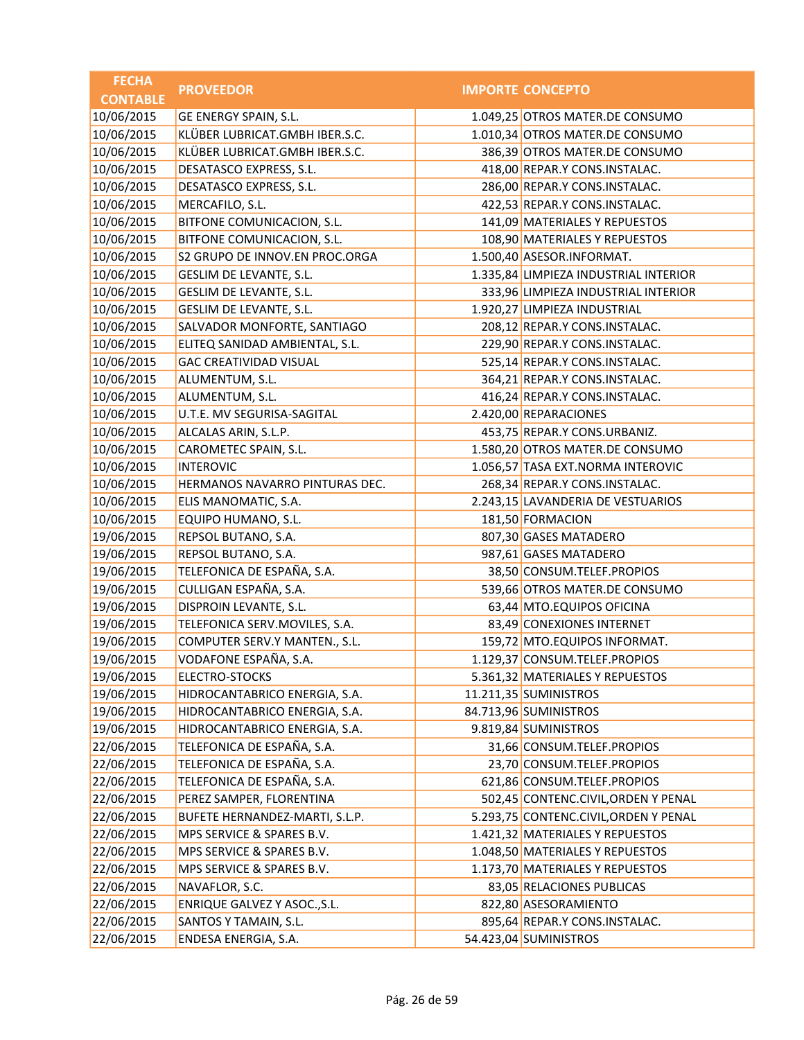| FECHA CONTABLE | PROVEEDOR | IMPORTE | CONCEPTO |
|---|---|---|---|
| 10/06/2015 | GE ENERGY SPAIN, S.L. | 1.049,25 | OTROS MATER.DE CONSUMO |
| 10/06/2015 | KLÜBER LUBRICAT.GMBH IBER.S.C. | 1.010,34 | OTROS MATER.DE CONSUMO |
| 10/06/2015 | KLÜBER LUBRICAT.GMBH IBER.S.C. | 386,39 | OTROS MATER.DE CONSUMO |
| 10/06/2015 | DESATASCO EXPRESS, S.L. | 418,00 | REPAR.Y CONS.INSTALAC. |
| 10/06/2015 | DESATASCO EXPRESS, S.L. | 286,00 | REPAR.Y CONS.INSTALAC. |
| 10/06/2015 | MERCAFILO, S.L. | 422,53 | REPAR.Y CONS.INSTALAC. |
| 10/06/2015 | BITFONE COMUNICACION, S.L. | 141,09 | MATERIALES Y REPUESTOS |
| 10/06/2015 | BITFONE COMUNICACION, S.L. | 108,90 | MATERIALES Y REPUESTOS |
| 10/06/2015 | S2 GRUPO DE INNOV.EN PROC.ORGA | 1.500,40 | ASESOR.INFORMAT. |
| 10/06/2015 | GESLIM DE LEVANTE, S.L. | 1.335,84 | LIMPIEZA INDUSTRIAL INTERIOR |
| 10/06/2015 | GESLIM DE LEVANTE, S.L. | 333,96 | LIMPIEZA INDUSTRIAL INTERIOR |
| 10/06/2015 | GESLIM DE LEVANTE, S.L. | 1.920,27 | LIMPIEZA INDUSTRIAL |
| 10/06/2015 | SALVADOR MONFORTE, SANTIAGO | 208,12 | REPAR.Y CONS.INSTALAC. |
| 10/06/2015 | ELITEQ SANIDAD AMBIENTAL, S.L. | 229,90 | REPAR.Y CONS.INSTALAC. |
| 10/06/2015 | GAC CREATIVIDAD VISUAL | 525,14 | REPAR.Y CONS.INSTALAC. |
| 10/06/2015 | ALUMENTUM, S.L. | 364,21 | REPAR.Y CONS.INSTALAC. |
| 10/06/2015 | ALUMENTUM, S.L. | 416,24 | REPAR.Y CONS.INSTALAC. |
| 10/06/2015 | U.T.E. MV SEGURISA-SAGITAL | 2.420,00 | REPARACIONES |
| 10/06/2015 | ALCALAS ARIN, S.L.P. | 453,75 | REPAR.Y CONS.URBANIZ. |
| 10/06/2015 | CAROMETEC SPAIN, S.L. | 1.580,20 | OTROS MATER.DE CONSUMO |
| 10/06/2015 | INTEROVIC | 1.056,57 | TASA EXT.NORMA INTEROVIC |
| 10/06/2015 | HERMANOS NAVARRO PINTURAS DEC. | 268,34 | REPAR.Y CONS.INSTALAC. |
| 10/06/2015 | ELIS MANOMATIC, S.A. | 2.243,15 | LAVANDERIA DE VESTUARIOS |
| 10/06/2015 | EQUIPO HUMANO, S.L. | 181,50 | FORMACION |
| 19/06/2015 | REPSOL BUTANO, S.A. | 807,30 | GASES MATADERO |
| 19/06/2015 | REPSOL BUTANO, S.A. | 987,61 | GASES MATADERO |
| 19/06/2015 | TELEFONICA DE ESPAÑA, S.A. | 38,50 | CONSUM.TELEF.PROPIOS |
| 19/06/2015 | CULLIGAN ESPAÑA, S.A. | 539,66 | OTROS MATER.DE CONSUMO |
| 19/06/2015 | DISPROIN LEVANTE, S.L. | 63,44 | MTO.EQUIPOS OFICINA |
| 19/06/2015 | TELEFONICA SERV.MOVILES, S.A. | 83,49 | CONEXIONES INTERNET |
| 19/06/2015 | COMPUTER SERV.Y MANTEN., S.L. | 159,72 | MTO.EQUIPOS INFORMAT. |
| 19/06/2015 | VODAFONE ESPAÑA, S.A. | 1.129,37 | CONSUM.TELEF.PROPIOS |
| 19/06/2015 | ELECTRO-STOCKS | 5.361,32 | MATERIALES Y REPUESTOS |
| 19/06/2015 | HIDROCANTABRICO ENERGIA, S.A. | 11.211,35 | SUMINISTROS |
| 19/06/2015 | HIDROCANTABRICO ENERGIA, S.A. | 84.713,96 | SUMINISTROS |
| 19/06/2015 | HIDROCANTABRICO ENERGIA, S.A. | 9.819,84 | SUMINISTROS |
| 22/06/2015 | TELEFONICA DE ESPAÑA, S.A. | 31,66 | CONSUM.TELEF.PROPIOS |
| 22/06/2015 | TELEFONICA DE ESPAÑA, S.A. | 23,70 | CONSUM.TELEF.PROPIOS |
| 22/06/2015 | TELEFONICA DE ESPAÑA, S.A. | 621,86 | CONSUM.TELEF.PROPIOS |
| 22/06/2015 | PEREZ SAMPER, FLORENTINA | 502,45 | CONTENC.CIVIL,ORDEN Y PENAL |
| 22/06/2015 | BUFETE HERNANDEZ-MARTI, S.L.P. | 5.293,75 | CONTENC.CIVIL,ORDEN Y PENAL |
| 22/06/2015 | MPS SERVICE & SPARES B.V. | 1.421,32 | MATERIALES Y REPUESTOS |
| 22/06/2015 | MPS SERVICE & SPARES B.V. | 1.048,50 | MATERIALES Y REPUESTOS |
| 22/06/2015 | MPS SERVICE & SPARES B.V. | 1.173,70 | MATERIALES Y REPUESTOS |
| 22/06/2015 | NAVAFLOR, S.C. | 83,05 | RELACIONES PUBLICAS |
| 22/06/2015 | ENRIQUE GALVEZ Y ASOC.,S.L. | 822,80 | ASESORAMIENTO |
| 22/06/2015 | SANTOS Y TAMAIN, S.L. | 895,64 | REPAR.Y CONS.INSTALAC. |
| 22/06/2015 | ENDESA ENERGIA, S.A. | 54.423,04 | SUMINISTROS |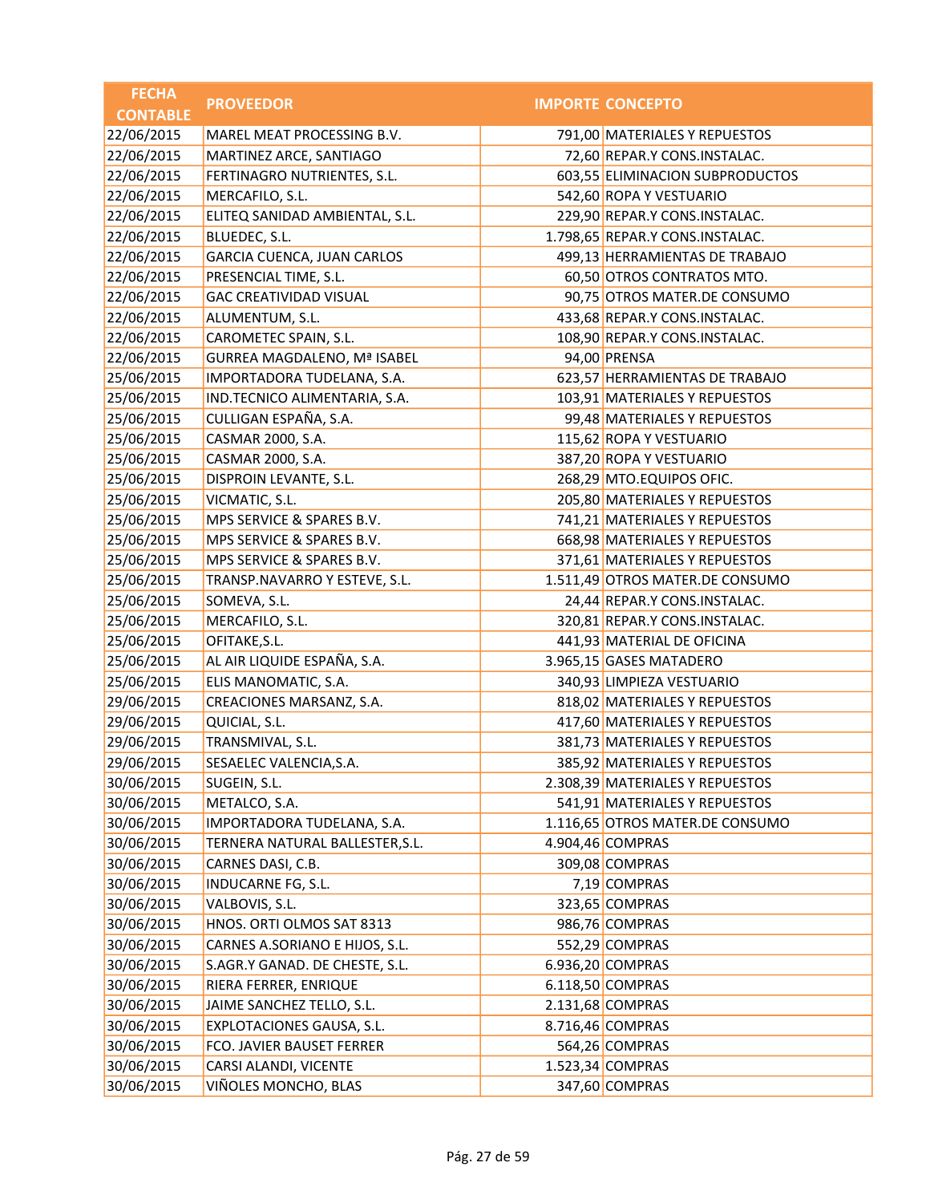| FECHA CONTABLE | PROVEEDOR | IMPORTE | CONCEPTO |
|---|---|---|---|
| 22/06/2015 | MAREL MEAT PROCESSING B.V. | 791,00 | MATERIALES Y REPUESTOS |
| 22/06/2015 | MARTINEZ ARCE, SANTIAGO | 72,60 | REPAR.Y CONS.INSTALAC. |
| 22/06/2015 | FERTINAGRO NUTRIENTES, S.L. | 603,55 | ELIMINACION SUBPRODUCTOS |
| 22/06/2015 | MERCAFILO, S.L. | 542,60 | ROPA Y VESTUARIO |
| 22/06/2015 | ELITEQ SANIDAD AMBIENTAL, S.L. | 229,90 | REPAR.Y CONS.INSTALAC. |
| 22/06/2015 | BLUEDEC, S.L. | 1.798,65 | REPAR.Y CONS.INSTALAC. |
| 22/06/2015 | GARCIA CUENCA, JUAN CARLOS | 499,13 | HERRAMIENTAS DE TRABAJO |
| 22/06/2015 | PRESENCIAL TIME, S.L. | 60,50 | OTROS CONTRATOS MTO. |
| 22/06/2015 | GAC CREATIVIDAD VISUAL | 90,75 | OTROS MATER.DE CONSUMO |
| 22/06/2015 | ALUMENTUM, S.L. | 433,68 | REPAR.Y CONS.INSTALAC. |
| 22/06/2015 | CAROMETEC SPAIN, S.L. | 108,90 | REPAR.Y CONS.INSTALAC. |
| 22/06/2015 | GURREA MAGDALENO, Mª ISABEL | 94,00 | PRENSA |
| 25/06/2015 | IMPORTADORA TUDELANA, S.A. | 623,57 | HERRAMIENTAS DE TRABAJO |
| 25/06/2015 | IND.TECNICO ALIMENTARIA, S.A. | 103,91 | MATERIALES Y REPUESTOS |
| 25/06/2015 | CULLIGAN ESPAÑA, S.A. | 99,48 | MATERIALES Y REPUESTOS |
| 25/06/2015 | CASMAR 2000, S.A. | 115,62 | ROPA Y VESTUARIO |
| 25/06/2015 | CASMAR 2000, S.A. | 387,20 | ROPA Y VESTUARIO |
| 25/06/2015 | DISPROIN LEVANTE, S.L. | 268,29 | MTO.EQUIPOS OFIC. |
| 25/06/2015 | VICMATIC, S.L. | 205,80 | MATERIALES Y REPUESTOS |
| 25/06/2015 | MPS SERVICE & SPARES B.V. | 741,21 | MATERIALES Y REPUESTOS |
| 25/06/2015 | MPS SERVICE & SPARES B.V. | 668,98 | MATERIALES Y REPUESTOS |
| 25/06/2015 | MPS SERVICE & SPARES B.V. | 371,61 | MATERIALES Y REPUESTOS |
| 25/06/2015 | TRANSP.NAVARRO Y ESTEVE, S.L. | 1.511,49 | OTROS MATER.DE CONSUMO |
| 25/06/2015 | SOMEVA, S.L. | 24,44 | REPAR.Y CONS.INSTALAC. |
| 25/06/2015 | MERCAFILO, S.L. | 320,81 | REPAR.Y CONS.INSTALAC. |
| 25/06/2015 | OFITAKE,S.L. | 441,93 | MATERIAL DE OFICINA |
| 25/06/2015 | AL AIR LIQUIDE ESPAÑA, S.A. | 3.965,15 | GASES MATADERO |
| 25/06/2015 | ELIS MANOMATIC, S.A. | 340,93 | LIMPIEZA VESTUARIO |
| 29/06/2015 | CREACIONES MARSANZ, S.A. | 818,02 | MATERIALES Y REPUESTOS |
| 29/06/2015 | QUICIAL, S.L. | 417,60 | MATERIALES Y REPUESTOS |
| 29/06/2015 | TRANSMIVAL, S.L. | 381,73 | MATERIALES Y REPUESTOS |
| 29/06/2015 | SESAELEC VALENCIA,S.A. | 385,92 | MATERIALES Y REPUESTOS |
| 30/06/2015 | SUGEIN, S.L. | 2.308,39 | MATERIALES Y REPUESTOS |
| 30/06/2015 | METALCO, S.A. | 541,91 | MATERIALES Y REPUESTOS |
| 30/06/2015 | IMPORTADORA TUDELANA, S.A. | 1.116,65 | OTROS MATER.DE CONSUMO |
| 30/06/2015 | TERNERA NATURAL BALLESTER,S.L. | 4.904,46 | COMPRAS |
| 30/06/2015 | CARNES DASI, C.B. | 309,08 | COMPRAS |
| 30/06/2015 | INDUCARNE FG, S.L. | 7,19 | COMPRAS |
| 30/06/2015 | VALBOVIS, S.L. | 323,65 | COMPRAS |
| 30/06/2015 | HNOS. ORTI OLMOS SAT 8313 | 986,76 | COMPRAS |
| 30/06/2015 | CARNES A.SORIANO E HIJOS, S.L. | 552,29 | COMPRAS |
| 30/06/2015 | S.AGR.Y GANAD. DE CHESTE, S.L. | 6.936,20 | COMPRAS |
| 30/06/2015 | RIERA FERRER, ENRIQUE | 6.118,50 | COMPRAS |
| 30/06/2015 | JAIME SANCHEZ TELLO, S.L. | 2.131,68 | COMPRAS |
| 30/06/2015 | EXPLOTACIONES GAUSA, S.L. | 8.716,46 | COMPRAS |
| 30/06/2015 | FCO. JAVIER BAUSET FERRER | 564,26 | COMPRAS |
| 30/06/2015 | CARSI ALANDI, VICENTE | 1.523,34 | COMPRAS |
| 30/06/2015 | VIÑOLES MONCHO, BLAS | 347,60 | COMPRAS |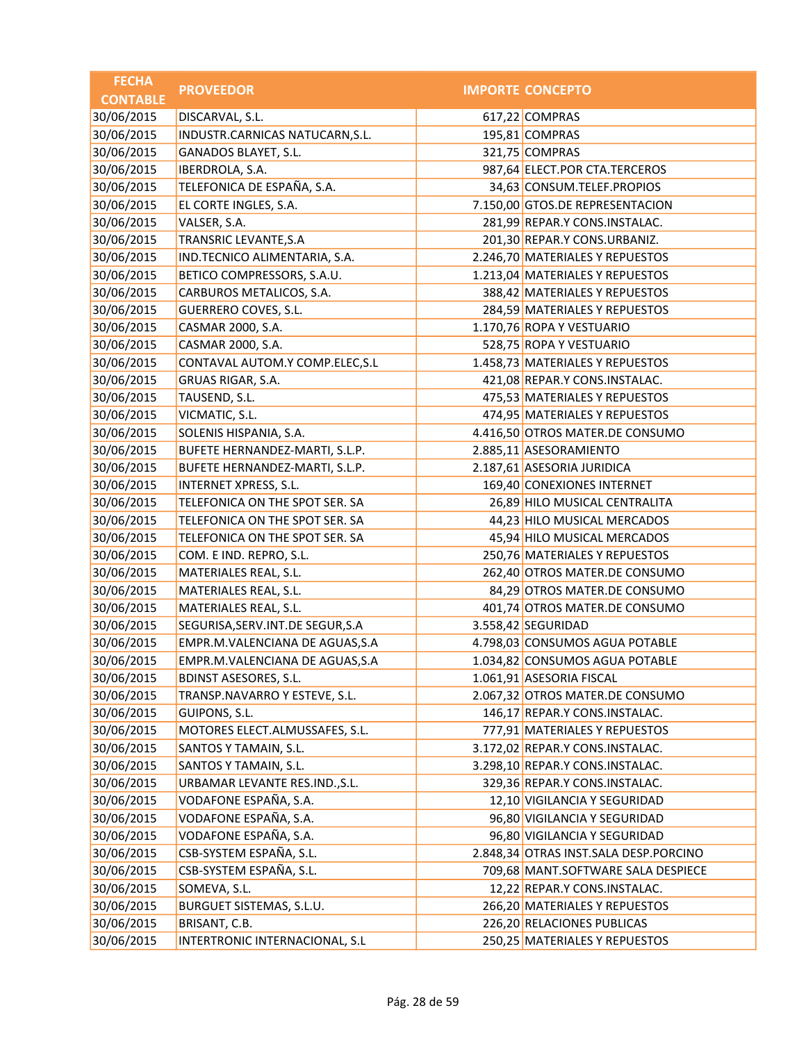| FECHA CONTABLE | PROVEEDOR | IMPORTE | CONCEPTO |
|---|---|---|---|
| 30/06/2015 | DISCARVAL, S.L. | 617,22 | COMPRAS |
| 30/06/2015 | INDUSTR.CARNICAS NATUCARN,S.L. | 195,81 | COMPRAS |
| 30/06/2015 | GANADOS BLAYET, S.L. | 321,75 | COMPRAS |
| 30/06/2015 | IBERDROLA, S.A. | 987,64 | ELECT.POR CTA.TERCEROS |
| 30/06/2015 | TELEFONICA DE ESPAÑA, S.A. | 34,63 | CONSUM.TELEF.PROPIOS |
| 30/06/2015 | EL CORTE INGLES, S.A. | 7.150,00 | GTOS.DE REPRESENTACION |
| 30/06/2015 | VALSER, S.A. | 281,99 | REPAR.Y CONS.INSTALAC. |
| 30/06/2015 | TRANSRIC LEVANTE,S.A | 201,30 | REPAR.Y CONS.URBANIZ. |
| 30/06/2015 | IND.TECNICO ALIMENTARIA, S.A. | 2.246,70 | MATERIALES Y REPUESTOS |
| 30/06/2015 | BETICO COMPRESSORS, S.A.U. | 1.213,04 | MATERIALES Y REPUESTOS |
| 30/06/2015 | CARBUROS METALICOS, S.A. | 388,42 | MATERIALES Y REPUESTOS |
| 30/06/2015 | GUERRERO COVES, S.L. | 284,59 | MATERIALES Y REPUESTOS |
| 30/06/2015 | CASMAR 2000, S.A. | 1.170,76 | ROPA Y VESTUARIO |
| 30/06/2015 | CASMAR 2000, S.A. | 528,75 | ROPA Y VESTUARIO |
| 30/06/2015 | CONTAVAL AUTOM.Y COMP.ELEC,S.L | 1.458,73 | MATERIALES Y REPUESTOS |
| 30/06/2015 | GRUAS RIGAR, S.A. | 421,08 | REPAR.Y CONS.INSTALAC. |
| 30/06/2015 | TAUSEND, S.L. | 475,53 | MATERIALES Y REPUESTOS |
| 30/06/2015 | VICMATIC, S.L. | 474,95 | MATERIALES Y REPUESTOS |
| 30/06/2015 | SOLENIS HISPANIA, S.A. | 4.416,50 | OTROS MATER.DE CONSUMO |
| 30/06/2015 | BUFETE HERNANDEZ-MARTI, S.L.P. | 2.885,11 | ASESORAMIENTO |
| 30/06/2015 | BUFETE HERNANDEZ-MARTI, S.L.P. | 2.187,61 | ASESORIA JURIDICA |
| 30/06/2015 | INTERNET XPRESS, S.L. | 169,40 | CONEXIONES INTERNET |
| 30/06/2015 | TELEFONICA ON THE SPOT SER. SA | 26,89 | HILO MUSICAL CENTRALITA |
| 30/06/2015 | TELEFONICA ON THE SPOT SER. SA | 44,23 | HILO MUSICAL MERCADOS |
| 30/06/2015 | TELEFONICA ON THE SPOT SER. SA | 45,94 | HILO MUSICAL MERCADOS |
| 30/06/2015 | COM. E IND. REPRO, S.L. | 250,76 | MATERIALES Y REPUESTOS |
| 30/06/2015 | MATERIALES REAL, S.L. | 262,40 | OTROS MATER.DE CONSUMO |
| 30/06/2015 | MATERIALES REAL, S.L. | 84,29 | OTROS MATER.DE CONSUMO |
| 30/06/2015 | MATERIALES REAL, S.L. | 401,74 | OTROS MATER.DE CONSUMO |
| 30/06/2015 | SEGURISA,SERV.INT.DE SEGUR,S.A | 3.558,42 | SEGURIDAD |
| 30/06/2015 | EMPR.M.VALENCIANA DE AGUAS,S.A | 4.798,03 | CONSUMOS AGUA POTABLE |
| 30/06/2015 | EMPR.M.VALENCIANA DE AGUAS,S.A | 1.034,82 | CONSUMOS AGUA POTABLE |
| 30/06/2015 | BDINST ASESORES, S.L. | 1.061,91 | ASESORIA FISCAL |
| 30/06/2015 | TRANSP.NAVARRO Y ESTEVE, S.L. | 2.067,32 | OTROS MATER.DE CONSUMO |
| 30/06/2015 | GUIPONS, S.L. | 146,17 | REPAR.Y CONS.INSTALAC. |
| 30/06/2015 | MOTORES ELECT.ALMUSSAFES, S.L. | 777,91 | MATERIALES Y REPUESTOS |
| 30/06/2015 | SANTOS Y TAMAIN, S.L. | 3.172,02 | REPAR.Y CONS.INSTALAC. |
| 30/06/2015 | SANTOS Y TAMAIN, S.L. | 3.298,10 | REPAR.Y CONS.INSTALAC. |
| 30/06/2015 | URBAMAR LEVANTE RES.IND.,S.L. | 329,36 | REPAR.Y CONS.INSTALAC. |
| 30/06/2015 | VODAFONE ESPAÑA, S.A. | 12,10 | VIGILANCIA Y SEGURIDAD |
| 30/06/2015 | VODAFONE ESPAÑA, S.A. | 96,80 | VIGILANCIA Y SEGURIDAD |
| 30/06/2015 | VODAFONE ESPAÑA, S.A. | 96,80 | VIGILANCIA Y SEGURIDAD |
| 30/06/2015 | CSB-SYSTEM ESPAÑA, S.L. | 2.848,34 | OTRAS INST.SALA DESP.PORCINO |
| 30/06/2015 | CSB-SYSTEM ESPAÑA, S.L. | 709,68 | MANT.SOFTWARE SALA DESPIECE |
| 30/06/2015 | SOMEVA, S.L. | 12,22 | REPAR.Y CONS.INSTALAC. |
| 30/06/2015 | BURGUET SISTEMAS, S.L.U. | 266,20 | MATERIALES Y REPUESTOS |
| 30/06/2015 | BRISANT, C.B. | 226,20 | RELACIONES PUBLICAS |
| 30/06/2015 | INTERTRONIC INTERNACIONAL, S.L | 250,25 | MATERIALES Y REPUESTOS |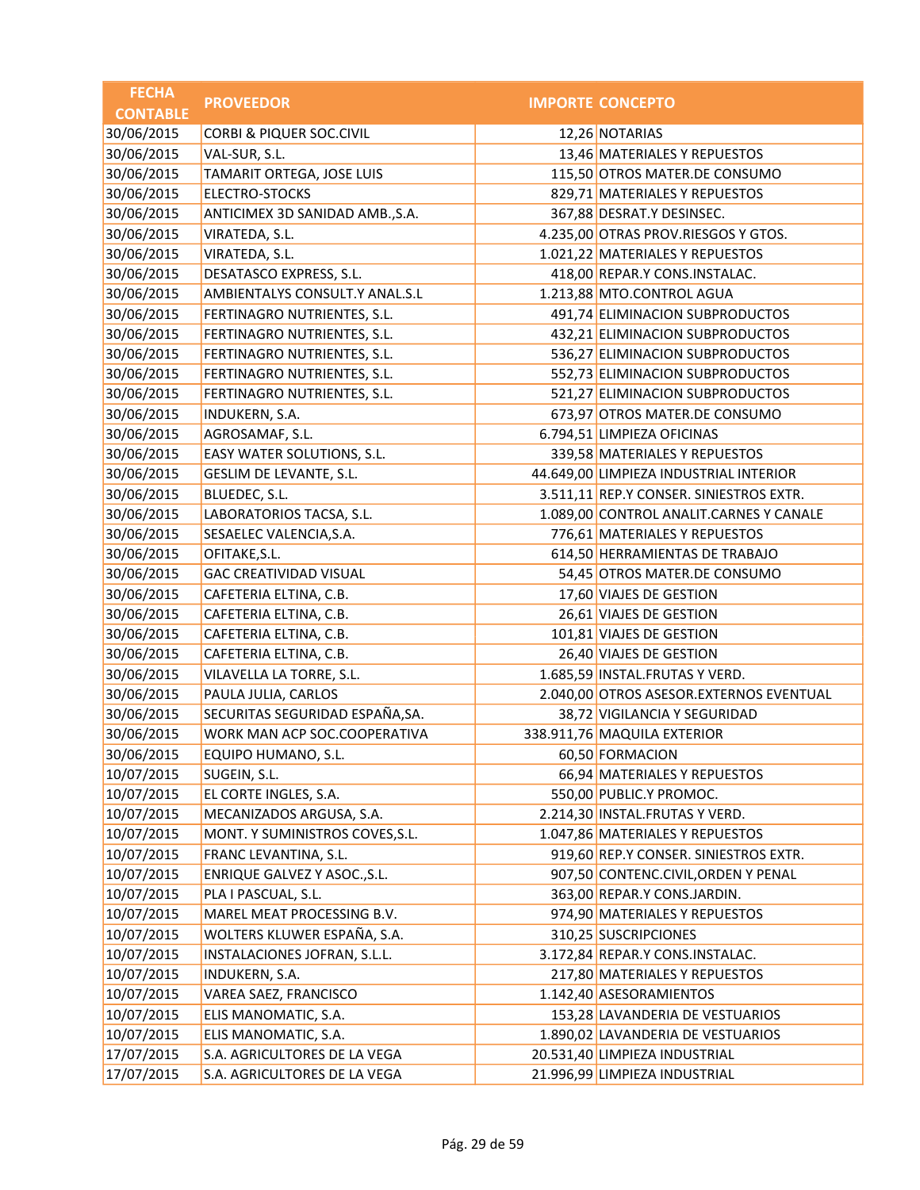| FECHA CONTABLE | PROVEEDOR | IMPORTE | CONCEPTO |
|---|---|---|---|
| 30/06/2015 | CORBI & PIQUER SOC.CIVIL | 12,26 | NOTARIAS |
| 30/06/2015 | VAL-SUR, S.L. | 13,46 | MATERIALES Y REPUESTOS |
| 30/06/2015 | TAMARIT ORTEGA, JOSE LUIS | 115,50 | OTROS MATER.DE CONSUMO |
| 30/06/2015 | ELECTRO-STOCKS | 829,71 | MATERIALES Y REPUESTOS |
| 30/06/2015 | ANTICIMEX 3D SANIDAD AMB.,S.A. | 367,88 | DESRAT.Y DESINSEC. |
| 30/06/2015 | VIRATEDA, S.L. | 4.235,00 | OTRAS PROV.RIESGOS Y GTOS. |
| 30/06/2015 | VIRATEDA, S.L. | 1.021,22 | MATERIALES Y REPUESTOS |
| 30/06/2015 | DESATASCO EXPRESS, S.L. | 418,00 | REPAR.Y CONS.INSTALAC. |
| 30/06/2015 | AMBIENTALYS CONSULT.Y ANAL.S.L | 1.213,88 | MTO.CONTROL AGUA |
| 30/06/2015 | FERTINAGRO NUTRIENTES, S.L. | 491,74 | ELIMINACION SUBPRODUCTOS |
| 30/06/2015 | FERTINAGRO NUTRIENTES, S.L. | 432,21 | ELIMINACION SUBPRODUCTOS |
| 30/06/2015 | FERTINAGRO NUTRIENTES, S.L. | 536,27 | ELIMINACION SUBPRODUCTOS |
| 30/06/2015 | FERTINAGRO NUTRIENTES, S.L. | 552,73 | ELIMINACION SUBPRODUCTOS |
| 30/06/2015 | FERTINAGRO NUTRIENTES, S.L. | 521,27 | ELIMINACION SUBPRODUCTOS |
| 30/06/2015 | INDUKERN, S.A. | 673,97 | OTROS MATER.DE CONSUMO |
| 30/06/2015 | AGROSAMAF, S.L. | 6.794,51 | LIMPIEZA OFICINAS |
| 30/06/2015 | EASY WATER SOLUTIONS, S.L. | 339,58 | MATERIALES Y REPUESTOS |
| 30/06/2015 | GESLIM DE LEVANTE, S.L. | 44.649,00 | LIMPIEZA INDUSTRIAL INTERIOR |
| 30/06/2015 | BLUEDEC, S.L. | 3.511,11 | REP.Y CONSER. SINIESTROS EXTR. |
| 30/06/2015 | LABORATORIOS TACSA, S.L. | 1.089,00 | CONTROL ANALIT.CARNES Y CANALE |
| 30/06/2015 | SESAELEC VALENCIA,S.A. | 776,61 | MATERIALES Y REPUESTOS |
| 30/06/2015 | OFITAKE,S.L. | 614,50 | HERRAMIENTAS DE TRABAJO |
| 30/06/2015 | GAC CREATIVIDAD VISUAL | 54,45 | OTROS MATER.DE CONSUMO |
| 30/06/2015 | CAFETERIA ELTINA, C.B. | 17,60 | VIAJES DE GESTION |
| 30/06/2015 | CAFETERIA ELTINA, C.B. | 26,61 | VIAJES DE GESTION |
| 30/06/2015 | CAFETERIA ELTINA, C.B. | 101,81 | VIAJES DE GESTION |
| 30/06/2015 | CAFETERIA ELTINA, C.B. | 26,40 | VIAJES DE GESTION |
| 30/06/2015 | VILAVELLA LA TORRE, S.L. | 1.685,59 | INSTAL.FRUTAS Y VERD. |
| 30/06/2015 | PAULA JULIA, CARLOS | 2.040,00 | OTROS ASESOR.EXTERNOS EVENTUAL |
| 30/06/2015 | SECURITAS SEGURIDAD ESPAÑA,SA. | 38,72 | VIGILANCIA Y SEGURIDAD |
| 30/06/2015 | WORK MAN ACP SOC.COOPERATIVA | 338.911,76 | MAQUILA EXTERIOR |
| 30/06/2015 | EQUIPO HUMANO, S.L. | 60,50 | FORMACION |
| 10/07/2015 | SUGEIN, S.L. | 66,94 | MATERIALES Y REPUESTOS |
| 10/07/2015 | EL CORTE INGLES, S.A. | 550,00 | PUBLIC.Y PROMOC. |
| 10/07/2015 | MECANIZADOS ARGUSA, S.A. | 2.214,30 | INSTAL.FRUTAS Y VERD. |
| 10/07/2015 | MONT. Y SUMINISTROS COVES,S.L. | 1.047,86 | MATERIALES Y REPUESTOS |
| 10/07/2015 | FRANC LEVANTINA, S.L. | 919,60 | REP.Y CONSER. SINIESTROS EXTR. |
| 10/07/2015 | ENRIQUE GALVEZ Y ASOC.,S.L. | 907,50 | CONTENC.CIVIL,ORDEN Y PENAL |
| 10/07/2015 | PLA I PASCUAL, S.L. | 363,00 | REPAR.Y CONS.JARDIN. |
| 10/07/2015 | MAREL MEAT PROCESSING B.V. | 974,90 | MATERIALES Y REPUESTOS |
| 10/07/2015 | WOLTERS KLUWER ESPAÑA, S.A. | 310,25 | SUSCRIPCIONES |
| 10/07/2015 | INSTALACIONES JOFRAN, S.L.L. | 3.172,84 | REPAR.Y CONS.INSTALAC. |
| 10/07/2015 | INDUKERN, S.A. | 217,80 | MATERIALES Y REPUESTOS |
| 10/07/2015 | VAREA SAEZ, FRANCISCO | 1.142,40 | ASESORAMIENTOS |
| 10/07/2015 | ELIS MANOMATIC, S.A. | 153,28 | LAVANDERIA DE VESTUARIOS |
| 10/07/2015 | ELIS MANOMATIC, S.A. | 1.890,02 | LAVANDERIA DE VESTUARIOS |
| 17/07/2015 | S.A. AGRICULTORES DE LA VEGA | 20.531,40 | LIMPIEZA INDUSTRIAL |
| 17/07/2015 | S.A. AGRICULTORES DE LA VEGA | 21.996,99 | LIMPIEZA INDUSTRIAL |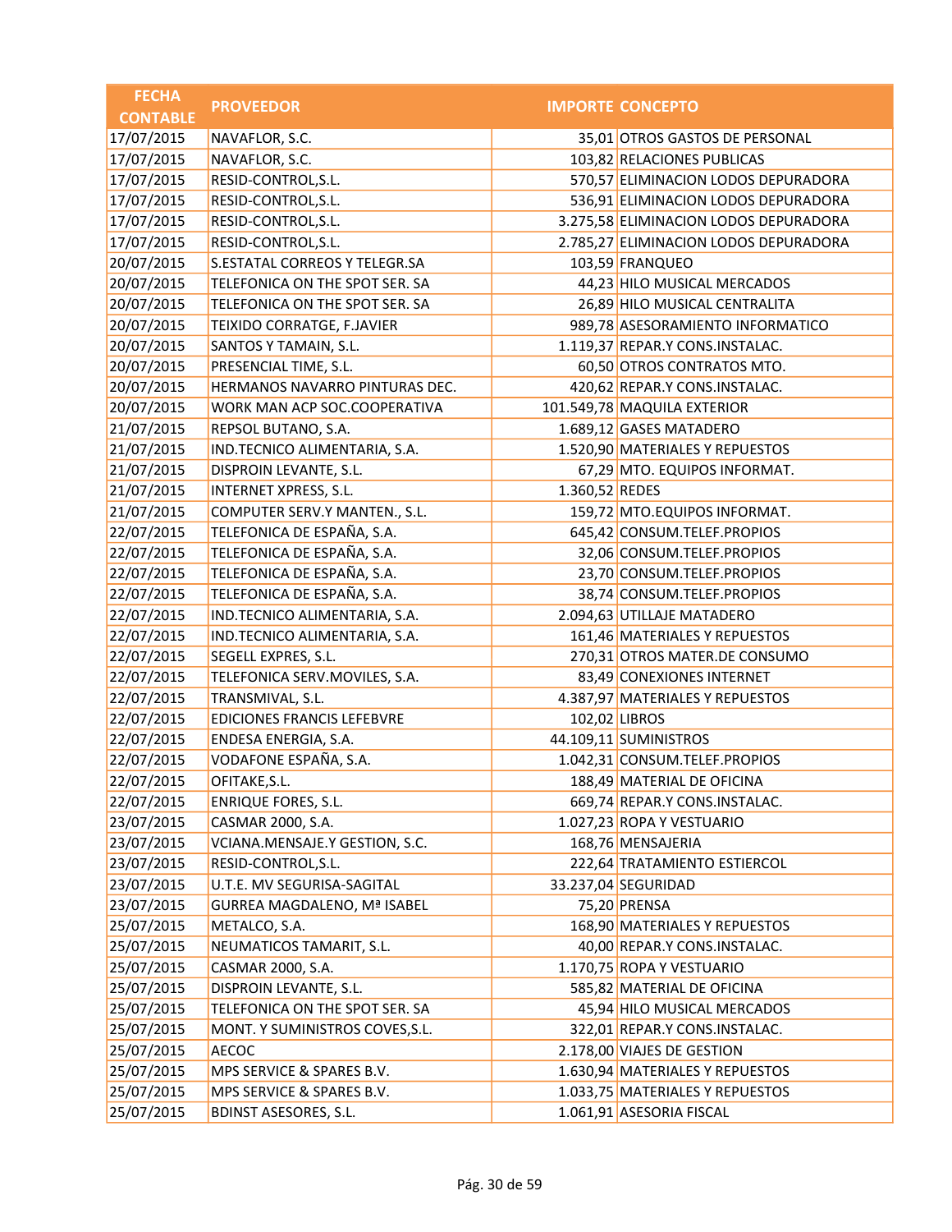| FECHA CONTABLE | PROVEEDOR | IMPORTE | CONCEPTO |
|---|---|---|---|
| 17/07/2015 | NAVAFLOR, S.C. | 35,01 | OTROS GASTOS DE PERSONAL |
| 17/07/2015 | NAVAFLOR, S.C. | 103,82 | RELACIONES PUBLICAS |
| 17/07/2015 | RESID-CONTROL,S.L. | 570,57 | ELIMINACION LODOS DEPURADORA |
| 17/07/2015 | RESID-CONTROL,S.L. | 536,91 | ELIMINACION LODOS DEPURADORA |
| 17/07/2015 | RESID-CONTROL,S.L. | 3.275,58 | ELIMINACION LODOS DEPURADORA |
| 17/07/2015 | RESID-CONTROL,S.L. | 2.785,27 | ELIMINACION LODOS DEPURADORA |
| 20/07/2015 | S.ESTATAL CORREOS Y TELEGR.SA | 103,59 | FRANQUEO |
| 20/07/2015 | TELEFONICA ON THE SPOT SER. SA | 44,23 | HILO MUSICAL MERCADOS |
| 20/07/2015 | TELEFONICA ON THE SPOT SER. SA | 26,89 | HILO MUSICAL CENTRALITA |
| 20/07/2015 | TEIXIDO CORRATGE, F.JAVIER | 989,78 | ASESORAMIENTO INFORMATICO |
| 20/07/2015 | SANTOS Y TAMAIN, S.L. | 1.119,37 | REPAR.Y CONS.INSTALAC. |
| 20/07/2015 | PRESENCIAL TIME, S.L. | 60,50 | OTROS CONTRATOS MTO. |
| 20/07/2015 | HERMANOS NAVARRO PINTURAS DEC. | 420,62 | REPAR.Y CONS.INSTALAC. |
| 20/07/2015 | WORK MAN ACP SOC.COOPERATIVA | 101.549,78 | MAQUILA EXTERIOR |
| 21/07/2015 | REPSOL BUTANO, S.A. | 1.689,12 | GASES MATADERO |
| 21/07/2015 | IND.TECNICO ALIMENTARIA, S.A. | 1.520,90 | MATERIALES Y REPUESTOS |
| 21/07/2015 | DISPROIN LEVANTE, S.L. | 67,29 | MTO. EQUIPOS INFORMAT. |
| 21/07/2015 | INTERNET XPRESS, S.L. | 1.360,52 | REDES |
| 21/07/2015 | COMPUTER SERV.Y MANTEN., S.L. | 159,72 | MTO.EQUIPOS INFORMAT. |
| 22/07/2015 | TELEFONICA DE ESPAÑA, S.A. | 645,42 | CONSUM.TELEF.PROPIOS |
| 22/07/2015 | TELEFONICA DE ESPAÑA, S.A. | 32,06 | CONSUM.TELEF.PROPIOS |
| 22/07/2015 | TELEFONICA DE ESPAÑA, S.A. | 23,70 | CONSUM.TELEF.PROPIOS |
| 22/07/2015 | TELEFONICA DE ESPAÑA, S.A. | 38,74 | CONSUM.TELEF.PROPIOS |
| 22/07/2015 | IND.TECNICO ALIMENTARIA, S.A. | 2.094,63 | UTILLAJE MATADERO |
| 22/07/2015 | IND.TECNICO ALIMENTARIA, S.A. | 161,46 | MATERIALES Y REPUESTOS |
| 22/07/2015 | SEGELL EXPRES, S.L. | 270,31 | OTROS MATER.DE CONSUMO |
| 22/07/2015 | TELEFONICA SERV.MOVILES, S.A. | 83,49 | CONEXIONES INTERNET |
| 22/07/2015 | TRANSMIVAL, S.L. | 4.387,97 | MATERIALES Y REPUESTOS |
| 22/07/2015 | EDICIONES FRANCIS LEFEBVRE | 102,02 | LIBROS |
| 22/07/2015 | ENDESA ENERGIA, S.A. | 44.109,11 | SUMINISTROS |
| 22/07/2015 | VODAFONE ESPAÑA, S.A. | 1.042,31 | CONSUM.TELEF.PROPIOS |
| 22/07/2015 | OFITAKE,S.L. | 188,49 | MATERIAL DE OFICINA |
| 22/07/2015 | ENRIQUE FORES, S.L. | 669,74 | REPAR.Y CONS.INSTALAC. |
| 23/07/2015 | CASMAR 2000, S.A. | 1.027,23 | ROPA Y VESTUARIO |
| 23/07/2015 | VCIANA.MENSAJE.Y GESTION, S.C. | 168,76 | MENSAJERIA |
| 23/07/2015 | RESID-CONTROL,S.L. | 222,64 | TRATAMIENTO ESTIERCOL |
| 23/07/2015 | U.T.E. MV SEGURISA-SAGITAL | 33.237,04 | SEGURIDAD |
| 23/07/2015 | GURREA MAGDALENO, Mª ISABEL | 75,20 | PRENSA |
| 25/07/2015 | METALCO, S.A. | 168,90 | MATERIALES Y REPUESTOS |
| 25/07/2015 | NEUMATICOS TAMARIT, S.L. | 40,00 | REPAR.Y CONS.INSTALAC. |
| 25/07/2015 | CASMAR 2000, S.A. | 1.170,75 | ROPA Y VESTUARIO |
| 25/07/2015 | DISPROIN LEVANTE, S.L. | 585,82 | MATERIAL DE OFICINA |
| 25/07/2015 | TELEFONICA ON THE SPOT SER. SA | 45,94 | HILO MUSICAL MERCADOS |
| 25/07/2015 | MONT. Y SUMINISTROS COVES,S.L. | 322,01 | REPAR.Y CONS.INSTALAC. |
| 25/07/2015 | AECOC | 2.178,00 | VIAJES DE GESTION |
| 25/07/2015 | MPS SERVICE & SPARES B.V. | 1.630,94 | MATERIALES Y REPUESTOS |
| 25/07/2015 | MPS SERVICE & SPARES B.V. | 1.033,75 | MATERIALES Y REPUESTOS |
| 25/07/2015 | BDINST ASESORES, S.L. | 1.061,91 | ASESORIA FISCAL |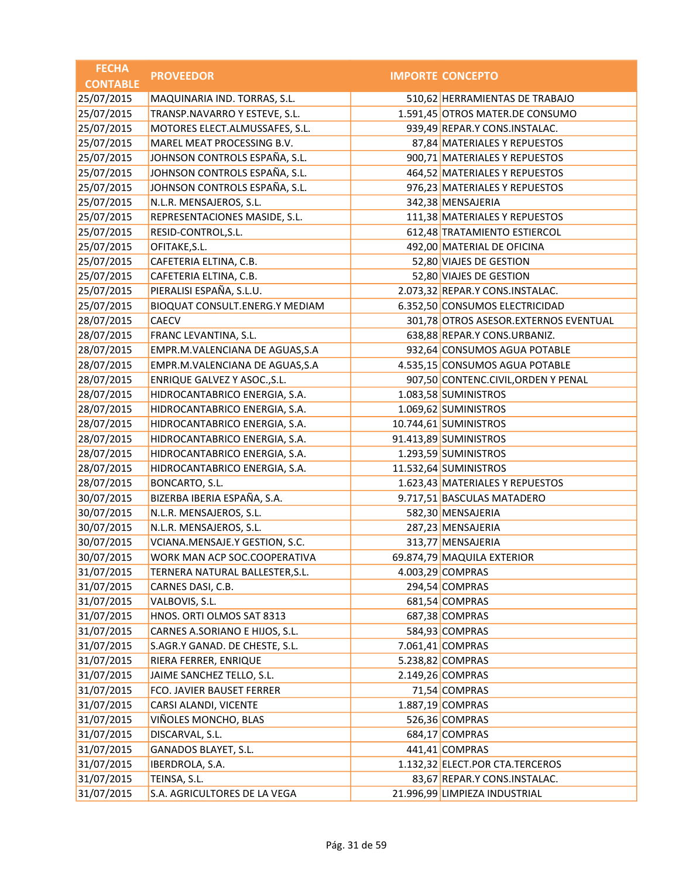| FECHA CONTABLE | PROVEEDOR | IMPORTE | CONCEPTO |
|---|---|---|---|
| 25/07/2015 | MAQUINARIA IND. TORRAS, S.L. | 510,62 | HERRAMIENTAS DE TRABAJO |
| 25/07/2015 | TRANSP.NAVARRO Y ESTEVE, S.L. | 1.591,45 | OTROS MATER.DE CONSUMO |
| 25/07/2015 | MOTORES ELECT.ALMUSSAFES, S.L. | 939,49 | REPAR.Y CONS.INSTALAC. |
| 25/07/2015 | MAREL MEAT PROCESSING B.V. | 87,84 | MATERIALES Y REPUESTOS |
| 25/07/2015 | JOHNSON CONTROLS ESPAÑA, S.L. | 900,71 | MATERIALES Y REPUESTOS |
| 25/07/2015 | JOHNSON CONTROLS ESPAÑA, S.L. | 464,52 | MATERIALES Y REPUESTOS |
| 25/07/2015 | JOHNSON CONTROLS ESPAÑA, S.L. | 976,23 | MATERIALES Y REPUESTOS |
| 25/07/2015 | N.L.R. MENSAJEROS, S.L. | 342,38 | MENSAJERIA |
| 25/07/2015 | REPRESENTACIONES MASIDE, S.L. | 111,38 | MATERIALES Y REPUESTOS |
| 25/07/2015 | RESID-CONTROL,S.L. | 612,48 | TRATAMIENTO ESTIERCOL |
| 25/07/2015 | OFITAKE,S.L. | 492,00 | MATERIAL DE OFICINA |
| 25/07/2015 | CAFETERIA ELTINA, C.B. | 52,80 | VIAJES DE GESTION |
| 25/07/2015 | CAFETERIA ELTINA, C.B. | 52,80 | VIAJES DE GESTION |
| 25/07/2015 | PIERALISI ESPAÑA, S.L.U. | 2.073,32 | REPAR.Y CONS.INSTALAC. |
| 25/07/2015 | BIOQUAT CONSULT.ENERG.Y MEDIAM | 6.352,50 | CONSUMOS ELECTRICIDAD |
| 28/07/2015 | CAECV | 301,78 | OTROS ASESOR.EXTERNOS EVENTUAL |
| 28/07/2015 | FRANC LEVANTINA, S.L. | 638,88 | REPAR.Y CONS.URBANIZ. |
| 28/07/2015 | EMPR.M.VALENCIANA DE AGUAS,S.A | 932,64 | CONSUMOS AGUA POTABLE |
| 28/07/2015 | EMPR.M.VALENCIANA DE AGUAS,S.A | 4.535,15 | CONSUMOS AGUA POTABLE |
| 28/07/2015 | ENRIQUE GALVEZ Y ASOC.,S.L. | 907,50 | CONTENC.CIVIL,ORDEN Y PENAL |
| 28/07/2015 | HIDROCANTABRICO ENERGIA, S.A. | 1.083,58 | SUMINISTROS |
| 28/07/2015 | HIDROCANTABRICO ENERGIA, S.A. | 1.069,62 | SUMINISTROS |
| 28/07/2015 | HIDROCANTABRICO ENERGIA, S.A. | 10.744,61 | SUMINISTROS |
| 28/07/2015 | HIDROCANTABRICO ENERGIA, S.A. | 91.413,89 | SUMINISTROS |
| 28/07/2015 | HIDROCANTABRICO ENERGIA, S.A. | 1.293,59 | SUMINISTROS |
| 28/07/2015 | HIDROCANTABRICO ENERGIA, S.A. | 11.532,64 | SUMINISTROS |
| 28/07/2015 | BONCARTO, S.L. | 1.623,43 | MATERIALES Y REPUESTOS |
| 30/07/2015 | BIZERBA IBERIA ESPAÑA, S.A. | 9.717,51 | BASCULAS MATADERO |
| 30/07/2015 | N.L.R. MENSAJEROS, S.L. | 582,30 | MENSAJERIA |
| 30/07/2015 | N.L.R. MENSAJEROS, S.L. | 287,23 | MENSAJERIA |
| 30/07/2015 | VCIANA.MENSAJE.Y GESTION, S.C. | 313,77 | MENSAJERIA |
| 30/07/2015 | WORK MAN ACP SOC.COOPERATIVA | 69.874,79 | MAQUILA EXTERIOR |
| 31/07/2015 | TERNERA NATURAL BALLESTER,S.L. | 4.003,29 | COMPRAS |
| 31/07/2015 | CARNES DASI, C.B. | 294,54 | COMPRAS |
| 31/07/2015 | VALBOVIS, S.L. | 681,54 | COMPRAS |
| 31/07/2015 | HNOS. ORTI OLMOS SAT 8313 | 687,38 | COMPRAS |
| 31/07/2015 | CARNES A.SORIANO E HIJOS, S.L. | 584,93 | COMPRAS |
| 31/07/2015 | S.AGR.Y GANAD. DE CHESTE, S.L. | 7.061,41 | COMPRAS |
| 31/07/2015 | RIERA FERRER, ENRIQUE | 5.238,82 | COMPRAS |
| 31/07/2015 | JAIME SANCHEZ TELLO, S.L. | 2.149,26 | COMPRAS |
| 31/07/2015 | FCO. JAVIER BAUSET FERRER | 71,54 | COMPRAS |
| 31/07/2015 | CARSI ALANDI, VICENTE | 1.887,19 | COMPRAS |
| 31/07/2015 | VIÑOLES MONCHO, BLAS | 526,36 | COMPRAS |
| 31/07/2015 | DISCARVAL, S.L. | 684,17 | COMPRAS |
| 31/07/2015 | GANADOS BLAYET, S.L. | 441,41 | COMPRAS |
| 31/07/2015 | IBERDROLA, S.A. | 1.132,32 | ELECT.POR CTA.TERCEROS |
| 31/07/2015 | TEINSA, S.L. | 83,67 | REPAR.Y CONS.INSTALAC. |
| 31/07/2015 | S.A. AGRICULTORES DE LA VEGA | 21.996,99 | LIMPIEZA INDUSTRIAL |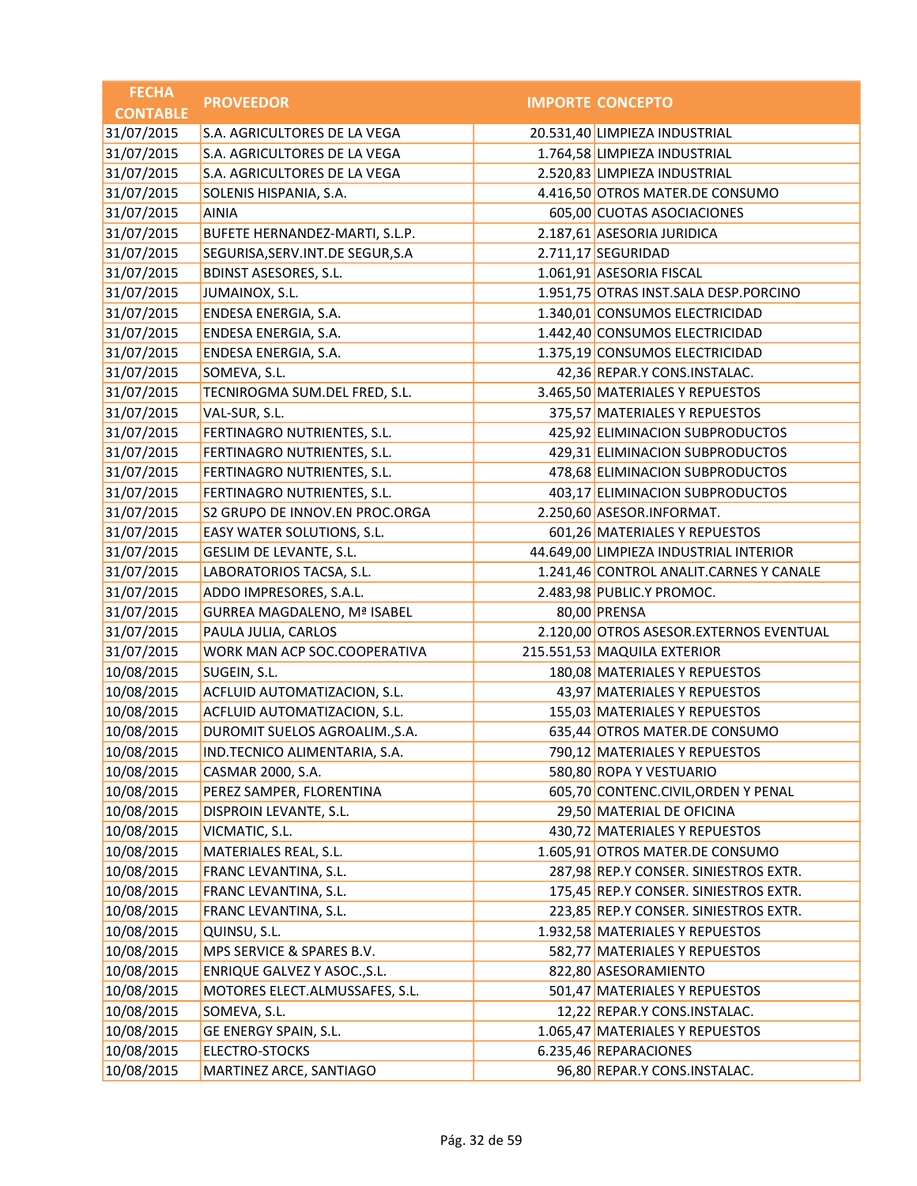| FECHA CONTABLE | PROVEEDOR | IMPORTE | CONCEPTO |
|---|---|---|---|
| 31/07/2015 | S.A. AGRICULTORES DE LA VEGA | 20.531,40 | LIMPIEZA INDUSTRIAL |
| 31/07/2015 | S.A. AGRICULTORES DE LA VEGA | 1.764,58 | LIMPIEZA INDUSTRIAL |
| 31/07/2015 | S.A. AGRICULTORES DE LA VEGA | 2.520,83 | LIMPIEZA INDUSTRIAL |
| 31/07/2015 | SOLENIS HISPANIA, S.A. | 4.416,50 | OTROS MATER.DE CONSUMO |
| 31/07/2015 | AINIA | 605,00 | CUOTAS ASOCIACIONES |
| 31/07/2015 | BUFETE HERNANDEZ-MARTI, S.L.P. | 2.187,61 | ASESORIA JURIDICA |
| 31/07/2015 | SEGURISA,SERV.INT.DE SEGUR,S.A | 2.711,17 | SEGURIDAD |
| 31/07/2015 | BDINST ASESORES, S.L. | 1.061,91 | ASESORIA FISCAL |
| 31/07/2015 | JUMAINOX, S.L. | 1.951,75 | OTRAS INST.SALA DESP.PORCINO |
| 31/07/2015 | ENDESA ENERGIA, S.A. | 1.340,01 | CONSUMOS ELECTRICIDAD |
| 31/07/2015 | ENDESA ENERGIA, S.A. | 1.442,40 | CONSUMOS ELECTRICIDAD |
| 31/07/2015 | ENDESA ENERGIA, S.A. | 1.375,19 | CONSUMOS ELECTRICIDAD |
| 31/07/2015 | SOMEVA, S.L. | 42,36 | REPAR.Y CONS.INSTALAC. |
| 31/07/2015 | TECNIROGMA SUM.DEL FRED, S.L. | 3.465,50 | MATERIALES Y REPUESTOS |
| 31/07/2015 | VAL-SUR, S.L. | 375,57 | MATERIALES Y REPUESTOS |
| 31/07/2015 | FERTINAGRO NUTRIENTES, S.L. | 425,92 | ELIMINACION SUBPRODUCTOS |
| 31/07/2015 | FERTINAGRO NUTRIENTES, S.L. | 429,31 | ELIMINACION SUBPRODUCTOS |
| 31/07/2015 | FERTINAGRO NUTRIENTES, S.L. | 478,68 | ELIMINACION SUBPRODUCTOS |
| 31/07/2015 | FERTINAGRO NUTRIENTES, S.L. | 403,17 | ELIMINACION SUBPRODUCTOS |
| 31/07/2015 | S2 GRUPO DE INNOV.EN PROC.ORGA | 2.250,60 | ASESOR.INFORMAT. |
| 31/07/2015 | EASY WATER SOLUTIONS, S.L. | 601,26 | MATERIALES Y REPUESTOS |
| 31/07/2015 | GESLIM DE LEVANTE, S.L. | 44.649,00 | LIMPIEZA INDUSTRIAL INTERIOR |
| 31/07/2015 | LABORATORIOS TACSA, S.L. | 1.241,46 | CONTROL ANALIT.CARNES Y CANALE |
| 31/07/2015 | ADDO IMPRESORES, S.A.L. | 2.483,98 | PUBLIC.Y PROMOC. |
| 31/07/2015 | GURREA MAGDALENO, Mª ISABEL | 80,00 | PRENSA |
| 31/07/2015 | PAULA JULIA, CARLOS | 2.120,00 | OTROS ASESOR.EXTERNOS EVENTUAL |
| 31/07/2015 | WORK MAN ACP SOC.COOPERATIVA | 215.551,53 | MAQUILA EXTERIOR |
| 10/08/2015 | SUGEIN, S.L. | 180,08 | MATERIALES Y REPUESTOS |
| 10/08/2015 | ACFLUID AUTOMATIZACION, S.L. | 43,97 | MATERIALES Y REPUESTOS |
| 10/08/2015 | ACFLUID AUTOMATIZACION, S.L. | 155,03 | MATERIALES Y REPUESTOS |
| 10/08/2015 | DUROMIT SUELOS AGROALIM.,S.A. | 635,44 | OTROS MATER.DE CONSUMO |
| 10/08/2015 | IND.TECNICO ALIMENTARIA, S.A. | 790,12 | MATERIALES Y REPUESTOS |
| 10/08/2015 | CASMAR 2000, S.A. | 580,80 | ROPA Y VESTUARIO |
| 10/08/2015 | PEREZ SAMPER, FLORENTINA | 605,70 | CONTENC.CIVIL,ORDEN Y PENAL |
| 10/08/2015 | DISPROIN LEVANTE, S.L. | 29,50 | MATERIAL DE OFICINA |
| 10/08/2015 | VICMATIC, S.L. | 430,72 | MATERIALES Y REPUESTOS |
| 10/08/2015 | MATERIALES REAL, S.L. | 1.605,91 | OTROS MATER.DE CONSUMO |
| 10/08/2015 | FRANC LEVANTINA, S.L. | 287,98 | REP.Y CONSER. SINIESTROS EXTR. |
| 10/08/2015 | FRANC LEVANTINA, S.L. | 175,45 | REP.Y CONSER. SINIESTROS EXTR. |
| 10/08/2015 | FRANC LEVANTINA, S.L. | 223,85 | REP.Y CONSER. SINIESTROS EXTR. |
| 10/08/2015 | QUINSU, S.L. | 1.932,58 | MATERIALES Y REPUESTOS |
| 10/08/2015 | MPS SERVICE & SPARES B.V. | 582,77 | MATERIALES Y REPUESTOS |
| 10/08/2015 | ENRIQUE GALVEZ Y ASOC.,S.L. | 822,80 | ASESORAMIENTO |
| 10/08/2015 | MOTORES ELECT.ALMUSSAFES, S.L. | 501,47 | MATERIALES Y REPUESTOS |
| 10/08/2015 | SOMEVA, S.L. | 12,22 | REPAR.Y CONS.INSTALAC. |
| 10/08/2015 | GE ENERGY SPAIN, S.L. | 1.065,47 | MATERIALES Y REPUESTOS |
| 10/08/2015 | ELECTRO-STOCKS | 6.235,46 | REPARACIONES |
| 10/08/2015 | MARTINEZ ARCE, SANTIAGO | 96,80 | REPAR.Y CONS.INSTALAC. |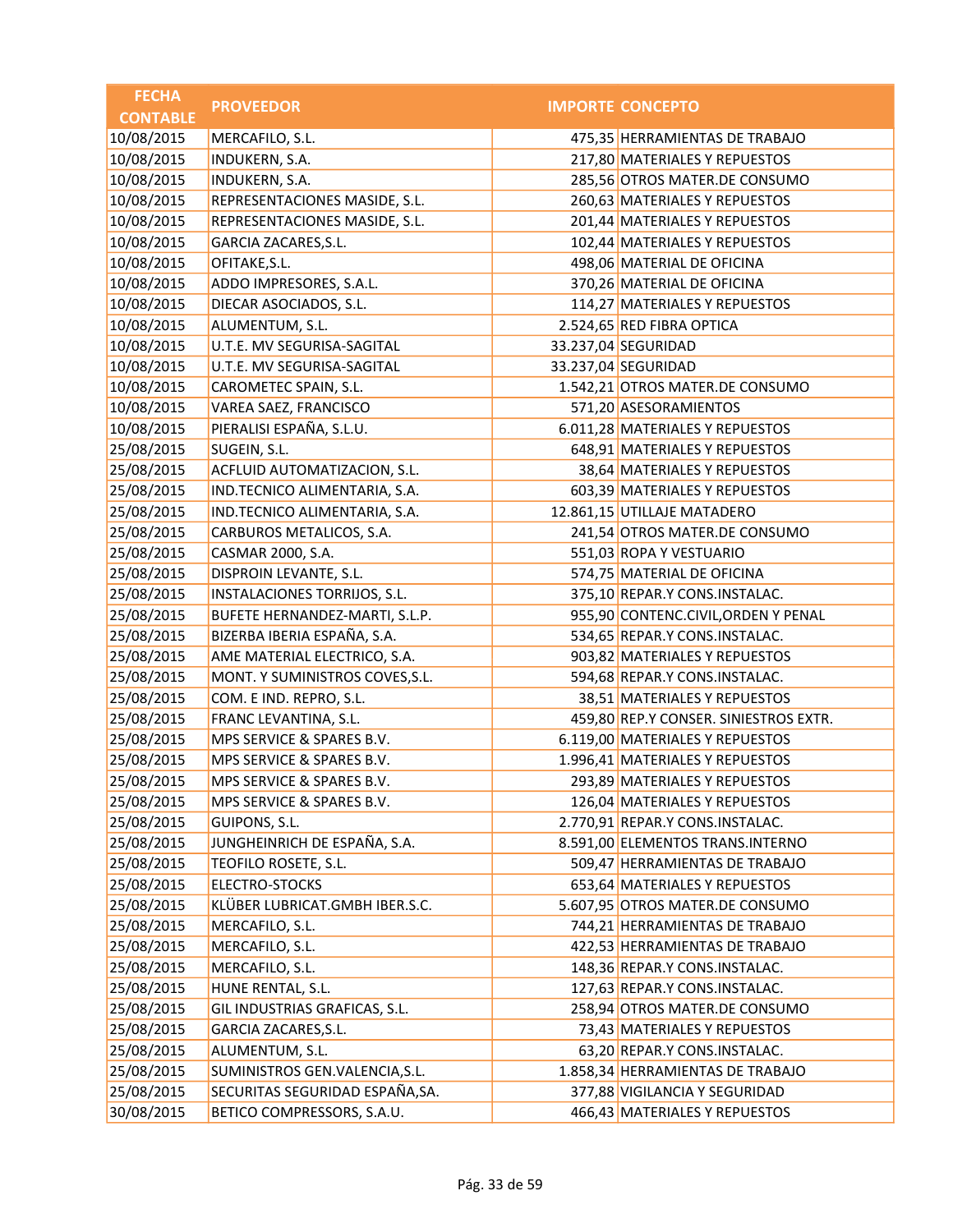| FECHA CONTABLE | PROVEEDOR | IMPORTE | CONCEPTO |
|---|---|---|---|
| 10/08/2015 | MERCAFILO, S.L. | 475,35 | HERRAMIENTAS DE TRABAJO |
| 10/08/2015 | INDUKERN, S.A. | 217,80 | MATERIALES Y REPUESTOS |
| 10/08/2015 | INDUKERN, S.A. | 285,56 | OTROS MATER.DE CONSUMO |
| 10/08/2015 | REPRESENTACIONES MASIDE, S.L. | 260,63 | MATERIALES Y REPUESTOS |
| 10/08/2015 | REPRESENTACIONES MASIDE, S.L. | 201,44 | MATERIALES Y REPUESTOS |
| 10/08/2015 | GARCIA ZACARES,S.L. | 102,44 | MATERIALES Y REPUESTOS |
| 10/08/2015 | OFITAKE,S.L. | 498,06 | MATERIAL DE OFICINA |
| 10/08/2015 | ADDO IMPRESORES, S.A.L. | 370,26 | MATERIAL DE OFICINA |
| 10/08/2015 | DIECAR ASOCIADOS, S.L. | 114,27 | MATERIALES Y REPUESTOS |
| 10/08/2015 | ALUMENTUM, S.L. | 2.524,65 | RED FIBRA OPTICA |
| 10/08/2015 | U.T.E. MV SEGURISA-SAGITAL | 33.237,04 | SEGURIDAD |
| 10/08/2015 | U.T.E. MV SEGURISA-SAGITAL | 33.237,04 | SEGURIDAD |
| 10/08/2015 | CAROMETEC SPAIN, S.L. | 1.542,21 | OTROS MATER.DE CONSUMO |
| 10/08/2015 | VAREA SAEZ, FRANCISCO | 571,20 | ASESORAMIENTOS |
| 10/08/2015 | PIERALISI ESPAÑA, S.L.U. | 6.011,28 | MATERIALES Y REPUESTOS |
| 25/08/2015 | SUGEIN, S.L. | 648,91 | MATERIALES Y REPUESTOS |
| 25/08/2015 | ACFLUID AUTOMATIZACION, S.L. | 38,64 | MATERIALES Y REPUESTOS |
| 25/08/2015 | IND.TECNICO ALIMENTARIA, S.A. | 603,39 | MATERIALES Y REPUESTOS |
| 25/08/2015 | IND.TECNICO ALIMENTARIA, S.A. | 12.861,15 | UTILLAJE MATADERO |
| 25/08/2015 | CARBUROS METALICOS, S.A. | 241,54 | OTROS MATER.DE CONSUMO |
| 25/08/2015 | CASMAR 2000, S.A. | 551,03 | ROPA Y VESTUARIO |
| 25/08/2015 | DISPROIN LEVANTE, S.L. | 574,75 | MATERIAL DE OFICINA |
| 25/08/2015 | INSTALACIONES TORRIJOS, S.L. | 375,10 | REPAR.Y CONS.INSTALAC. |
| 25/08/2015 | BUFETE HERNANDEZ-MARTI, S.L.P. | 955,90 | CONTENC.CIVIL,ORDEN Y PENAL |
| 25/08/2015 | BIZERBA IBERIA ESPAÑA, S.A. | 534,65 | REPAR.Y CONS.INSTALAC. |
| 25/08/2015 | AME MATERIAL ELECTRICO, S.A. | 903,82 | MATERIALES Y REPUESTOS |
| 25/08/2015 | MONT. Y SUMINISTROS COVES,S.L. | 594,68 | REPAR.Y CONS.INSTALAC. |
| 25/08/2015 | COM. E IND. REPRO, S.L. | 38,51 | MATERIALES Y REPUESTOS |
| 25/08/2015 | FRANC LEVANTINA, S.L. | 459,80 | REP.Y CONSER. SINIESTROS EXTR. |
| 25/08/2015 | MPS SERVICE & SPARES B.V. | 6.119,00 | MATERIALES Y REPUESTOS |
| 25/08/2015 | MPS SERVICE & SPARES B.V. | 1.996,41 | MATERIALES Y REPUESTOS |
| 25/08/2015 | MPS SERVICE & SPARES B.V. | 293,89 | MATERIALES Y REPUESTOS |
| 25/08/2015 | MPS SERVICE & SPARES B.V. | 126,04 | MATERIALES Y REPUESTOS |
| 25/08/2015 | GUIPONS, S.L. | 2.770,91 | REPAR.Y CONS.INSTALAC. |
| 25/08/2015 | JUNGHEINRICH DE ESPAÑA, S.A. | 8.591,00 | ELEMENTOS TRANS.INTERNO |
| 25/08/2015 | TEOFILO ROSETE, S.L. | 509,47 | HERRAMIENTAS DE TRABAJO |
| 25/08/2015 | ELECTRO-STOCKS | 653,64 | MATERIALES Y REPUESTOS |
| 25/08/2015 | KLÜBER LUBRICAT.GMBH IBER.S.C. | 5.607,95 | OTROS MATER.DE CONSUMO |
| 25/08/2015 | MERCAFILO, S.L. | 744,21 | HERRAMIENTAS DE TRABAJO |
| 25/08/2015 | MERCAFILO, S.L. | 422,53 | HERRAMIENTAS DE TRABAJO |
| 25/08/2015 | MERCAFILO, S.L. | 148,36 | REPAR.Y CONS.INSTALAC. |
| 25/08/2015 | HUNE RENTAL, S.L. | 127,63 | REPAR.Y CONS.INSTALAC. |
| 25/08/2015 | GIL INDUSTRIAS GRAFICAS, S.L. | 258,94 | OTROS MATER.DE CONSUMO |
| 25/08/2015 | GARCIA ZACARES,S.L. | 73,43 | MATERIALES Y REPUESTOS |
| 25/08/2015 | ALUMENTUM, S.L. | 63,20 | REPAR.Y CONS.INSTALAC. |
| 25/08/2015 | SUMINISTROS GEN.VALENCIA,S.L. | 1.858,34 | HERRAMIENTAS DE TRABAJO |
| 25/08/2015 | SECURITAS SEGURIDAD ESPAÑA,SA. | 377,88 | VIGILANCIA Y SEGURIDAD |
| 30/08/2015 | BETICO COMPRESSORS, S.A.U. | 466,43 | MATERIALES Y REPUESTOS |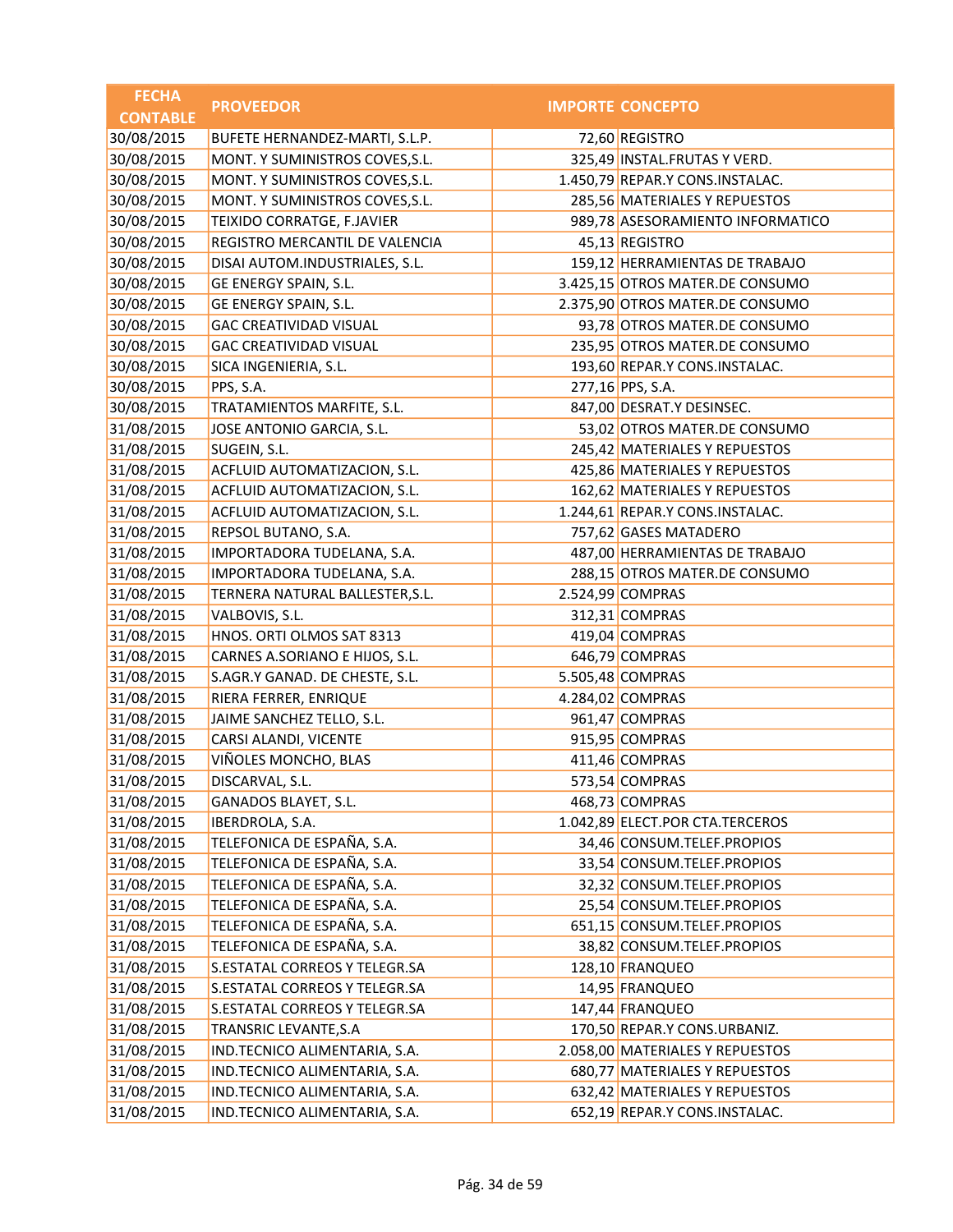| FECHA CONTABLE | PROVEEDOR | IMPORTE | CONCEPTO |
|---|---|---|---|
| 30/08/2015 | BUFETE HERNANDEZ-MARTI, S.L.P. | 72,60 | REGISTRO |
| 30/08/2015 | MONT. Y SUMINISTROS COVES,S.L. | 325,49 | INSTAL.FRUTAS Y VERD. |
| 30/08/2015 | MONT. Y SUMINISTROS COVES,S.L. | 1.450,79 | REPAR.Y CONS.INSTALAC. |
| 30/08/2015 | MONT. Y SUMINISTROS COVES,S.L. | 285,56 | MATERIALES Y REPUESTOS |
| 30/08/2015 | TEIXIDO CORRATGE, F.JAVIER | 989,78 | ASESORAMIENTO INFORMATICO |
| 30/08/2015 | REGISTRO MERCANTIL DE VALENCIA | 45,13 | REGISTRO |
| 30/08/2015 | DISAI AUTOM.INDUSTRIALES, S.L. | 159,12 | HERRAMIENTAS DE TRABAJO |
| 30/08/2015 | GE ENERGY SPAIN, S.L. | 3.425,15 | OTROS MATER.DE CONSUMO |
| 30/08/2015 | GE ENERGY SPAIN, S.L. | 2.375,90 | OTROS MATER.DE CONSUMO |
| 30/08/2015 | GAC CREATIVIDAD VISUAL | 93,78 | OTROS MATER.DE CONSUMO |
| 30/08/2015 | GAC CREATIVIDAD VISUAL | 235,95 | OTROS MATER.DE CONSUMO |
| 30/08/2015 | SICA INGENIERIA, S.L. | 193,60 | REPAR.Y CONS.INSTALAC. |
| 30/08/2015 | PPS, S.A. | 277,16 | PPS, S.A. |
| 30/08/2015 | TRATAMIENTOS MARFITE, S.L. | 847,00 | DESRAT.Y DESINSEC. |
| 31/08/2015 | JOSE ANTONIO GARCIA, S.L. | 53,02 | OTROS MATER.DE CONSUMO |
| 31/08/2015 | SUGEIN, S.L. | 245,42 | MATERIALES Y REPUESTOS |
| 31/08/2015 | ACFLUID AUTOMATIZACION, S.L. | 425,86 | MATERIALES Y REPUESTOS |
| 31/08/2015 | ACFLUID AUTOMATIZACION, S.L. | 162,62 | MATERIALES Y REPUESTOS |
| 31/08/2015 | ACFLUID AUTOMATIZACION, S.L. | 1.244,61 | REPAR.Y CONS.INSTALAC. |
| 31/08/2015 | REPSOL BUTANO, S.A. | 757,62 | GASES MATADERO |
| 31/08/2015 | IMPORTADORA TUDELANA, S.A. | 487,00 | HERRAMIENTAS DE TRABAJO |
| 31/08/2015 | IMPORTADORA TUDELANA, S.A. | 288,15 | OTROS MATER.DE CONSUMO |
| 31/08/2015 | TERNERA NATURAL BALLESTER,S.L. | 2.524,99 | COMPRAS |
| 31/08/2015 | VALBOVIS, S.L. | 312,31 | COMPRAS |
| 31/08/2015 | HNOS. ORTI OLMOS SAT 8313 | 419,04 | COMPRAS |
| 31/08/2015 | CARNES A.SORIANO E HIJOS, S.L. | 646,79 | COMPRAS |
| 31/08/2015 | S.AGR.Y GANAD. DE CHESTE, S.L. | 5.505,48 | COMPRAS |
| 31/08/2015 | RIERA FERRER, ENRIQUE | 4.284,02 | COMPRAS |
| 31/08/2015 | JAIME SANCHEZ TELLO, S.L. | 961,47 | COMPRAS |
| 31/08/2015 | CARSI ALANDI, VICENTE | 915,95 | COMPRAS |
| 31/08/2015 | VIÑOLES MONCHO, BLAS | 411,46 | COMPRAS |
| 31/08/2015 | DISCARVAL, S.L. | 573,54 | COMPRAS |
| 31/08/2015 | GANADOS BLAYET, S.L. | 468,73 | COMPRAS |
| 31/08/2015 | IBERDROLA, S.A. | 1.042,89 | ELECT.POR CTA.TERCEROS |
| 31/08/2015 | TELEFONICA DE ESPAÑA, S.A. | 34,46 | CONSUM.TELEF.PROPIOS |
| 31/08/2015 | TELEFONICA DE ESPAÑA, S.A. | 33,54 | CONSUM.TELEF.PROPIOS |
| 31/08/2015 | TELEFONICA DE ESPAÑA, S.A. | 32,32 | CONSUM.TELEF.PROPIOS |
| 31/08/2015 | TELEFONICA DE ESPAÑA, S.A. | 25,54 | CONSUM.TELEF.PROPIOS |
| 31/08/2015 | TELEFONICA DE ESPAÑA, S.A. | 651,15 | CONSUM.TELEF.PROPIOS |
| 31/08/2015 | TELEFONICA DE ESPAÑA, S.A. | 38,82 | CONSUM.TELEF.PROPIOS |
| 31/08/2015 | S.ESTATAL CORREOS Y TELEGR.SA | 128,10 | FRANQUEO |
| 31/08/2015 | S.ESTATAL CORREOS Y TELEGR.SA | 14,95 | FRANQUEO |
| 31/08/2015 | S.ESTATAL CORREOS Y TELEGR.SA | 147,44 | FRANQUEO |
| 31/08/2015 | TRANSRIC LEVANTE,S.A | 170,50 | REPAR.Y CONS.URBANIZ. |
| 31/08/2015 | IND.TECNICO ALIMENTARIA, S.A. | 2.058,00 | MATERIALES Y REPUESTOS |
| 31/08/2015 | IND.TECNICO ALIMENTARIA, S.A. | 680,77 | MATERIALES Y REPUESTOS |
| 31/08/2015 | IND.TECNICO ALIMENTARIA, S.A. | 632,42 | MATERIALES Y REPUESTOS |
| 31/08/2015 | IND.TECNICO ALIMENTARIA, S.A. | 652,19 | REPAR.Y CONS.INSTALAC. |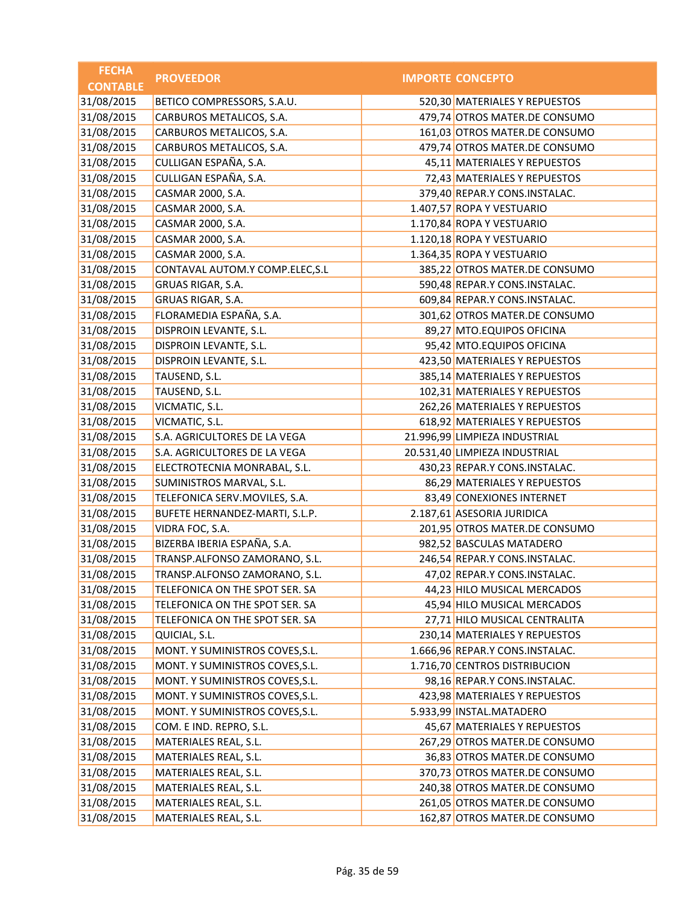| FECHA CONTABLE | PROVEEDOR | IMPORTE | CONCEPTO |
|---|---|---|---|
| 31/08/2015 | BETICO COMPRESSORS, S.A.U. | 520,30 | MATERIALES Y REPUESTOS |
| 31/08/2015 | CARBUROS METALICOS, S.A. | 479,74 | OTROS MATER.DE CONSUMO |
| 31/08/2015 | CARBUROS METALICOS, S.A. | 161,03 | OTROS MATER.DE CONSUMO |
| 31/08/2015 | CARBUROS METALICOS, S.A. | 479,74 | OTROS MATER.DE CONSUMO |
| 31/08/2015 | CULLIGAN ESPAÑA, S.A. | 45,11 | MATERIALES Y REPUESTOS |
| 31/08/2015 | CULLIGAN ESPAÑA, S.A. | 72,43 | MATERIALES Y REPUESTOS |
| 31/08/2015 | CASMAR 2000, S.A. | 379,40 | REPAR.Y CONS.INSTALAC. |
| 31/08/2015 | CASMAR 2000, S.A. | 1.407,57 | ROPA Y VESTUARIO |
| 31/08/2015 | CASMAR 2000, S.A. | 1.170,84 | ROPA Y VESTUARIO |
| 31/08/2015 | CASMAR 2000, S.A. | 1.120,18 | ROPA Y VESTUARIO |
| 31/08/2015 | CASMAR 2000, S.A. | 1.364,35 | ROPA Y VESTUARIO |
| 31/08/2015 | CONTAVAL AUTOM.Y COMP.ELEC,S.L | 385,22 | OTROS MATER.DE CONSUMO |
| 31/08/2015 | GRUAS RIGAR, S.A. | 590,48 | REPAR.Y CONS.INSTALAC. |
| 31/08/2015 | GRUAS RIGAR, S.A. | 609,84 | REPAR.Y CONS.INSTALAC. |
| 31/08/2015 | FLORAMEDIA ESPAÑA, S.A. | 301,62 | OTROS MATER.DE CONSUMO |
| 31/08/2015 | DISPROIN LEVANTE, S.L. | 89,27 | MTO.EQUIPOS OFICINA |
| 31/08/2015 | DISPROIN LEVANTE, S.L. | 95,42 | MTO.EQUIPOS OFICINA |
| 31/08/2015 | DISPROIN LEVANTE, S.L. | 423,50 | MATERIALES Y REPUESTOS |
| 31/08/2015 | TAUSEND, S.L. | 385,14 | MATERIALES Y REPUESTOS |
| 31/08/2015 | TAUSEND, S.L. | 102,31 | MATERIALES Y REPUESTOS |
| 31/08/2015 | VICMATIC, S.L. | 262,26 | MATERIALES Y REPUESTOS |
| 31/08/2015 | VICMATIC, S.L. | 618,92 | MATERIALES Y REPUESTOS |
| 31/08/2015 | S.A. AGRICULTORES DE LA VEGA | 21.996,99 | LIMPIEZA INDUSTRIAL |
| 31/08/2015 | S.A. AGRICULTORES DE LA VEGA | 20.531,40 | LIMPIEZA INDUSTRIAL |
| 31/08/2015 | ELECTROTECNIA MONRABAL, S.L. | 430,23 | REPAR.Y CONS.INSTALAC. |
| 31/08/2015 | SUMINISTROS MARVAL, S.L. | 86,29 | MATERIALES Y REPUESTOS |
| 31/08/2015 | TELEFONICA SERV.MOVILES, S.A. | 83,49 | CONEXIONES INTERNET |
| 31/08/2015 | BUFETE HERNANDEZ-MARTI, S.L.P. | 2.187,61 | ASESORIA JURIDICA |
| 31/08/2015 | VIDRA FOC, S.A. | 201,95 | OTROS MATER.DE CONSUMO |
| 31/08/2015 | BIZERBA IBERIA ESPAÑA, S.A. | 982,52 | BASCULAS MATADERO |
| 31/08/2015 | TRANSP.ALFONSO ZAMORANO, S.L. | 246,54 | REPAR.Y CONS.INSTALAC. |
| 31/08/2015 | TRANSP.ALFONSO ZAMORANO, S.L. | 47,02 | REPAR.Y CONS.INSTALAC. |
| 31/08/2015 | TELEFONICA ON THE SPOT SER. SA | 44,23 | HILO MUSICAL MERCADOS |
| 31/08/2015 | TELEFONICA ON THE SPOT SER. SA | 45,94 | HILO MUSICAL MERCADOS |
| 31/08/2015 | TELEFONICA ON THE SPOT SER. SA | 27,71 | HILO MUSICAL CENTRALITA |
| 31/08/2015 | QUICIAL, S.L. | 230,14 | MATERIALES Y REPUESTOS |
| 31/08/2015 | MONT. Y SUMINISTROS COVES,S.L. | 1.666,96 | REPAR.Y CONS.INSTALAC. |
| 31/08/2015 | MONT. Y SUMINISTROS COVES,S.L. | 1.716,70 | CENTROS DISTRIBUCION |
| 31/08/2015 | MONT. Y SUMINISTROS COVES,S.L. | 98,16 | REPAR.Y CONS.INSTALAC. |
| 31/08/2015 | MONT. Y SUMINISTROS COVES,S.L. | 423,98 | MATERIALES Y REPUESTOS |
| 31/08/2015 | MONT. Y SUMINISTROS COVES,S.L. | 5.933,99 | INSTAL.MATADERO |
| 31/08/2015 | COM. E IND. REPRO, S.L. | 45,67 | MATERIALES Y REPUESTOS |
| 31/08/2015 | MATERIALES REAL, S.L. | 267,29 | OTROS MATER.DE CONSUMO |
| 31/08/2015 | MATERIALES REAL, S.L. | 36,83 | OTROS MATER.DE CONSUMO |
| 31/08/2015 | MATERIALES REAL, S.L. | 370,73 | OTROS MATER.DE CONSUMO |
| 31/08/2015 | MATERIALES REAL, S.L. | 240,38 | OTROS MATER.DE CONSUMO |
| 31/08/2015 | MATERIALES REAL, S.L. | 261,05 | OTROS MATER.DE CONSUMO |
| 31/08/2015 | MATERIALES REAL, S.L. | 162,87 | OTROS MATER.DE CONSUMO |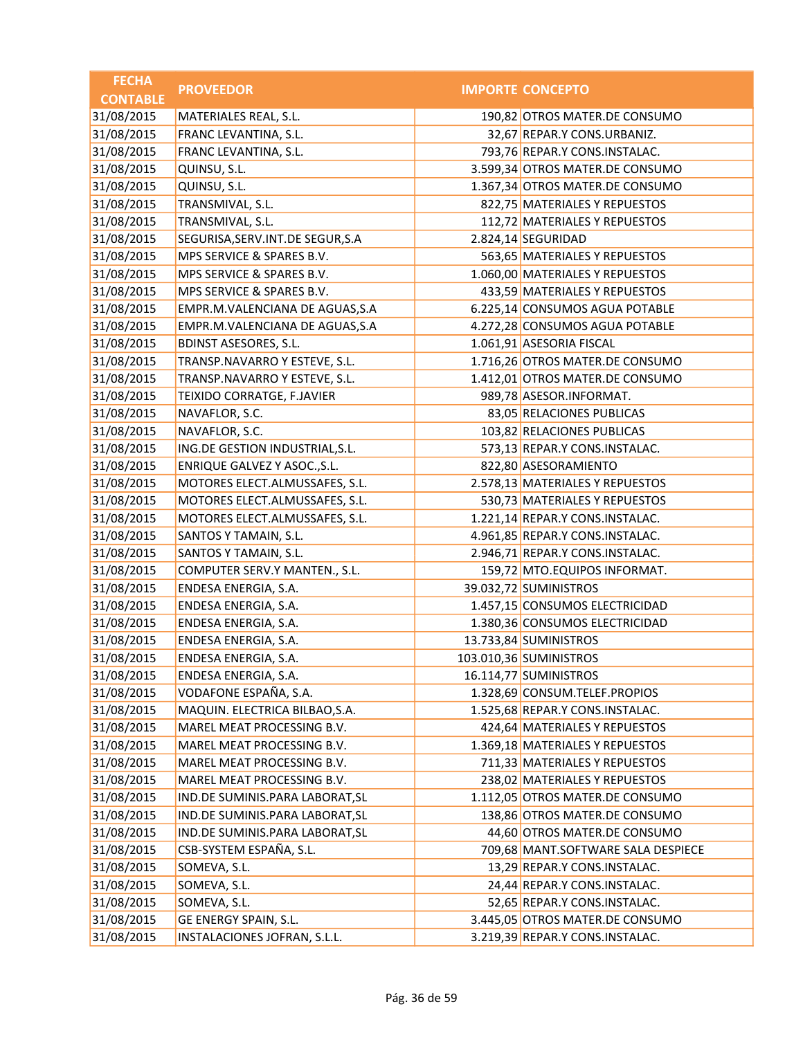| FECHA CONTABLE | PROVEEDOR | IMPORTE | CONCEPTO |
|---|---|---|---|
| 31/08/2015 | MATERIALES REAL, S.L. | 190,82 | OTROS MATER.DE CONSUMO |
| 31/08/2015 | FRANC LEVANTINA, S.L. | 32,67 | REPAR.Y CONS.URBANIZ. |
| 31/08/2015 | FRANC LEVANTINA, S.L. | 793,76 | REPAR.Y CONS.INSTALAC. |
| 31/08/2015 | QUINSU, S.L. | 3.599,34 | OTROS MATER.DE CONSUMO |
| 31/08/2015 | QUINSU, S.L. | 1.367,34 | OTROS MATER.DE CONSUMO |
| 31/08/2015 | TRANSMIVAL, S.L. | 822,75 | MATERIALES Y REPUESTOS |
| 31/08/2015 | TRANSMIVAL, S.L. | 112,72 | MATERIALES Y REPUESTOS |
| 31/08/2015 | SEGURISA,SERV.INT.DE SEGUR,S.A | 2.824,14 | SEGURIDAD |
| 31/08/2015 | MPS SERVICE & SPARES B.V. | 563,65 | MATERIALES Y REPUESTOS |
| 31/08/2015 | MPS SERVICE & SPARES B.V. | 1.060,00 | MATERIALES Y REPUESTOS |
| 31/08/2015 | MPS SERVICE & SPARES B.V. | 433,59 | MATERIALES Y REPUESTOS |
| 31/08/2015 | EMPR.M.VALENCIANA DE AGUAS,S.A | 6.225,14 | CONSUMOS AGUA POTABLE |
| 31/08/2015 | EMPR.M.VALENCIANA DE AGUAS,S.A | 4.272,28 | CONSUMOS AGUA POTABLE |
| 31/08/2015 | BDINST ASESORES, S.L. | 1.061,91 | ASESORIA FISCAL |
| 31/08/2015 | TRANSP.NAVARRO Y ESTEVE, S.L. | 1.716,26 | OTROS MATER.DE CONSUMO |
| 31/08/2015 | TRANSP.NAVARRO Y ESTEVE, S.L. | 1.412,01 | OTROS MATER.DE CONSUMO |
| 31/08/2015 | TEIXIDO CORRATGE, F.JAVIER | 989,78 | ASESOR.INFORMAT. |
| 31/08/2015 | NAVAFLOR, S.C. | 83,05 | RELACIONES PUBLICAS |
| 31/08/2015 | NAVAFLOR, S.C. | 103,82 | RELACIONES PUBLICAS |
| 31/08/2015 | ING.DE GESTION INDUSTRIAL,S.L. | 573,13 | REPAR.Y CONS.INSTALAC. |
| 31/08/2015 | ENRIQUE GALVEZ Y ASOC.,S.L. | 822,80 | ASESORAMIENTO |
| 31/08/2015 | MOTORES ELECT.ALMUSSAFES, S.L. | 2.578,13 | MATERIALES Y REPUESTOS |
| 31/08/2015 | MOTORES ELECT.ALMUSSAFES, S.L. | 530,73 | MATERIALES Y REPUESTOS |
| 31/08/2015 | MOTORES ELECT.ALMUSSAFES, S.L. | 1.221,14 | REPAR.Y CONS.INSTALAC. |
| 31/08/2015 | SANTOS Y TAMAIN, S.L. | 4.961,85 | REPAR.Y CONS.INSTALAC. |
| 31/08/2015 | SANTOS Y TAMAIN, S.L. | 2.946,71 | REPAR.Y CONS.INSTALAC. |
| 31/08/2015 | COMPUTER SERV.Y MANTEN., S.L. | 159,72 | MTO.EQUIPOS INFORMAT. |
| 31/08/2015 | ENDESA ENERGIA, S.A. | 39.032,72 | SUMINISTROS |
| 31/08/2015 | ENDESA ENERGIA, S.A. | 1.457,15 | CONSUMOS ELECTRICIDAD |
| 31/08/2015 | ENDESA ENERGIA, S.A. | 1.380,36 | CONSUMOS ELECTRICIDAD |
| 31/08/2015 | ENDESA ENERGIA, S.A. | 13.733,84 | SUMINISTROS |
| 31/08/2015 | ENDESA ENERGIA, S.A. | 103.010,36 | SUMINISTROS |
| 31/08/2015 | ENDESA ENERGIA, S.A. | 16.114,77 | SUMINISTROS |
| 31/08/2015 | VODAFONE ESPAÑA, S.A. | 1.328,69 | CONSUM.TELEF.PROPIOS |
| 31/08/2015 | MAQUIN. ELECTRICA BILBAO,S.A. | 1.525,68 | REPAR.Y CONS.INSTALAC. |
| 31/08/2015 | MAREL MEAT PROCESSING B.V. | 424,64 | MATERIALES Y REPUESTOS |
| 31/08/2015 | MAREL MEAT PROCESSING B.V. | 1.369,18 | MATERIALES Y REPUESTOS |
| 31/08/2015 | MAREL MEAT PROCESSING B.V. | 711,33 | MATERIALES Y REPUESTOS |
| 31/08/2015 | MAREL MEAT PROCESSING B.V. | 238,02 | MATERIALES Y REPUESTOS |
| 31/08/2015 | IND.DE SUMINIS.PARA LABORAT,SL | 1.112,05 | OTROS MATER.DE CONSUMO |
| 31/08/2015 | IND.DE SUMINIS.PARA LABORAT,SL | 138,86 | OTROS MATER.DE CONSUMO |
| 31/08/2015 | IND.DE SUMINIS.PARA LABORAT,SL | 44,60 | OTROS MATER.DE CONSUMO |
| 31/08/2015 | CSB-SYSTEM ESPAÑA, S.L. | 709,68 | MANT.SOFTWARE SALA DESPIECE |
| 31/08/2015 | SOMEVA, S.L. | 13,29 | REPAR.Y CONS.INSTALAC. |
| 31/08/2015 | SOMEVA, S.L. | 24,44 | REPAR.Y CONS.INSTALAC. |
| 31/08/2015 | SOMEVA, S.L. | 52,65 | REPAR.Y CONS.INSTALAC. |
| 31/08/2015 | GE ENERGY SPAIN, S.L. | 3.445,05 | OTROS MATER.DE CONSUMO |
| 31/08/2015 | INSTALACIONES JOFRAN, S.L.L. | 3.219,39 | REPAR.Y CONS.INSTALAC. |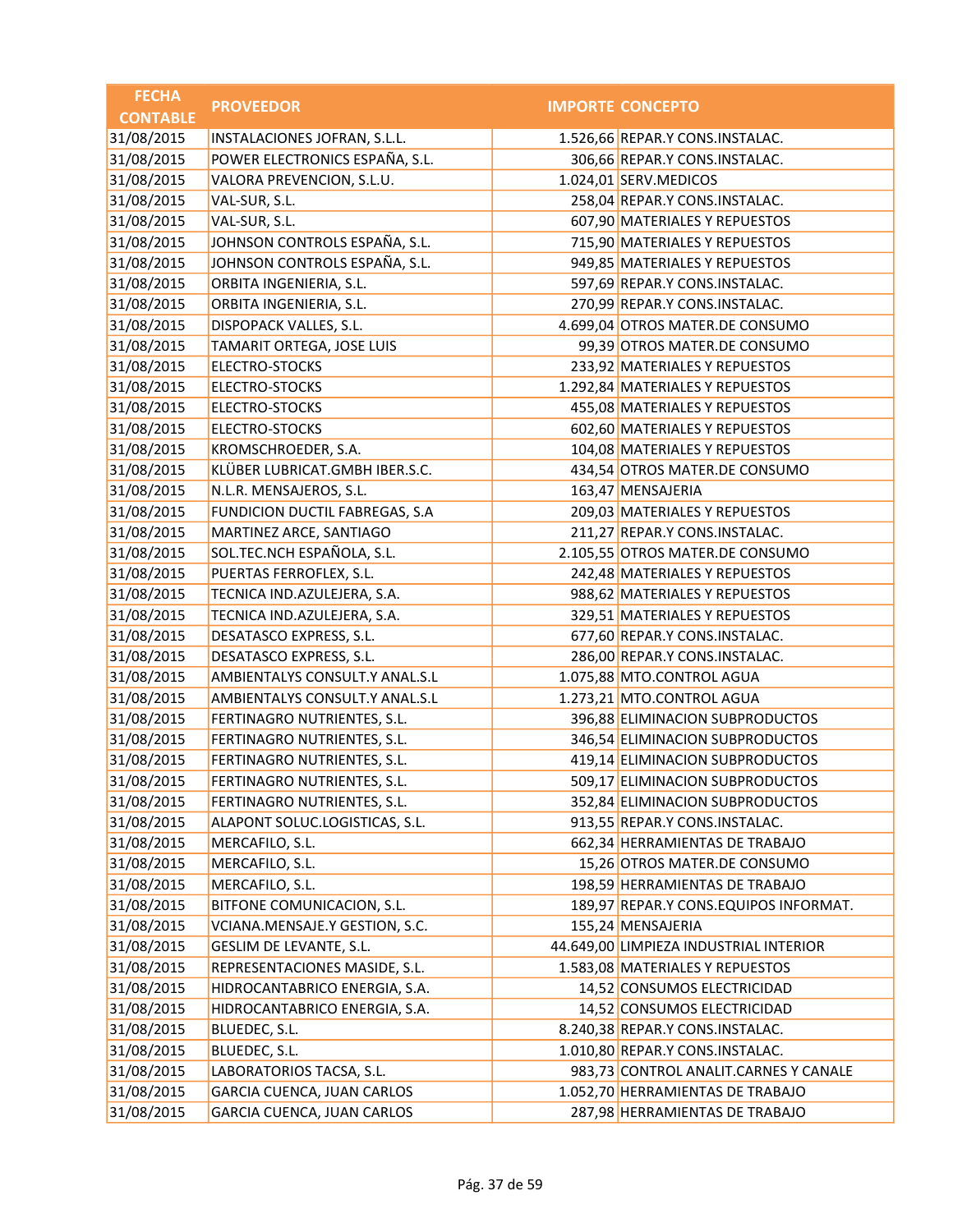| FECHA CONTABLE | PROVEEDOR | IMPORTE | CONCEPTO |
|---|---|---|---|
| 31/08/2015 | INSTALACIONES JOFRAN, S.L.L. | 1.526,66 | REPAR.Y CONS.INSTALAC. |
| 31/08/2015 | POWER ELECTRONICS ESPAÑA, S.L. | 306,66 | REPAR.Y CONS.INSTALAC. |
| 31/08/2015 | VALORA PREVENCION, S.L.U. | 1.024,01 | SERV.MEDICOS |
| 31/08/2015 | VAL-SUR, S.L. | 258,04 | REPAR.Y CONS.INSTALAC. |
| 31/08/2015 | VAL-SUR, S.L. | 607,90 | MATERIALES Y REPUESTOS |
| 31/08/2015 | JOHNSON CONTROLS ESPAÑA, S.L. | 715,90 | MATERIALES Y REPUESTOS |
| 31/08/2015 | JOHNSON CONTROLS ESPAÑA, S.L. | 949,85 | MATERIALES Y REPUESTOS |
| 31/08/2015 | ORBITA INGENIERIA, S.L. | 597,69 | REPAR.Y CONS.INSTALAC. |
| 31/08/2015 | ORBITA INGENIERIA, S.L. | 270,99 | REPAR.Y CONS.INSTALAC. |
| 31/08/2015 | DISPOPACK VALLES, S.L. | 4.699,04 | OTROS MATER.DE CONSUMO |
| 31/08/2015 | TAMARIT ORTEGA, JOSE LUIS | 99,39 | OTROS MATER.DE CONSUMO |
| 31/08/2015 | ELECTRO-STOCKS | 233,92 | MATERIALES Y REPUESTOS |
| 31/08/2015 | ELECTRO-STOCKS | 1.292,84 | MATERIALES Y REPUESTOS |
| 31/08/2015 | ELECTRO-STOCKS | 455,08 | MATERIALES Y REPUESTOS |
| 31/08/2015 | ELECTRO-STOCKS | 602,60 | MATERIALES Y REPUESTOS |
| 31/08/2015 | KROMSCHROEDER, S.A. | 104,08 | MATERIALES Y REPUESTOS |
| 31/08/2015 | KLÜBER LUBRICAT.GMBH IBER.S.C. | 434,54 | OTROS MATER.DE CONSUMO |
| 31/08/2015 | N.L.R. MENSAJEROS, S.L. | 163,47 | MENSAJERIA |
| 31/08/2015 | FUNDICION DUCTIL FABREGAS, S.A | 209,03 | MATERIALES Y REPUESTOS |
| 31/08/2015 | MARTINEZ ARCE, SANTIAGO | 211,27 | REPAR.Y CONS.INSTALAC. |
| 31/08/2015 | SOL.TEC.NCH ESPAÑOLA, S.L. | 2.105,55 | OTROS MATER.DE CONSUMO |
| 31/08/2015 | PUERTAS FERROFLEX, S.L. | 242,48 | MATERIALES Y REPUESTOS |
| 31/08/2015 | TECNICA IND.AZULEJERA, S.A. | 988,62 | MATERIALES Y REPUESTOS |
| 31/08/2015 | TECNICA IND.AZULEJERA, S.A. | 329,51 | MATERIALES Y REPUESTOS |
| 31/08/2015 | DESATASCO EXPRESS, S.L. | 677,60 | REPAR.Y CONS.INSTALAC. |
| 31/08/2015 | DESATASCO EXPRESS, S.L. | 286,00 | REPAR.Y CONS.INSTALAC. |
| 31/08/2015 | AMBIENTALYS CONSULT.Y ANAL.S.L | 1.075,88 | MTO.CONTROL AGUA |
| 31/08/2015 | AMBIENTALYS CONSULT.Y ANAL.S.L | 1.273,21 | MTO.CONTROL AGUA |
| 31/08/2015 | FERTINAGRO NUTRIENTES, S.L. | 396,88 | ELIMINACION SUBPRODUCTOS |
| 31/08/2015 | FERTINAGRO NUTRIENTES, S.L. | 346,54 | ELIMINACION SUBPRODUCTOS |
| 31/08/2015 | FERTINAGRO NUTRIENTES, S.L. | 419,14 | ELIMINACION SUBPRODUCTOS |
| 31/08/2015 | FERTINAGRO NUTRIENTES, S.L. | 509,17 | ELIMINACION SUBPRODUCTOS |
| 31/08/2015 | FERTINAGRO NUTRIENTES, S.L. | 352,84 | ELIMINACION SUBPRODUCTOS |
| 31/08/2015 | ALAPONT SOLUC.LOGISTICAS, S.L. | 913,55 | REPAR.Y CONS.INSTALAC. |
| 31/08/2015 | MERCAFILO, S.L. | 662,34 | HERRAMIENTAS DE TRABAJO |
| 31/08/2015 | MERCAFILO, S.L. | 15,26 | OTROS MATER.DE CONSUMO |
| 31/08/2015 | MERCAFILO, S.L. | 198,59 | HERRAMIENTAS DE TRABAJO |
| 31/08/2015 | BITFONE COMUNICACION, S.L. | 189,97 | REPAR.Y CONS.EQUIPOS INFORMAT. |
| 31/08/2015 | VCIANA.MENSAJE.Y GESTION, S.C. | 155,24 | MENSAJERIA |
| 31/08/2015 | GESLIM DE LEVANTE, S.L. | 44.649,00 | LIMPIEZA INDUSTRIAL INTERIOR |
| 31/08/2015 | REPRESENTACIONES MASIDE, S.L. | 1.583,08 | MATERIALES Y REPUESTOS |
| 31/08/2015 | HIDROCANTABRICO ENERGIA, S.A. | 14,52 | CONSUMOS ELECTRICIDAD |
| 31/08/2015 | HIDROCANTABRICO ENERGIA, S.A. | 14,52 | CONSUMOS ELECTRICIDAD |
| 31/08/2015 | BLUEDEC, S.L. | 8.240,38 | REPAR.Y CONS.INSTALAC. |
| 31/08/2015 | BLUEDEC, S.L. | 1.010,80 | REPAR.Y CONS.INSTALAC. |
| 31/08/2015 | LABORATORIOS TACSA, S.L. | 983,73 | CONTROL ANALIT.CARNES Y CANALE |
| 31/08/2015 | GARCIA CUENCA, JUAN CARLOS | 1.052,70 | HERRAMIENTAS DE TRABAJO |
| 31/08/2015 | GARCIA CUENCA, JUAN CARLOS | 287,98 | HERRAMIENTAS DE TRABAJO |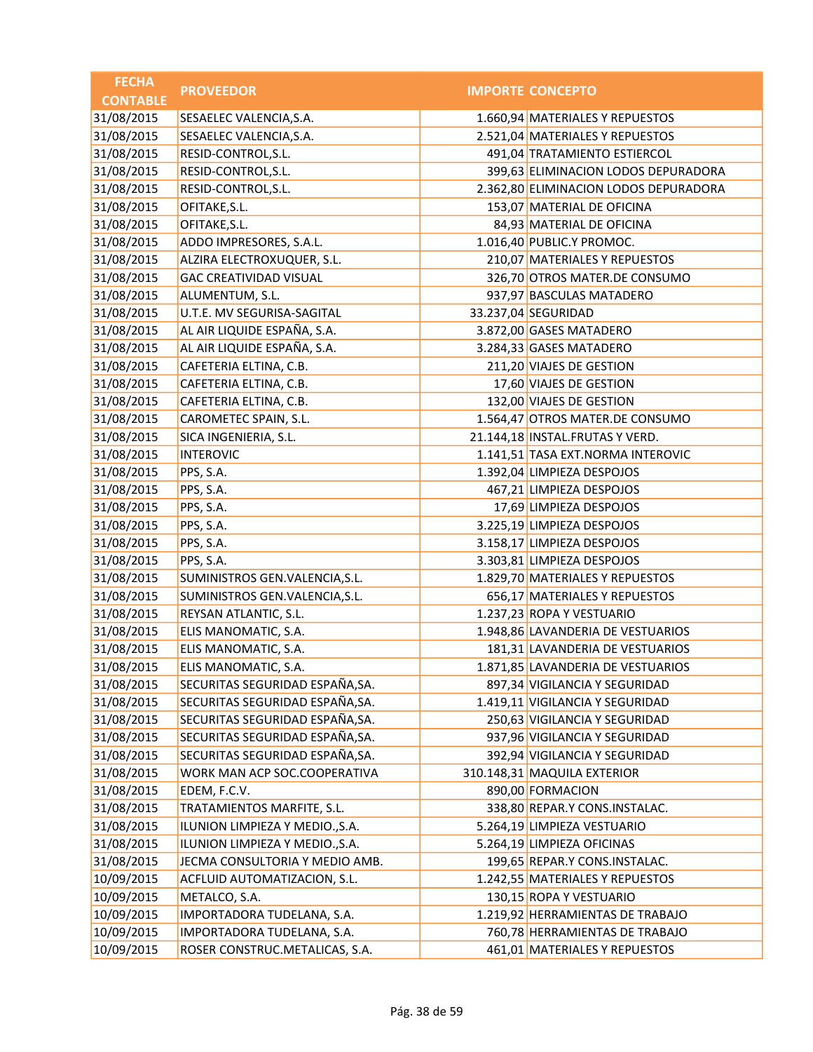| FECHA CONTABLE | PROVEEDOR | IMPORTE | CONCEPTO |
|---|---|---|---|
| 31/08/2015 | SESAELEC VALENCIA,S.A. | 1.660,94 | MATERIALES Y REPUESTOS |
| 31/08/2015 | SESAELEC VALENCIA,S.A. | 2.521,04 | MATERIALES Y REPUESTOS |
| 31/08/2015 | RESID-CONTROL,S.L. | 491,04 | TRATAMIENTO ESTIERCOL |
| 31/08/2015 | RESID-CONTROL,S.L. | 399,63 | ELIMINACION LODOS DEPURADORA |
| 31/08/2015 | RESID-CONTROL,S.L. | 2.362,80 | ELIMINACION LODOS DEPURADORA |
| 31/08/2015 | OFITAKE,S.L. | 153,07 | MATERIAL DE OFICINA |
| 31/08/2015 | OFITAKE,S.L. | 84,93 | MATERIAL DE OFICINA |
| 31/08/2015 | ADDO IMPRESORES, S.A.L. | 1.016,40 | PUBLIC.Y PROMOC. |
| 31/08/2015 | ALZIRA ELECTROXUQUER, S.L. | 210,07 | MATERIALES Y REPUESTOS |
| 31/08/2015 | GAC CREATIVIDAD VISUAL | 326,70 | OTROS MATER.DE CONSUMO |
| 31/08/2015 | ALUMENTUM, S.L. | 937,97 | BASCULAS MATADERO |
| 31/08/2015 | U.T.E. MV SEGURISA-SAGITAL | 33.237,04 | SEGURIDAD |
| 31/08/2015 | AL AIR LIQUIDE ESPAÑA, S.A. | 3.872,00 | GASES MATADERO |
| 31/08/2015 | AL AIR LIQUIDE ESPAÑA, S.A. | 3.284,33 | GASES MATADERO |
| 31/08/2015 | CAFETERIA ELTINA, C.B. | 211,20 | VIAJES DE GESTION |
| 31/08/2015 | CAFETERIA ELTINA, C.B. | 17,60 | VIAJES DE GESTION |
| 31/08/2015 | CAFETERIA ELTINA, C.B. | 132,00 | VIAJES DE GESTION |
| 31/08/2015 | CAROMETEC SPAIN, S.L. | 1.564,47 | OTROS MATER.DE CONSUMO |
| 31/08/2015 | SICA INGENIERIA, S.L. | 21.144,18 | INSTAL.FRUTAS Y VERD. |
| 31/08/2015 | INTEROVIC | 1.141,51 | TASA EXT.NORMA INTEROVIC |
| 31/08/2015 | PPS, S.A. | 1.392,04 | LIMPIEZA DESPOJOS |
| 31/08/2015 | PPS, S.A. | 467,21 | LIMPIEZA DESPOJOS |
| 31/08/2015 | PPS, S.A. | 17,69 | LIMPIEZA DESPOJOS |
| 31/08/2015 | PPS, S.A. | 3.225,19 | LIMPIEZA DESPOJOS |
| 31/08/2015 | PPS, S.A. | 3.158,17 | LIMPIEZA DESPOJOS |
| 31/08/2015 | PPS, S.A. | 3.303,81 | LIMPIEZA DESPOJOS |
| 31/08/2015 | SUMINISTROS GEN.VALENCIA,S.L. | 1.829,70 | MATERIALES Y REPUESTOS |
| 31/08/2015 | SUMINISTROS GEN.VALENCIA,S.L. | 656,17 | MATERIALES Y REPUESTOS |
| 31/08/2015 | REYSAN ATLANTIC, S.L. | 1.237,23 | ROPA Y VESTUARIO |
| 31/08/2015 | ELIS MANOMATIC, S.A. | 1.948,86 | LAVANDERIA DE VESTUARIOS |
| 31/08/2015 | ELIS MANOMATIC, S.A. | 181,31 | LAVANDERIA DE VESTUARIOS |
| 31/08/2015 | ELIS MANOMATIC, S.A. | 1.871,85 | LAVANDERIA DE VESTUARIOS |
| 31/08/2015 | SECURITAS SEGURIDAD ESPAÑA,SA. | 897,34 | VIGILANCIA Y SEGURIDAD |
| 31/08/2015 | SECURITAS SEGURIDAD ESPAÑA,SA. | 1.419,11 | VIGILANCIA Y SEGURIDAD |
| 31/08/2015 | SECURITAS SEGURIDAD ESPAÑA,SA. | 250,63 | VIGILANCIA Y SEGURIDAD |
| 31/08/2015 | SECURITAS SEGURIDAD ESPAÑA,SA. | 937,96 | VIGILANCIA Y SEGURIDAD |
| 31/08/2015 | SECURITAS SEGURIDAD ESPAÑA,SA. | 392,94 | VIGILANCIA Y SEGURIDAD |
| 31/08/2015 | WORK MAN ACP SOC.COOPERATIVA | 310.148,31 | MAQUILA EXTERIOR |
| 31/08/2015 | EDEM, F.C.V. | 890,00 | FORMACION |
| 31/08/2015 | TRATAMIENTOS MARFITE, S.L. | 338,80 | REPAR.Y CONS.INSTALAC. |
| 31/08/2015 | ILUNION LIMPIEZA Y MEDIO.,S.A. | 5.264,19 | LIMPIEZA VESTUARIO |
| 31/08/2015 | ILUNION LIMPIEZA Y MEDIO.,S.A. | 5.264,19 | LIMPIEZA OFICINAS |
| 31/08/2015 | JECMA CONSULTORIA Y MEDIO AMB. | 199,65 | REPAR.Y CONS.INSTALAC. |
| 10/09/2015 | ACFLUID AUTOMATIZACION, S.L. | 1.242,55 | MATERIALES Y REPUESTOS |
| 10/09/2015 | METALCO, S.A. | 130,15 | ROPA Y VESTUARIO |
| 10/09/2015 | IMPORTADORA TUDELANA, S.A. | 1.219,92 | HERRAMIENTAS DE TRABAJO |
| 10/09/2015 | IMPORTADORA TUDELANA, S.A. | 760,78 | HERRAMIENTAS DE TRABAJO |
| 10/09/2015 | ROSER CONSTRUC.METALICAS, S.A. | 461,01 | MATERIALES Y REPUESTOS |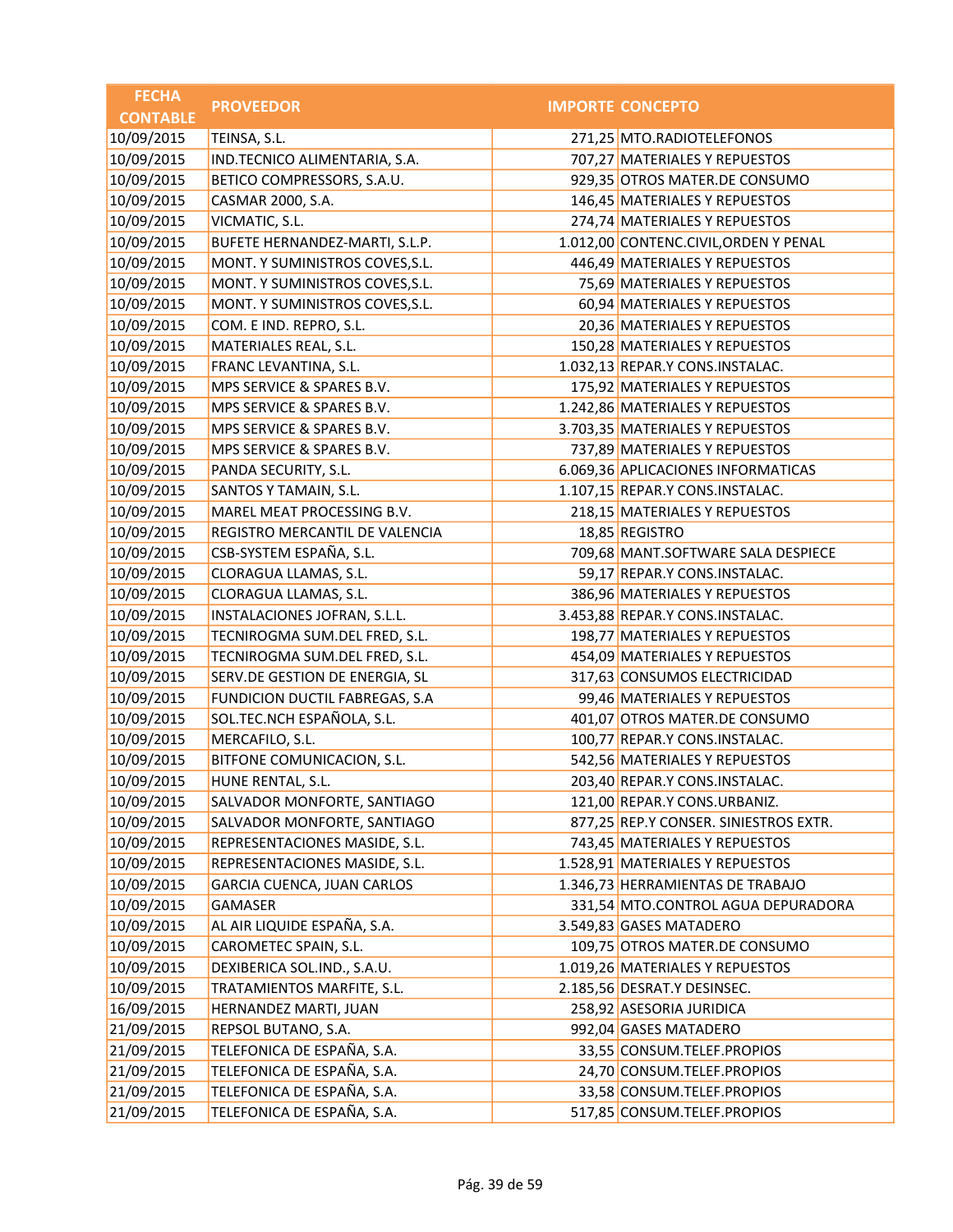| FECHA CONTABLE | PROVEEDOR | IMPORTE | CONCEPTO |
|---|---|---|---|
| 10/09/2015 | TEINSA, S.L. | 271,25 | MTO.RADIOTELEFONOS |
| 10/09/2015 | IND.TECNICO ALIMENTARIA, S.A. | 707,27 | MATERIALES Y REPUESTOS |
| 10/09/2015 | BETICO COMPRESSORS, S.A.U. | 929,35 | OTROS MATER.DE CONSUMO |
| 10/09/2015 | CASMAR 2000, S.A. | 146,45 | MATERIALES Y REPUESTOS |
| 10/09/2015 | VICMATIC, S.L. | 274,74 | MATERIALES Y REPUESTOS |
| 10/09/2015 | BUFETE HERNANDEZ-MARTI, S.L.P. | 1.012,00 | CONTENC.CIVIL,ORDEN Y PENAL |
| 10/09/2015 | MONT. Y SUMINISTROS COVES,S.L. | 446,49 | MATERIALES Y REPUESTOS |
| 10/09/2015 | MONT. Y SUMINISTROS COVES,S.L. | 75,69 | MATERIALES Y REPUESTOS |
| 10/09/2015 | MONT. Y SUMINISTROS COVES,S.L. | 60,94 | MATERIALES Y REPUESTOS |
| 10/09/2015 | COM. E IND. REPRO, S.L. | 20,36 | MATERIALES Y REPUESTOS |
| 10/09/2015 | MATERIALES REAL, S.L. | 150,28 | MATERIALES Y REPUESTOS |
| 10/09/2015 | FRANC LEVANTINA, S.L. | 1.032,13 | REPAR.Y CONS.INSTALAC. |
| 10/09/2015 | MPS SERVICE & SPARES B.V. | 175,92 | MATERIALES Y REPUESTOS |
| 10/09/2015 | MPS SERVICE & SPARES B.V. | 1.242,86 | MATERIALES Y REPUESTOS |
| 10/09/2015 | MPS SERVICE & SPARES B.V. | 3.703,35 | MATERIALES Y REPUESTOS |
| 10/09/2015 | MPS SERVICE & SPARES B.V. | 737,89 | MATERIALES Y REPUESTOS |
| 10/09/2015 | PANDA SECURITY, S.L. | 6.069,36 | APLICACIONES INFORMATICAS |
| 10/09/2015 | SANTOS Y TAMAIN, S.L. | 1.107,15 | REPAR.Y CONS.INSTALAC. |
| 10/09/2015 | MAREL MEAT PROCESSING B.V. | 218,15 | MATERIALES Y REPUESTOS |
| 10/09/2015 | REGISTRO MERCANTIL DE VALENCIA | 18,85 | REGISTRO |
| 10/09/2015 | CSB-SYSTEM ESPAÑA, S.L. | 709,68 | MANT.SOFTWARE SALA DESPIECE |
| 10/09/2015 | CLORAGUA LLAMAS, S.L. | 59,17 | REPAR.Y CONS.INSTALAC. |
| 10/09/2015 | CLORAGUA LLAMAS, S.L. | 386,96 | MATERIALES Y REPUESTOS |
| 10/09/2015 | INSTALACIONES JOFRAN, S.L.L. | 3.453,88 | REPAR.Y CONS.INSTALAC. |
| 10/09/2015 | TECNIROGMA SUM.DEL FRED, S.L. | 198,77 | MATERIALES Y REPUESTOS |
| 10/09/2015 | TECNIROGMA SUM.DEL FRED, S.L. | 454,09 | MATERIALES Y REPUESTOS |
| 10/09/2015 | SERV.DE GESTION DE ENERGIA, SL | 317,63 | CONSUMOS ELECTRICIDAD |
| 10/09/2015 | FUNDICION DUCTIL FABREGAS, S.A | 99,46 | MATERIALES Y REPUESTOS |
| 10/09/2015 | SOL.TEC.NCH ESPAÑOLA, S.L. | 401,07 | OTROS MATER.DE CONSUMO |
| 10/09/2015 | MERCAFILO, S.L. | 100,77 | REPAR.Y CONS.INSTALAC. |
| 10/09/2015 | BITFONE COMUNICACION, S.L. | 542,56 | MATERIALES Y REPUESTOS |
| 10/09/2015 | HUNE RENTAL, S.L. | 203,40 | REPAR.Y CONS.INSTALAC. |
| 10/09/2015 | SALVADOR MONFORTE, SANTIAGO | 121,00 | REPAR.Y CONS.URBANIZ. |
| 10/09/2015 | SALVADOR MONFORTE, SANTIAGO | 877,25 | REP.Y CONSER. SINIESTROS EXTR. |
| 10/09/2015 | REPRESENTACIONES MASIDE, S.L. | 743,45 | MATERIALES Y REPUESTOS |
| 10/09/2015 | REPRESENTACIONES MASIDE, S.L. | 1.528,91 | MATERIALES Y REPUESTOS |
| 10/09/2015 | GARCIA CUENCA, JUAN CARLOS | 1.346,73 | HERRAMIENTAS DE TRABAJO |
| 10/09/2015 | GAMASER | 331,54 | MTO.CONTROL AGUA DEPURADORA |
| 10/09/2015 | AL AIR LIQUIDE ESPAÑA, S.A. | 3.549,83 | GASES MATADERO |
| 10/09/2015 | CAROMETEC SPAIN, S.L. | 109,75 | OTROS MATER.DE CONSUMO |
| 10/09/2015 | DEXIBERICA SOL.IND., S.A.U. | 1.019,26 | MATERIALES Y REPUESTOS |
| 10/09/2015 | TRATAMIENTOS MARFITE, S.L. | 2.185,56 | DESRAT.Y DESINSEC. |
| 16/09/2015 | HERNANDEZ MARTI, JUAN | 258,92 | ASESORIA JURIDICA |
| 21/09/2015 | REPSOL BUTANO, S.A. | 992,04 | GASES MATADERO |
| 21/09/2015 | TELEFONICA DE ESPAÑA, S.A. | 33,55 | CONSUM.TELEF.PROPIOS |
| 21/09/2015 | TELEFONICA DE ESPAÑA, S.A. | 24,70 | CONSUM.TELEF.PROPIOS |
| 21/09/2015 | TELEFONICA DE ESPAÑA, S.A. | 33,58 | CONSUM.TELEF.PROPIOS |
| 21/09/2015 | TELEFONICA DE ESPAÑA, S.A. | 517,85 | CONSUM.TELEF.PROPIOS |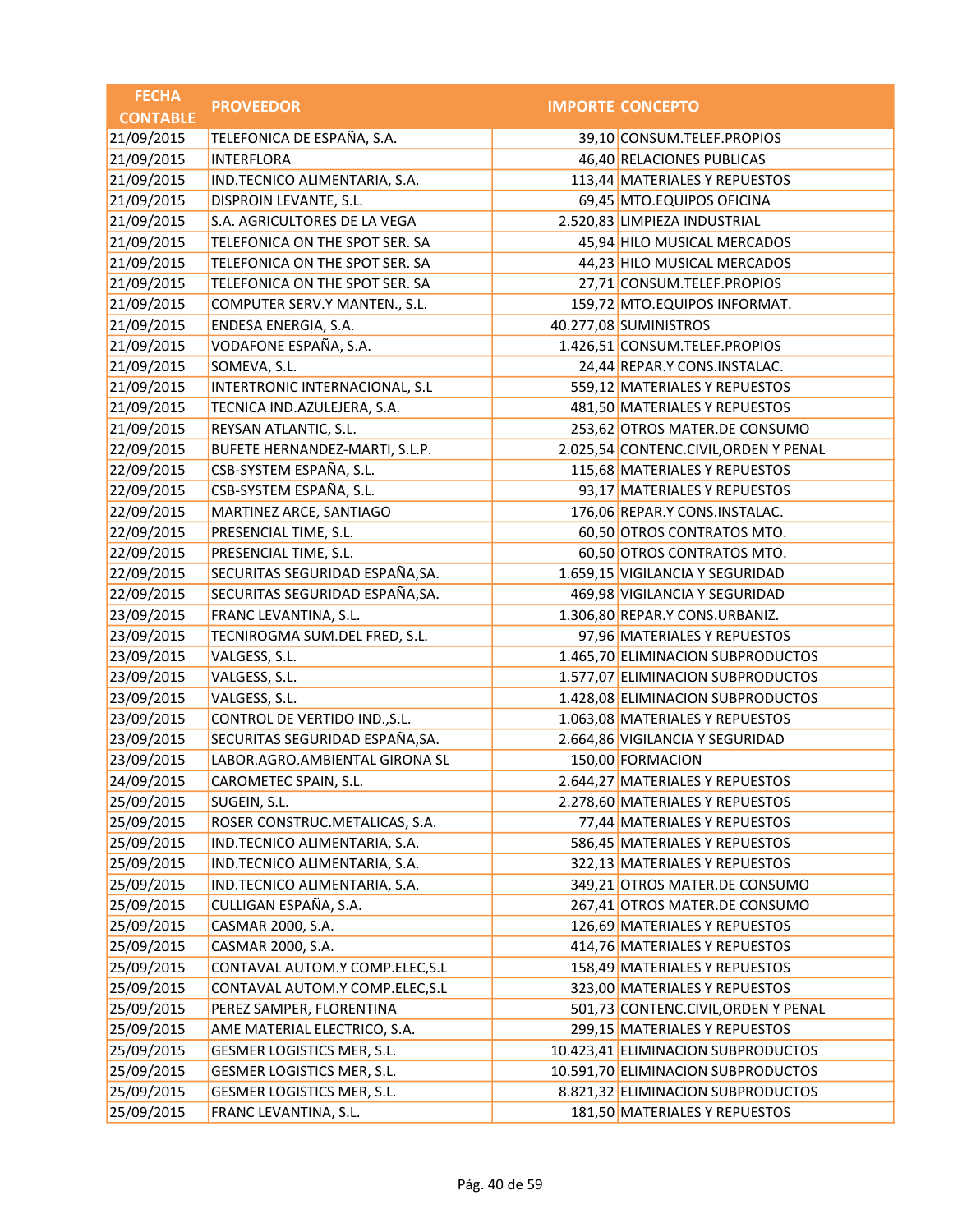| FECHA CONTABLE | PROVEEDOR | IMPORTE | CONCEPTO |
|---|---|---|---|
| 21/09/2015 | TELEFONICA DE ESPAÑA, S.A. | 39,10 | CONSUM.TELEF.PROPIOS |
| 21/09/2015 | INTERFLORA | 46,40 | RELACIONES PUBLICAS |
| 21/09/2015 | IND.TECNICO ALIMENTARIA, S.A. | 113,44 | MATERIALES Y REPUESTOS |
| 21/09/2015 | DISPROIN LEVANTE, S.L. | 69,45 | MTO.EQUIPOS OFICINA |
| 21/09/2015 | S.A. AGRICULTORES DE LA VEGA | 2.520,83 | LIMPIEZA INDUSTRIAL |
| 21/09/2015 | TELEFONICA ON THE SPOT SER. SA | 45,94 | HILO MUSICAL MERCADOS |
| 21/09/2015 | TELEFONICA ON THE SPOT SER. SA | 44,23 | HILO MUSICAL MERCADOS |
| 21/09/2015 | TELEFONICA ON THE SPOT SER. SA | 27,71 | CONSUM.TELEF.PROPIOS |
| 21/09/2015 | COMPUTER SERV.Y MANTEN., S.L. | 159,72 | MTO.EQUIPOS INFORMAT. |
| 21/09/2015 | ENDESA ENERGIA, S.A. | 40.277,08 | SUMINISTROS |
| 21/09/2015 | VODAFONE ESPAÑA, S.A. | 1.426,51 | CONSUM.TELEF.PROPIOS |
| 21/09/2015 | SOMEVA, S.L. | 24,44 | REPAR.Y CONS.INSTALAC. |
| 21/09/2015 | INTERTRONIC INTERNACIONAL, S.L | 559,12 | MATERIALES Y REPUESTOS |
| 21/09/2015 | TECNICA IND.AZULEJERA, S.A. | 481,50 | MATERIALES Y REPUESTOS |
| 21/09/2015 | REYSAN ATLANTIC, S.L. | 253,62 | OTROS MATER.DE CONSUMO |
| 22/09/2015 | BUFETE HERNANDEZ-MARTI, S.L.P. | 2.025,54 | CONTENC.CIVIL,ORDEN Y PENAL |
| 22/09/2015 | CSB-SYSTEM ESPAÑA, S.L. | 115,68 | MATERIALES Y REPUESTOS |
| 22/09/2015 | CSB-SYSTEM ESPAÑA, S.L. | 93,17 | MATERIALES Y REPUESTOS |
| 22/09/2015 | MARTINEZ ARCE, SANTIAGO | 176,06 | REPAR.Y CONS.INSTALAC. |
| 22/09/2015 | PRESENCIAL TIME, S.L. | 60,50 | OTROS CONTRATOS MTO. |
| 22/09/2015 | PRESENCIAL TIME, S.L. | 60,50 | OTROS CONTRATOS MTO. |
| 22/09/2015 | SECURITAS SEGURIDAD ESPAÑA,SA. | 1.659,15 | VIGILANCIA Y SEGURIDAD |
| 22/09/2015 | SECURITAS SEGURIDAD ESPAÑA,SA. | 469,98 | VIGILANCIA Y SEGURIDAD |
| 23/09/2015 | FRANC LEVANTINA, S.L. | 1.306,80 | REPAR.Y CONS.URBANIZ. |
| 23/09/2015 | TECNIROGMA SUM.DEL FRED, S.L. | 97,96 | MATERIALES Y REPUESTOS |
| 23/09/2015 | VALGESS, S.L. | 1.465,70 | ELIMINACION SUBPRODUCTOS |
| 23/09/2015 | VALGESS, S.L. | 1.577,07 | ELIMINACION SUBPRODUCTOS |
| 23/09/2015 | VALGESS, S.L. | 1.428,08 | ELIMINACION SUBPRODUCTOS |
| 23/09/2015 | CONTROL DE VERTIDO IND.,S.L. | 1.063,08 | MATERIALES Y REPUESTOS |
| 23/09/2015 | SECURITAS SEGURIDAD ESPAÑA,SA. | 2.664,86 | VIGILANCIA Y SEGURIDAD |
| 23/09/2015 | LABOR.AGRO.AMBIENTAL GIRONA SL | 150,00 | FORMACION |
| 24/09/2015 | CAROMETEC SPAIN, S.L. | 2.644,27 | MATERIALES Y REPUESTOS |
| 25/09/2015 | SUGEIN, S.L. | 2.278,60 | MATERIALES Y REPUESTOS |
| 25/09/2015 | ROSER CONSTRUC.METALICAS, S.A. | 77,44 | MATERIALES Y REPUESTOS |
| 25/09/2015 | IND.TECNICO ALIMENTARIA, S.A. | 586,45 | MATERIALES Y REPUESTOS |
| 25/09/2015 | IND.TECNICO ALIMENTARIA, S.A. | 322,13 | MATERIALES Y REPUESTOS |
| 25/09/2015 | IND.TECNICO ALIMENTARIA, S.A. | 349,21 | OTROS MATER.DE CONSUMO |
| 25/09/2015 | CULLIGAN ESPAÑA, S.A. | 267,41 | OTROS MATER.DE CONSUMO |
| 25/09/2015 | CASMAR 2000, S.A. | 126,69 | MATERIALES Y REPUESTOS |
| 25/09/2015 | CASMAR 2000, S.A. | 414,76 | MATERIALES Y REPUESTOS |
| 25/09/2015 | CONTAVAL AUTOM.Y COMP.ELEC,S.L | 158,49 | MATERIALES Y REPUESTOS |
| 25/09/2015 | CONTAVAL AUTOM.Y COMP.ELEC,S.L | 323,00 | MATERIALES Y REPUESTOS |
| 25/09/2015 | PEREZ SAMPER, FLORENTINA | 501,73 | CONTENC.CIVIL,ORDEN Y PENAL |
| 25/09/2015 | AME MATERIAL ELECTRICO, S.A. | 299,15 | MATERIALES Y REPUESTOS |
| 25/09/2015 | GESMER LOGISTICS MER, S.L. | 10.423,41 | ELIMINACION SUBPRODUCTOS |
| 25/09/2015 | GESMER LOGISTICS MER, S.L. | 10.591,70 | ELIMINACION SUBPRODUCTOS |
| 25/09/2015 | GESMER LOGISTICS MER, S.L. | 8.821,32 | ELIMINACION SUBPRODUCTOS |
| 25/09/2015 | FRANC LEVANTINA, S.L. | 181,50 | MATERIALES Y REPUESTOS |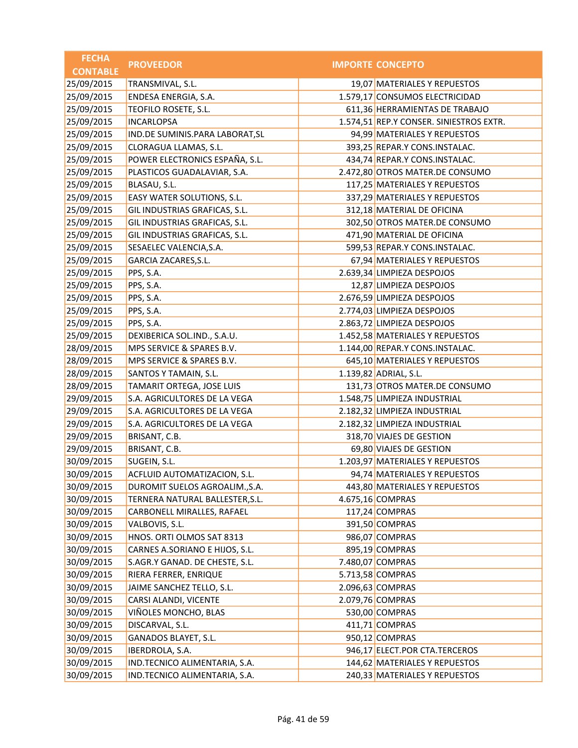| FECHA CONTABLE | PROVEEDOR | IMPORTE | CONCEPTO |
|---|---|---|---|
| 25/09/2015 | TRANSMIVAL, S.L. | 19,07 | MATERIALES Y REPUESTOS |
| 25/09/2015 | ENDESA ENERGIA, S.A. | 1.579,17 | CONSUMOS ELECTRICIDAD |
| 25/09/2015 | TEOFILO ROSETE, S.L. | 611,36 | HERRAMIENTAS DE TRABAJO |
| 25/09/2015 | INCARLOPSA | 1.574,51 | REP.Y CONSER. SINIESTROS EXTR. |
| 25/09/2015 | IND.DE SUMINIS.PARA LABORAT,SL | 94,99 | MATERIALES Y REPUESTOS |
| 25/09/2015 | CLORAGUA LLAMAS, S.L. | 393,25 | REPAR.Y CONS.INSTALAC. |
| 25/09/2015 | POWER ELECTRONICS ESPAÑA, S.L. | 434,74 | REPAR.Y CONS.INSTALAC. |
| 25/09/2015 | PLASTICOS GUADALAVIAR, S.A. | 2.472,80 | OTROS MATER.DE CONSUMO |
| 25/09/2015 | BLASAU, S.L. | 117,25 | MATERIALES Y REPUESTOS |
| 25/09/2015 | EASY WATER SOLUTIONS, S.L. | 337,29 | MATERIALES Y REPUESTOS |
| 25/09/2015 | GIL INDUSTRIAS GRAFICAS, S.L. | 312,18 | MATERIAL DE OFICINA |
| 25/09/2015 | GIL INDUSTRIAS GRAFICAS, S.L. | 302,50 | OTROS MATER.DE CONSUMO |
| 25/09/2015 | GIL INDUSTRIAS GRAFICAS, S.L. | 471,90 | MATERIAL DE OFICINA |
| 25/09/2015 | SESAELEC VALENCIA,S.A. | 599,53 | REPAR.Y CONS.INSTALAC. |
| 25/09/2015 | GARCIA ZACARES,S.L. | 67,94 | MATERIALES Y REPUESTOS |
| 25/09/2015 | PPS, S.A. | 2.639,34 | LIMPIEZA DESPOJOS |
| 25/09/2015 | PPS, S.A. | 12,87 | LIMPIEZA DESPOJOS |
| 25/09/2015 | PPS, S.A. | 2.676,59 | LIMPIEZA DESPOJOS |
| 25/09/2015 | PPS, S.A. | 2.774,03 | LIMPIEZA DESPOJOS |
| 25/09/2015 | PPS, S.A. | 2.863,72 | LIMPIEZA DESPOJOS |
| 25/09/2015 | DEXIBERICA SOL.IND., S.A.U. | 1.452,58 | MATERIALES Y REPUESTOS |
| 28/09/2015 | MPS SERVICE & SPARES B.V. | 1.144,00 | REPAR.Y CONS.INSTALAC. |
| 28/09/2015 | MPS SERVICE & SPARES B.V. | 645,10 | MATERIALES Y REPUESTOS |
| 28/09/2015 | SANTOS Y TAMAIN, S.L. | 1.139,82 | ADRIAL, S.L. |
| 28/09/2015 | TAMARIT ORTEGA, JOSE LUIS | 131,73 | OTROS MATER.DE CONSUMO |
| 29/09/2015 | S.A. AGRICULTORES DE LA VEGA | 1.548,75 | LIMPIEZA INDUSTRIAL |
| 29/09/2015 | S.A. AGRICULTORES DE LA VEGA | 2.182,32 | LIMPIEZA INDUSTRIAL |
| 29/09/2015 | S.A. AGRICULTORES DE LA VEGA | 2.182,32 | LIMPIEZA INDUSTRIAL |
| 29/09/2015 | BRISANT, C.B. | 318,70 | VIAJES DE GESTION |
| 29/09/2015 | BRISANT, C.B. | 69,80 | VIAJES DE GESTION |
| 30/09/2015 | SUGEIN, S.L. | 1.203,97 | MATERIALES Y REPUESTOS |
| 30/09/2015 | ACFLUID AUTOMATIZACION, S.L. | 94,74 | MATERIALES Y REPUESTOS |
| 30/09/2015 | DUROMIT SUELOS AGROALIM.,S.A. | 443,80 | MATERIALES Y REPUESTOS |
| 30/09/2015 | TERNERA NATURAL BALLESTER,S.L. | 4.675,16 | COMPRAS |
| 30/09/2015 | CARBONELL MIRALLES, RAFAEL | 117,24 | COMPRAS |
| 30/09/2015 | VALBOVIS, S.L. | 391,50 | COMPRAS |
| 30/09/2015 | HNOS. ORTI OLMOS SAT 8313 | 986,07 | COMPRAS |
| 30/09/2015 | CARNES A.SORIANO E HIJOS, S.L. | 895,19 | COMPRAS |
| 30/09/2015 | S.AGR.Y GANAD. DE CHESTE, S.L. | 7.480,07 | COMPRAS |
| 30/09/2015 | RIERA FERRER, ENRIQUE | 5.713,58 | COMPRAS |
| 30/09/2015 | JAIME SANCHEZ TELLO, S.L. | 2.096,63 | COMPRAS |
| 30/09/2015 | CARSI ALANDI, VICENTE | 2.079,76 | COMPRAS |
| 30/09/2015 | VIÑOLES MONCHO, BLAS | 530,00 | COMPRAS |
| 30/09/2015 | DISCARVAL, S.L. | 411,71 | COMPRAS |
| 30/09/2015 | GANADOS BLAYET, S.L. | 950,12 | COMPRAS |
| 30/09/2015 | IBERDROLA, S.A. | 946,17 | ELECT.POR CTA.TERCEROS |
| 30/09/2015 | IND.TECNICO ALIMENTARIA, S.A. | 144,62 | MATERIALES Y REPUESTOS |
| 30/09/2015 | IND.TECNICO ALIMENTARIA, S.A. | 240,33 | MATERIALES Y REPUESTOS |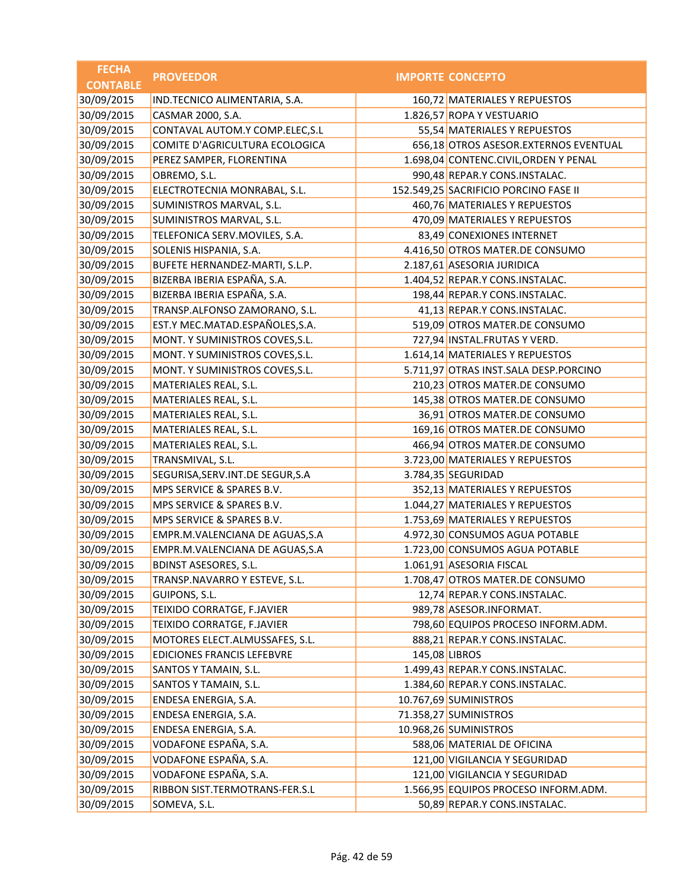| FECHA CONTABLE | PROVEEDOR | IMPORTE | CONCEPTO |
|---|---|---|---|
| 30/09/2015 | IND.TECNICO ALIMENTARIA, S.A. | 160,72 | MATERIALES Y REPUESTOS |
| 30/09/2015 | CASMAR 2000, S.A. | 1.826,57 | ROPA Y VESTUARIO |
| 30/09/2015 | CONTAVAL AUTOM.Y COMP.ELEC,S.L | 55,54 | MATERIALES Y REPUESTOS |
| 30/09/2015 | COMITE D'AGRICULTURA ECOLOGICA | 656,18 | OTROS ASESOR.EXTERNOS EVENTUAL |
| 30/09/2015 | PEREZ SAMPER, FLORENTINA | 1.698,04 | CONTENC.CIVIL,ORDEN Y PENAL |
| 30/09/2015 | OBREMO, S.L. | 990,48 | REPAR.Y CONS.INSTALAC. |
| 30/09/2015 | ELECTROTECNIA MONRABAL, S.L. | 152.549,25 | SACRIFICIO PORCINO FASE II |
| 30/09/2015 | SUMINISTROS MARVAL, S.L. | 460,76 | MATERIALES Y REPUESTOS |
| 30/09/2015 | SUMINISTROS MARVAL, S.L. | 470,09 | MATERIALES Y REPUESTOS |
| 30/09/2015 | TELEFONICA SERV.MOVILES, S.A. | 83,49 | CONEXIONES INTERNET |
| 30/09/2015 | SOLENIS HISPANIA, S.A. | 4.416,50 | OTROS MATER.DE CONSUMO |
| 30/09/2015 | BUFETE HERNANDEZ-MARTI, S.L.P. | 2.187,61 | ASESORIA JURIDICA |
| 30/09/2015 | BIZERBA IBERIA ESPAÑA, S.A. | 1.404,52 | REPAR.Y CONS.INSTALAC. |
| 30/09/2015 | BIZERBA IBERIA ESPAÑA, S.A. | 198,44 | REPAR.Y CONS.INSTALAC. |
| 30/09/2015 | TRANSP.ALFONSO ZAMORANO, S.L. | 41,13 | REPAR.Y CONS.INSTALAC. |
| 30/09/2015 | EST.Y MEC.MATAD.ESPAÑOLES,S.A. | 519,09 | OTROS MATER.DE CONSUMO |
| 30/09/2015 | MONT. Y SUMINISTROS COVES,S.L. | 727,94 | INSTAL.FRUTAS Y VERD. |
| 30/09/2015 | MONT. Y SUMINISTROS COVES,S.L. | 1.614,14 | MATERIALES Y REPUESTOS |
| 30/09/2015 | MONT. Y SUMINISTROS COVES,S.L. | 5.711,97 | OTRAS INST.SALA DESP.PORCINO |
| 30/09/2015 | MATERIALES REAL, S.L. | 210,23 | OTROS MATER.DE CONSUMO |
| 30/09/2015 | MATERIALES REAL, S.L. | 145,38 | OTROS MATER.DE CONSUMO |
| 30/09/2015 | MATERIALES REAL, S.L. | 36,91 | OTROS MATER.DE CONSUMO |
| 30/09/2015 | MATERIALES REAL, S.L. | 169,16 | OTROS MATER.DE CONSUMO |
| 30/09/2015 | MATERIALES REAL, S.L. | 466,94 | OTROS MATER.DE CONSUMO |
| 30/09/2015 | TRANSMIVAL, S.L. | 3.723,00 | MATERIALES Y REPUESTOS |
| 30/09/2015 | SEGURISA,SERV.INT.DE SEGUR,S.A | 3.784,35 | SEGURIDAD |
| 30/09/2015 | MPS SERVICE & SPARES B.V. | 352,13 | MATERIALES Y REPUESTOS |
| 30/09/2015 | MPS SERVICE & SPARES B.V. | 1.044,27 | MATERIALES Y REPUESTOS |
| 30/09/2015 | MPS SERVICE & SPARES B.V. | 1.753,69 | MATERIALES Y REPUESTOS |
| 30/09/2015 | EMPR.M.VALENCIANA DE AGUAS,S.A | 4.972,30 | CONSUMOS AGUA POTABLE |
| 30/09/2015 | EMPR.M.VALENCIANA DE AGUAS,S.A | 1.723,00 | CONSUMOS AGUA POTABLE |
| 30/09/2015 | BDINST ASESORES, S.L. | 1.061,91 | ASESORIA FISCAL |
| 30/09/2015 | TRANSP.NAVARRO Y ESTEVE, S.L. | 1.708,47 | OTROS MATER.DE CONSUMO |
| 30/09/2015 | GUIPONS, S.L. | 12,74 | REPAR.Y CONS.INSTALAC. |
| 30/09/2015 | TEIXIDO CORRATGE, F.JAVIER | 989,78 | ASESOR.INFORMAT. |
| 30/09/2015 | TEIXIDO CORRATGE, F.JAVIER | 798,60 | EQUIPOS PROCESO INFORM.ADM. |
| 30/09/2015 | MOTORES ELECT.ALMUSSAFES, S.L. | 888,21 | REPAR.Y CONS.INSTALAC. |
| 30/09/2015 | EDICIONES FRANCIS LEFEBVRE | 145,08 | LIBROS |
| 30/09/2015 | SANTOS Y TAMAIN, S.L. | 1.499,43 | REPAR.Y CONS.INSTALAC. |
| 30/09/2015 | SANTOS Y TAMAIN, S.L. | 1.384,60 | REPAR.Y CONS.INSTALAC. |
| 30/09/2015 | ENDESA ENERGIA, S.A. | 10.767,69 | SUMINISTROS |
| 30/09/2015 | ENDESA ENERGIA, S.A. | 71.358,27 | SUMINISTROS |
| 30/09/2015 | ENDESA ENERGIA, S.A. | 10.968,26 | SUMINISTROS |
| 30/09/2015 | VODAFONE ESPAÑA, S.A. | 588,06 | MATERIAL DE OFICINA |
| 30/09/2015 | VODAFONE ESPAÑA, S.A. | 121,00 | VIGILANCIA Y SEGURIDAD |
| 30/09/2015 | VODAFONE ESPAÑA, S.A. | 121,00 | VIGILANCIA Y SEGURIDAD |
| 30/09/2015 | RIBBON SIST.TERMOTRANS-FER.S.L | 1.566,95 | EQUIPOS PROCESO INFORM.ADM. |
| 30/09/2015 | SOMEVA, S.L. | 50,89 | REPAR.Y CONS.INSTALAC. |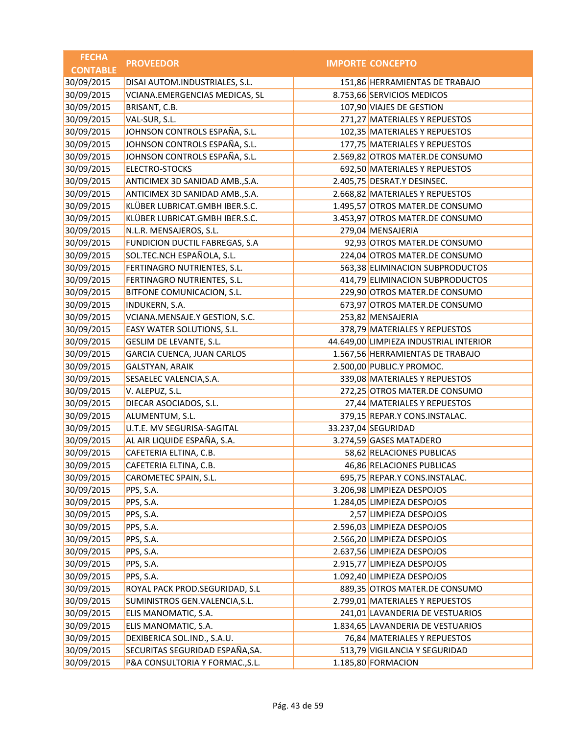| FECHA CONTABLE | PROVEEDOR | IMPORTE | CONCEPTO |
|---|---|---|---|
| 30/09/2015 | DISAI AUTOM.INDUSTRIALES, S.L. | 151,86 | HERRAMIENTAS DE TRABAJO |
| 30/09/2015 | VCIANA.EMERGENCIAS MEDICAS, SL | 8.753,66 | SERVICIOS MEDICOS |
| 30/09/2015 | BRISANT, C.B. | 107,90 | VIAJES DE GESTION |
| 30/09/2015 | VAL-SUR, S.L. | 271,27 | MATERIALES Y REPUESTOS |
| 30/09/2015 | JOHNSON CONTROLS ESPAÑA, S.L. | 102,35 | MATERIALES Y REPUESTOS |
| 30/09/2015 | JOHNSON CONTROLS ESPAÑA, S.L. | 177,75 | MATERIALES Y REPUESTOS |
| 30/09/2015 | JOHNSON CONTROLS ESPAÑA, S.L. | 2.569,82 | OTROS MATER.DE CONSUMO |
| 30/09/2015 | ELECTRO-STOCKS | 692,50 | MATERIALES Y REPUESTOS |
| 30/09/2015 | ANTICIMEX 3D SANIDAD AMB.,S.A. | 2.405,75 | DESRAT.Y DESINSEC. |
| 30/09/2015 | ANTICIMEX 3D SANIDAD AMB.,S.A. | 2.668,82 | MATERIALES Y REPUESTOS |
| 30/09/2015 | KLÜBER LUBRICAT.GMBH IBER.S.C. | 1.495,57 | OTROS MATER.DE CONSUMO |
| 30/09/2015 | KLÜBER LUBRICAT.GMBH IBER.S.C. | 3.453,97 | OTROS MATER.DE CONSUMO |
| 30/09/2015 | N.L.R. MENSAJEROS, S.L. | 279,04 | MENSAJERIA |
| 30/09/2015 | FUNDICION DUCTIL FABREGAS, S.A | 92,93 | OTROS MATER.DE CONSUMO |
| 30/09/2015 | SOL.TEC.NCH ESPAÑOLA, S.L. | 224,04 | OTROS MATER.DE CONSUMO |
| 30/09/2015 | FERTINAGRO NUTRIENTES, S.L. | 563,38 | ELIMINACION SUBPRODUCTOS |
| 30/09/2015 | FERTINAGRO NUTRIENTES, S.L. | 414,79 | ELIMINACION SUBPRODUCTOS |
| 30/09/2015 | BITFONE COMUNICACION, S.L. | 229,90 | OTROS MATER.DE CONSUMO |
| 30/09/2015 | INDUKERN, S.A. | 673,97 | OTROS MATER.DE CONSUMO |
| 30/09/2015 | VCIANA.MENSAJE.Y GESTION, S.C. | 253,82 | MENSAJERIA |
| 30/09/2015 | EASY WATER SOLUTIONS, S.L. | 378,79 | MATERIALES Y REPUESTOS |
| 30/09/2015 | GESLIM DE LEVANTE, S.L. | 44.649,00 | LIMPIEZA INDUSTRIAL INTERIOR |
| 30/09/2015 | GARCIA CUENCA, JUAN CARLOS | 1.567,56 | HERRAMIENTAS DE TRABAJO |
| 30/09/2015 | GALSTYAN, ARAIK | 2.500,00 | PUBLIC.Y PROMOC. |
| 30/09/2015 | SESAELEC VALENCIA,S.A. | 339,08 | MATERIALES Y REPUESTOS |
| 30/09/2015 | V. ALEPUZ, S.L. | 272,25 | OTROS MATER.DE CONSUMO |
| 30/09/2015 | DIECAR ASOCIADOS, S.L. | 27,44 | MATERIALES Y REPUESTOS |
| 30/09/2015 | ALUMENTUM, S.L. | 379,15 | REPAR.Y CONS.INSTALAC. |
| 30/09/2015 | U.T.E. MV SEGURISA-SAGITAL | 33.237,04 | SEGURIDAD |
| 30/09/2015 | AL AIR LIQUIDE ESPAÑA, S.A. | 3.274,59 | GASES MATADERO |
| 30/09/2015 | CAFETERIA ELTINA, C.B. | 58,62 | RELACIONES PUBLICAS |
| 30/09/2015 | CAFETERIA ELTINA, C.B. | 46,86 | RELACIONES PUBLICAS |
| 30/09/2015 | CAROMETEC SPAIN, S.L. | 695,75 | REPAR.Y CONS.INSTALAC. |
| 30/09/2015 | PPS, S.A. | 3.206,98 | LIMPIEZA DESPOJOS |
| 30/09/2015 | PPS, S.A. | 1.284,05 | LIMPIEZA DESPOJOS |
| 30/09/2015 | PPS, S.A. | 2,57 | LIMPIEZA DESPOJOS |
| 30/09/2015 | PPS, S.A. | 2.596,03 | LIMPIEZA DESPOJOS |
| 30/09/2015 | PPS, S.A. | 2.566,20 | LIMPIEZA DESPOJOS |
| 30/09/2015 | PPS, S.A. | 2.637,56 | LIMPIEZA DESPOJOS |
| 30/09/2015 | PPS, S.A. | 2.915,77 | LIMPIEZA DESPOJOS |
| 30/09/2015 | PPS, S.A. | 1.092,40 | LIMPIEZA DESPOJOS |
| 30/09/2015 | ROYAL PACK PROD.SEGURIDAD, S.L | 889,35 | OTROS MATER.DE CONSUMO |
| 30/09/2015 | SUMINISTROS GEN.VALENCIA,S.L. | 2.799,01 | MATERIALES Y REPUESTOS |
| 30/09/2015 | ELIS MANOMATIC, S.A. | 241,01 | LAVANDERIA DE VESTUARIOS |
| 30/09/2015 | ELIS MANOMATIC, S.A. | 1.834,65 | LAVANDERIA DE VESTUARIOS |
| 30/09/2015 | DEXIBERICA SOL.IND., S.A.U. | 76,84 | MATERIALES Y REPUESTOS |
| 30/09/2015 | SECURITAS SEGURIDAD ESPAÑA,SA. | 513,79 | VIGILANCIA Y SEGURIDAD |
| 30/09/2015 | P&A CONSULTORIA Y FORMAC.,S.L. | 1.185,80 | FORMACION |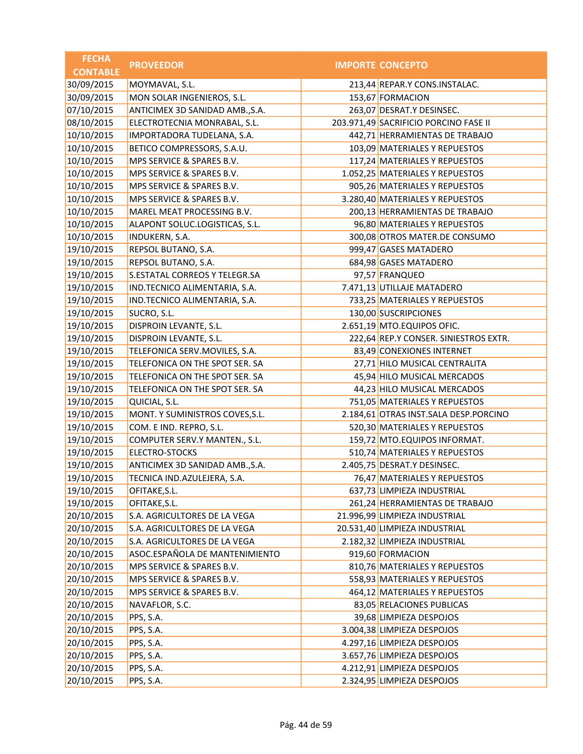| FECHA CONTABLE | PROVEEDOR | IMPORTE | CONCEPTO |
|---|---|---|---|
| 30/09/2015 | MOYMAVAL, S.L. | 213,44 | REPAR.Y CONS.INSTALAC. |
| 30/09/2015 | MON SOLAR INGENIEROS, S.L. | 153,67 | FORMACION |
| 07/10/2015 | ANTICIMEX 3D SANIDAD AMB.,S.A. | 263,07 | DESRAT.Y DESINSEC. |
| 08/10/2015 | ELECTROTECNIA MONRABAL, S.L. | 203.971,49 | SACRIFICIO PORCINO FASE II |
| 10/10/2015 | IMPORTADORA TUDELANA, S.A. | 442,71 | HERRAMIENTAS DE TRABAJO |
| 10/10/2015 | BETICO COMPRESSORS, S.A.U. | 103,09 | MATERIALES Y REPUESTOS |
| 10/10/2015 | MPS SERVICE & SPARES B.V. | 117,24 | MATERIALES Y REPUESTOS |
| 10/10/2015 | MPS SERVICE & SPARES B.V. | 1.052,25 | MATERIALES Y REPUESTOS |
| 10/10/2015 | MPS SERVICE & SPARES B.V. | 905,26 | MATERIALES Y REPUESTOS |
| 10/10/2015 | MPS SERVICE & SPARES B.V. | 3.280,40 | MATERIALES Y REPUESTOS |
| 10/10/2015 | MAREL MEAT PROCESSING B.V. | 200,13 | HERRAMIENTAS DE TRABAJO |
| 10/10/2015 | ALAPONT SOLUC.LOGISTICAS, S.L. | 96,80 | MATERIALES Y REPUESTOS |
| 10/10/2015 | INDUKERN, S.A. | 300,08 | OTROS MATER.DE CONSUMO |
| 19/10/2015 | REPSOL BUTANO, S.A. | 999,47 | GASES MATADERO |
| 19/10/2015 | REPSOL BUTANO, S.A. | 684,98 | GASES MATADERO |
| 19/10/2015 | S.ESTATAL CORREOS Y TELEGR.SA | 97,57 | FRANQUEO |
| 19/10/2015 | IND.TECNICO ALIMENTARIA, S.A. | 7.471,13 | UTILLAJE MATADERO |
| 19/10/2015 | IND.TECNICO ALIMENTARIA, S.A. | 733,25 | MATERIALES Y REPUESTOS |
| 19/10/2015 | SUCRO, S.L. | 130,00 | SUSCRIPCIONES |
| 19/10/2015 | DISPROIN LEVANTE, S.L. | 2.651,19 | MTO.EQUIPOS OFIC. |
| 19/10/2015 | DISPROIN LEVANTE, S.L. | 222,64 | REP.Y CONSER. SINIESTROS EXTR. |
| 19/10/2015 | TELEFONICA SERV.MOVILES, S.A. | 83,49 | CONEXIONES INTERNET |
| 19/10/2015 | TELEFONICA ON THE SPOT SER. SA | 27,71 | HILO MUSICAL CENTRALITA |
| 19/10/2015 | TELEFONICA ON THE SPOT SER. SA | 45,94 | HILO MUSICAL MERCADOS |
| 19/10/2015 | TELEFONICA ON THE SPOT SER. SA | 44,23 | HILO MUSICAL MERCADOS |
| 19/10/2015 | QUICIAL, S.L. | 751,05 | MATERIALES Y REPUESTOS |
| 19/10/2015 | MONT. Y SUMINISTROS COVES,S.L. | 2.184,61 | OTRAS INST.SALA DESP.PORCINO |
| 19/10/2015 | COM. E IND. REPRO, S.L. | 520,30 | MATERIALES Y REPUESTOS |
| 19/10/2015 | COMPUTER SERV.Y MANTEN., S.L. | 159,72 | MTO.EQUIPOS INFORMAT. |
| 19/10/2015 | ELECTRO-STOCKS | 510,74 | MATERIALES Y REPUESTOS |
| 19/10/2015 | ANTICIMEX 3D SANIDAD AMB.,S.A. | 2.405,75 | DESRAT.Y DESINSEC. |
| 19/10/2015 | TECNICA IND.AZULEJERA, S.A. | 76,47 | MATERIALES Y REPUESTOS |
| 19/10/2015 | OFITAKE,S.L. | 637,73 | LIMPIEZA INDUSTRIAL |
| 19/10/2015 | OFITAKE,S.L. | 261,24 | HERRAMIENTAS DE TRABAJO |
| 20/10/2015 | S.A. AGRICULTORES DE LA VEGA | 21.996,99 | LIMPIEZA INDUSTRIAL |
| 20/10/2015 | S.A. AGRICULTORES DE LA VEGA | 20.531,40 | LIMPIEZA INDUSTRIAL |
| 20/10/2015 | S.A. AGRICULTORES DE LA VEGA | 2.182,32 | LIMPIEZA INDUSTRIAL |
| 20/10/2015 | ASOC.ESPAÑOLA DE MANTENIMIENTO | 919,60 | FORMACION |
| 20/10/2015 | MPS SERVICE & SPARES B.V. | 810,76 | MATERIALES Y REPUESTOS |
| 20/10/2015 | MPS SERVICE & SPARES B.V. | 558,93 | MATERIALES Y REPUESTOS |
| 20/10/2015 | MPS SERVICE & SPARES B.V. | 464,12 | MATERIALES Y REPUESTOS |
| 20/10/2015 | NAVAFLOR, S.C. | 83,05 | RELACIONES PUBLICAS |
| 20/10/2015 | PPS, S.A. | 39,68 | LIMPIEZA DESPOJOS |
| 20/10/2015 | PPS, S.A. | 3.004,38 | LIMPIEZA DESPOJOS |
| 20/10/2015 | PPS, S.A. | 4.297,16 | LIMPIEZA DESPOJOS |
| 20/10/2015 | PPS, S.A. | 3.657,76 | LIMPIEZA DESPOJOS |
| 20/10/2015 | PPS, S.A. | 4.212,91 | LIMPIEZA DESPOJOS |
| 20/10/2015 | PPS, S.A. | 2.324,95 | LIMPIEZA DESPOJOS |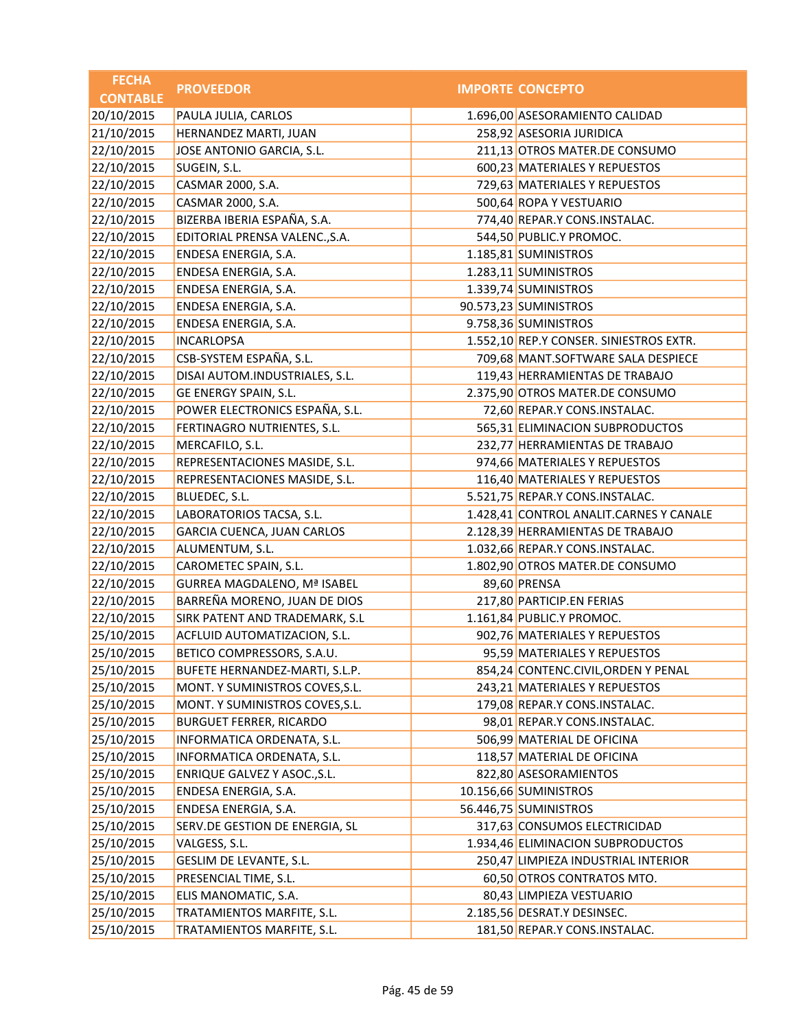| FECHA CONTABLE | PROVEEDOR | IMPORTE | CONCEPTO |
|---|---|---|---|
| 20/10/2015 | PAULA JULIA, CARLOS | 1.696,00 | ASESORAMIENTO CALIDAD |
| 21/10/2015 | HERNANDEZ MARTI, JUAN | 258,92 | ASESORIA JURIDICA |
| 22/10/2015 | JOSE ANTONIO GARCIA, S.L. | 211,13 | OTROS MATER.DE CONSUMO |
| 22/10/2015 | SUGEIN, S.L. | 600,23 | MATERIALES Y REPUESTOS |
| 22/10/2015 | CASMAR 2000, S.A. | 729,63 | MATERIALES Y REPUESTOS |
| 22/10/2015 | CASMAR 2000, S.A. | 500,64 | ROPA Y VESTUARIO |
| 22/10/2015 | BIZERBA IBERIA ESPAÑA, S.A. | 774,40 | REPAR.Y CONS.INSTALAC. |
| 22/10/2015 | EDITORIAL PRENSA VALENC.,S.A. | 544,50 | PUBLIC.Y PROMOC. |
| 22/10/2015 | ENDESA ENERGIA, S.A. | 1.185,81 | SUMINISTROS |
| 22/10/2015 | ENDESA ENERGIA, S.A. | 1.283,11 | SUMINISTROS |
| 22/10/2015 | ENDESA ENERGIA, S.A. | 1.339,74 | SUMINISTROS |
| 22/10/2015 | ENDESA ENERGIA, S.A. | 90.573,23 | SUMINISTROS |
| 22/10/2015 | ENDESA ENERGIA, S.A. | 9.758,36 | SUMINISTROS |
| 22/10/2015 | INCARLOPSA | 1.552,10 | REP.Y CONSER. SINIESTROS EXTR. |
| 22/10/2015 | CSB-SYSTEM ESPAÑA, S.L. | 709,68 | MANT.SOFTWARE SALA DESPIECE |
| 22/10/2015 | DISAI AUTOM.INDUSTRIALES, S.L. | 119,43 | HERRAMIENTAS DE TRABAJO |
| 22/10/2015 | GE ENERGY SPAIN, S.L. | 2.375,90 | OTROS MATER.DE CONSUMO |
| 22/10/2015 | POWER ELECTRONICS ESPAÑA, S.L. | 72,60 | REPAR.Y CONS.INSTALAC. |
| 22/10/2015 | FERTINAGRO NUTRIENTES, S.L. | 565,31 | ELIMINACION SUBPRODUCTOS |
| 22/10/2015 | MERCAFILO, S.L. | 232,77 | HERRAMIENTAS DE TRABAJO |
| 22/10/2015 | REPRESENTACIONES MASIDE, S.L. | 974,66 | MATERIALES Y REPUESTOS |
| 22/10/2015 | REPRESENTACIONES MASIDE, S.L. | 116,40 | MATERIALES Y REPUESTOS |
| 22/10/2015 | BLUEDEC, S.L. | 5.521,75 | REPAR.Y CONS.INSTALAC. |
| 22/10/2015 | LABORATORIOS TACSA, S.L. | 1.428,41 | CONTROL ANALIT.CARNES Y CANALE |
| 22/10/2015 | GARCIA CUENCA, JUAN CARLOS | 2.128,39 | HERRAMIENTAS DE TRABAJO |
| 22/10/2015 | ALUMENTUM, S.L. | 1.032,66 | REPAR.Y CONS.INSTALAC. |
| 22/10/2015 | CAROMETEC SPAIN, S.L. | 1.802,90 | OTROS MATER.DE CONSUMO |
| 22/10/2015 | GURREA MAGDALENO, Mª ISABEL | 89,60 | PRENSA |
| 22/10/2015 | BARREÑA MORENO, JUAN DE DIOS | 217,80 | PARTICIP.EN FERIAS |
| 22/10/2015 | SIRK PATENT AND TRADEMARK, S.L | 1.161,84 | PUBLIC.Y PROMOC. |
| 25/10/2015 | ACFLUID AUTOMATIZACION, S.L. | 902,76 | MATERIALES Y REPUESTOS |
| 25/10/2015 | BETICO COMPRESSORS, S.A.U. | 95,59 | MATERIALES Y REPUESTOS |
| 25/10/2015 | BUFETE HERNANDEZ-MARTI, S.L.P. | 854,24 | CONTENC.CIVIL,ORDEN Y PENAL |
| 25/10/2015 | MONT. Y SUMINISTROS COVES,S.L. | 243,21 | MATERIALES Y REPUESTOS |
| 25/10/2015 | MONT. Y SUMINISTROS COVES,S.L. | 179,08 | REPAR.Y CONS.INSTALAC. |
| 25/10/2015 | BURGUET FERRER, RICARDO | 98,01 | REPAR.Y CONS.INSTALAC. |
| 25/10/2015 | INFORMATICA ORDENATA, S.L. | 506,99 | MATERIAL DE OFICINA |
| 25/10/2015 | INFORMATICA ORDENATA, S.L. | 118,57 | MATERIAL DE OFICINA |
| 25/10/2015 | ENRIQUE GALVEZ Y ASOC.,S.L. | 822,80 | ASESORAMIENTOS |
| 25/10/2015 | ENDESA ENERGIA, S.A. | 10.156,66 | SUMINISTROS |
| 25/10/2015 | ENDESA ENERGIA, S.A. | 56.446,75 | SUMINISTROS |
| 25/10/2015 | SERV.DE GESTION DE ENERGIA, SL | 317,63 | CONSUMOS ELECTRICIDAD |
| 25/10/2015 | VALGESS, S.L. | 1.934,46 | ELIMINACION SUBPRODUCTOS |
| 25/10/2015 | GESLIM DE LEVANTE, S.L. | 250,47 | LIMPIEZA INDUSTRIAL INTERIOR |
| 25/10/2015 | PRESENCIAL TIME, S.L. | 60,50 | OTROS CONTRATOS MTO. |
| 25/10/2015 | ELIS MANOMATIC, S.A. | 80,43 | LIMPIEZA VESTUARIO |
| 25/10/2015 | TRATAMIENTOS MARFITE, S.L. | 2.185,56 | DESRAT.Y DESINSEC. |
| 25/10/2015 | TRATAMIENTOS MARFITE, S.L. | 181,50 | REPAR.Y CONS.INSTALAC. |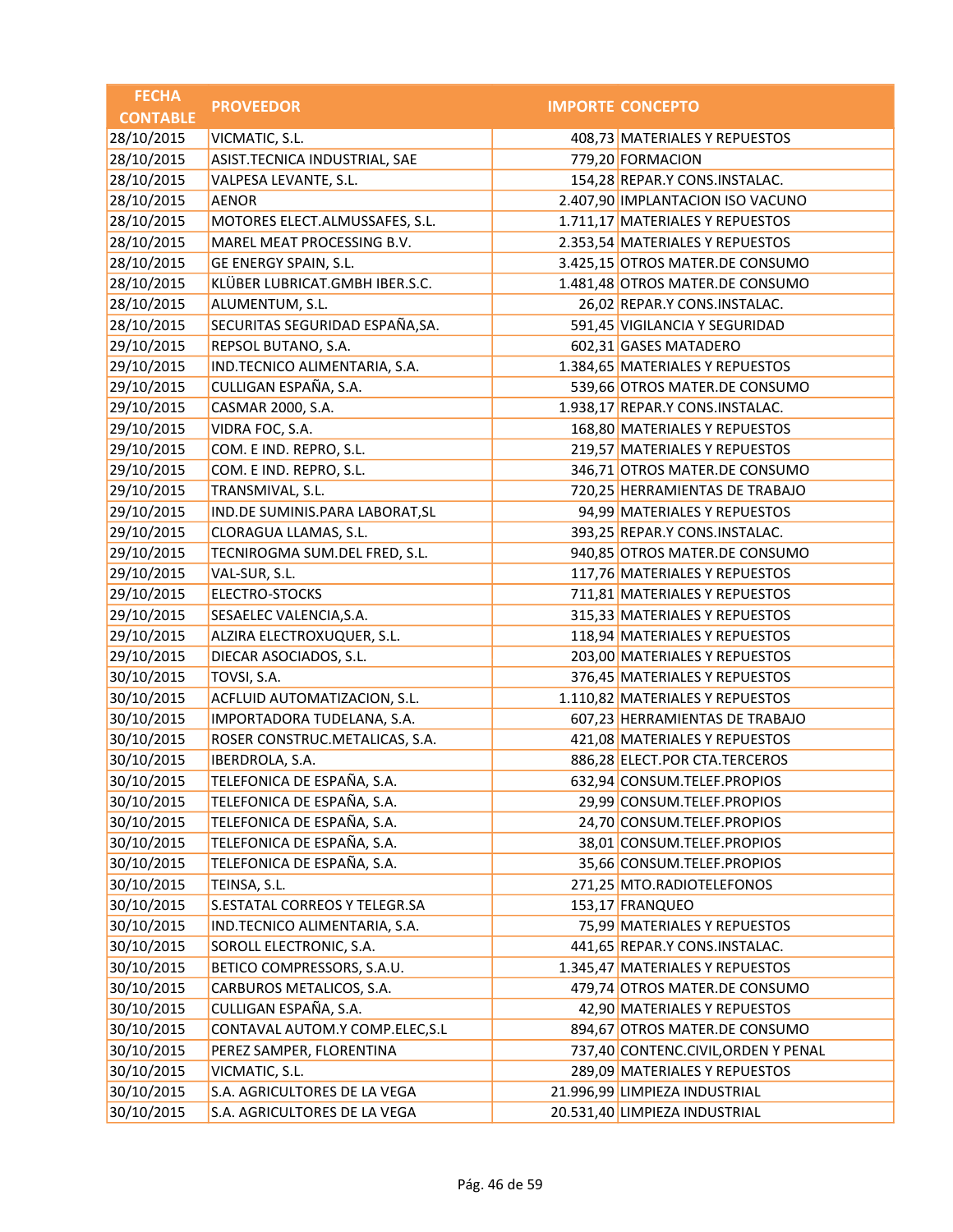| FECHA CONTABLE | PROVEEDOR | IMPORTE | CONCEPTO |
|---|---|---|---|
| 28/10/2015 | VICMATIC, S.L. | 408,73 | MATERIALES Y REPUESTOS |
| 28/10/2015 | ASIST.TECNICA INDUSTRIAL, SAE | 779,20 | FORMACION |
| 28/10/2015 | VALPESA LEVANTE, S.L. | 154,28 | REPAR.Y CONS.INSTALAC. |
| 28/10/2015 | AENOR | 2.407,90 | IMPLANTACION ISO VACUNO |
| 28/10/2015 | MOTORES ELECT.ALMUSSAFES, S.L. | 1.711,17 | MATERIALES Y REPUESTOS |
| 28/10/2015 | MAREL MEAT PROCESSING B.V. | 2.353,54 | MATERIALES Y REPUESTOS |
| 28/10/2015 | GE ENERGY SPAIN, S.L. | 3.425,15 | OTROS MATER.DE CONSUMO |
| 28/10/2015 | KLÜBER LUBRICAT.GMBH IBER.S.C. | 1.481,48 | OTROS MATER.DE CONSUMO |
| 28/10/2015 | ALUMENTUM, S.L. | 26,02 | REPAR.Y CONS.INSTALAC. |
| 28/10/2015 | SECURITAS SEGURIDAD ESPAÑA,SA. | 591,45 | VIGILANCIA Y SEGURIDAD |
| 29/10/2015 | REPSOL BUTANO, S.A. | 602,31 | GASES MATADERO |
| 29/10/2015 | IND.TECNICO ALIMENTARIA, S.A. | 1.384,65 | MATERIALES Y REPUESTOS |
| 29/10/2015 | CULLIGAN ESPAÑA, S.A. | 539,66 | OTROS MATER.DE CONSUMO |
| 29/10/2015 | CASMAR 2000, S.A. | 1.938,17 | REPAR.Y CONS.INSTALAC. |
| 29/10/2015 | VIDRA FOC, S.A. | 168,80 | MATERIALES Y REPUESTOS |
| 29/10/2015 | COM. E IND. REPRO, S.L. | 219,57 | MATERIALES Y REPUESTOS |
| 29/10/2015 | COM. E IND. REPRO, S.L. | 346,71 | OTROS MATER.DE CONSUMO |
| 29/10/2015 | TRANSMIVAL, S.L. | 720,25 | HERRAMIENTAS DE TRABAJO |
| 29/10/2015 | IND.DE SUMINIS.PARA LABORAT,SL | 94,99 | MATERIALES Y REPUESTOS |
| 29/10/2015 | CLORAGUA LLAMAS, S.L. | 393,25 | REPAR.Y CONS.INSTALAC. |
| 29/10/2015 | TECNIROGMA SUM.DEL FRED, S.L. | 940,85 | OTROS MATER.DE CONSUMO |
| 29/10/2015 | VAL-SUR, S.L. | 117,76 | MATERIALES Y REPUESTOS |
| 29/10/2015 | ELECTRO-STOCKS | 711,81 | MATERIALES Y REPUESTOS |
| 29/10/2015 | SESAELEC VALENCIA,S.A. | 315,33 | MATERIALES Y REPUESTOS |
| 29/10/2015 | ALZIRA ELECTROXUQUER, S.L. | 118,94 | MATERIALES Y REPUESTOS |
| 29/10/2015 | DIECAR ASOCIADOS, S.L. | 203,00 | MATERIALES Y REPUESTOS |
| 30/10/2015 | TOVSI, S.A. | 376,45 | MATERIALES Y REPUESTOS |
| 30/10/2015 | ACFLUID AUTOMATIZACION, S.L. | 1.110,82 | MATERIALES Y REPUESTOS |
| 30/10/2015 | IMPORTADORA TUDELANA, S.A. | 607,23 | HERRAMIENTAS DE TRABAJO |
| 30/10/2015 | ROSER CONSTRUC.METALICAS, S.A. | 421,08 | MATERIALES Y REPUESTOS |
| 30/10/2015 | IBERDROLA, S.A. | 886,28 | ELECT.POR CTA.TERCEROS |
| 30/10/2015 | TELEFONICA DE ESPAÑA, S.A. | 632,94 | CONSUM.TELEF.PROPIOS |
| 30/10/2015 | TELEFONICA DE ESPAÑA, S.A. | 29,99 | CONSUM.TELEF.PROPIOS |
| 30/10/2015 | TELEFONICA DE ESPAÑA, S.A. | 24,70 | CONSUM.TELEF.PROPIOS |
| 30/10/2015 | TELEFONICA DE ESPAÑA, S.A. | 38,01 | CONSUM.TELEF.PROPIOS |
| 30/10/2015 | TELEFONICA DE ESPAÑA, S.A. | 35,66 | CONSUM.TELEF.PROPIOS |
| 30/10/2015 | TEINSA, S.L. | 271,25 | MTO.RADIOTELEFONOS |
| 30/10/2015 | S.ESTATAL CORREOS Y TELEGR.SA | 153,17 | FRANQUEO |
| 30/10/2015 | IND.TECNICO ALIMENTARIA, S.A. | 75,99 | MATERIALES Y REPUESTOS |
| 30/10/2015 | SOROLL ELECTRONIC, S.A. | 441,65 | REPAR.Y CONS.INSTALAC. |
| 30/10/2015 | BETICO COMPRESSORS, S.A.U. | 1.345,47 | MATERIALES Y REPUESTOS |
| 30/10/2015 | CARBUROS METALICOS, S.A. | 479,74 | OTROS MATER.DE CONSUMO |
| 30/10/2015 | CULLIGAN ESPAÑA, S.A. | 42,90 | MATERIALES Y REPUESTOS |
| 30/10/2015 | CONTAVAL AUTOM.Y COMP.ELEC,S.L | 894,67 | OTROS MATER.DE CONSUMO |
| 30/10/2015 | PEREZ SAMPER, FLORENTINA | 737,40 | CONTENC.CIVIL,ORDEN Y PENAL |
| 30/10/2015 | VICMATIC, S.L. | 289,09 | MATERIALES Y REPUESTOS |
| 30/10/2015 | S.A. AGRICULTORES DE LA VEGA | 21.996,99 | LIMPIEZA INDUSTRIAL |
| 30/10/2015 | S.A. AGRICULTORES DE LA VEGA | 20.531,40 | LIMPIEZA INDUSTRIAL |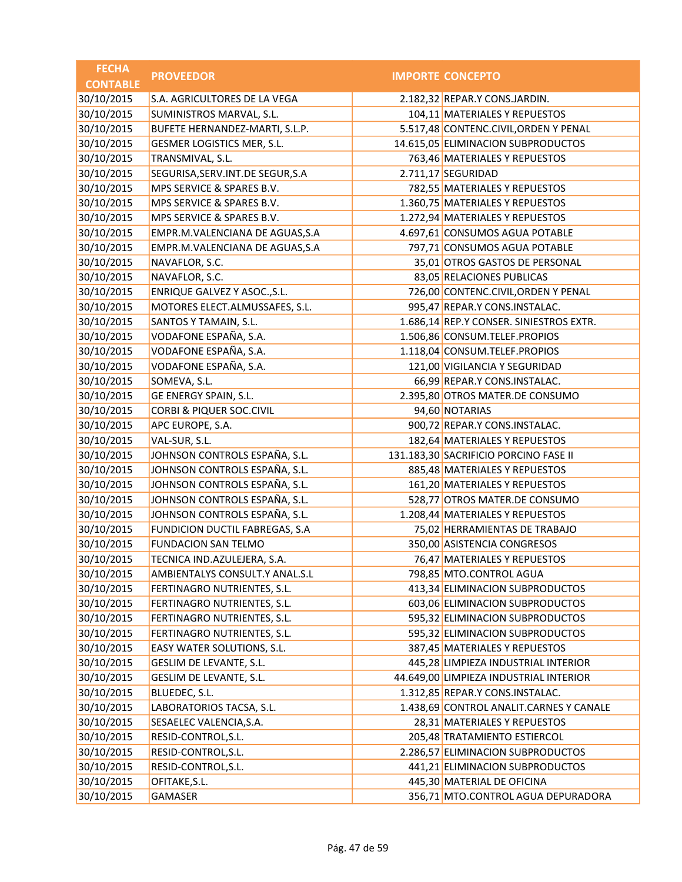| FECHA CONTABLE | PROVEEDOR | IMPORTE | CONCEPTO |
|---|---|---|---|
| 30/10/2015 | S.A. AGRICULTORES DE LA VEGA | 2.182,32 | REPAR.Y CONS.JARDIN. |
| 30/10/2015 | SUMINISTROS MARVAL, S.L. | 104,11 | MATERIALES Y REPUESTOS |
| 30/10/2015 | BUFETE HERNANDEZ-MARTI, S.L.P. | 5.517,48 | CONTENC.CIVIL,ORDEN Y PENAL |
| 30/10/2015 | GESMER LOGISTICS MER, S.L. | 14.615,05 | ELIMINACION SUBPRODUCTOS |
| 30/10/2015 | TRANSMIVAL, S.L. | 763,46 | MATERIALES Y REPUESTOS |
| 30/10/2015 | SEGURISA,SERV.INT.DE SEGUR,S.A | 2.711,17 | SEGURIDAD |
| 30/10/2015 | MPS SERVICE & SPARES B.V. | 782,55 | MATERIALES Y REPUESTOS |
| 30/10/2015 | MPS SERVICE & SPARES B.V. | 1.360,75 | MATERIALES Y REPUESTOS |
| 30/10/2015 | MPS SERVICE & SPARES B.V. | 1.272,94 | MATERIALES Y REPUESTOS |
| 30/10/2015 | EMPR.M.VALENCIANA DE AGUAS,S.A | 4.697,61 | CONSUMOS AGUA POTABLE |
| 30/10/2015 | EMPR.M.VALENCIANA DE AGUAS,S.A | 797,71 | CONSUMOS AGUA POTABLE |
| 30/10/2015 | NAVAFLOR, S.C. | 35,01 | OTROS GASTOS DE PERSONAL |
| 30/10/2015 | NAVAFLOR, S.C. | 83,05 | RELACIONES PUBLICAS |
| 30/10/2015 | ENRIQUE GALVEZ Y ASOC.,S.L. | 726,00 | CONTENC.CIVIL,ORDEN Y PENAL |
| 30/10/2015 | MOTORES ELECT.ALMUSSAFES, S.L. | 995,47 | REPAR.Y CONS.INSTALAC. |
| 30/10/2015 | SANTOS Y TAMAIN, S.L. | 1.686,14 | REP.Y CONSER. SINIESTROS EXTR. |
| 30/10/2015 | VODAFONE ESPAÑA, S.A. | 1.506,86 | CONSUM.TELEF.PROPIOS |
| 30/10/2015 | VODAFONE ESPAÑA, S.A. | 1.118,04 | CONSUM.TELEF.PROPIOS |
| 30/10/2015 | VODAFONE ESPAÑA, S.A. | 121,00 | VIGILANCIA Y SEGURIDAD |
| 30/10/2015 | SOMEVA, S.L. | 66,99 | REPAR.Y CONS.INSTALAC. |
| 30/10/2015 | GE ENERGY SPAIN, S.L. | 2.395,80 | OTROS MATER.DE CONSUMO |
| 30/10/2015 | CORBI & PIQUER SOC.CIVIL | 94,60 | NOTARIAS |
| 30/10/2015 | APC EUROPE, S.A. | 900,72 | REPAR.Y CONS.INSTALAC. |
| 30/10/2015 | VAL-SUR, S.L. | 182,64 | MATERIALES Y REPUESTOS |
| 30/10/2015 | JOHNSON CONTROLS ESPAÑA, S.L. | 131.183,30 | SACRIFICIO PORCINO FASE II |
| 30/10/2015 | JOHNSON CONTROLS ESPAÑA, S.L. | 885,48 | MATERIALES Y REPUESTOS |
| 30/10/2015 | JOHNSON CONTROLS ESPAÑA, S.L. | 161,20 | MATERIALES Y REPUESTOS |
| 30/10/2015 | JOHNSON CONTROLS ESPAÑA, S.L. | 528,77 | OTROS MATER.DE CONSUMO |
| 30/10/2015 | JOHNSON CONTROLS ESPAÑA, S.L. | 1.208,44 | MATERIALES Y REPUESTOS |
| 30/10/2015 | FUNDICION DUCTIL FABREGAS, S.A | 75,02 | HERRAMIENTAS DE TRABAJO |
| 30/10/2015 | FUNDACION SAN TELMO | 350,00 | ASISTENCIA CONGRESOS |
| 30/10/2015 | TECNICA IND.AZULEJERA, S.A. | 76,47 | MATERIALES Y REPUESTOS |
| 30/10/2015 | AMBIENTALYS CONSULT.Y ANAL.S.L | 798,85 | MTO.CONTROL AGUA |
| 30/10/2015 | FERTINAGRO NUTRIENTES, S.L. | 413,34 | ELIMINACION SUBPRODUCTOS |
| 30/10/2015 | FERTINAGRO NUTRIENTES, S.L. | 603,06 | ELIMINACION SUBPRODUCTOS |
| 30/10/2015 | FERTINAGRO NUTRIENTES, S.L. | 595,32 | ELIMINACION SUBPRODUCTOS |
| 30/10/2015 | FERTINAGRO NUTRIENTES, S.L. | 595,32 | ELIMINACION SUBPRODUCTOS |
| 30/10/2015 | EASY WATER SOLUTIONS, S.L. | 387,45 | MATERIALES Y REPUESTOS |
| 30/10/2015 | GESLIM DE LEVANTE, S.L. | 445,28 | LIMPIEZA INDUSTRIAL INTERIOR |
| 30/10/2015 | GESLIM DE LEVANTE, S.L. | 44.649,00 | LIMPIEZA INDUSTRIAL INTERIOR |
| 30/10/2015 | BLUEDEC, S.L. | 1.312,85 | REPAR.Y CONS.INSTALAC. |
| 30/10/2015 | LABORATORIOS TACSA, S.L. | 1.438,69 | CONTROL ANALIT.CARNES Y CANALE |
| 30/10/2015 | SESAELEC VALENCIA,S.A. | 28,31 | MATERIALES Y REPUESTOS |
| 30/10/2015 | RESID-CONTROL,S.L. | 205,48 | TRATAMIENTO ESTIERCOL |
| 30/10/2015 | RESID-CONTROL,S.L. | 2.286,57 | ELIMINACION SUBPRODUCTOS |
| 30/10/2015 | RESID-CONTROL,S.L. | 441,21 | ELIMINACION SUBPRODUCTOS |
| 30/10/2015 | OFITAKE,S.L. | 445,30 | MATERIAL DE OFICINA |
| 30/10/2015 | GAMASER | 356,71 | MTO.CONTROL AGUA DEPURADORA |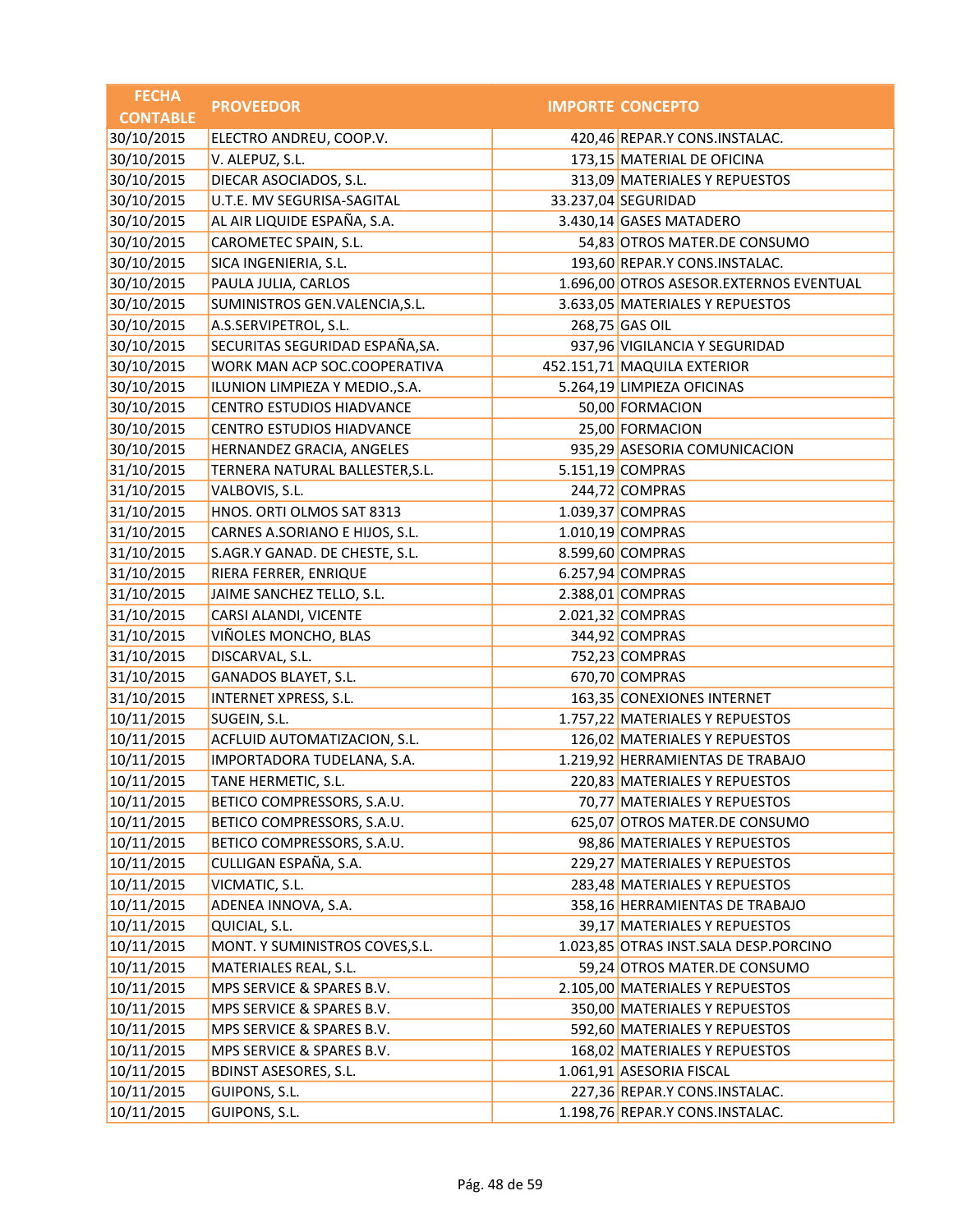| FECHA CONTABLE | PROVEEDOR | IMPORTE | CONCEPTO |
|---|---|---|---|
| 30/10/2015 | ELECTRO ANDREU, COOP.V. | 420,46 | REPAR.Y CONS.INSTALAC. |
| 30/10/2015 | V. ALEPUZ, S.L. | 173,15 | MATERIAL DE OFICINA |
| 30/10/2015 | DIECAR ASOCIADOS, S.L. | 313,09 | MATERIALES Y REPUESTOS |
| 30/10/2015 | U.T.E. MV SEGURISA-SAGITAL | 33.237,04 | SEGURIDAD |
| 30/10/2015 | AL AIR LIQUIDE ESPAÑA, S.A. | 3.430,14 | GASES MATADERO |
| 30/10/2015 | CAROMETEC SPAIN, S.L. | 54,83 | OTROS MATER.DE CONSUMO |
| 30/10/2015 | SICA INGENIERIA, S.L. | 193,60 | REPAR.Y CONS.INSTALAC. |
| 30/10/2015 | PAULA JULIA, CARLOS | 1.696,00 | OTROS ASESOR.EXTERNOS EVENTUAL |
| 30/10/2015 | SUMINISTROS GEN.VALENCIA,S.L. | 3.633,05 | MATERIALES Y REPUESTOS |
| 30/10/2015 | A.S.SERVIPETROL, S.L. | 268,75 | GAS OIL |
| 30/10/2015 | SECURITAS SEGURIDAD ESPAÑA,SA. | 937,96 | VIGILANCIA Y SEGURIDAD |
| 30/10/2015 | WORK MAN ACP SOC.COOPERATIVA | 452.151,71 | MAQUILA EXTERIOR |
| 30/10/2015 | ILUNION LIMPIEZA Y MEDIO.,S.A. | 5.264,19 | LIMPIEZA OFICINAS |
| 30/10/2015 | CENTRO ESTUDIOS HIADVANCE | 50,00 | FORMACION |
| 30/10/2015 | CENTRO ESTUDIOS HIADVANCE | 25,00 | FORMACION |
| 30/10/2015 | HERNANDEZ GRACIA, ANGELES | 935,29 | ASESORIA COMUNICACION |
| 31/10/2015 | TERNERA NATURAL BALLESTER,S.L. | 5.151,19 | COMPRAS |
| 31/10/2015 | VALBOVIS, S.L. | 244,72 | COMPRAS |
| 31/10/2015 | HNOS. ORTI OLMOS SAT 8313 | 1.039,37 | COMPRAS |
| 31/10/2015 | CARNES A.SORIANO E HIJOS, S.L. | 1.010,19 | COMPRAS |
| 31/10/2015 | S.AGR.Y GANAD. DE CHESTE, S.L. | 8.599,60 | COMPRAS |
| 31/10/2015 | RIERA FERRER, ENRIQUE | 6.257,94 | COMPRAS |
| 31/10/2015 | JAIME SANCHEZ TELLO, S.L. | 2.388,01 | COMPRAS |
| 31/10/2015 | CARSI ALANDI, VICENTE | 2.021,32 | COMPRAS |
| 31/10/2015 | VIÑOLES MONCHO, BLAS | 344,92 | COMPRAS |
| 31/10/2015 | DISCARVAL, S.L. | 752,23 | COMPRAS |
| 31/10/2015 | GANADOS BLAYET, S.L. | 670,70 | COMPRAS |
| 31/10/2015 | INTERNET XPRESS, S.L. | 163,35 | CONEXIONES INTERNET |
| 10/11/2015 | SUGEIN, S.L. | 1.757,22 | MATERIALES Y REPUESTOS |
| 10/11/2015 | ACFLUID AUTOMATIZACION, S.L. | 126,02 | MATERIALES Y REPUESTOS |
| 10/11/2015 | IMPORTADORA TUDELANA, S.A. | 1.219,92 | HERRAMIENTAS DE TRABAJO |
| 10/11/2015 | TANE HERMETIC, S.L. | 220,83 | MATERIALES Y REPUESTOS |
| 10/11/2015 | BETICO COMPRESSORS, S.A.U. | 70,77 | MATERIALES Y REPUESTOS |
| 10/11/2015 | BETICO COMPRESSORS, S.A.U. | 625,07 | OTROS MATER.DE CONSUMO |
| 10/11/2015 | BETICO COMPRESSORS, S.A.U. | 98,86 | MATERIALES Y REPUESTOS |
| 10/11/2015 | CULLIGAN ESPAÑA, S.A. | 229,27 | MATERIALES Y REPUESTOS |
| 10/11/2015 | VICMATIC, S.L. | 283,48 | MATERIALES Y REPUESTOS |
| 10/11/2015 | ADENEA INNOVA, S.A. | 358,16 | HERRAMIENTAS DE TRABAJO |
| 10/11/2015 | QUICIAL, S.L. | 39,17 | MATERIALES Y REPUESTOS |
| 10/11/2015 | MONT. Y SUMINISTROS COVES,S.L. | 1.023,85 | OTRAS INST.SALA DESP.PORCINO |
| 10/11/2015 | MATERIALES REAL, S.L. | 59,24 | OTROS MATER.DE CONSUMO |
| 10/11/2015 | MPS SERVICE & SPARES B.V. | 2.105,00 | MATERIALES Y REPUESTOS |
| 10/11/2015 | MPS SERVICE & SPARES B.V. | 350,00 | MATERIALES Y REPUESTOS |
| 10/11/2015 | MPS SERVICE & SPARES B.V. | 592,60 | MATERIALES Y REPUESTOS |
| 10/11/2015 | MPS SERVICE & SPARES B.V. | 168,02 | MATERIALES Y REPUESTOS |
| 10/11/2015 | BDINST ASESORES, S.L. | 1.061,91 | ASESORIA FISCAL |
| 10/11/2015 | GUIPONS, S.L. | 227,36 | REPAR.Y CONS.INSTALAC. |
| 10/11/2015 | GUIPONS, S.L. | 1.198,76 | REPAR.Y CONS.INSTALAC. |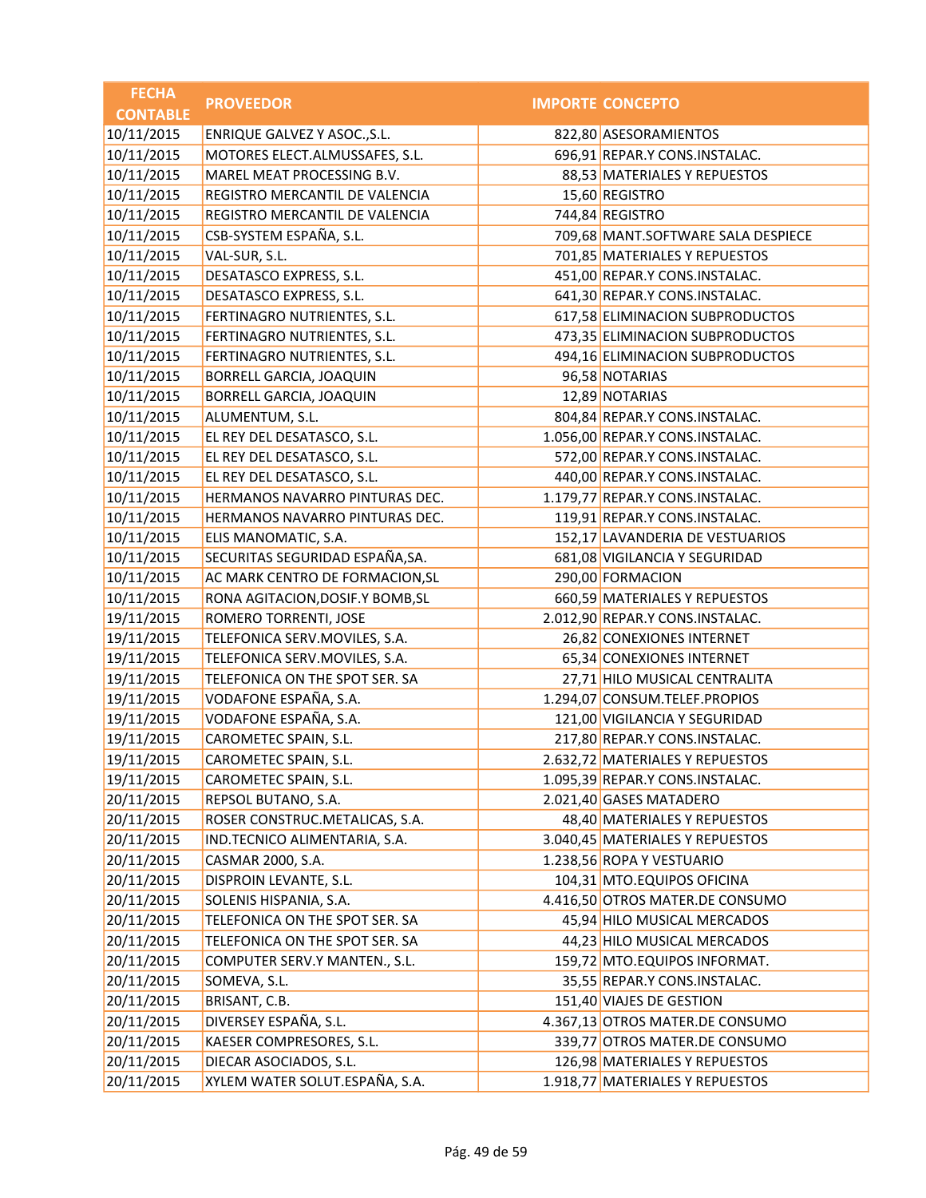| FECHA CONTABLE | PROVEEDOR | IMPORTE | CONCEPTO |
|---|---|---|---|
| 10/11/2015 | ENRIQUE GALVEZ Y ASOC.,S.L. | 822,80 | ASESORAMIENTOS |
| 10/11/2015 | MOTORES ELECT.ALMUSSAFES, S.L. | 696,91 | REPAR.Y CONS.INSTALAC. |
| 10/11/2015 | MAREL MEAT PROCESSING B.V. | 88,53 | MATERIALES Y REPUESTOS |
| 10/11/2015 | REGISTRO MERCANTIL DE VALENCIA | 15,60 | REGISTRO |
| 10/11/2015 | REGISTRO MERCANTIL DE VALENCIA | 744,84 | REGISTRO |
| 10/11/2015 | CSB-SYSTEM ESPAÑA, S.L. | 709,68 | MANT.SOFTWARE SALA DESPIECE |
| 10/11/2015 | VAL-SUR, S.L. | 701,85 | MATERIALES Y REPUESTOS |
| 10/11/2015 | DESATASCO EXPRESS, S.L. | 451,00 | REPAR.Y CONS.INSTALAC. |
| 10/11/2015 | DESATASCO EXPRESS, S.L. | 641,30 | REPAR.Y CONS.INSTALAC. |
| 10/11/2015 | FERTINAGRO NUTRIENTES, S.L. | 617,58 | ELIMINACION SUBPRODUCTOS |
| 10/11/2015 | FERTINAGRO NUTRIENTES, S.L. | 473,35 | ELIMINACION SUBPRODUCTOS |
| 10/11/2015 | FERTINAGRO NUTRIENTES, S.L. | 494,16 | ELIMINACION SUBPRODUCTOS |
| 10/11/2015 | BORRELL GARCIA, JOAQUIN | 96,58 | NOTARIAS |
| 10/11/2015 | BORRELL GARCIA, JOAQUIN | 12,89 | NOTARIAS |
| 10/11/2015 | ALUMENTUM, S.L. | 804,84 | REPAR.Y CONS.INSTALAC. |
| 10/11/2015 | EL REY DEL DESATASCO, S.L. | 1.056,00 | REPAR.Y CONS.INSTALAC. |
| 10/11/2015 | EL REY DEL DESATASCO, S.L. | 572,00 | REPAR.Y CONS.INSTALAC. |
| 10/11/2015 | EL REY DEL DESATASCO, S.L. | 440,00 | REPAR.Y CONS.INSTALAC. |
| 10/11/2015 | HERMANOS NAVARRO PINTURAS DEC. | 1.179,77 | REPAR.Y CONS.INSTALAC. |
| 10/11/2015 | HERMANOS NAVARRO PINTURAS DEC. | 119,91 | REPAR.Y CONS.INSTALAC. |
| 10/11/2015 | ELIS MANOMATIC, S.A. | 152,17 | LAVANDERIA DE VESTUARIOS |
| 10/11/2015 | SECURITAS SEGURIDAD ESPAÑA,SA. | 681,08 | VIGILANCIA Y SEGURIDAD |
| 10/11/2015 | AC MARK CENTRO DE FORMACION,SL | 290,00 | FORMACION |
| 10/11/2015 | RONA AGITACION,DOSIF.Y BOMB,SL | 660,59 | MATERIALES Y REPUESTOS |
| 19/11/2015 | ROMERO TORRENTI, JOSE | 2.012,90 | REPAR.Y CONS.INSTALAC. |
| 19/11/2015 | TELEFONICA SERV.MOVILES, S.A. | 26,82 | CONEXIONES INTERNET |
| 19/11/2015 | TELEFONICA SERV.MOVILES, S.A. | 65,34 | CONEXIONES INTERNET |
| 19/11/2015 | TELEFONICA ON THE SPOT SER. SA | 27,71 | HILO MUSICAL CENTRALITA |
| 19/11/2015 | VODAFONE ESPAÑA, S.A. | 1.294,07 | CONSUM.TELEF.PROPIOS |
| 19/11/2015 | VODAFONE ESPAÑA, S.A. | 121,00 | VIGILANCIA Y SEGURIDAD |
| 19/11/2015 | CAROMETEC SPAIN, S.L. | 217,80 | REPAR.Y CONS.INSTALAC. |
| 19/11/2015 | CAROMETEC SPAIN, S.L. | 2.632,72 | MATERIALES Y REPUESTOS |
| 19/11/2015 | CAROMETEC SPAIN, S.L. | 1.095,39 | REPAR.Y CONS.INSTALAC. |
| 20/11/2015 | REPSOL BUTANO, S.A. | 2.021,40 | GASES MATADERO |
| 20/11/2015 | ROSER CONSTRUC.METALICAS, S.A. | 48,40 | MATERIALES Y REPUESTOS |
| 20/11/2015 | IND.TECNICO ALIMENTARIA, S.A. | 3.040,45 | MATERIALES Y REPUESTOS |
| 20/11/2015 | CASMAR 2000, S.A. | 1.238,56 | ROPA Y VESTUARIO |
| 20/11/2015 | DISPROIN LEVANTE, S.L. | 104,31 | MTO.EQUIPOS OFICINA |
| 20/11/2015 | SOLENIS HISPANIA, S.A. | 4.416,50 | OTROS MATER.DE CONSUMO |
| 20/11/2015 | TELEFONICA ON THE SPOT SER. SA | 45,94 | HILO MUSICAL MERCADOS |
| 20/11/2015 | TELEFONICA ON THE SPOT SER. SA | 44,23 | HILO MUSICAL MERCADOS |
| 20/11/2015 | COMPUTER SERV.Y MANTEN., S.L. | 159,72 | MTO.EQUIPOS INFORMAT. |
| 20/11/2015 | SOMEVA, S.L. | 35,55 | REPAR.Y CONS.INSTALAC. |
| 20/11/2015 | BRISANT, C.B. | 151,40 | VIAJES DE GESTION |
| 20/11/2015 | DIVERSEY ESPAÑA, S.L. | 4.367,13 | OTROS MATER.DE CONSUMO |
| 20/11/2015 | KAESER COMPRESORES, S.L. | 339,77 | OTROS MATER.DE CONSUMO |
| 20/11/2015 | DIECAR ASOCIADOS, S.L. | 126,98 | MATERIALES Y REPUESTOS |
| 20/11/2015 | XYLEM WATER SOLUT.ESPAÑA, S.A. | 1.918,77 | MATERIALES Y REPUESTOS |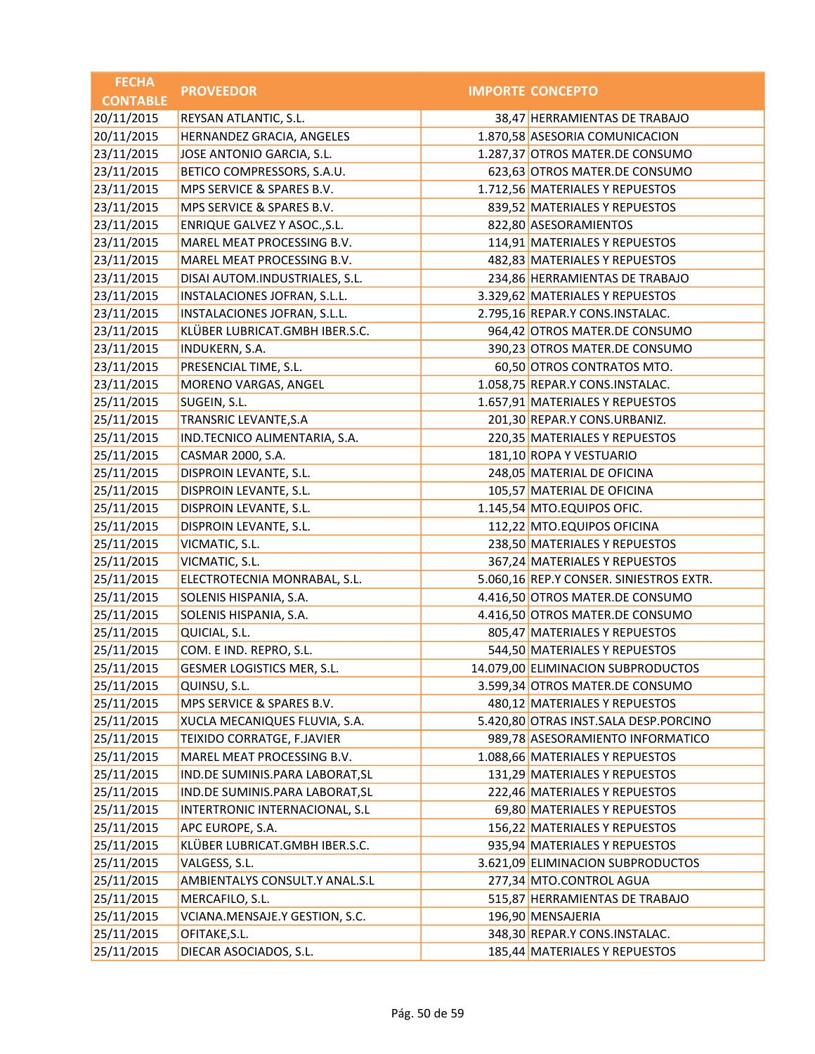| FECHA CONTABLE | PROVEEDOR | IMPORTE | CONCEPTO |
|---|---|---|---|
| 20/11/2015 | REYSAN ATLANTIC, S.L. | 38,47 | HERRAMIENTAS DE TRABAJO |
| 20/11/2015 | HERNANDEZ GRACIA, ANGELES | 1.870,58 | ASESORIA COMUNICACION |
| 23/11/2015 | JOSE ANTONIO GARCIA, S.L. | 1.287,37 | OTROS MATER.DE CONSUMO |
| 23/11/2015 | BETICO COMPRESSORS, S.A.U. | 623,63 | OTROS MATER.DE CONSUMO |
| 23/11/2015 | MPS SERVICE & SPARES B.V. | 1.712,56 | MATERIALES Y REPUESTOS |
| 23/11/2015 | MPS SERVICE & SPARES B.V. | 839,52 | MATERIALES Y REPUESTOS |
| 23/11/2015 | ENRIQUE GALVEZ Y ASOC.,S.L. | 822,80 | ASESORAMIENTOS |
| 23/11/2015 | MAREL MEAT PROCESSING B.V. | 114,91 | MATERIALES Y REPUESTOS |
| 23/11/2015 | MAREL MEAT PROCESSING B.V. | 482,83 | MATERIALES Y REPUESTOS |
| 23/11/2015 | DISAI AUTOM.INDUSTRIALES, S.L. | 234,86 | HERRAMIENTAS DE TRABAJO |
| 23/11/2015 | INSTALACIONES JOFRAN, S.L.L. | 3.329,62 | MATERIALES Y REPUESTOS |
| 23/11/2015 | INSTALACIONES JOFRAN, S.L.L. | 2.795,16 | REPAR.Y CONS.INSTALAC. |
| 23/11/2015 | KLÜBER LUBRICAT.GMBH IBER.S.C. | 964,42 | OTROS MATER.DE CONSUMO |
| 23/11/2015 | INDUKERN, S.A. | 390,23 | OTROS MATER.DE CONSUMO |
| 23/11/2015 | PRESENCIAL TIME, S.L. | 60,50 | OTROS CONTRATOS MTO. |
| 23/11/2015 | MORENO VARGAS, ANGEL | 1.058,75 | REPAR.Y CONS.INSTALAC. |
| 25/11/2015 | SUGEIN, S.L. | 1.657,91 | MATERIALES Y REPUESTOS |
| 25/11/2015 | TRANSRIC LEVANTE,S.A | 201,30 | REPAR.Y CONS.URBANIZ. |
| 25/11/2015 | IND.TECNICO ALIMENTARIA, S.A. | 220,35 | MATERIALES Y REPUESTOS |
| 25/11/2015 | CASMAR 2000, S.A. | 181,10 | ROPA Y VESTUARIO |
| 25/11/2015 | DISPROIN LEVANTE, S.L. | 248,05 | MATERIAL DE OFICINA |
| 25/11/2015 | DISPROIN LEVANTE, S.L. | 105,57 | MATERIAL DE OFICINA |
| 25/11/2015 | DISPROIN LEVANTE, S.L. | 1.145,54 | MTO.EQUIPOS OFIC. |
| 25/11/2015 | DISPROIN LEVANTE, S.L. | 112,22 | MTO.EQUIPOS OFICINA |
| 25/11/2015 | VICMATIC, S.L. | 238,50 | MATERIALES Y REPUESTOS |
| 25/11/2015 | VICMATIC, S.L. | 367,24 | MATERIALES Y REPUESTOS |
| 25/11/2015 | ELECTROTECNIA MONRABAL, S.L. | 5.060,16 | REP.Y CONSER. SINIESTROS EXTR. |
| 25/11/2015 | SOLENIS HISPANIA, S.A. | 4.416,50 | OTROS MATER.DE CONSUMO |
| 25/11/2015 | SOLENIS HISPANIA, S.A. | 4.416,50 | OTROS MATER.DE CONSUMO |
| 25/11/2015 | QUICIAL, S.L. | 805,47 | MATERIALES Y REPUESTOS |
| 25/11/2015 | COM. E IND. REPRO, S.L. | 544,50 | MATERIALES Y REPUESTOS |
| 25/11/2015 | GESMER LOGISTICS MER, S.L. | 14.079,00 | ELIMINACION SUBPRODUCTOS |
| 25/11/2015 | QUINSU, S.L. | 3.599,34 | OTROS MATER.DE CONSUMO |
| 25/11/2015 | MPS SERVICE & SPARES B.V. | 480,12 | MATERIALES Y REPUESTOS |
| 25/11/2015 | XUCLA MECANIQUES FLUVIA, S.A. | 5.420,80 | OTRAS INST.SALA DESP.PORCINO |
| 25/11/2015 | TEIXIDO CORRATGE, F.JAVIER | 989,78 | ASESORAMIENTO INFORMATICO |
| 25/11/2015 | MAREL MEAT PROCESSING B.V. | 1.088,66 | MATERIALES Y REPUESTOS |
| 25/11/2015 | IND.DE SUMINIS.PARA LABORAT,SL | 131,29 | MATERIALES Y REPUESTOS |
| 25/11/2015 | IND.DE SUMINIS.PARA LABORAT,SL | 222,46 | MATERIALES Y REPUESTOS |
| 25/11/2015 | INTERTRONIC INTERNACIONAL, S.L | 69,80 | MATERIALES Y REPUESTOS |
| 25/11/2015 | APC EUROPE, S.A. | 156,22 | MATERIALES Y REPUESTOS |
| 25/11/2015 | KLÜBER LUBRICAT.GMBH IBER.S.C. | 935,94 | MATERIALES Y REPUESTOS |
| 25/11/2015 | VALGESS, S.L. | 3.621,09 | ELIMINACION SUBPRODUCTOS |
| 25/11/2015 | AMBIENTALYS CONSULT.Y ANAL.S.L | 277,34 | MTO.CONTROL AGUA |
| 25/11/2015 | MERCAFILO, S.L. | 515,87 | HERRAMIENTAS DE TRABAJO |
| 25/11/2015 | VCIANA.MENSAJE.Y GESTION, S.C. | 196,90 | MENSAJERIA |
| 25/11/2015 | OFITAKE,S.L. | 348,30 | REPAR.Y CONS.INSTALAC. |
| 25/11/2015 | DIECAR ASOCIADOS, S.L. | 185,44 | MATERIALES Y REPUESTOS |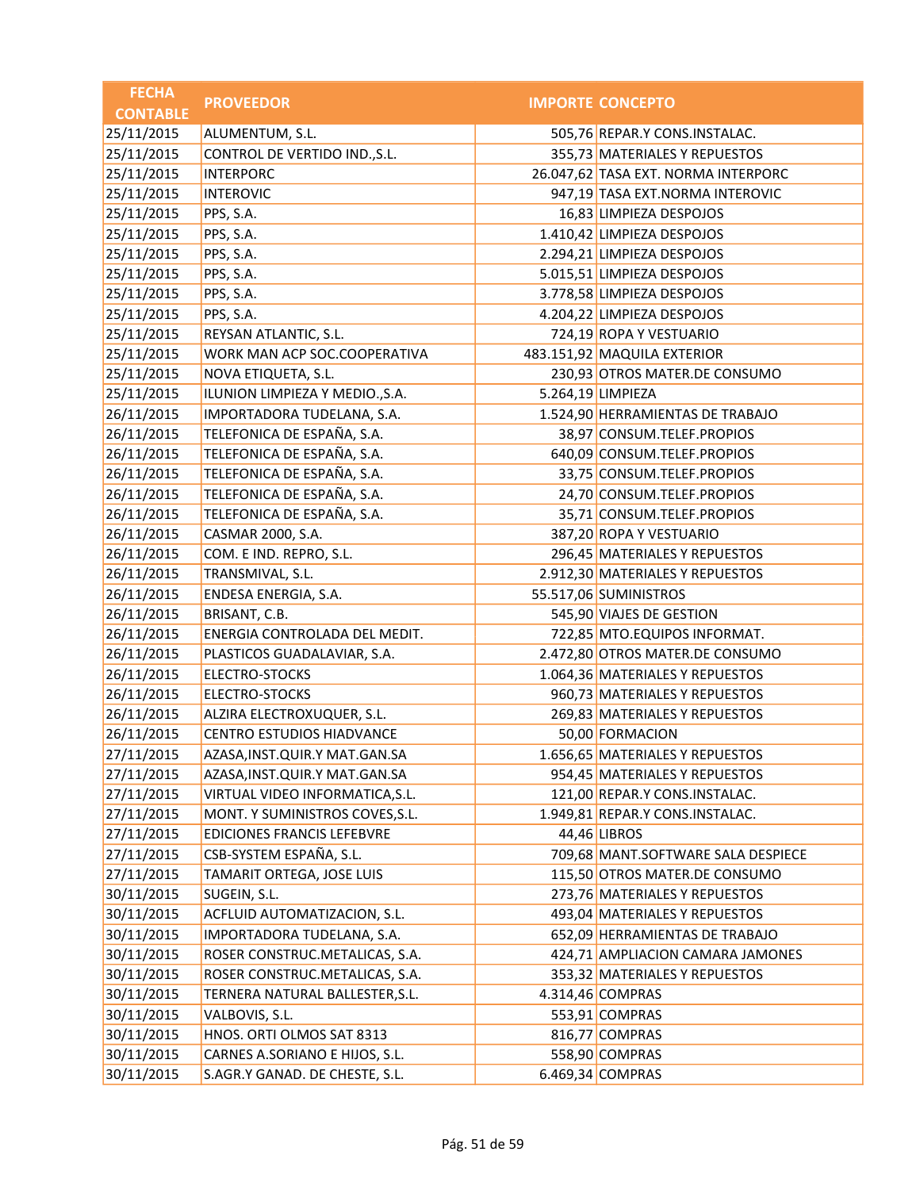| FECHA CONTABLE | PROVEEDOR | IMPORTE | CONCEPTO |
|---|---|---|---|
| 25/11/2015 | ALUMENTUM, S.L. | 505,76 | REPAR.Y CONS.INSTALAC. |
| 25/11/2015 | CONTROL DE VERTIDO IND.,S.L. | 355,73 | MATERIALES Y REPUESTOS |
| 25/11/2015 | INTERPORC | 26.047,62 | TASA EXT. NORMA INTERPORC |
| 25/11/2015 | INTEROVIC | 947,19 | TASA EXT.NORMA INTEROVIC |
| 25/11/2015 | PPS, S.A. | 16,83 | LIMPIEZA DESPOJOS |
| 25/11/2015 | PPS, S.A. | 1.410,42 | LIMPIEZA DESPOJOS |
| 25/11/2015 | PPS, S.A. | 2.294,21 | LIMPIEZA DESPOJOS |
| 25/11/2015 | PPS, S.A. | 5.015,51 | LIMPIEZA DESPOJOS |
| 25/11/2015 | PPS, S.A. | 3.778,58 | LIMPIEZA DESPOJOS |
| 25/11/2015 | PPS, S.A. | 4.204,22 | LIMPIEZA DESPOJOS |
| 25/11/2015 | REYSAN ATLANTIC, S.L. | 724,19 | ROPA Y VESTUARIO |
| 25/11/2015 | WORK MAN ACP SOC.COOPERATIVA | 483.151,92 | MAQUILA EXTERIOR |
| 25/11/2015 | NOVA ETIQUETA, S.L. | 230,93 | OTROS MATER.DE CONSUMO |
| 25/11/2015 | ILUNION LIMPIEZA Y MEDIO.,S.A. | 5.264,19 | LIMPIEZA |
| 26/11/2015 | IMPORTADORA TUDELANA, S.A. | 1.524,90 | HERRAMIENTAS DE TRABAJO |
| 26/11/2015 | TELEFONICA DE ESPAÑA, S.A. | 38,97 | CONSUM.TELEF.PROPIOS |
| 26/11/2015 | TELEFONICA DE ESPAÑA, S.A. | 640,09 | CONSUM.TELEF.PROPIOS |
| 26/11/2015 | TELEFONICA DE ESPAÑA, S.A. | 33,75 | CONSUM.TELEF.PROPIOS |
| 26/11/2015 | TELEFONICA DE ESPAÑA, S.A. | 24,70 | CONSUM.TELEF.PROPIOS |
| 26/11/2015 | TELEFONICA DE ESPAÑA, S.A. | 35,71 | CONSUM.TELEF.PROPIOS |
| 26/11/2015 | CASMAR 2000, S.A. | 387,20 | ROPA Y VESTUARIO |
| 26/11/2015 | COM. E IND. REPRO, S.L. | 296,45 | MATERIALES Y REPUESTOS |
| 26/11/2015 | TRANSMIVAL, S.L. | 2.912,30 | MATERIALES Y REPUESTOS |
| 26/11/2015 | ENDESA ENERGIA, S.A. | 55.517,06 | SUMINISTROS |
| 26/11/2015 | BRISANT, C.B. | 545,90 | VIAJES DE GESTION |
| 26/11/2015 | ENERGIA CONTROLADA DEL MEDIT. | 722,85 | MTO.EQUIPOS INFORMAT. |
| 26/11/2015 | PLASTICOS GUADALAVIAR, S.A. | 2.472,80 | OTROS MATER.DE CONSUMO |
| 26/11/2015 | ELECTRO-STOCKS | 1.064,36 | MATERIALES Y REPUESTOS |
| 26/11/2015 | ELECTRO-STOCKS | 960,73 | MATERIALES Y REPUESTOS |
| 26/11/2015 | ALZIRA ELECTROXUQUER, S.L. | 269,83 | MATERIALES Y REPUESTOS |
| 26/11/2015 | CENTRO ESTUDIOS HIADVANCE | 50,00 | FORMACION |
| 27/11/2015 | AZASA,INST.QUIR.Y MAT.GAN.SA | 1.656,65 | MATERIALES Y REPUESTOS |
| 27/11/2015 | AZASA,INST.QUIR.Y MAT.GAN.SA | 954,45 | MATERIALES Y REPUESTOS |
| 27/11/2015 | VIRTUAL VIDEO INFORMATICA,S.L. | 121,00 | REPAR.Y CONS.INSTALAC. |
| 27/11/2015 | MONT. Y SUMINISTROS COVES,S.L. | 1.949,81 | REPAR.Y CONS.INSTALAC. |
| 27/11/2015 | EDICIONES FRANCIS LEFEBVRE | 44,46 | LIBROS |
| 27/11/2015 | CSB-SYSTEM ESPAÑA, S.L. | 709,68 | MANT.SOFTWARE SALA DESPIECE |
| 27/11/2015 | TAMARIT ORTEGA, JOSE LUIS | 115,50 | OTROS MATER.DE CONSUMO |
| 30/11/2015 | SUGEIN, S.L. | 273,76 | MATERIALES Y REPUESTOS |
| 30/11/2015 | ACFLUID AUTOMATIZACION, S.L. | 493,04 | MATERIALES Y REPUESTOS |
| 30/11/2015 | IMPORTADORA TUDELANA, S.A. | 652,09 | HERRAMIENTAS DE TRABAJO |
| 30/11/2015 | ROSER CONSTRUC.METALICAS, S.A. | 424,71 | AMPLIACION CAMARA JAMONES |
| 30/11/2015 | ROSER CONSTRUC.METALICAS, S.A. | 353,32 | MATERIALES Y REPUESTOS |
| 30/11/2015 | TERNERA NATURAL BALLESTER,S.L. | 4.314,46 | COMPRAS |
| 30/11/2015 | VALBOVIS, S.L. | 553,91 | COMPRAS |
| 30/11/2015 | HNOS. ORTI OLMOS SAT 8313 | 816,77 | COMPRAS |
| 30/11/2015 | CARNES A.SORIANO E HIJOS, S.L. | 558,90 | COMPRAS |
| 30/11/2015 | S.AGR.Y GANAD. DE CHESTE, S.L. | 6.469,34 | COMPRAS |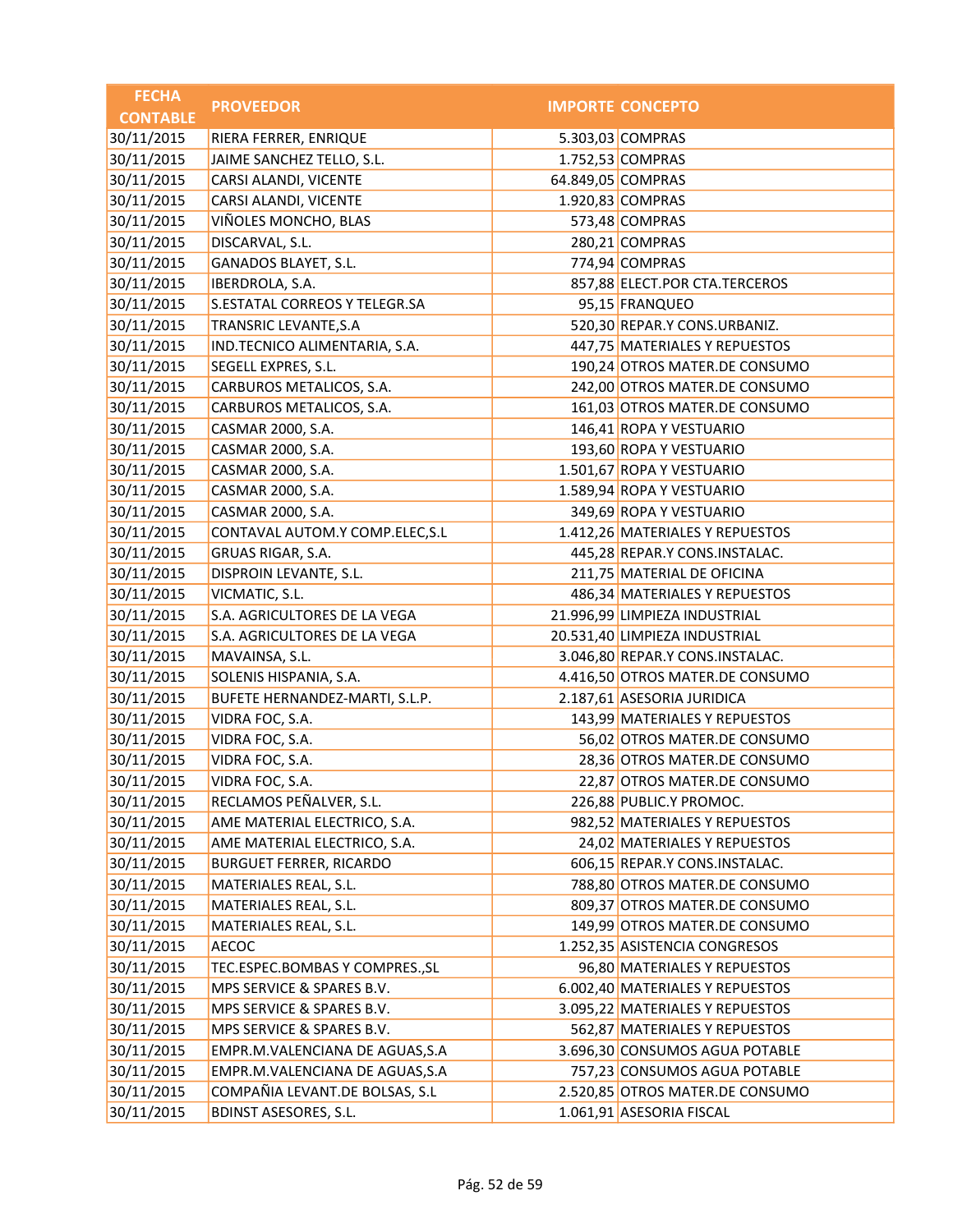| FECHA CONTABLE | PROVEEDOR | IMPORTE | CONCEPTO |
|---|---|---|---|
| 30/11/2015 | RIERA FERRER, ENRIQUE | 5.303,03 | COMPRAS |
| 30/11/2015 | JAIME SANCHEZ TELLO, S.L. | 1.752,53 | COMPRAS |
| 30/11/2015 | CARSI ALANDI, VICENTE | 64.849,05 | COMPRAS |
| 30/11/2015 | CARSI ALANDI, VICENTE | 1.920,83 | COMPRAS |
| 30/11/2015 | VIÑOLES MONCHO, BLAS | 573,48 | COMPRAS |
| 30/11/2015 | DISCARVAL, S.L. | 280,21 | COMPRAS |
| 30/11/2015 | GANADOS BLAYET, S.L. | 774,94 | COMPRAS |
| 30/11/2015 | IBERDROLA, S.A. | 857,88 | ELECT.POR CTA.TERCEROS |
| 30/11/2015 | S.ESTATAL CORREOS Y TELEGR.SA | 95,15 | FRANQUEO |
| 30/11/2015 | TRANSRIC LEVANTE,S.A | 520,30 | REPAR.Y CONS.URBANIZ. |
| 30/11/2015 | IND.TECNICO ALIMENTARIA, S.A. | 447,75 | MATERIALES Y REPUESTOS |
| 30/11/2015 | SEGELL EXPRES, S.L. | 190,24 | OTROS MATER.DE CONSUMO |
| 30/11/2015 | CARBUROS METALICOS, S.A. | 242,00 | OTROS MATER.DE CONSUMO |
| 30/11/2015 | CARBUROS METALICOS, S.A. | 161,03 | OTROS MATER.DE CONSUMO |
| 30/11/2015 | CASMAR 2000, S.A. | 146,41 | ROPA Y VESTUARIO |
| 30/11/2015 | CASMAR 2000, S.A. | 193,60 | ROPA Y VESTUARIO |
| 30/11/2015 | CASMAR 2000, S.A. | 1.501,67 | ROPA Y VESTUARIO |
| 30/11/2015 | CASMAR 2000, S.A. | 1.589,94 | ROPA Y VESTUARIO |
| 30/11/2015 | CASMAR 2000, S.A. | 349,69 | ROPA Y VESTUARIO |
| 30/11/2015 | CONTAVAL AUTOM.Y COMP.ELEC,S.L | 1.412,26 | MATERIALES Y REPUESTOS |
| 30/11/2015 | GRUAS RIGAR, S.A. | 445,28 | REPAR.Y CONS.INSTALAC. |
| 30/11/2015 | DISPROIN LEVANTE, S.L. | 211,75 | MATERIAL DE OFICINA |
| 30/11/2015 | VICMATIC, S.L. | 486,34 | MATERIALES Y REPUESTOS |
| 30/11/2015 | S.A. AGRICULTORES DE LA VEGA | 21.996,99 | LIMPIEZA INDUSTRIAL |
| 30/11/2015 | S.A. AGRICULTORES DE LA VEGA | 20.531,40 | LIMPIEZA INDUSTRIAL |
| 30/11/2015 | MAVAINSA, S.L. | 3.046,80 | REPAR.Y CONS.INSTALAC. |
| 30/11/2015 | SOLENIS HISPANIA, S.A. | 4.416,50 | OTROS MATER.DE CONSUMO |
| 30/11/2015 | BUFETE HERNANDEZ-MARTI, S.L.P. | 2.187,61 | ASESORIA JURIDICA |
| 30/11/2015 | VIDRA FOC, S.A. | 143,99 | MATERIALES Y REPUESTOS |
| 30/11/2015 | VIDRA FOC, S.A. | 56,02 | OTROS MATER.DE CONSUMO |
| 30/11/2015 | VIDRA FOC, S.A. | 28,36 | OTROS MATER.DE CONSUMO |
| 30/11/2015 | VIDRA FOC, S.A. | 22,87 | OTROS MATER.DE CONSUMO |
| 30/11/2015 | RECLAMOS PEÑALVER, S.L. | 226,88 | PUBLIC.Y PROMOC. |
| 30/11/2015 | AME MATERIAL ELECTRICO, S.A. | 982,52 | MATERIALES Y REPUESTOS |
| 30/11/2015 | AME MATERIAL ELECTRICO, S.A. | 24,02 | MATERIALES Y REPUESTOS |
| 30/11/2015 | BURGUET FERRER, RICARDO | 606,15 | REPAR.Y CONS.INSTALAC. |
| 30/11/2015 | MATERIALES REAL, S.L. | 788,80 | OTROS MATER.DE CONSUMO |
| 30/11/2015 | MATERIALES REAL, S.L. | 809,37 | OTROS MATER.DE CONSUMO |
| 30/11/2015 | MATERIALES REAL, S.L. | 149,99 | OTROS MATER.DE CONSUMO |
| 30/11/2015 | AECOC | 1.252,35 | ASISTENCIA CONGRESOS |
| 30/11/2015 | TEC.ESPEC.BOMBAS Y COMPRES.,SL | 96,80 | MATERIALES Y REPUESTOS |
| 30/11/2015 | MPS SERVICE & SPARES B.V. | 6.002,40 | MATERIALES Y REPUESTOS |
| 30/11/2015 | MPS SERVICE & SPARES B.V. | 3.095,22 | MATERIALES Y REPUESTOS |
| 30/11/2015 | MPS SERVICE & SPARES B.V. | 562,87 | MATERIALES Y REPUESTOS |
| 30/11/2015 | EMPR.M.VALENCIANA DE AGUAS,S.A | 3.696,30 | CONSUMOS AGUA POTABLE |
| 30/11/2015 | EMPR.M.VALENCIANA DE AGUAS,S.A | 757,23 | CONSUMOS AGUA POTABLE |
| 30/11/2015 | COMPAÑIA LEVANT.DE BOLSAS, S.L | 2.520,85 | OTROS MATER.DE CONSUMO |
| 30/11/2015 | BDINST ASESORES, S.L. | 1.061,91 | ASESORIA FISCAL |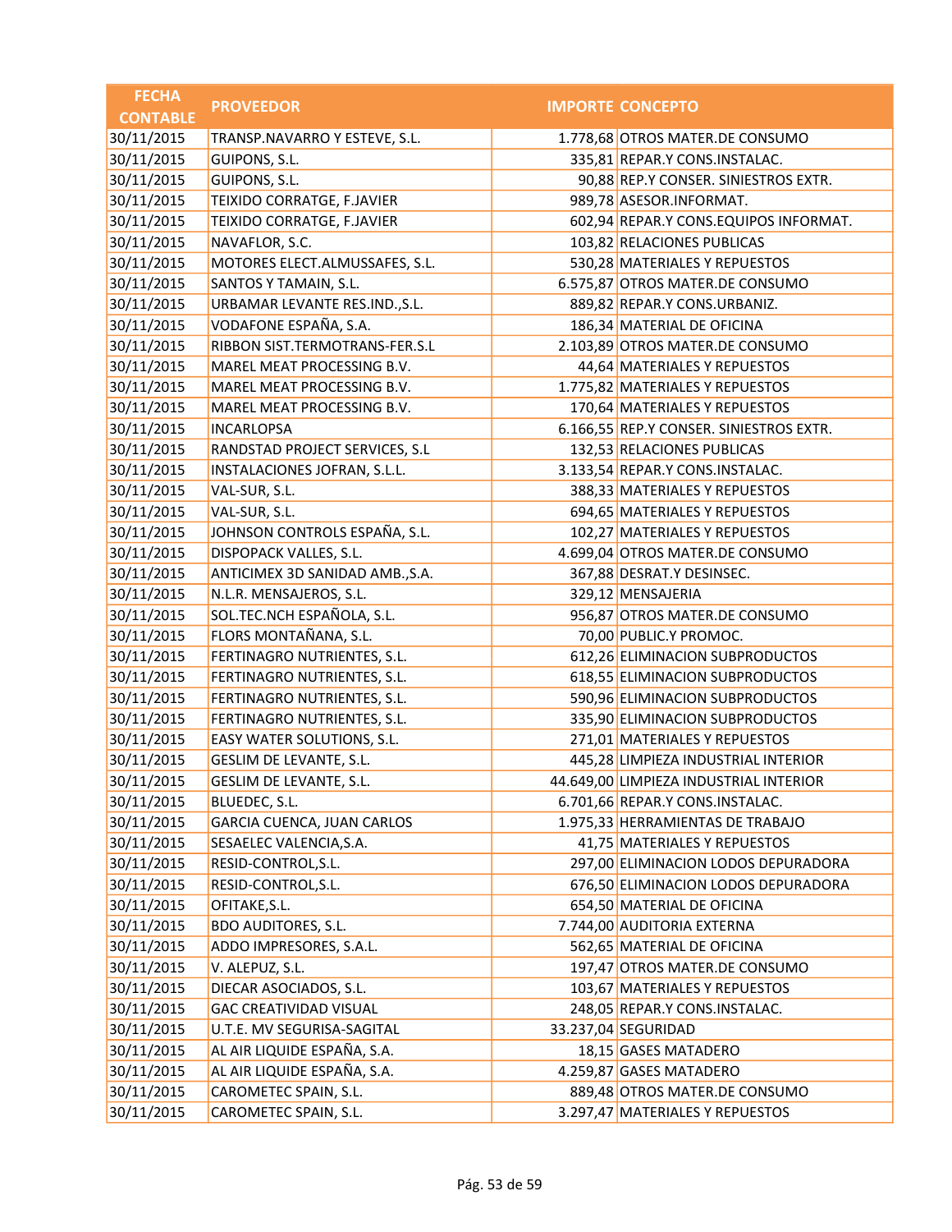| FECHA CONTABLE | PROVEEDOR | IMPORTE | CONCEPTO |
|---|---|---|---|
| 30/11/2015 | TRANSP.NAVARRO Y ESTEVE, S.L. | 1.778,68 | OTROS MATER.DE CONSUMO |
| 30/11/2015 | GUIPONS, S.L. | 335,81 | REPAR.Y CONS.INSTALAC. |
| 30/11/2015 | GUIPONS, S.L. | 90,88 | REP.Y CONSER. SINIESTROS EXTR. |
| 30/11/2015 | TEIXIDO CORRATGE, F.JAVIER | 989,78 | ASESOR.INFORMAT. |
| 30/11/2015 | TEIXIDO CORRATGE, F.JAVIER | 602,94 | REPAR.Y CONS.EQUIPOS INFORMAT. |
| 30/11/2015 | NAVAFLOR, S.C. | 103,82 | RELACIONES PUBLICAS |
| 30/11/2015 | MOTORES ELECT.ALMUSSAFES, S.L. | 530,28 | MATERIALES Y REPUESTOS |
| 30/11/2015 | SANTOS Y TAMAIN, S.L. | 6.575,87 | OTROS MATER.DE CONSUMO |
| 30/11/2015 | URBAMAR LEVANTE RES.IND.,S.L. | 889,82 | REPAR.Y CONS.URBANIZ. |
| 30/11/2015 | VODAFONE ESPAÑA, S.A. | 186,34 | MATERIAL DE OFICINA |
| 30/11/2015 | RIBBON SIST.TERMOTRANS-FER.S.L | 2.103,89 | OTROS MATER.DE CONSUMO |
| 30/11/2015 | MAREL MEAT PROCESSING B.V. | 44,64 | MATERIALES Y REPUESTOS |
| 30/11/2015 | MAREL MEAT PROCESSING B.V. | 1.775,82 | MATERIALES Y REPUESTOS |
| 30/11/2015 | MAREL MEAT PROCESSING B.V. | 170,64 | MATERIALES Y REPUESTOS |
| 30/11/2015 | INCARLOPSA | 6.166,55 | REP.Y CONSER. SINIESTROS EXTR. |
| 30/11/2015 | RANDSTAD PROJECT SERVICES, S.L | 132,53 | RELACIONES PUBLICAS |
| 30/11/2015 | INSTALACIONES JOFRAN, S.L.L. | 3.133,54 | REPAR.Y CONS.INSTALAC. |
| 30/11/2015 | VAL-SUR, S.L. | 388,33 | MATERIALES Y REPUESTOS |
| 30/11/2015 | VAL-SUR, S.L. | 694,65 | MATERIALES Y REPUESTOS |
| 30/11/2015 | JOHNSON CONTROLS ESPAÑA, S.L. | 102,27 | MATERIALES Y REPUESTOS |
| 30/11/2015 | DISPOPACK VALLES, S.L. | 4.699,04 | OTROS MATER.DE CONSUMO |
| 30/11/2015 | ANTICIMEX 3D SANIDAD AMB.,S.A. | 367,88 | DESRAT.Y DESINSEC. |
| 30/11/2015 | N.L.R. MENSAJEROS, S.L. | 329,12 | MENSAJERIA |
| 30/11/2015 | SOL.TEC.NCH ESPAÑOLA, S.L. | 956,87 | OTROS MATER.DE CONSUMO |
| 30/11/2015 | FLORS MONTAÑANA, S.L. | 70,00 | PUBLIC.Y PROMOC. |
| 30/11/2015 | FERTINAGRO NUTRIENTES, S.L. | 612,26 | ELIMINACION SUBPRODUCTOS |
| 30/11/2015 | FERTINAGRO NUTRIENTES, S.L. | 618,55 | ELIMINACION SUBPRODUCTOS |
| 30/11/2015 | FERTINAGRO NUTRIENTES, S.L. | 590,96 | ELIMINACION SUBPRODUCTOS |
| 30/11/2015 | FERTINAGRO NUTRIENTES, S.L. | 335,90 | ELIMINACION SUBPRODUCTOS |
| 30/11/2015 | EASY WATER SOLUTIONS, S.L. | 271,01 | MATERIALES Y REPUESTOS |
| 30/11/2015 | GESLIM DE LEVANTE, S.L. | 445,28 | LIMPIEZA INDUSTRIAL INTERIOR |
| 30/11/2015 | GESLIM DE LEVANTE, S.L. | 44.649,00 | LIMPIEZA INDUSTRIAL INTERIOR |
| 30/11/2015 | BLUEDEC, S.L. | 6.701,66 | REPAR.Y CONS.INSTALAC. |
| 30/11/2015 | GARCIA CUENCA, JUAN CARLOS | 1.975,33 | HERRAMIENTAS DE TRABAJO |
| 30/11/2015 | SESAELEC VALENCIA,S.A. | 41,75 | MATERIALES Y REPUESTOS |
| 30/11/2015 | RESID-CONTROL,S.L. | 297,00 | ELIMINACION LODOS DEPURADORA |
| 30/11/2015 | RESID-CONTROL,S.L. | 676,50 | ELIMINACION LODOS DEPURADORA |
| 30/11/2015 | OFITAKE,S.L. | 654,50 | MATERIAL DE OFICINA |
| 30/11/2015 | BDO AUDITORES, S.L. | 7.744,00 | AUDITORIA EXTERNA |
| 30/11/2015 | ADDO IMPRESORES, S.A.L. | 562,65 | MATERIAL DE OFICINA |
| 30/11/2015 | V. ALEPUZ, S.L. | 197,47 | OTROS MATER.DE CONSUMO |
| 30/11/2015 | DIECAR ASOCIADOS, S.L. | 103,67 | MATERIALES Y REPUESTOS |
| 30/11/2015 | GAC CREATIVIDAD VISUAL | 248,05 | REPAR.Y CONS.INSTALAC. |
| 30/11/2015 | U.T.E. MV SEGURISA-SAGITAL | 33.237,04 | SEGURIDAD |
| 30/11/2015 | AL AIR LIQUIDE ESPAÑA, S.A. | 18,15 | GASES MATADERO |
| 30/11/2015 | AL AIR LIQUIDE ESPAÑA, S.A. | 4.259,87 | GASES MATADERO |
| 30/11/2015 | CAROMETEC SPAIN, S.L. | 889,48 | OTROS MATER.DE CONSUMO |
| 30/11/2015 | CAROMETEC SPAIN, S.L. | 3.297,47 | MATERIALES Y REPUESTOS |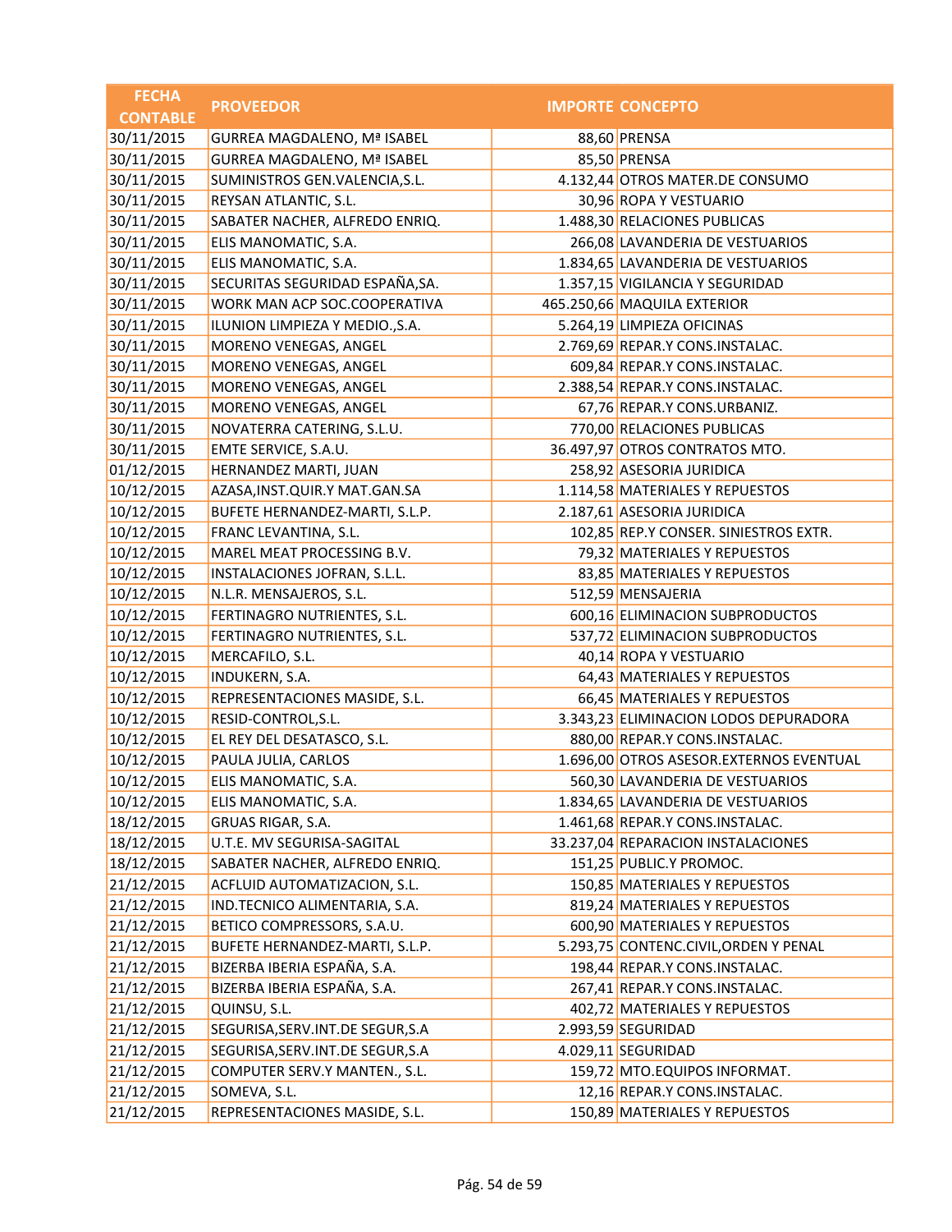| FECHA CONTABLE | PROVEEDOR | IMPORTE | CONCEPTO |
|---|---|---|---|
| 30/11/2015 | GURREA MAGDALENO, Mª ISABEL | 88,60 | PRENSA |
| 30/11/2015 | GURREA MAGDALENO, Mª ISABEL | 85,50 | PRENSA |
| 30/11/2015 | SUMINISTROS GEN.VALENCIA,S.L. | 4.132,44 | OTROS MATER.DE CONSUMO |
| 30/11/2015 | REYSAN ATLANTIC, S.L. | 30,96 | ROPA Y VESTUARIO |
| 30/11/2015 | SABATER NACHER, ALFREDO ENRIQ. | 1.488,30 | RELACIONES PUBLICAS |
| 30/11/2015 | ELIS MANOMATIC, S.A. | 266,08 | LAVANDERIA DE VESTUARIOS |
| 30/11/2015 | ELIS MANOMATIC, S.A. | 1.834,65 | LAVANDERIA DE VESTUARIOS |
| 30/11/2015 | SECURITAS SEGURIDAD ESPAÑA,SA. | 1.357,15 | VIGILANCIA Y SEGURIDAD |
| 30/11/2015 | WORK MAN ACP SOC.COOPERATIVA | 465.250,66 | MAQUILA EXTERIOR |
| 30/11/2015 | ILUNION LIMPIEZA Y MEDIO.,S.A. | 5.264,19 | LIMPIEZA OFICINAS |
| 30/11/2015 | MORENO VENEGAS, ANGEL | 2.769,69 | REPAR.Y CONS.INSTALAC. |
| 30/11/2015 | MORENO VENEGAS, ANGEL | 609,84 | REPAR.Y CONS.INSTALAC. |
| 30/11/2015 | MORENO VENEGAS, ANGEL | 2.388,54 | REPAR.Y CONS.INSTALAC. |
| 30/11/2015 | MORENO VENEGAS, ANGEL | 67,76 | REPAR.Y CONS.URBANIZ. |
| 30/11/2015 | NOVATERRA CATERING, S.L.U. | 770,00 | RELACIONES PUBLICAS |
| 30/11/2015 | EMTE SERVICE, S.A.U. | 36.497,97 | OTROS CONTRATOS MTO. |
| 01/12/2015 | HERNANDEZ MARTI, JUAN | 258,92 | ASESORIA JURIDICA |
| 10/12/2015 | AZASA,INST.QUIR.Y MAT.GAN.SA | 1.114,58 | MATERIALES Y REPUESTOS |
| 10/12/2015 | BUFETE HERNANDEZ-MARTI, S.L.P. | 2.187,61 | ASESORIA JURIDICA |
| 10/12/2015 | FRANC LEVANTINA, S.L. | 102,85 | REP.Y CONSER. SINIESTROS EXTR. |
| 10/12/2015 | MAREL MEAT PROCESSING B.V. | 79,32 | MATERIALES Y REPUESTOS |
| 10/12/2015 | INSTALACIONES JOFRAN, S.L.L. | 83,85 | MATERIALES Y REPUESTOS |
| 10/12/2015 | N.L.R. MENSAJEROS, S.L. | 512,59 | MENSAJERIA |
| 10/12/2015 | FERTINAGRO NUTRIENTES, S.L. | 600,16 | ELIMINACION SUBPRODUCTOS |
| 10/12/2015 | FERTINAGRO NUTRIENTES, S.L. | 537,72 | ELIMINACION SUBPRODUCTOS |
| 10/12/2015 | MERCAFILO, S.L. | 40,14 | ROPA Y VESTUARIO |
| 10/12/2015 | INDUKERN, S.A. | 64,43 | MATERIALES Y REPUESTOS |
| 10/12/2015 | REPRESENTACIONES MASIDE, S.L. | 66,45 | MATERIALES Y REPUESTOS |
| 10/12/2015 | RESID-CONTROL,S.L. | 3.343,23 | ELIMINACION LODOS DEPURADORA |
| 10/12/2015 | EL REY DEL DESATASCO, S.L. | 880,00 | REPAR.Y CONS.INSTALAC. |
| 10/12/2015 | PAULA JULIA, CARLOS | 1.696,00 | OTROS ASESOR.EXTERNOS EVENTUAL |
| 10/12/2015 | ELIS MANOMATIC, S.A. | 560,30 | LAVANDERIA DE VESTUARIOS |
| 10/12/2015 | ELIS MANOMATIC, S.A. | 1.834,65 | LAVANDERIA DE VESTUARIOS |
| 18/12/2015 | GRUAS RIGAR, S.A. | 1.461,68 | REPAR.Y CONS.INSTALAC. |
| 18/12/2015 | U.T.E. MV SEGURISA-SAGITAL | 33.237,04 | REPARACION INSTALACIONES |
| 18/12/2015 | SABATER NACHER, ALFREDO ENRIQ. | 151,25 | PUBLIC.Y PROMOC. |
| 21/12/2015 | ACFLUID AUTOMATIZACION, S.L. | 150,85 | MATERIALES Y REPUESTOS |
| 21/12/2015 | IND.TECNICO ALIMENTARIA, S.A. | 819,24 | MATERIALES Y REPUESTOS |
| 21/12/2015 | BETICO COMPRESSORS, S.A.U. | 600,90 | MATERIALES Y REPUESTOS |
| 21/12/2015 | BUFETE HERNANDEZ-MARTI, S.L.P. | 5.293,75 | CONTENC.CIVIL,ORDEN Y PENAL |
| 21/12/2015 | BIZERBA IBERIA ESPAÑA, S.A. | 198,44 | REPAR.Y CONS.INSTALAC. |
| 21/12/2015 | BIZERBA IBERIA ESPAÑA, S.A. | 267,41 | REPAR.Y CONS.INSTALAC. |
| 21/12/2015 | QUINSU, S.L. | 402,72 | MATERIALES Y REPUESTOS |
| 21/12/2015 | SEGURISA,SERV.INT.DE SEGUR,S.A | 2.993,59 | SEGURIDAD |
| 21/12/2015 | SEGURISA,SERV.INT.DE SEGUR,S.A | 4.029,11 | SEGURIDAD |
| 21/12/2015 | COMPUTER SERV.Y MANTEN., S.L. | 159,72 | MTO.EQUIPOS INFORMAT. |
| 21/12/2015 | SOMEVA, S.L. | 12,16 | REPAR.Y CONS.INSTALAC. |
| 21/12/2015 | REPRESENTACIONES MASIDE, S.L. | 150,89 | MATERIALES Y REPUESTOS |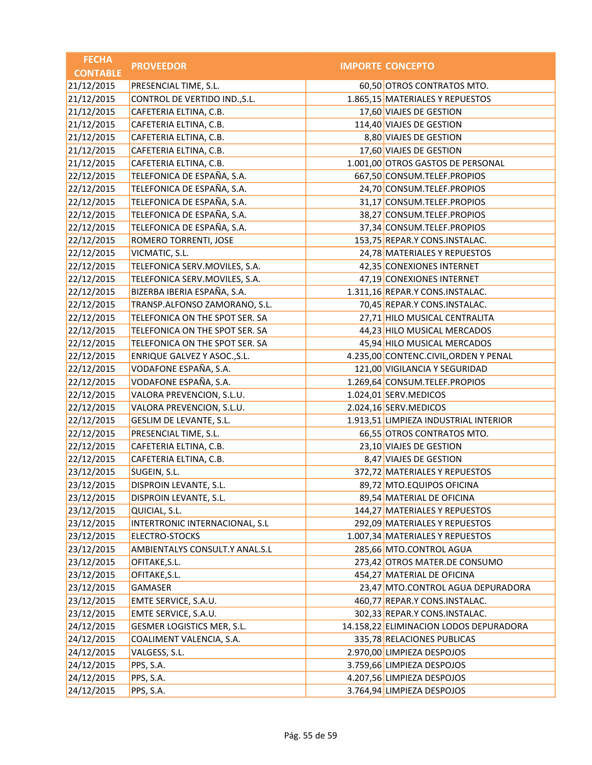| FECHA CONTABLE | PROVEEDOR | IMPORTE | CONCEPTO |
|---|---|---|---|
| 21/12/2015 | PRESENCIAL TIME, S.L. | 60,50 | OTROS CONTRATOS MTO. |
| 21/12/2015 | CONTROL DE VERTIDO IND.,S.L. | 1.865,15 | MATERIALES Y REPUESTOS |
| 21/12/2015 | CAFETERIA ELTINA, C.B. | 17,60 | VIAJES DE GESTION |
| 21/12/2015 | CAFETERIA ELTINA, C.B. | 114,40 | VIAJES DE GESTION |
| 21/12/2015 | CAFETERIA ELTINA, C.B. | 8,80 | VIAJES DE GESTION |
| 21/12/2015 | CAFETERIA ELTINA, C.B. | 17,60 | VIAJES DE GESTION |
| 21/12/2015 | CAFETERIA ELTINA, C.B. | 1.001,00 | OTROS GASTOS DE PERSONAL |
| 22/12/2015 | TELEFONICA DE ESPAÑA, S.A. | 667,50 | CONSUM.TELEF.PROPIOS |
| 22/12/2015 | TELEFONICA DE ESPAÑA, S.A. | 24,70 | CONSUM.TELEF.PROPIOS |
| 22/12/2015 | TELEFONICA DE ESPAÑA, S.A. | 31,17 | CONSUM.TELEF.PROPIOS |
| 22/12/2015 | TELEFONICA DE ESPAÑA, S.A. | 38,27 | CONSUM.TELEF.PROPIOS |
| 22/12/2015 | TELEFONICA DE ESPAÑA, S.A. | 37,34 | CONSUM.TELEF.PROPIOS |
| 22/12/2015 | ROMERO TORRENTI, JOSE | 153,75 | REPAR.Y CONS.INSTALAC. |
| 22/12/2015 | VICMATIC, S.L. | 24,78 | MATERIALES Y REPUESTOS |
| 22/12/2015 | TELEFONICA SERV.MOVILES, S.A. | 42,35 | CONEXIONES INTERNET |
| 22/12/2015 | TELEFONICA SERV.MOVILES, S.A. | 47,19 | CONEXIONES INTERNET |
| 22/12/2015 | BIZERBA IBERIA ESPAÑA, S.A. | 1.311,16 | REPAR.Y CONS.INSTALAC. |
| 22/12/2015 | TRANSP.ALFONSO ZAMORANO, S.L. | 70,45 | REPAR.Y CONS.INSTALAC. |
| 22/12/2015 | TELEFONICA ON THE SPOT SER. SA | 27,71 | HILO MUSICAL CENTRALITA |
| 22/12/2015 | TELEFONICA ON THE SPOT SER. SA | 44,23 | HILO MUSICAL MERCADOS |
| 22/12/2015 | TELEFONICA ON THE SPOT SER. SA | 45,94 | HILO MUSICAL MERCADOS |
| 22/12/2015 | ENRIQUE GALVEZ Y ASOC.,S.L. | 4.235,00 | CONTENC.CIVIL,ORDEN Y PENAL |
| 22/12/2015 | VODAFONE ESPAÑA, S.A. | 121,00 | VIGILANCIA Y SEGURIDAD |
| 22/12/2015 | VODAFONE ESPAÑA, S.A. | 1.269,64 | CONSUM.TELEF.PROPIOS |
| 22/12/2015 | VALORA PREVENCION, S.L.U. | 1.024,01 | SERV.MEDICOS |
| 22/12/2015 | VALORA PREVENCION, S.L.U. | 2.024,16 | SERV.MEDICOS |
| 22/12/2015 | GESLIM DE LEVANTE, S.L. | 1.913,51 | LIMPIEZA INDUSTRIAL INTERIOR |
| 22/12/2015 | PRESENCIAL TIME, S.L. | 66,55 | OTROS CONTRATOS MTO. |
| 22/12/2015 | CAFETERIA ELTINA, C.B. | 23,10 | VIAJES DE GESTION |
| 22/12/2015 | CAFETERIA ELTINA, C.B. | 8,47 | VIAJES DE GESTION |
| 23/12/2015 | SUGEIN, S.L. | 372,72 | MATERIALES Y REPUESTOS |
| 23/12/2015 | DISPROIN LEVANTE, S.L. | 89,72 | MTO.EQUIPOS OFICINA |
| 23/12/2015 | DISPROIN LEVANTE, S.L. | 89,54 | MATERIAL DE OFICINA |
| 23/12/2015 | QUICIAL, S.L. | 144,27 | MATERIALES Y REPUESTOS |
| 23/12/2015 | INTERTRONIC INTERNACIONAL, S.L | 292,09 | MATERIALES Y REPUESTOS |
| 23/12/2015 | ELECTRO-STOCKS | 1.007,34 | MATERIALES Y REPUESTOS |
| 23/12/2015 | AMBIENTALYS CONSULT.Y ANAL.S.L | 285,66 | MTO.CONTROL AGUA |
| 23/12/2015 | OFITAKE,S.L. | 273,42 | OTROS MATER.DE CONSUMO |
| 23/12/2015 | OFITAKE,S.L. | 454,27 | MATERIAL DE OFICINA |
| 23/12/2015 | GAMASER | 23,47 | MTO.CONTROL AGUA DEPURADORA |
| 23/12/2015 | EMTE SERVICE, S.A.U. | 460,77 | REPAR.Y CONS.INSTALAC. |
| 23/12/2015 | EMTE SERVICE, S.A.U. | 302,33 | REPAR.Y CONS.INSTALAC. |
| 24/12/2015 | GESMER LOGISTICS MER, S.L. | 14.158,22 | ELIMINACION LODOS DEPURADORA |
| 24/12/2015 | COALIMENT VALENCIA, S.A. | 335,78 | RELACIONES PUBLICAS |
| 24/12/2015 | VALGESS, S.L. | 2.970,00 | LIMPIEZA DESPOJOS |
| 24/12/2015 | PPS, S.A. | 3.759,66 | LIMPIEZA DESPOJOS |
| 24/12/2015 | PPS, S.A. | 4.207,56 | LIMPIEZA DESPOJOS |
| 24/12/2015 | PPS, S.A. | 3.764,94 | LIMPIEZA DESPOJOS |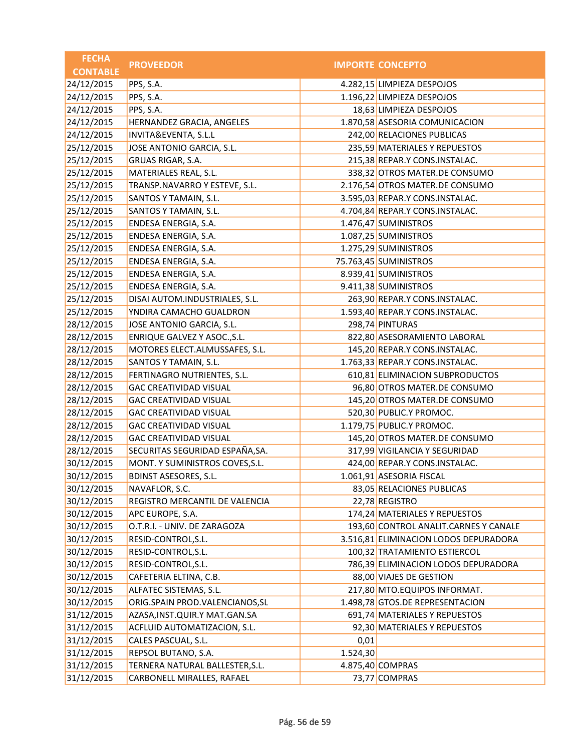| FECHA CONTABLE | PROVEEDOR | IMPORTE | CONCEPTO |
|---|---|---|---|
| 24/12/2015 | PPS, S.A. | 4.282,15 | LIMPIEZA DESPOJOS |
| 24/12/2015 | PPS, S.A. | 1.196,22 | LIMPIEZA DESPOJOS |
| 24/12/2015 | PPS, S.A. | 18,63 | LIMPIEZA DESPOJOS |
| 24/12/2015 | HERNANDEZ GRACIA, ANGELES | 1.870,58 | ASESORIA COMUNICACION |
| 24/12/2015 | INVITA&EVENTA, S.L.L | 242,00 | RELACIONES PUBLICAS |
| 25/12/2015 | JOSE ANTONIO GARCIA, S.L. | 235,59 | MATERIALES Y REPUESTOS |
| 25/12/2015 | GRUAS RIGAR, S.A. | 215,38 | REPAR.Y CONS.INSTALAC. |
| 25/12/2015 | MATERIALES REAL, S.L. | 338,32 | OTROS MATER.DE CONSUMO |
| 25/12/2015 | TRANSP.NAVARRO Y ESTEVE, S.L. | 2.176,54 | OTROS MATER.DE CONSUMO |
| 25/12/2015 | SANTOS Y TAMAIN, S.L. | 3.595,03 | REPAR.Y CONS.INSTALAC. |
| 25/12/2015 | SANTOS Y TAMAIN, S.L. | 4.704,84 | REPAR.Y CONS.INSTALAC. |
| 25/12/2015 | ENDESA ENERGIA, S.A. | 1.476,47 | SUMINISTROS |
| 25/12/2015 | ENDESA ENERGIA, S.A. | 1.087,25 | SUMINISTROS |
| 25/12/2015 | ENDESA ENERGIA, S.A. | 1.275,29 | SUMINISTROS |
| 25/12/2015 | ENDESA ENERGIA, S.A. | 75.763,45 | SUMINISTROS |
| 25/12/2015 | ENDESA ENERGIA, S.A. | 8.939,41 | SUMINISTROS |
| 25/12/2015 | ENDESA ENERGIA, S.A. | 9.411,38 | SUMINISTROS |
| 25/12/2015 | DISAI AUTOM.INDUSTRIALES, S.L. | 263,90 | REPAR.Y CONS.INSTALAC. |
| 25/12/2015 | YNDIRA CAMACHO GUALDRON | 1.593,40 | REPAR.Y CONS.INSTALAC. |
| 28/12/2015 | JOSE ANTONIO GARCIA, S.L. | 298,74 | PINTURAS |
| 28/12/2015 | ENRIQUE GALVEZ Y ASOC.,S.L. | 822,80 | ASESORAMIENTO LABORAL |
| 28/12/2015 | MOTORES ELECT.ALMUSSAFES, S.L. | 145,20 | REPAR.Y CONS.INSTALAC. |
| 28/12/2015 | SANTOS Y TAMAIN, S.L. | 1.763,33 | REPAR.Y CONS.INSTALAC. |
| 28/12/2015 | FERTINAGRO NUTRIENTES, S.L. | 610,81 | ELIMINACION SUBPRODUCTOS |
| 28/12/2015 | GAC CREATIVIDAD VISUAL | 96,80 | OTROS MATER.DE CONSUMO |
| 28/12/2015 | GAC CREATIVIDAD VISUAL | 145,20 | OTROS MATER.DE CONSUMO |
| 28/12/2015 | GAC CREATIVIDAD VISUAL | 520,30 | PUBLIC.Y PROMOC. |
| 28/12/2015 | GAC CREATIVIDAD VISUAL | 1.179,75 | PUBLIC.Y PROMOC. |
| 28/12/2015 | GAC CREATIVIDAD VISUAL | 145,20 | OTROS MATER.DE CONSUMO |
| 28/12/2015 | SECURITAS SEGURIDAD ESPAÑA,SA. | 317,99 | VIGILANCIA Y SEGURIDAD |
| 30/12/2015 | MONT. Y SUMINISTROS COVES,S.L. | 424,00 | REPAR.Y CONS.INSTALAC. |
| 30/12/2015 | BDINST ASESORES, S.L. | 1.061,91 | ASESORIA FISCAL |
| 30/12/2015 | NAVAFLOR, S.C. | 83,05 | RELACIONES PUBLICAS |
| 30/12/2015 | REGISTRO MERCANTIL DE VALENCIA | 22,78 | REGISTRO |
| 30/12/2015 | APC EUROPE, S.A. | 174,24 | MATERIALES Y REPUESTOS |
| 30/12/2015 | O.T.R.I. - UNIV. DE ZARAGOZA | 193,60 | CONTROL ANALIT.CARNES Y CANALE |
| 30/12/2015 | RESID-CONTROL,S.L. | 3.516,81 | ELIMINACION LODOS DEPURADORA |
| 30/12/2015 | RESID-CONTROL,S.L. | 100,32 | TRATAMIENTO ESTIERCOL |
| 30/12/2015 | RESID-CONTROL,S.L. | 786,39 | ELIMINACION LODOS DEPURADORA |
| 30/12/2015 | CAFETERIA ELTINA, C.B. | 88,00 | VIAJES DE GESTION |
| 30/12/2015 | ALFATEC SISTEMAS, S.L. | 217,80 | MTO.EQUIPOS INFORMAT. |
| 30/12/2015 | ORIG.SPAIN PROD.VALENCIANOS,SL | 1.498,78 | GTOS.DE REPRESENTACION |
| 31/12/2015 | AZASA,INST.QUIR.Y MAT.GAN.SA | 691,74 | MATERIALES Y REPUESTOS |
| 31/12/2015 | ACFLUID AUTOMATIZACION, S.L. | 92,30 | MATERIALES Y REPUESTOS |
| 31/12/2015 | CALES PASCUAL, S.L. | 0,01 | |
| 31/12/2015 | REPSOL BUTANO, S.A. | 1.524,30 | |
| 31/12/2015 | TERNERA NATURAL BALLESTER,S.L. | 4.875,40 | COMPRAS |
| 31/12/2015 | CARBONELL MIRALLES, RAFAEL | 73,77 | COMPRAS |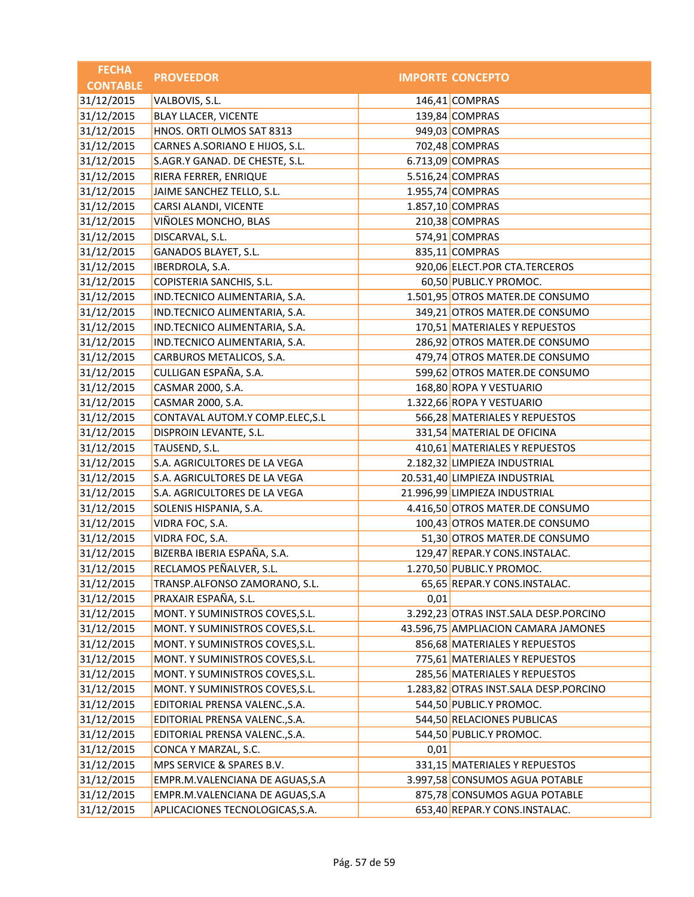| FECHA CONTABLE | PROVEEDOR | IMPORTE | CONCEPTO |
|---|---|---|---|
| 31/12/2015 | VALBOVIS, S.L. | 146,41 | COMPRAS |
| 31/12/2015 | BLAY LLACER, VICENTE | 139,84 | COMPRAS |
| 31/12/2015 | HNOS. ORTI OLMOS SAT 8313 | 949,03 | COMPRAS |
| 31/12/2015 | CARNES A.SORIANO E HIJOS, S.L. | 702,48 | COMPRAS |
| 31/12/2015 | S.AGR.Y GANAD. DE CHESTE, S.L. | 6.713,09 | COMPRAS |
| 31/12/2015 | RIERA FERRER, ENRIQUE | 5.516,24 | COMPRAS |
| 31/12/2015 | JAIME SANCHEZ TELLO, S.L. | 1.955,74 | COMPRAS |
| 31/12/2015 | CARSI ALANDI, VICENTE | 1.857,10 | COMPRAS |
| 31/12/2015 | VIÑOLES MONCHO, BLAS | 210,38 | COMPRAS |
| 31/12/2015 | DISCARVAL, S.L. | 574,91 | COMPRAS |
| 31/12/2015 | GANADOS BLAYET, S.L. | 835,11 | COMPRAS |
| 31/12/2015 | IBERDROLA, S.A. | 920,06 | ELECT.POR CTA.TERCEROS |
| 31/12/2015 | COPISTERIA SANCHIS, S.L. | 60,50 | PUBLIC.Y PROMOC. |
| 31/12/2015 | IND.TECNICO ALIMENTARIA, S.A. | 1.501,95 | OTROS MATER.DE CONSUMO |
| 31/12/2015 | IND.TECNICO ALIMENTARIA, S.A. | 349,21 | OTROS MATER.DE CONSUMO |
| 31/12/2015 | IND.TECNICO ALIMENTARIA, S.A. | 170,51 | MATERIALES Y REPUESTOS |
| 31/12/2015 | IND.TECNICO ALIMENTARIA, S.A. | 286,92 | OTROS MATER.DE CONSUMO |
| 31/12/2015 | CARBUROS METALICOS, S.A. | 479,74 | OTROS MATER.DE CONSUMO |
| 31/12/2015 | CULLIGAN ESPAÑA, S.A. | 599,62 | OTROS MATER.DE CONSUMO |
| 31/12/2015 | CASMAR 2000, S.A. | 168,80 | ROPA Y VESTUARIO |
| 31/12/2015 | CASMAR 2000, S.A. | 1.322,66 | ROPA Y VESTUARIO |
| 31/12/2015 | CONTAVAL AUTOM.Y COMP.ELEC,S.L | 566,28 | MATERIALES Y REPUESTOS |
| 31/12/2015 | DISPROIN LEVANTE, S.L. | 331,54 | MATERIAL DE OFICINA |
| 31/12/2015 | TAUSEND, S.L. | 410,61 | MATERIALES Y REPUESTOS |
| 31/12/2015 | S.A. AGRICULTORES DE LA VEGA | 2.182,32 | LIMPIEZA INDUSTRIAL |
| 31/12/2015 | S.A. AGRICULTORES DE LA VEGA | 20.531,40 | LIMPIEZA INDUSTRIAL |
| 31/12/2015 | S.A. AGRICULTORES DE LA VEGA | 21.996,99 | LIMPIEZA INDUSTRIAL |
| 31/12/2015 | SOLENIS HISPANIA, S.A. | 4.416,50 | OTROS MATER.DE CONSUMO |
| 31/12/2015 | VIDRA FOC, S.A. | 100,43 | OTROS MATER.DE CONSUMO |
| 31/12/2015 | VIDRA FOC, S.A. | 51,30 | OTROS MATER.DE CONSUMO |
| 31/12/2015 | BIZERBA IBERIA ESPAÑA, S.A. | 129,47 | REPAR.Y CONS.INSTALAC. |
| 31/12/2015 | RECLAMOS PEÑALVER, S.L. | 1.270,50 | PUBLIC.Y PROMOC. |
| 31/12/2015 | TRANSP.ALFONSO ZAMORANO, S.L. | 65,65 | REPAR.Y CONS.INSTALAC. |
| 31/12/2015 | PRAXAIR ESPAÑA, S.L. | 0,01 | |
| 31/12/2015 | MONT. Y SUMINISTROS COVES,S.L. | 3.292,23 | OTRAS INST.SALA DESP.PORCINO |
| 31/12/2015 | MONT. Y SUMINISTROS COVES,S.L. | 43.596,75 | AMPLIACION CAMARA JAMONES |
| 31/12/2015 | MONT. Y SUMINISTROS COVES,S.L. | 856,68 | MATERIALES Y REPUESTOS |
| 31/12/2015 | MONT. Y SUMINISTROS COVES,S.L. | 775,61 | MATERIALES Y REPUESTOS |
| 31/12/2015 | MONT. Y SUMINISTROS COVES,S.L. | 285,56 | MATERIALES Y REPUESTOS |
| 31/12/2015 | MONT. Y SUMINISTROS COVES,S.L. | 1.283,82 | OTRAS INST.SALA DESP.PORCINO |
| 31/12/2015 | EDITORIAL PRENSA VALENC.,S.A. | 544,50 | PUBLIC.Y PROMOC. |
| 31/12/2015 | EDITORIAL PRENSA VALENC.,S.A. | 544,50 | RELACIONES PUBLICAS |
| 31/12/2015 | EDITORIAL PRENSA VALENC.,S.A. | 544,50 | PUBLIC.Y PROMOC. |
| 31/12/2015 | CONCA Y MARZAL, S.C. | 0,01 | |
| 31/12/2015 | MPS SERVICE & SPARES B.V. | 331,15 | MATERIALES Y REPUESTOS |
| 31/12/2015 | EMPR.M.VALENCIANA DE AGUAS,S.A | 3.997,58 | CONSUMOS AGUA POTABLE |
| 31/12/2015 | EMPR.M.VALENCIANA DE AGUAS,S.A | 875,78 | CONSUMOS AGUA POTABLE |
| 31/12/2015 | APLICACIONES TECNOLOGICAS,S.A. | 653,40 | REPAR.Y CONS.INSTALAC. |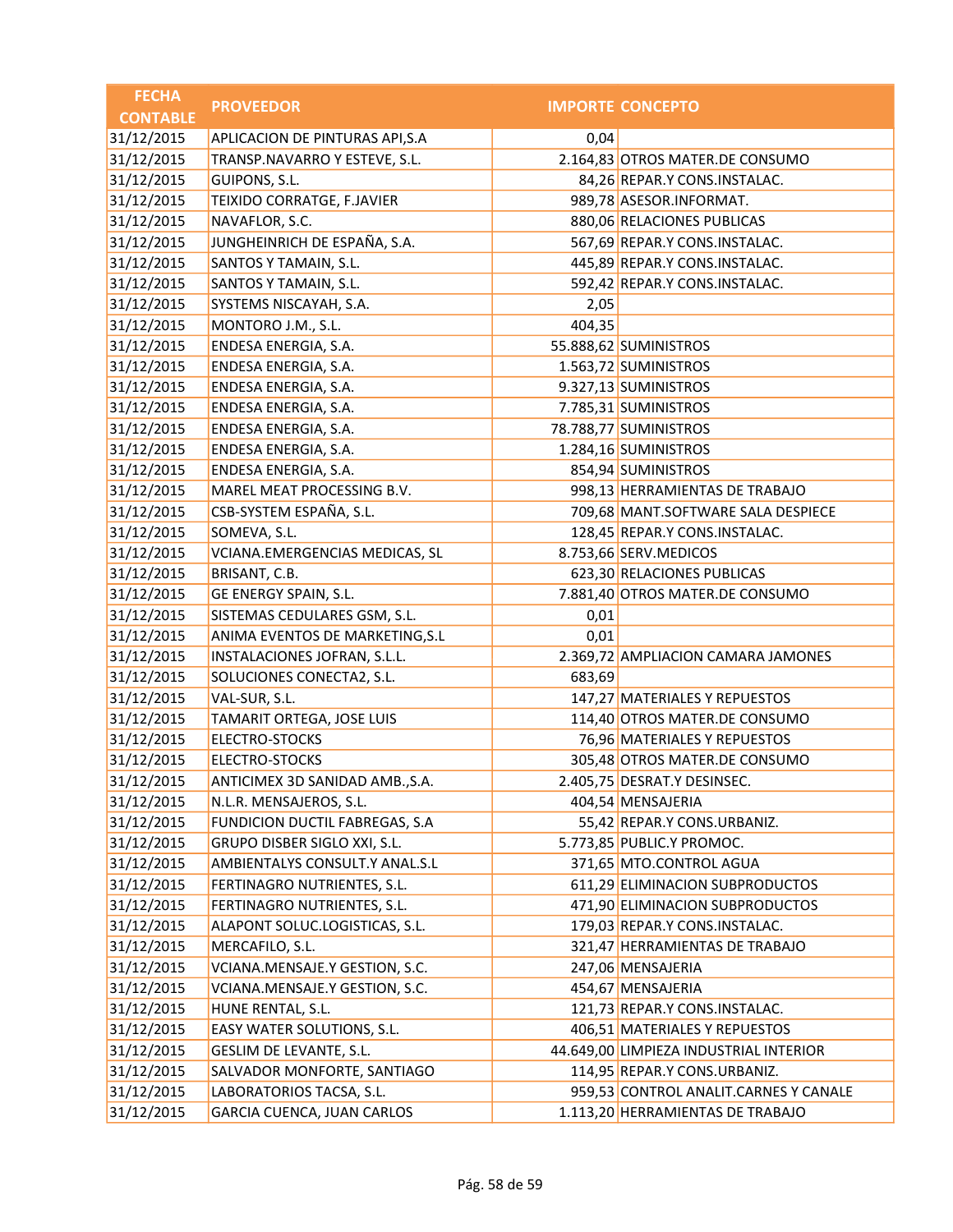| FECHA CONTABLE | PROVEEDOR | IMPORTE | CONCEPTO |
|---|---|---|---|
| 31/12/2015 | APLICACION DE PINTURAS API,S.A | 0,04 | |
| 31/12/2015 | TRANSP.NAVARRO Y ESTEVE, S.L. | 2.164,83 | OTROS MATER.DE CONSUMO |
| 31/12/2015 | GUIPONS, S.L. | 84,26 | REPAR.Y CONS.INSTALAC. |
| 31/12/2015 | TEIXIDO CORRATGE, F.JAVIER | 989,78 | ASESOR.INFORMAT. |
| 31/12/2015 | NAVAFLOR, S.C. | 880,06 | RELACIONES PUBLICAS |
| 31/12/2015 | JUNGHEINRICH DE ESPAÑA, S.A. | 567,69 | REPAR.Y CONS.INSTALAC. |
| 31/12/2015 | SANTOS Y TAMAIN, S.L. | 445,89 | REPAR.Y CONS.INSTALAC. |
| 31/12/2015 | SANTOS Y TAMAIN, S.L. | 592,42 | REPAR.Y CONS.INSTALAC. |
| 31/12/2015 | SYSTEMS NISCAYAH, S.A. | 2,05 | |
| 31/12/2015 | MONTORO J.M., S.L. | 404,35 | |
| 31/12/2015 | ENDESA ENERGIA, S.A. | 55.888,62 | SUMINISTROS |
| 31/12/2015 | ENDESA ENERGIA, S.A. | 1.563,72 | SUMINISTROS |
| 31/12/2015 | ENDESA ENERGIA, S.A. | 9.327,13 | SUMINISTROS |
| 31/12/2015 | ENDESA ENERGIA, S.A. | 7.785,31 | SUMINISTROS |
| 31/12/2015 | ENDESA ENERGIA, S.A. | 78.788,77 | SUMINISTROS |
| 31/12/2015 | ENDESA ENERGIA, S.A. | 1.284,16 | SUMINISTROS |
| 31/12/2015 | ENDESA ENERGIA, S.A. | 854,94 | SUMINISTROS |
| 31/12/2015 | MAREL MEAT PROCESSING B.V. | 998,13 | HERRAMIENTAS DE TRABAJO |
| 31/12/2015 | CSB-SYSTEM ESPAÑA, S.L. | 709,68 | MANT.SOFTWARE SALA DESPIECE |
| 31/12/2015 | SOMEVA, S.L. | 128,45 | REPAR.Y CONS.INSTALAC. |
| 31/12/2015 | VCIANA.EMERGENCIAS MEDICAS, SL | 8.753,66 | SERV.MEDICOS |
| 31/12/2015 | BRISANT, C.B. | 623,30 | RELACIONES PUBLICAS |
| 31/12/2015 | GE ENERGY SPAIN, S.L. | 7.881,40 | OTROS MATER.DE CONSUMO |
| 31/12/2015 | SISTEMAS CEDULARES GSM, S.L. | 0,01 | |
| 31/12/2015 | ANIMA EVENTOS DE MARKETING,S.L | 0,01 | |
| 31/12/2015 | INSTALACIONES JOFRAN, S.L.L. | 2.369,72 | AMPLIACION CAMARA JAMONES |
| 31/12/2015 | SOLUCIONES CONECTA2, S.L. | 683,69 | |
| 31/12/2015 | VAL-SUR, S.L. | 147,27 | MATERIALES Y REPUESTOS |
| 31/12/2015 | TAMARIT ORTEGA, JOSE LUIS | 114,40 | OTROS MATER.DE CONSUMO |
| 31/12/2015 | ELECTRO-STOCKS | 76,96 | MATERIALES Y REPUESTOS |
| 31/12/2015 | ELECTRO-STOCKS | 305,48 | OTROS MATER.DE CONSUMO |
| 31/12/2015 | ANTICIMEX 3D SANIDAD AMB.,S.A. | 2.405,75 | DESRAT.Y DESINSEC. |
| 31/12/2015 | N.L.R. MENSAJEROS, S.L. | 404,54 | MENSAJERIA |
| 31/12/2015 | FUNDICION DUCTIL FABREGAS, S.A | 55,42 | REPAR.Y CONS.URBANIZ. |
| 31/12/2015 | GRUPO DISBER SIGLO XXI, S.L. | 5.773,85 | PUBLIC.Y PROMOC. |
| 31/12/2015 | AMBIENTALYS CONSULT.Y ANAL.S.L | 371,65 | MTO.CONTROL AGUA |
| 31/12/2015 | FERTINAGRO NUTRIENTES, S.L. | 611,29 | ELIMINACION SUBPRODUCTOS |
| 31/12/2015 | FERTINAGRO NUTRIENTES, S.L. | 471,90 | ELIMINACION SUBPRODUCTOS |
| 31/12/2015 | ALAPONT SOLUC.LOGISTICAS, S.L. | 179,03 | REPAR.Y CONS.INSTALAC. |
| 31/12/2015 | MERCAFILO, S.L. | 321,47 | HERRAMIENTAS DE TRABAJO |
| 31/12/2015 | VCIANA.MENSAJE.Y GESTION, S.C. | 247,06 | MENSAJERIA |
| 31/12/2015 | VCIANA.MENSAJE.Y GESTION, S.C. | 454,67 | MENSAJERIA |
| 31/12/2015 | HUNE RENTAL, S.L. | 121,73 | REPAR.Y CONS.INSTALAC. |
| 31/12/2015 | EASY WATER SOLUTIONS, S.L. | 406,51 | MATERIALES Y REPUESTOS |
| 31/12/2015 | GESLIM DE LEVANTE, S.L. | 44.649,00 | LIMPIEZA INDUSTRIAL INTERIOR |
| 31/12/2015 | SALVADOR MONFORTE, SANTIAGO | 114,95 | REPAR.Y CONS.URBANIZ. |
| 31/12/2015 | LABORATORIOS TACSA, S.L. | 959,53 | CONTROL ANALIT.CARNES Y CANALE |
| 31/12/2015 | GARCIA CUENCA, JUAN CARLOS | 1.113,20 | HERRAMIENTAS DE TRABAJO |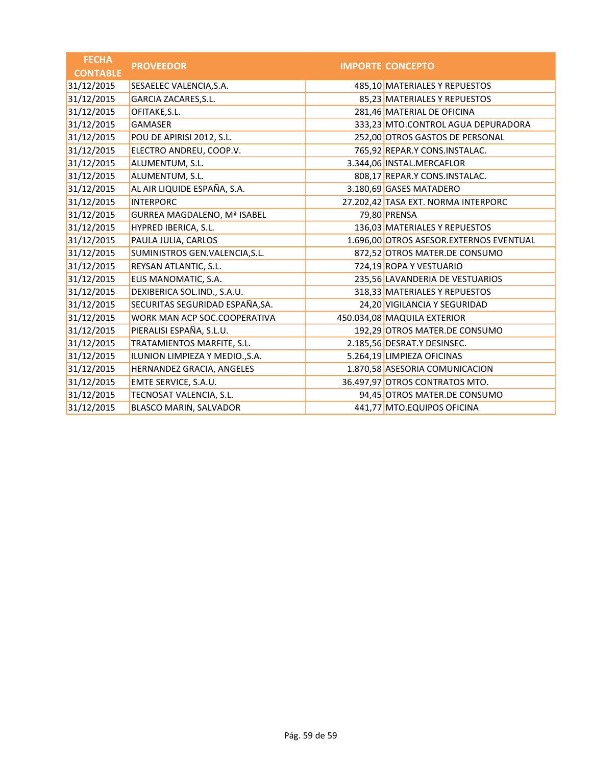| FECHA CONTABLE | PROVEEDOR | IMPORTE | CONCEPTO |
|---|---|---|---|
| 31/12/2015 | SESAELEC VALENCIA,S.A. | 485,10 | MATERIALES Y REPUESTOS |
| 31/12/2015 | GARCIA ZACARES,S.L. | 85,23 | MATERIALES Y REPUESTOS |
| 31/12/2015 | OFITAKE,S.L. | 281,46 | MATERIAL DE OFICINA |
| 31/12/2015 | GAMASER | 333,23 | MTO.CONTROL AGUA DEPURADORA |
| 31/12/2015 | POU DE APIRISI 2012, S.L. | 252,00 | OTROS GASTOS DE PERSONAL |
| 31/12/2015 | ELECTRO ANDREU, COOP.V. | 765,92 | REPAR.Y CONS.INSTALAC. |
| 31/12/2015 | ALUMENTUM, S.L. | 3.344,06 | INSTAL.MERCAFLOR |
| 31/12/2015 | ALUMENTUM, S.L. | 808,17 | REPAR.Y CONS.INSTALAC. |
| 31/12/2015 | AL AIR LIQUIDE ESPAÑA, S.A. | 3.180,69 | GASES MATADERO |
| 31/12/2015 | INTERPORC | 27.202,42 | TASA EXT. NORMA INTERPORC |
| 31/12/2015 | GURREA MAGDALENO, Mª ISABEL | 79,80 | PRENSA |
| 31/12/2015 | HYPRED IBERICA, S.L. | 136,03 | MATERIALES Y REPUESTOS |
| 31/12/2015 | PAULA JULIA, CARLOS | 1.696,00 | OTROS ASESOR.EXTERNOS EVENTUAL |
| 31/12/2015 | SUMINISTROS GEN.VALENCIA,S.L. | 872,52 | OTROS MATER.DE CONSUMO |
| 31/12/2015 | REYSAN ATLANTIC, S.L. | 724,19 | ROPA Y VESTUARIO |
| 31/12/2015 | ELIS MANOMATIC, S.A. | 235,56 | LAVANDERIA DE VESTUARIOS |
| 31/12/2015 | DEXIBERICA SOL.IND., S.A.U. | 318,33 | MATERIALES Y REPUESTOS |
| 31/12/2015 | SECURITAS SEGURIDAD ESPAÑA,SA. | 24,20 | VIGILANCIA Y SEGURIDAD |
| 31/12/2015 | WORK MAN ACP SOC.COOPERATIVA | 450.034,08 | MAQUILA EXTERIOR |
| 31/12/2015 | PIERALISI ESPAÑA, S.L.U. | 192,29 | OTROS MATER.DE CONSUMO |
| 31/12/2015 | TRATAMIENTOS MARFITE, S.L. | 2.185,56 | DESRAT.Y DESINSEC. |
| 31/12/2015 | ILUNION LIMPIEZA Y MEDIO.,S.A. | 5.264,19 | LIMPIEZA OFICINAS |
| 31/12/2015 | HERNANDEZ GRACIA, ANGELES | 1.870,58 | ASESORIA COMUNICACION |
| 31/12/2015 | EMTE SERVICE, S.A.U. | 36.497,97 | OTROS CONTRATOS MTO. |
| 31/12/2015 | TECNOSAT VALENCIA, S.L. | 94,45 | OTROS MATER.DE CONSUMO |
| 31/12/2015 | BLASCO MARIN, SALVADOR | 441,77 | MTO.EQUIPOS OFICINA |